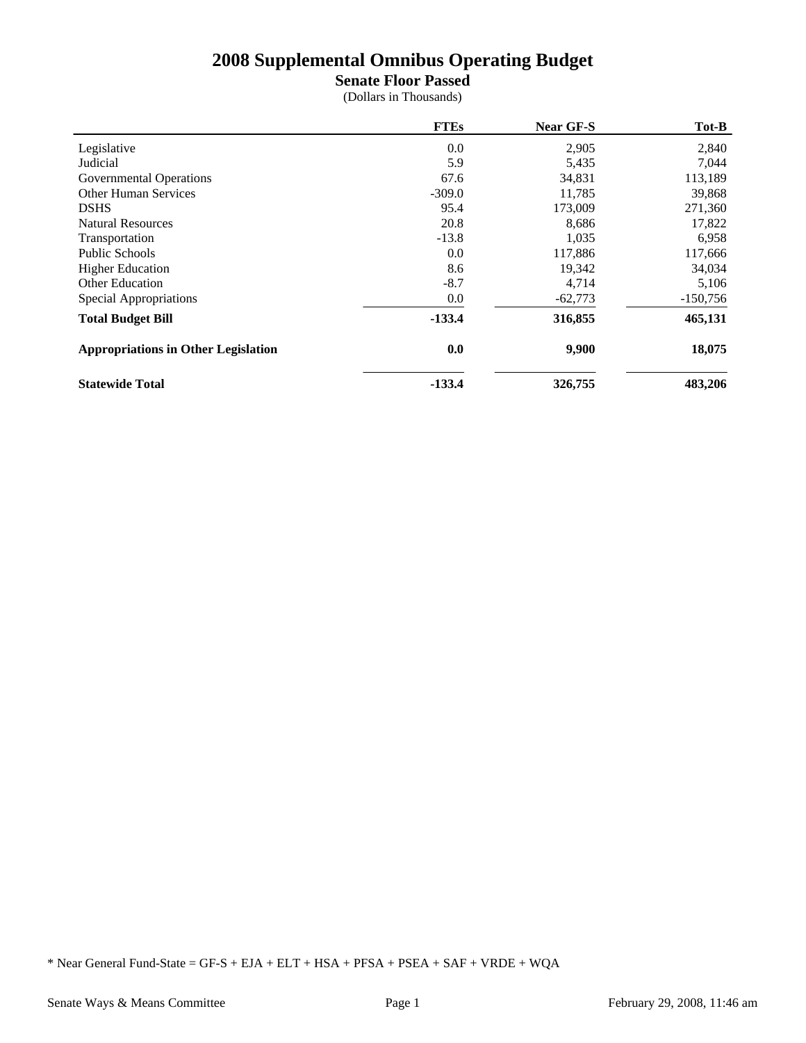# 2008 Supplemental Omnibus Operating Budget

## Senate Floor Passed

(Dollars in Thousands)

| | FTEs | Near GF-S | Tot-B |
|---|---|---|---|
| Legislative | 0.0 | 2,905 | 2,840 |
| Judicial | 5.9 | 5,435 | 7,044 |
| Governmental Operations | 67.6 | 34,831 | 113,189 |
| Other Human Services | -309.0 | 11,785 | 39,868 |
| DSHS | 95.4 | 173,009 | 271,360 |
| Natural Resources | 20.8 | 8,686 | 17,822 |
| Transportation | -13.8 | 1,035 | 6,958 |
| Public Schools | 0.0 | 117,886 | 117,666 |
| Higher Education | 8.6 | 19,342 | 34,034 |
| Other Education | -8.7 | 4,714 | 5,106 |
| Special Appropriations | 0.0 | -62,773 | -150,756 |
| **Total Budget Bill** | **-133.4** | **316,855** | **465,131** |
| **Appropriations in Other Legislation** | **0.0** | **9,900** | **18,075** |
| **Statewide Total** | **-133.4** | **326,755** | **483,206** |

* Near General Fund-State = GF-S + EJA + ELT + HSA + PFSA + PSEA + SAF + VRDE + WQA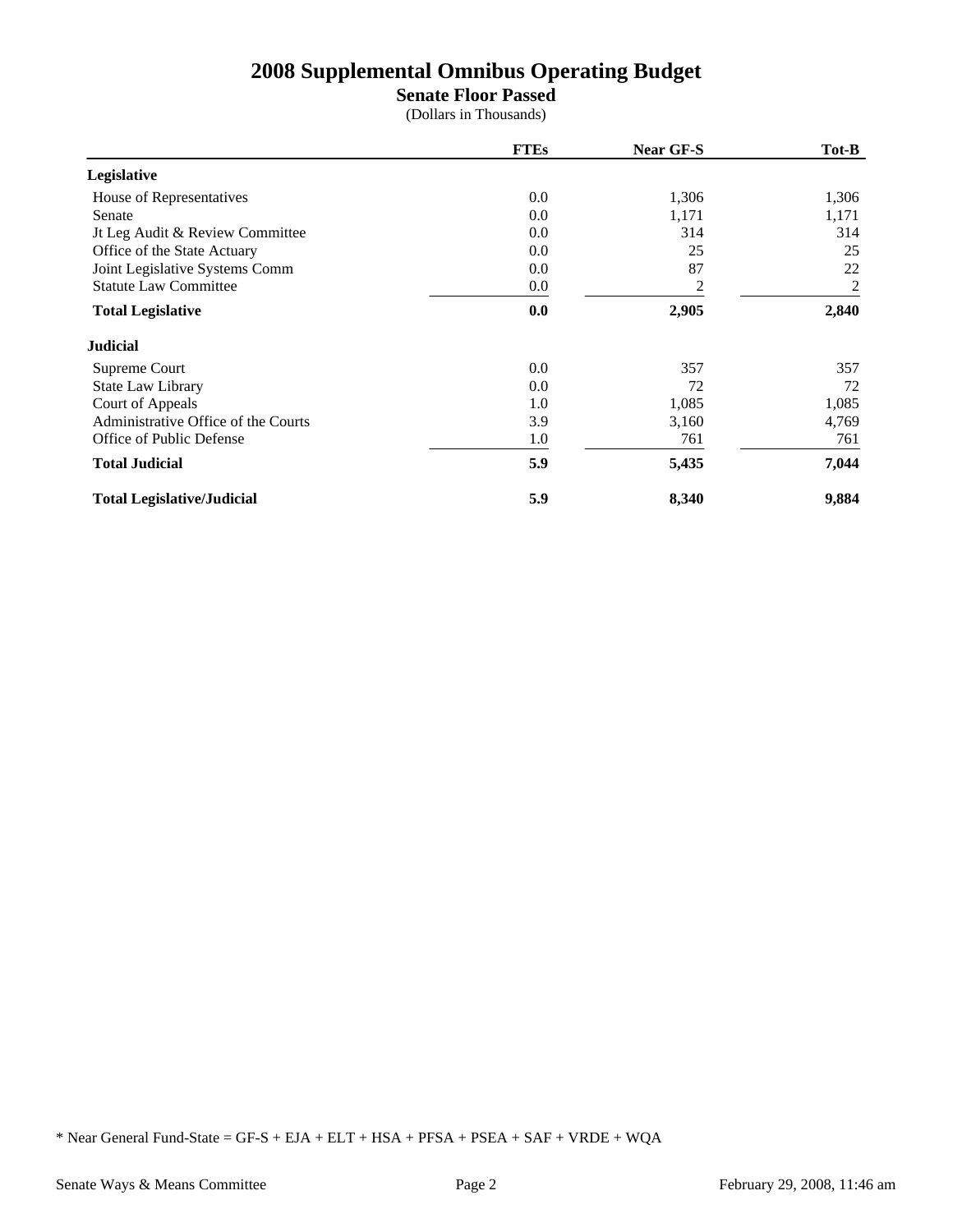# 2008 Supplemental Omnibus Operating Budget

## Senate Floor Passed

(Dollars in Thousands)

| | FTEs | Near GF-S | Tot-B |
|---|---|---|---|
| **Legislative** | | | |
| House of Representatives | 0.0 | 1,306 | 1,306 |
| Senate | 0.0 | 1,171 | 1,171 |
| Jt Leg Audit & Review Committee | 0.0 | 314 | 314 |
| Office of the State Actuary | 0.0 | 25 | 25 |
| Joint Legislative Systems Comm | 0.0 | 87 | 22 |
| Statute Law Committee | 0.0 | 2 | 2 |
| **Total Legislative** | **0.0** | **2,905** | **2,840** |
| **Judicial** | | | |
| Supreme Court | 0.0 | 357 | 357 |
| State Law Library | 0.0 | 72 | 72 |
| Court of Appeals | 1.0 | 1,085 | 1,085 |
| Administrative Office of the Courts | 3.9 | 3,160 | 4,769 |
| Office of Public Defense | 1.0 | 761 | 761 |
| **Total Judicial** | **5.9** | **5,435** | **7,044** |
| **Total Legislative/Judicial** | **5.9** | **8,340** | **9,884** |

* Near General Fund-State = GF-S + EJA + ELT + HSA + PFSA + PSEA + SAF + VRDE + WQA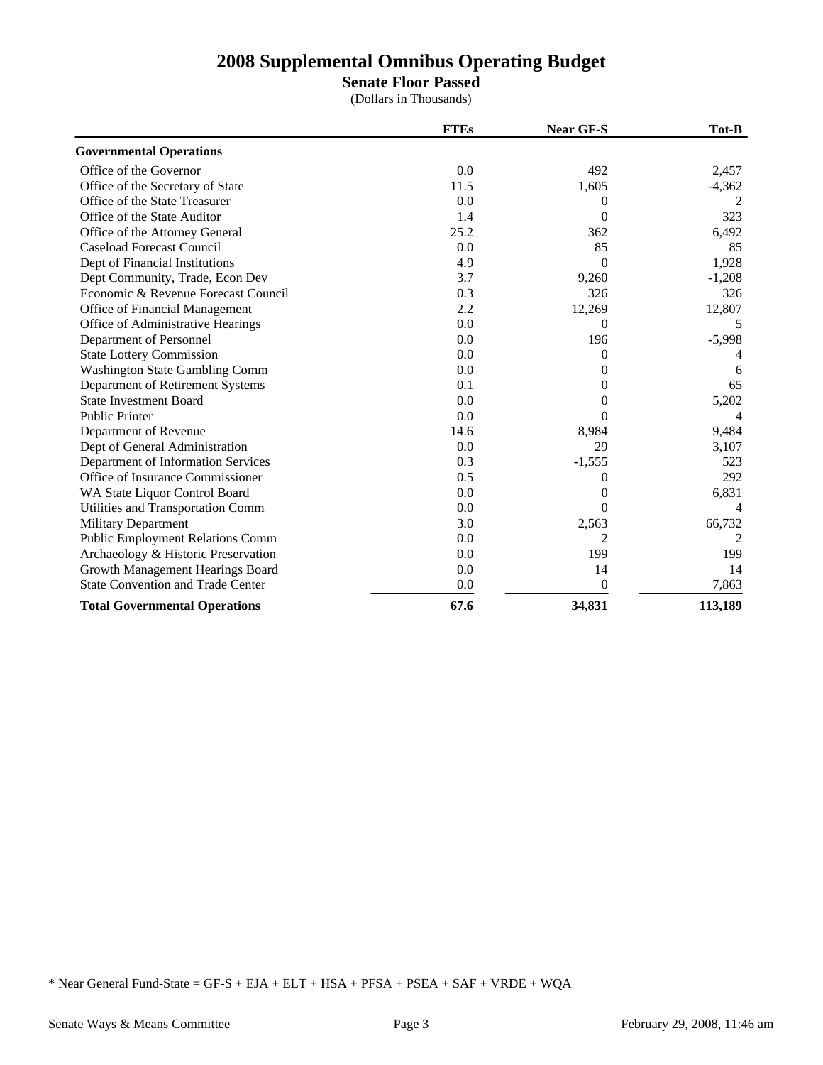# 2008 Supplemental Omnibus Operating Budget

## Senate Floor Passed

(Dollars in Thousands)

| | FTEs | Near GF-S | Tot-B |
|---|---|---|---|
| **Governmental Operations** | | | |
| Office of the Governor | 0.0 | 492 | 2,457 |
| Office of the Secretary of State | 11.5 | 1,605 | -4,362 |
| Office of the State Treasurer | 0.0 | 0 | 2 |
| Office of the State Auditor | 1.4 | 0 | 323 |
| Office of the Attorney General | 25.2 | 362 | 6,492 |
| Caseload Forecast Council | 0.0 | 85 | 85 |
| Dept of Financial Institutions | 4.9 | 0 | 1,928 |
| Dept Community, Trade, Econ Dev | 3.7 | 9,260 | -1,208 |
| Economic & Revenue Forecast Council | 0.3 | 326 | 326 |
| Office of Financial Management | 2.2 | 12,269 | 12,807 |
| Office of Administrative Hearings | 0.0 | 0 | 5 |
| Department of Personnel | 0.0 | 196 | -5,998 |
| State Lottery Commission | 0.0 | 0 | 4 |
| Washington State Gambling Comm | 0.0 | 0 | 6 |
| Department of Retirement Systems | 0.1 | 0 | 65 |
| State Investment Board | 0.0 | 0 | 5,202 |
| Public Printer | 0.0 | 0 | 4 |
| Department of Revenue | 14.6 | 8,984 | 9,484 |
| Dept of General Administration | 0.0 | 29 | 3,107 |
| Department of Information Services | 0.3 | -1,555 | 523 |
| Office of Insurance Commissioner | 0.5 | 0 | 292 |
| WA State Liquor Control Board | 0.0 | 0 | 6,831 |
| Utilities and Transportation Comm | 0.0 | 0 | 4 |
| Military Department | 3.0 | 2,563 | 66,732 |
| Public Employment Relations Comm | 0.0 | 2 | 2 |
| Archaeology & Historic Preservation | 0.0 | 199 | 199 |
| Growth Management Hearings Board | 0.0 | 14 | 14 |
| State Convention and Trade Center | 0.0 | 0 | 7,863 |
| **Total Governmental Operations** | **67.6** | **34,831** | **113,189** |

* Near General Fund-State = GF-S + EJA + ELT + HSA + PFSA + PSEA + SAF + VRDE + WQA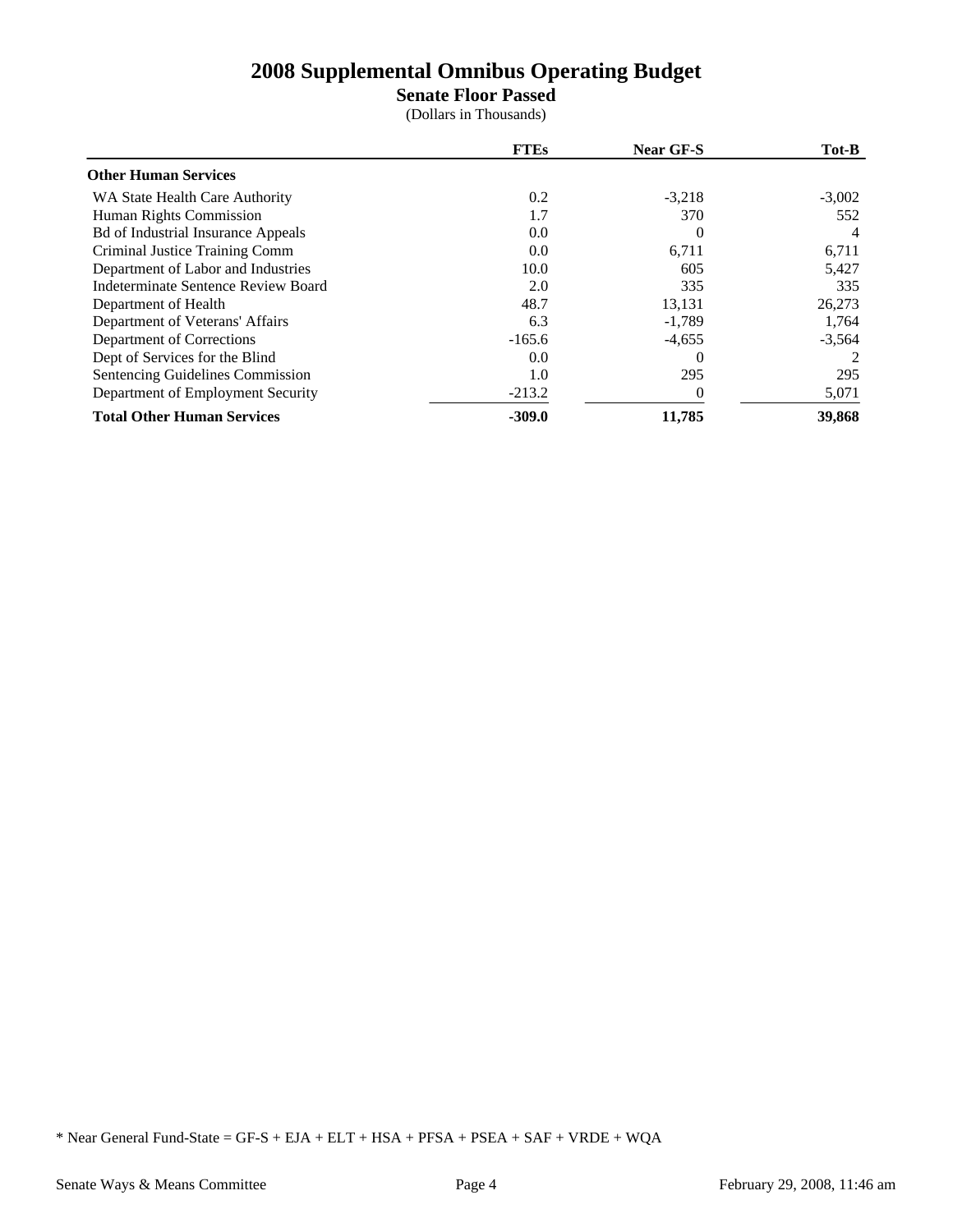# 2008 Supplemental Omnibus Operating Budget

## Senate Floor Passed

(Dollars in Thousands)

| | FTEs | Near GF-S | Tot-B |
|---|---|---|---|
| **Other Human Services** | | | |
| WA State Health Care Authority | 0.2 | -3,218 | -3,002 |
| Human Rights Commission | 1.7 | 370 | 552 |
| Bd of Industrial Insurance Appeals | 0.0 | 0 | 4 |
| Criminal Justice Training Comm | 0.0 | 6,711 | 6,711 |
| Department of Labor and Industries | 10.0 | 605 | 5,427 |
| Indeterminate Sentence Review Board | 2.0 | 335 | 335 |
| Department of Health | 48.7 | 13,131 | 26,273 |
| Department of Veterans' Affairs | 6.3 | -1,789 | 1,764 |
| Department of Corrections | -165.6 | -4,655 | -3,564 |
| Dept of Services for the Blind | 0.0 | 0 | 2 |
| Sentencing Guidelines Commission | 1.0 | 295 | 295 |
| Department of Employment Security | -213.2 | 0 | 5,071 |
| **Total Other Human Services** | **-309.0** | **11,785** | **39,868** |

* Near General Fund-State = GF-S + EJA + ELT + HSA + PFSA + PSEA + SAF + VRDE + WQA

Senate Ways & Means Committee

February 29, 2008, 11:46 am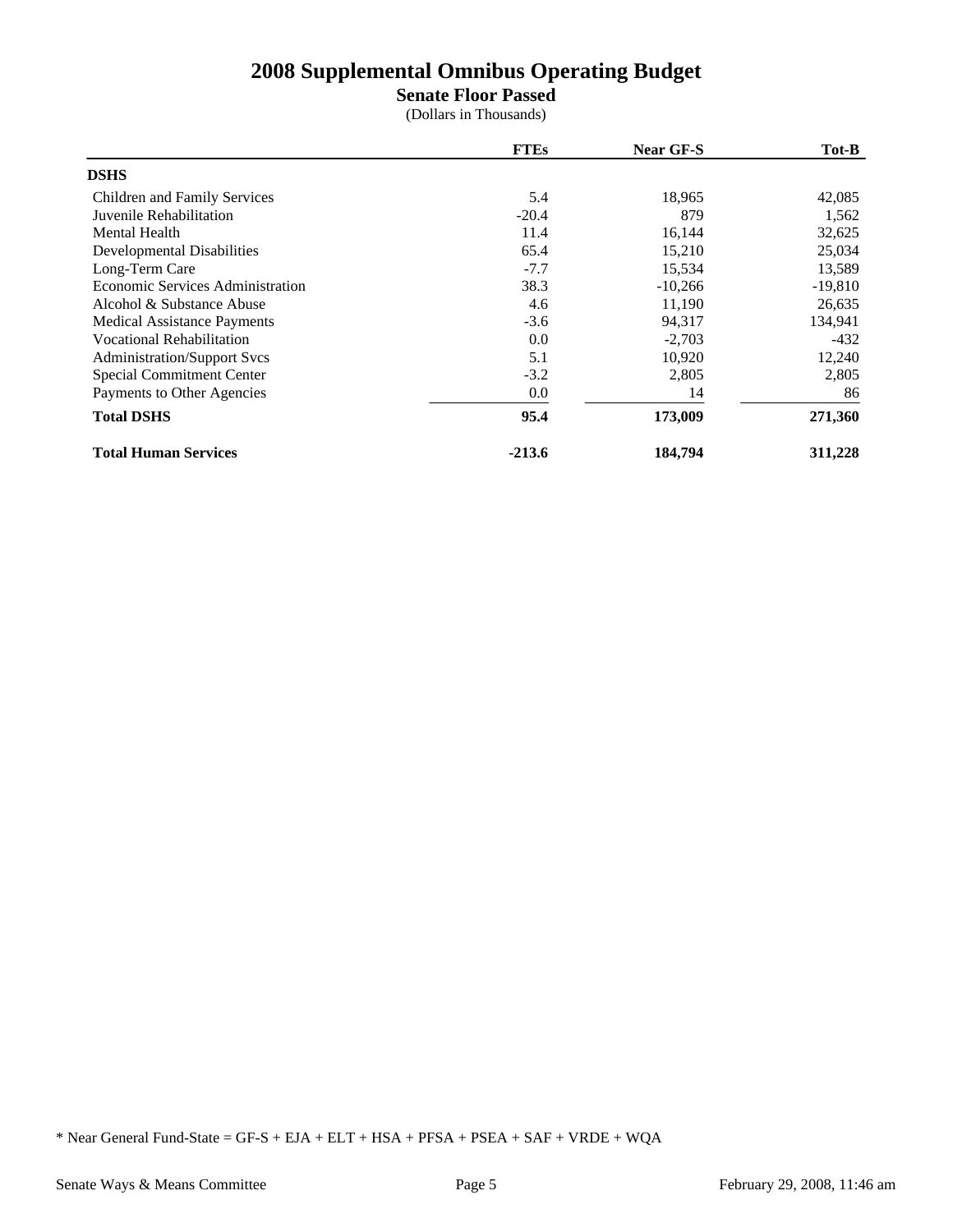# 2008 Supplemental Omnibus Operating Budget

## Senate Floor Passed

(Dollars in Thousands)

| | FTEs | Near GF-S | Tot-B |
|---|---|---|---|
| **DSHS** | | | |
| Children and Family Services | 5.4 | 18,965 | 42,085 |
| Juvenile Rehabilitation | -20.4 | 879 | 1,562 |
| Mental Health | 11.4 | 16,144 | 32,625 |
| Developmental Disabilities | 65.4 | 15,210 | 25,034 |
| Long-Term Care | -7.7 | 15,534 | 13,589 |
| Economic Services Administration | 38.3 | -10,266 | -19,810 |
| Alcohol & Substance Abuse | 4.6 | 11,190 | 26,635 |
| Medical Assistance Payments | -3.6 | 94,317 | 134,941 |
| Vocational Rehabilitation | 0.0 | -2,703 | -432 |
| Administration/Support Svcs | 5.1 | 10,920 | 12,240 |
| Special Commitment Center | -3.2 | 2,805 | 2,805 |
| Payments to Other Agencies | 0.0 | 14 | 86 |
| **Total DSHS** | **95.4** | **173,009** | **271,360** |
| **Total Human Services** | **-213.6** | **184,794** | **311,228** |

* Near General Fund-State = GF-S + EJA + ELT + HSA + PFSA + PSEA + SAF + VRDE + WQA

Senate Ways & Means Committee — February 29, 2008, 11:46 am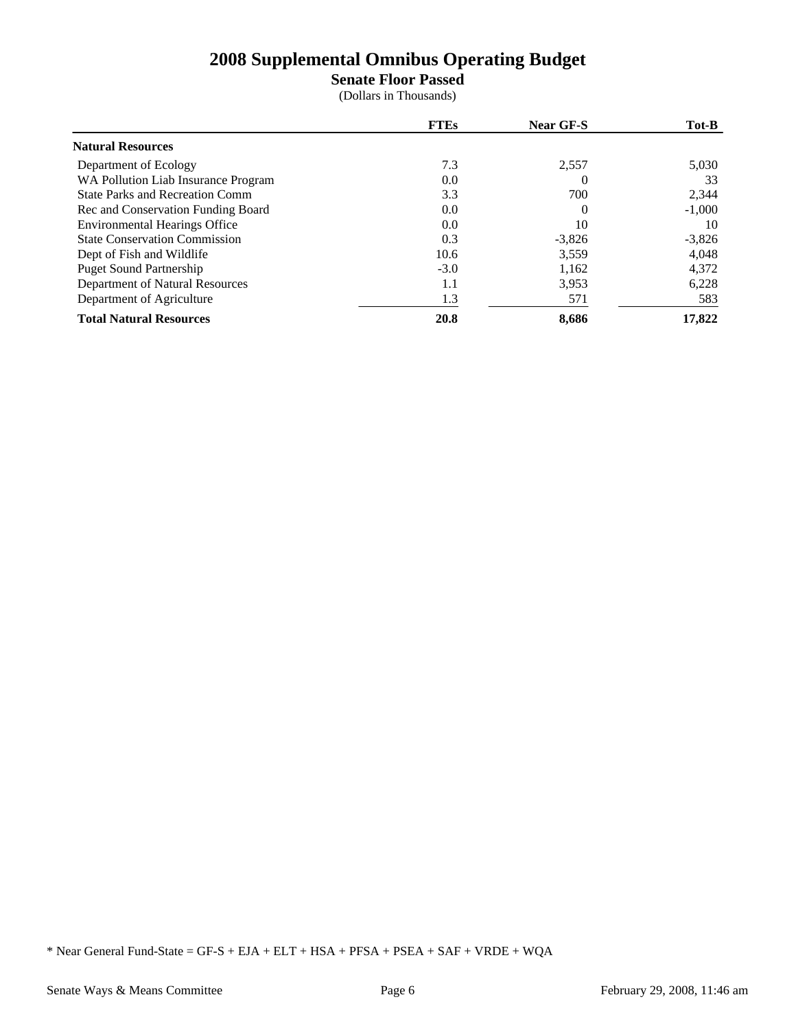# 2008 Supplemental Omnibus Operating Budget

**Senate Floor Passed**

(Dollars in Thousands)

| | FTEs | Near GF-S | Tot-B |
|---|---|---|---|
| **Natural Resources** | | | |
| Department of Ecology | 7.3 | 2,557 | 5,030 |
| WA Pollution Liab Insurance Program | 0.0 | 0 | 33 |
| State Parks and Recreation Comm | 3.3 | 700 | 2,344 |
| Rec and Conservation Funding Board | 0.0 | 0 | -1,000 |
| Environmental Hearings Office | 0.0 | 10 | 10 |
| State Conservation Commission | 0.3 | -3,826 | -3,826 |
| Dept of Fish and Wildlife | 10.6 | 3,559 | 4,048 |
| Puget Sound Partnership | -3.0 | 1,162 | 4,372 |
| Department of Natural Resources | 1.1 | 3,953 | 6,228 |
| Department of Agriculture | 1.3 | 571 | 583 |
| **Total Natural Resources** | **20.8** | **8,686** | **17,822** |

* Near General Fund-State = GF-S + EJA + ELT + HSA + PFSA + PSEA + SAF + VRDE + WQA

Senate Ways & Means Committee — February 29, 2008, 11:46 am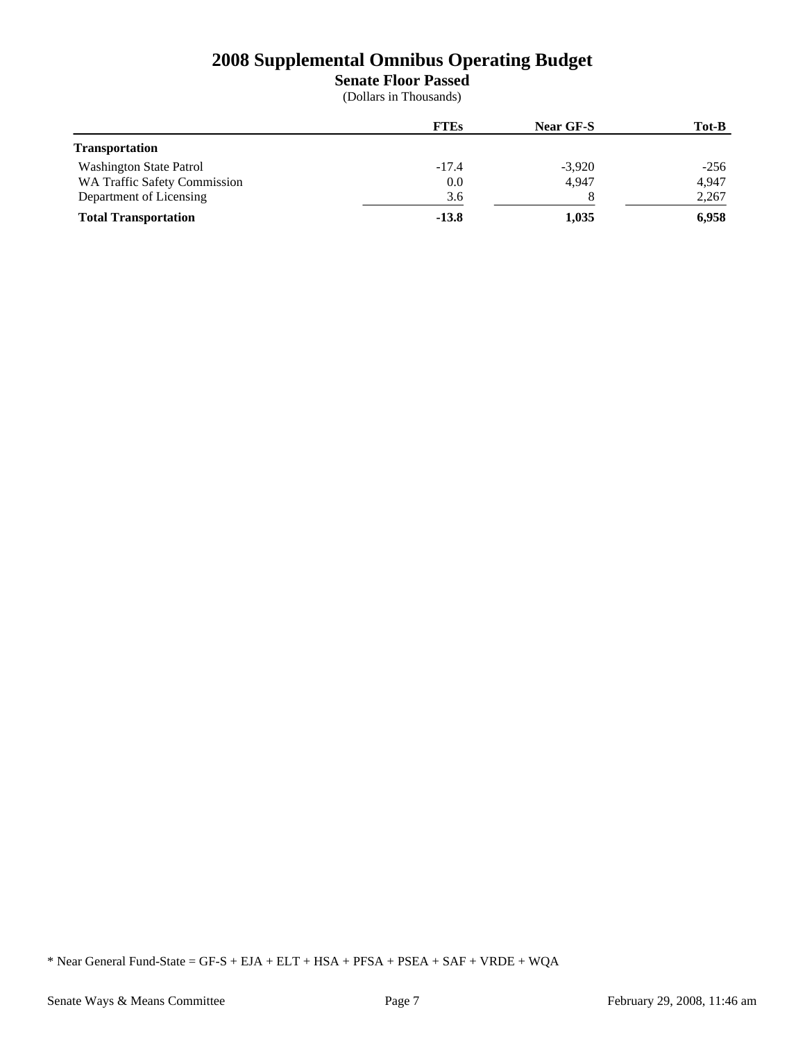# 2008 Supplemental Omnibus Operating Budget

**Senate Floor Passed**

(Dollars in Thousands)

| | FTEs | Near GF-S | Tot-B |
|---|---|---|---|
| **Transportation** | | | |
| Washington State Patrol | -17.4 | -3,920 | -256 |
| WA Traffic Safety Commission | 0.0 | 4,947 | 4,947 |
| Department of Licensing | 3.6 | 8 | 2,267 |
| **Total Transportation** | **-13.8** | **1,035** | **6,958** |

* Near General Fund-State = GF-S + EJA + ELT + HSA + PFSA + PSEA + SAF + VRDE + WQA

Senate Ways & Means Committee February 29, 2008, 11:46 am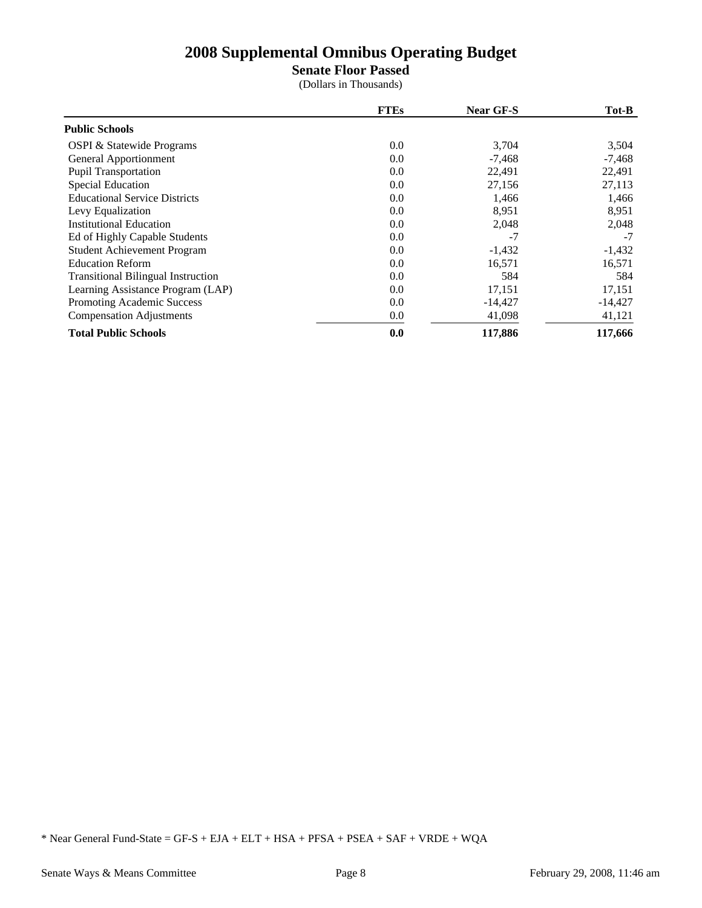# 2008 Supplemental Omnibus Operating Budget

## Senate Floor Passed

(Dollars in Thousands)

| | FTEs | Near GF-S | Tot-B |
|---|---|---|---|
| **Public Schools** | | | |
| OSPI & Statewide Programs | 0.0 | 3,704 | 3,504 |
| General Apportionment | 0.0 | -7,468 | -7,468 |
| Pupil Transportation | 0.0 | 22,491 | 22,491 |
| Special Education | 0.0 | 27,156 | 27,113 |
| Educational Service Districts | 0.0 | 1,466 | 1,466 |
| Levy Equalization | 0.0 | 8,951 | 8,951 |
| Institutional Education | 0.0 | 2,048 | 2,048 |
| Ed of Highly Capable Students | 0.0 | -7 | -7 |
| Student Achievement Program | 0.0 | -1,432 | -1,432 |
| Education Reform | 0.0 | 16,571 | 16,571 |
| Transitional Bilingual Instruction | 0.0 | 584 | 584 |
| Learning Assistance Program (LAP) | 0.0 | 17,151 | 17,151 |
| Promoting Academic Success | 0.0 | -14,427 | -14,427 |
| Compensation Adjustments | 0.0 | 41,098 | 41,121 |
| **Total Public Schools** | **0.0** | **117,886** | **117,666** |

* Near General Fund-State = GF-S + EJA + ELT + HSA + PFSA + PSEA + SAF + VRDE + WQA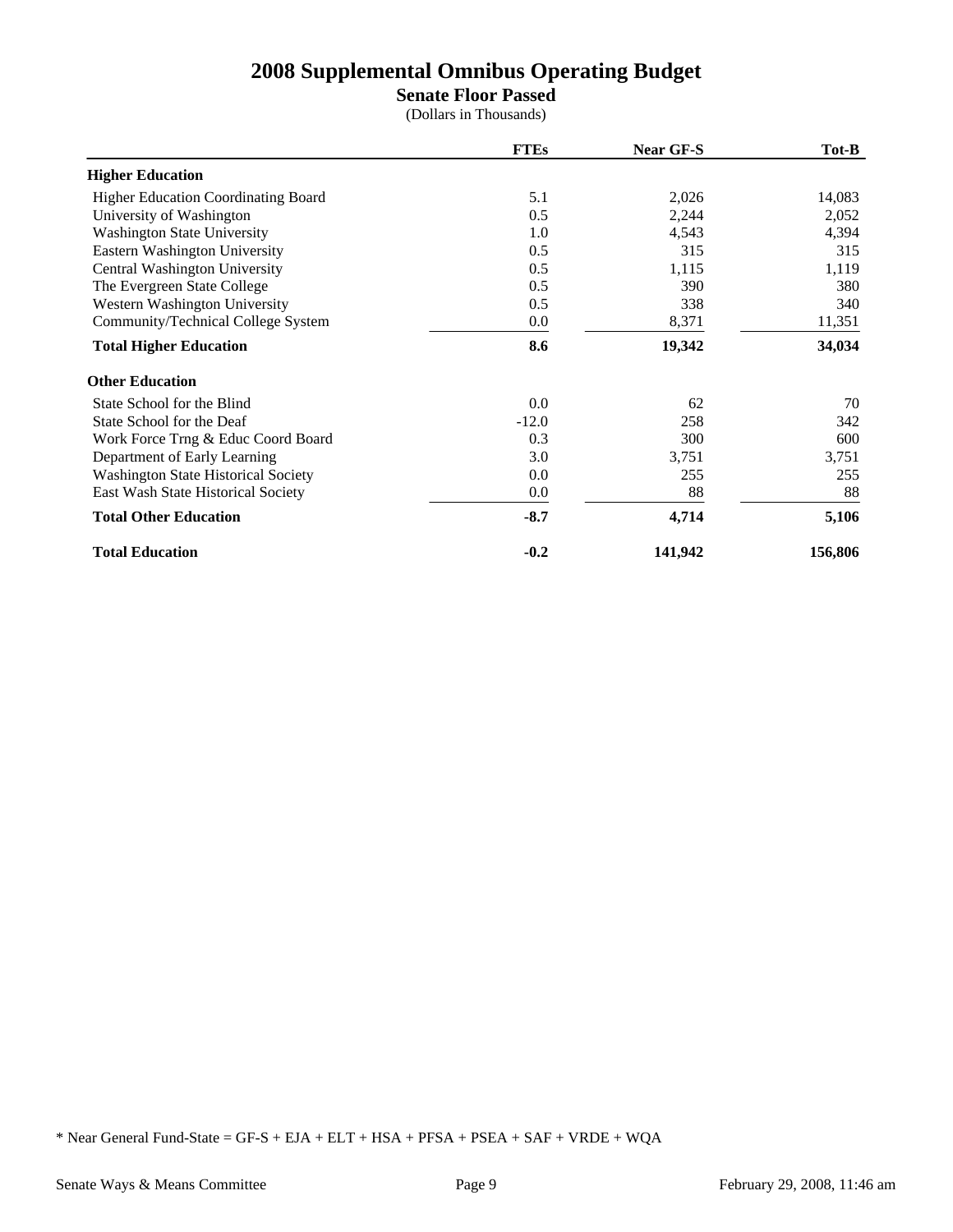# 2008 Supplemental Omnibus Operating Budget

**Senate Floor Passed**

(Dollars in Thousands)

| | FTEs | Near GF-S | Tot-B |
|---|---|---|---|
| **Higher Education** | | | |
| Higher Education Coordinating Board | 5.1 | 2,026 | 14,083 |
| University of Washington | 0.5 | 2,244 | 2,052 |
| Washington State University | 1.0 | 4,543 | 4,394 |
| Eastern Washington University | 0.5 | 315 | 315 |
| Central Washington University | 0.5 | 1,115 | 1,119 |
| The Evergreen State College | 0.5 | 390 | 380 |
| Western Washington University | 0.5 | 338 | 340 |
| Community/Technical College System | 0.0 | 8,371 | 11,351 |
| **Total Higher Education** | **8.6** | **19,342** | **34,034** |
| **Other Education** | | | |
| State School for the Blind | 0.0 | 62 | 70 |
| State School for the Deaf | -12.0 | 258 | 342 |
| Work Force Trng & Educ Coord Board | 0.3 | 300 | 600 |
| Department of Early Learning | 3.0 | 3,751 | 3,751 |
| Washington State Historical Society | 0.0 | 255 | 255 |
| East Wash State Historical Society | 0.0 | 88 | 88 |
| **Total Other Education** | **-8.7** | **4,714** | **5,106** |
| **Total Education** | **-0.2** | **141,942** | **156,806** |

* Near General Fund-State = GF-S + EJA + ELT + HSA + PFSA + PSEA + SAF + VRDE + WQA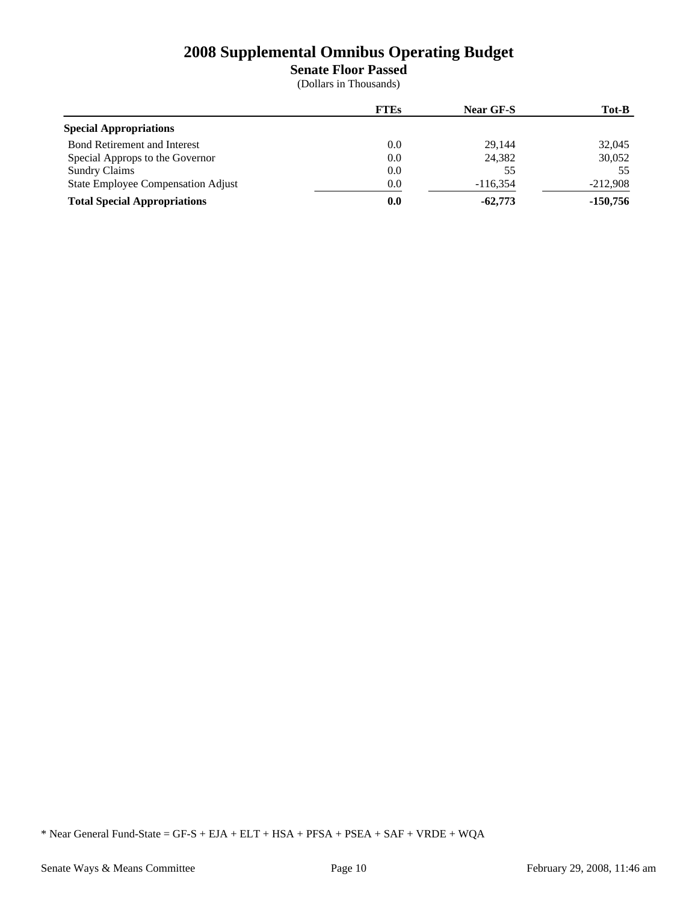# 2008 Supplemental Omnibus Operating Budget

## Senate Floor Passed

(Dollars in Thousands)

| | FTEs | Near GF-S | Tot-B |
|---|---|---|---|
| **Special Appropriations** | | | |
| Bond Retirement and Interest | 0.0 | 29,144 | 32,045 |
| Special Approps to the Governor | 0.0 | 24,382 | 30,052 |
| Sundry Claims | 0.0 | 55 | 55 |
| State Employee Compensation Adjust | 0.0 | -116,354 | -212,908 |
| **Total Special Appropriations** | **0.0** | **-62,773** | **-150,756** |

* Near General Fund-State = GF-S + EJA + ELT + HSA + PFSA + PSEA + SAF + VRDE + WQA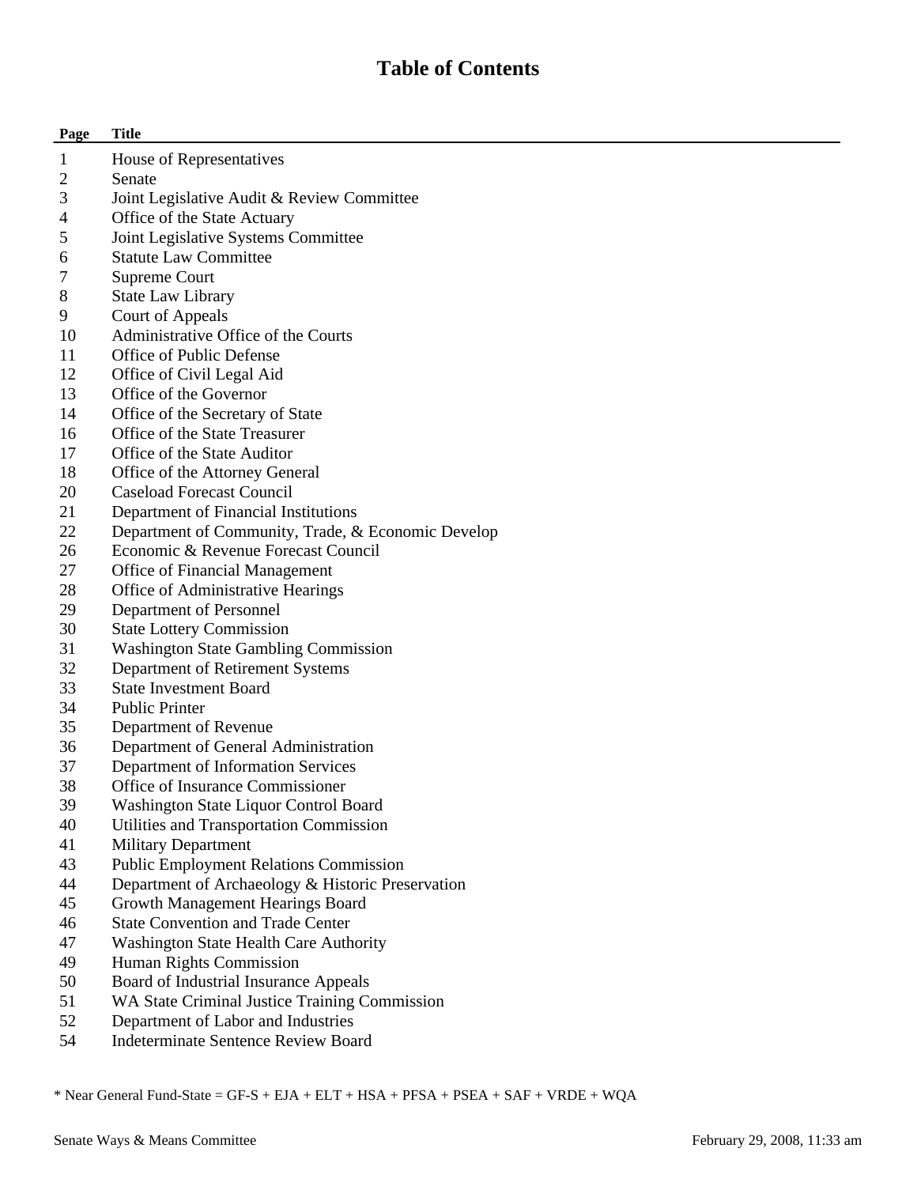# Table of Contents

| Page | Title |
|---|---|
| 1 | House of Representatives |
| 2 | Senate |
| 3 | Joint Legislative Audit & Review Committee |
| 4 | Office of the State Actuary |
| 5 | Joint Legislative Systems Committee |
| 6 | Statute Law Committee |
| 7 | Supreme Court |
| 8 | State Law Library |
| 9 | Court of Appeals |
| 10 | Administrative Office of the Courts |
| 11 | Office of Public Defense |
| 12 | Office of Civil Legal Aid |
| 13 | Office of the Governor |
| 14 | Office of the Secretary of State |
| 16 | Office of the State Treasurer |
| 17 | Office of the State Auditor |
| 18 | Office of the Attorney General |
| 20 | Caseload Forecast Council |
| 21 | Department of Financial Institutions |
| 22 | Department of Community, Trade, & Economic Develop |
| 26 | Economic & Revenue Forecast Council |
| 27 | Office of Financial Management |
| 28 | Office of Administrative Hearings |
| 29 | Department of Personnel |
| 30 | State Lottery Commission |
| 31 | Washington State Gambling Commission |
| 32 | Department of Retirement Systems |
| 33 | State Investment Board |
| 34 | Public Printer |
| 35 | Department of Revenue |
| 36 | Department of General Administration |
| 37 | Department of Information Services |
| 38 | Office of Insurance Commissioner |
| 39 | Washington State Liquor Control Board |
| 40 | Utilities and Transportation Commission |
| 41 | Military Department |
| 43 | Public Employment Relations Commission |
| 44 | Department of Archaeology & Historic Preservation |
| 45 | Growth Management Hearings Board |
| 46 | State Convention and Trade Center |
| 47 | Washington State Health Care Authority |
| 49 | Human Rights Commission |
| 50 | Board of Industrial Insurance Appeals |
| 51 | WA State Criminal Justice Training Commission |
| 52 | Department of Labor and Industries |
| 54 | Indeterminate Sentence Review Board |

* Near General Fund-State = GF-S + EJA + ELT + HSA + PFSA + PSEA + SAF + VRDE + WQA

Senate Ways & Means Committee — February 29, 2008, 11:33 am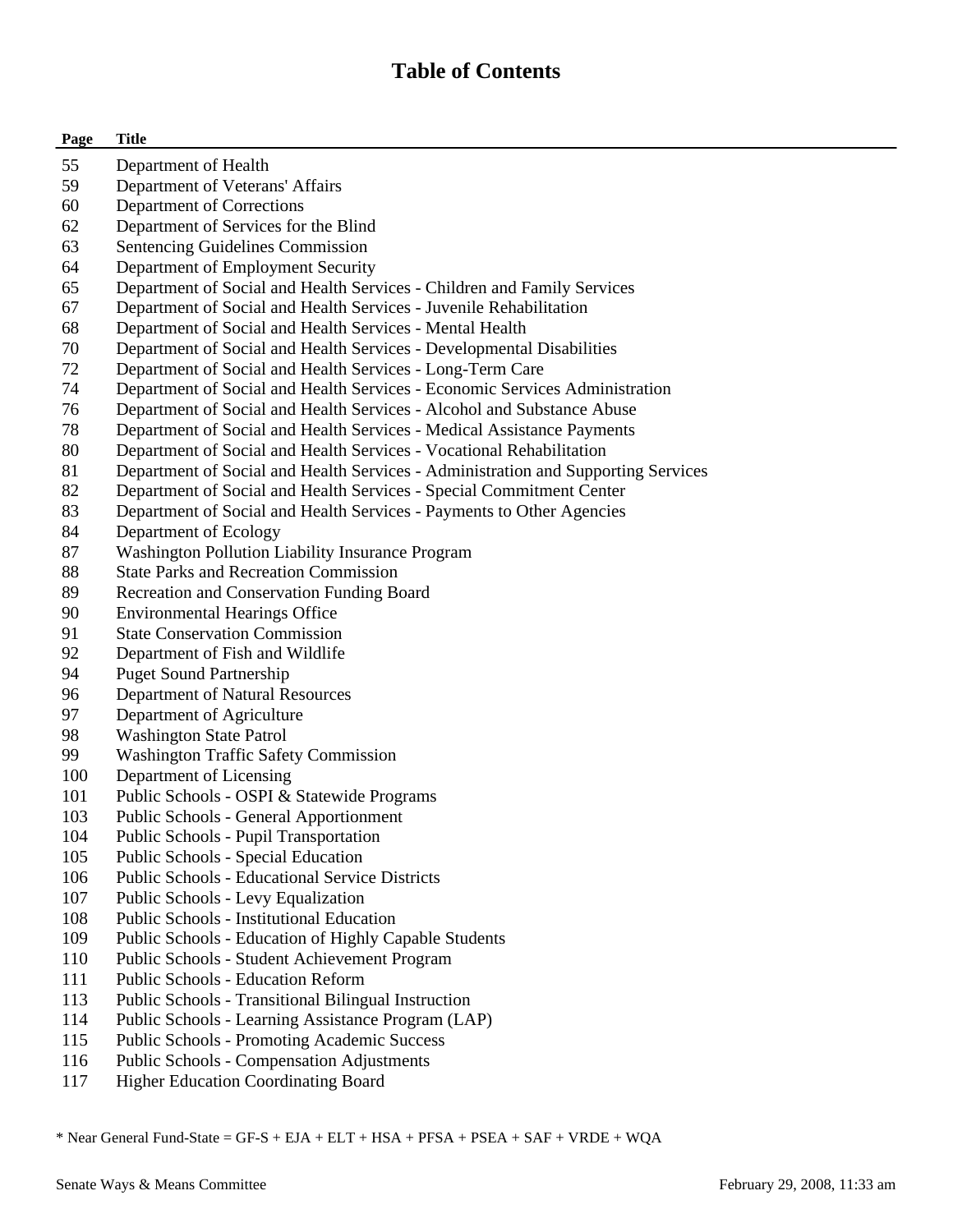# Table of Contents

| Page | Title |
|---|---|
| 55 | Department of Health |
| 59 | Department of Veterans' Affairs |
| 60 | Department of Corrections |
| 62 | Department of Services for the Blind |
| 63 | Sentencing Guidelines Commission |
| 64 | Department of Employment Security |
| 65 | Department of Social and Health Services - Children and Family Services |
| 67 | Department of Social and Health Services - Juvenile Rehabilitation |
| 68 | Department of Social and Health Services - Mental Health |
| 70 | Department of Social and Health Services - Developmental Disabilities |
| 72 | Department of Social and Health Services - Long-Term Care |
| 74 | Department of Social and Health Services - Economic Services Administration |
| 76 | Department of Social and Health Services - Alcohol and Substance Abuse |
| 78 | Department of Social and Health Services - Medical Assistance Payments |
| 80 | Department of Social and Health Services - Vocational Rehabilitation |
| 81 | Department of Social and Health Services - Administration and Supporting Services |
| 82 | Department of Social and Health Services - Special Commitment Center |
| 83 | Department of Social and Health Services - Payments to Other Agencies |
| 84 | Department of Ecology |
| 87 | Washington Pollution Liability Insurance Program |
| 88 | State Parks and Recreation Commission |
| 89 | Recreation and Conservation Funding Board |
| 90 | Environmental Hearings Office |
| 91 | State Conservation Commission |
| 92 | Department of Fish and Wildlife |
| 94 | Puget Sound Partnership |
| 96 | Department of Natural Resources |
| 97 | Department of Agriculture |
| 98 | Washington State Patrol |
| 99 | Washington Traffic Safety Commission |
| 100 | Department of Licensing |
| 101 | Public Schools - OSPI & Statewide Programs |
| 103 | Public Schools - General Apportionment |
| 104 | Public Schools - Pupil Transportation |
| 105 | Public Schools - Special Education |
| 106 | Public Schools - Educational Service Districts |
| 107 | Public Schools - Levy Equalization |
| 108 | Public Schools - Institutional Education |
| 109 | Public Schools - Education of Highly Capable Students |
| 110 | Public Schools - Student Achievement Program |
| 111 | Public Schools - Education Reform |
| 113 | Public Schools - Transitional Bilingual Instruction |
| 114 | Public Schools - Learning Assistance Program (LAP) |
| 115 | Public Schools - Promoting Academic Success |
| 116 | Public Schools - Compensation Adjustments |
| 117 | Higher Education Coordinating Board |

* Near General Fund-State = GF-S + EJA + ELT + HSA + PFSA + PSEA + SAF + VRDE + WQA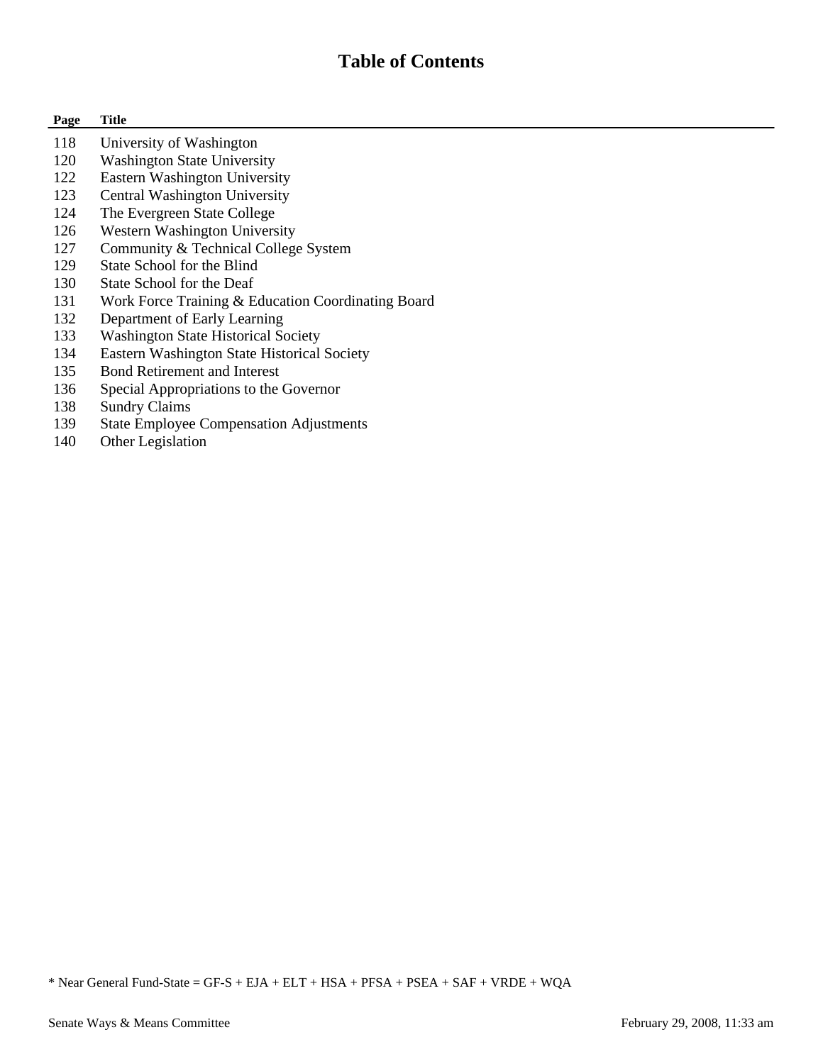# Table of Contents

| Page | Title |
|---|---|
| 118 | University of Washington |
| 120 | Washington State University |
| 122 | Eastern Washington University |
| 123 | Central Washington University |
| 124 | The Evergreen State College |
| 126 | Western Washington University |
| 127 | Community & Technical College System |
| 129 | State School for the Blind |
| 130 | State School for the Deaf |
| 131 | Work Force Training & Education Coordinating Board |
| 132 | Department of Early Learning |
| 133 | Washington State Historical Society |
| 134 | Eastern Washington State Historical Society |
| 135 | Bond Retirement and Interest |
| 136 | Special Appropriations to the Governor |
| 138 | Sundry Claims |
| 139 | State Employee Compensation Adjustments |
| 140 | Other Legislation |

* Near General Fund-State = GF-S + EJA + ELT + HSA + PFSA + PSEA + SAF + VRDE + WQA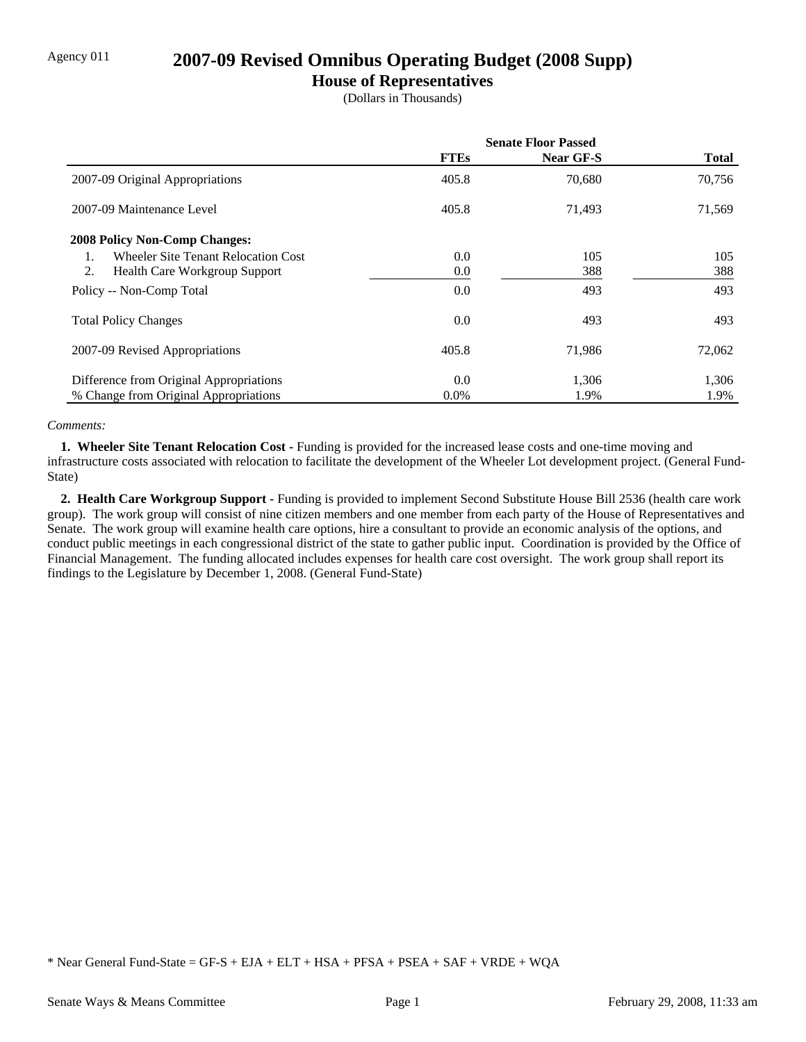Agency 011

# 2007-09 Revised Omnibus Operating Budget (2008 Supp)

## House of Representatives

(Dollars in Thousands)

| | Senate Floor Passed | | |
|---|---|---|---|
| | **FTEs** | **Near GF-S** | **Total** |
| 2007-09 Original Appropriations | 405.8 | 70,680 | 70,756 |
| 2007-09 Maintenance Level | 405.8 | 71,493 | 71,569 |
| **2008 Policy Non-Comp Changes:** | | | |
| 1. Wheeler Site Tenant Relocation Cost | 0.0 | 105 | 105 |
| 2. Health Care Workgroup Support | 0.0 | 388 | 388 |
| Policy -- Non-Comp Total | 0.0 | 493 | 493 |
| Total Policy Changes | 0.0 | 493 | 493 |
| 2007-09 Revised Appropriations | 405.8 | 71,986 | 72,062 |
| Difference from Original Appropriations | 0.0 | 1,306 | 1,306 |
| % Change from Original Appropriations | 0.0% | 1.9% | 1.9% |

*Comments:*

**1. Wheeler Site Tenant Relocation Cost -** Funding is provided for the increased lease costs and one-time moving and infrastructure costs associated with relocation to facilitate the development of the Wheeler Lot development project. (General Fund-State)

**2. Health Care Workgroup Support -** Funding is provided to implement Second Substitute House Bill 2536 (health care work group). The work group will consist of nine citizen members and one member from each party of the House of Representatives and Senate. The work group will examine health care options, hire a consultant to provide an economic analysis of the options, and conduct public meetings in each congressional district of the state to gather public input. Coordination is provided by the Office of Financial Management. The funding allocated includes expenses for health care cost oversight. The work group shall report its findings to the Legislature by December 1, 2008. (General Fund-State)

* Near General Fund-State = GF-S + EJA + ELT + HSA + PFSA + PSEA + SAF + VRDE + WQA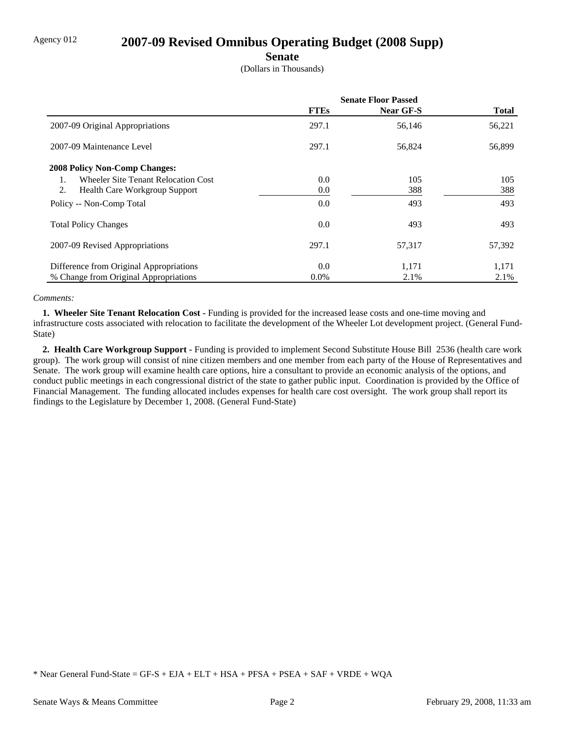Agency 012

# 2007-09 Revised Omnibus Operating Budget (2008 Supp)

## Senate

(Dollars in Thousands)

| | Senate Floor Passed | | |
|---|---|---|---|
| | **FTEs** | **Near GF-S** | **Total** |
| 2007-09 Original Appropriations | 297.1 | 56,146 | 56,221 |
| 2007-09 Maintenance Level | 297.1 | 56,824 | 56,899 |
| **2008 Policy Non-Comp Changes:** | | | |
| 1. Wheeler Site Tenant Relocation Cost | 0.0 | 105 | 105 |
| 2. Health Care Workgroup Support | 0.0 | 388 | 388 |
| Policy -- Non-Comp Total | 0.0 | 493 | 493 |
| Total Policy Changes | 0.0 | 493 | 493 |
| 2007-09 Revised Appropriations | 297.1 | 57,317 | 57,392 |
| Difference from Original Appropriations | 0.0 | 1,171 | 1,171 |
| % Change from Original Appropriations | 0.0% | 2.1% | 2.1% |

*Comments:*

**1. Wheeler Site Tenant Relocation Cost -** Funding is provided for the increased lease costs and one-time moving and infrastructure costs associated with relocation to facilitate the development of the Wheeler Lot development project. (General Fund-State)

**2. Health Care Workgroup Support -** Funding is provided to implement Second Substitute House Bill 2536 (health care work group). The work group will consist of nine citizen members and one member from each party of the House of Representatives and Senate. The work group will examine health care options, hire a consultant to provide an economic analysis of the options, and conduct public meetings in each congressional district of the state to gather public input. Coordination is provided by the Office of Financial Management. The funding allocated includes expenses for health care cost oversight. The work group shall report its findings to the Legislature by December 1, 2008. (General Fund-State)

\* Near General Fund-State = GF-S + EJA + ELT + HSA + PFSA + PSEA + SAF + VRDE + WQA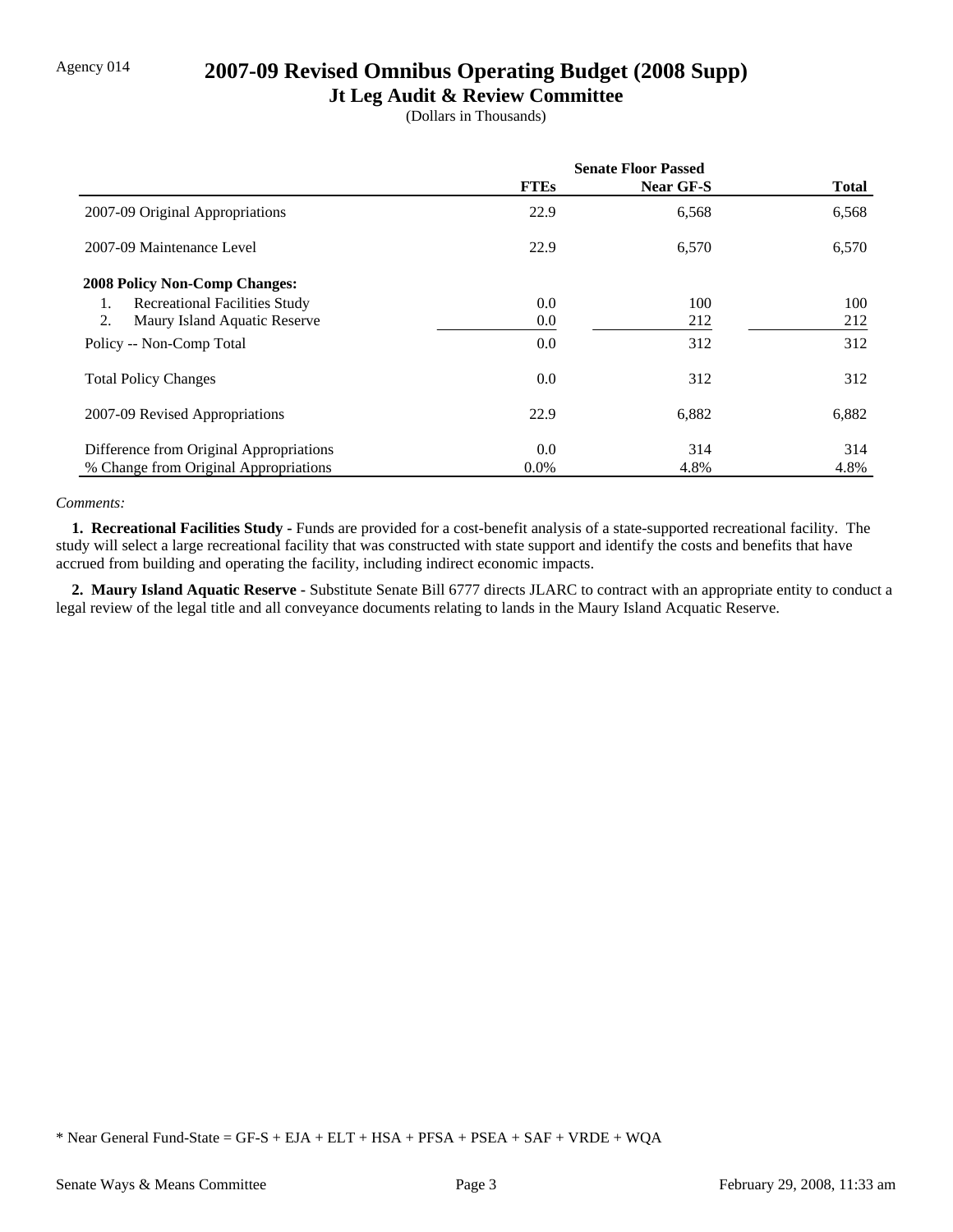Agency 014

# 2007-09 Revised Omnibus Operating Budget (2008 Supp)

## Jt Leg Audit & Review Committee

(Dollars in Thousands)

| | Senate Floor Passed | | |
|---|---|---|---|
| | FTEs | Near GF-S | Total |
| 2007-09 Original Appropriations | 22.9 | 6,568 | 6,568 |
| 2007-09 Maintenance Level | 22.9 | 6,570 | 6,570 |
| **2008 Policy Non-Comp Changes:** | | | |
| 1. Recreational Facilities Study | 0.0 | 100 | 100 |
| 2. Maury Island Aquatic Reserve | 0.0 | 212 | 212 |
| Policy -- Non-Comp Total | 0.0 | 312 | 312 |
| Total Policy Changes | 0.0 | 312 | 312 |
| 2007-09 Revised Appropriations | 22.9 | 6,882 | 6,882 |
| Difference from Original Appropriations | 0.0 | 314 | 314 |
| % Change from Original Appropriations | 0.0% | 4.8% | 4.8% |

*Comments:*

**1. Recreational Facilities Study -** Funds are provided for a cost-benefit analysis of a state-supported recreational facility. The study will select a large recreational facility that was constructed with state support and identify the costs and benefits that have accrued from building and operating the facility, including indirect economic impacts.

**2. Maury Island Aquatic Reserve -** Substitute Senate Bill 6777 directs JLARC to contract with an appropriate entity to conduct a legal review of the legal title and all conveyance documents relating to lands in the Maury Island Acquatic Reserve.

* Near General Fund-State = GF-S + EJA + ELT + HSA + PFSA + PSEA + SAF + VRDE + WQA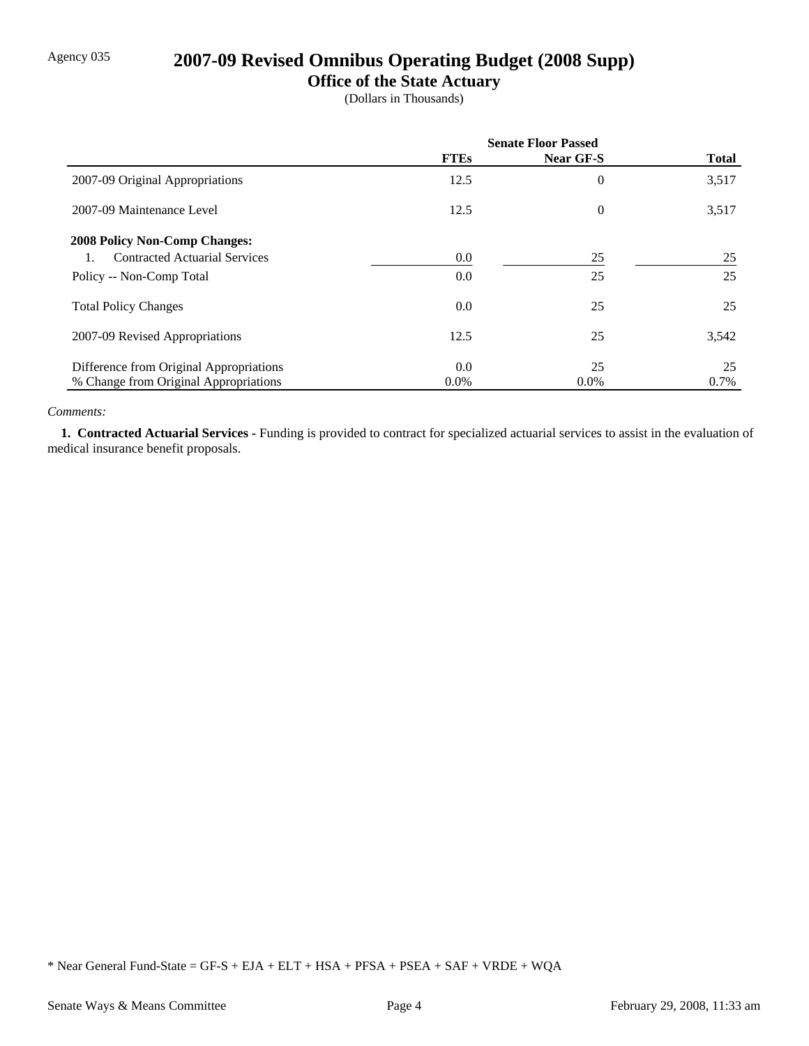Agency 035

# 2007-09 Revised Omnibus Operating Budget (2008 Supp)

## Office of the State Actuary

(Dollars in Thousands)

| | Senate Floor Passed | | |
|---|---|---|---|
| | **FTEs** | **Near GF-S** | **Total** |
| 2007-09 Original Appropriations | 12.5 | 0 | 3,517 |
| 2007-09 Maintenance Level | 12.5 | 0 | 3,517 |
| **2008 Policy Non-Comp Changes:** | | | |
| 1. Contracted Actuarial Services | 0.0 | 25 | 25 |
| Policy -- Non-Comp Total | 0.0 | 25 | 25 |
| Total Policy Changes | 0.0 | 25 | 25 |
| 2007-09 Revised Appropriations | 12.5 | 25 | 3,542 |
| Difference from Original Appropriations | 0.0 | 25 | 25 |
| % Change from Original Appropriations | 0.0% | 0.0% | 0.7% |

*Comments:*

**1. Contracted Actuarial Services -** Funding is provided to contract for specialized actuarial services to assist in the evaluation of medical insurance benefit proposals.

* Near General Fund-State = GF-S + EJA + ELT + HSA + PFSA + PSEA + SAF + VRDE + WQA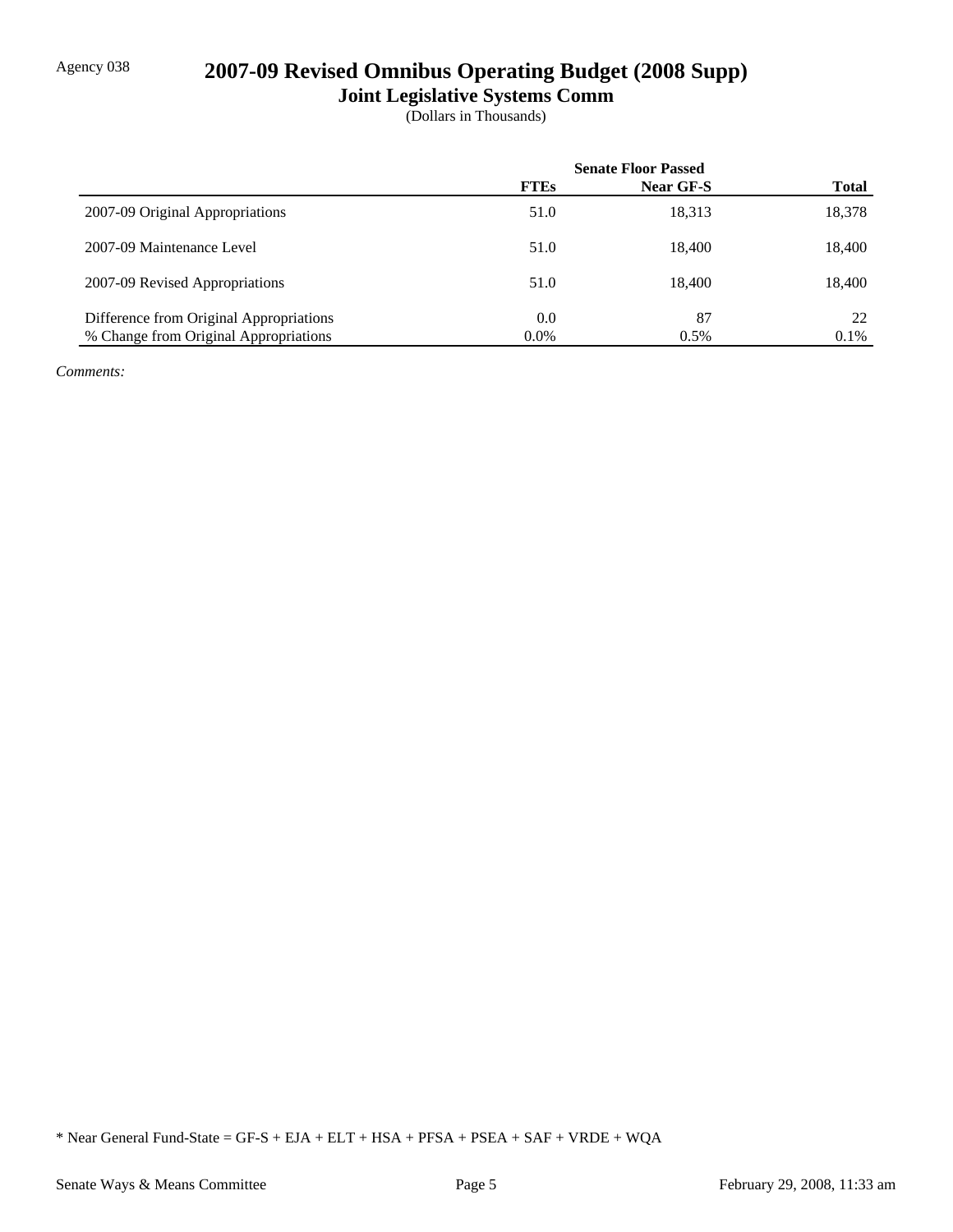Agency 038

# 2007-09 Revised Omnibus Operating Budget (2008 Supp)

## Joint Legislative Systems Comm

(Dollars in Thousands)

| | Senate Floor Passed | | |
|---|---|---|---|
| | **FTEs** | **Near GF-S** | **Total** |
| 2007-09 Original Appropriations | 51.0 | 18,313 | 18,378 |
| 2007-09 Maintenance Level | 51.0 | 18,400 | 18,400 |
| 2007-09 Revised Appropriations | 51.0 | 18,400 | 18,400 |
| Difference from Original Appropriations | 0.0 | 87 | 22 |
| % Change from Original Appropriations | 0.0% | 0.5% | 0.1% |

*Comments:*

* Near General Fund-State = GF-S + EJA + ELT + HSA + PFSA + PSEA + SAF + VRDE + WQA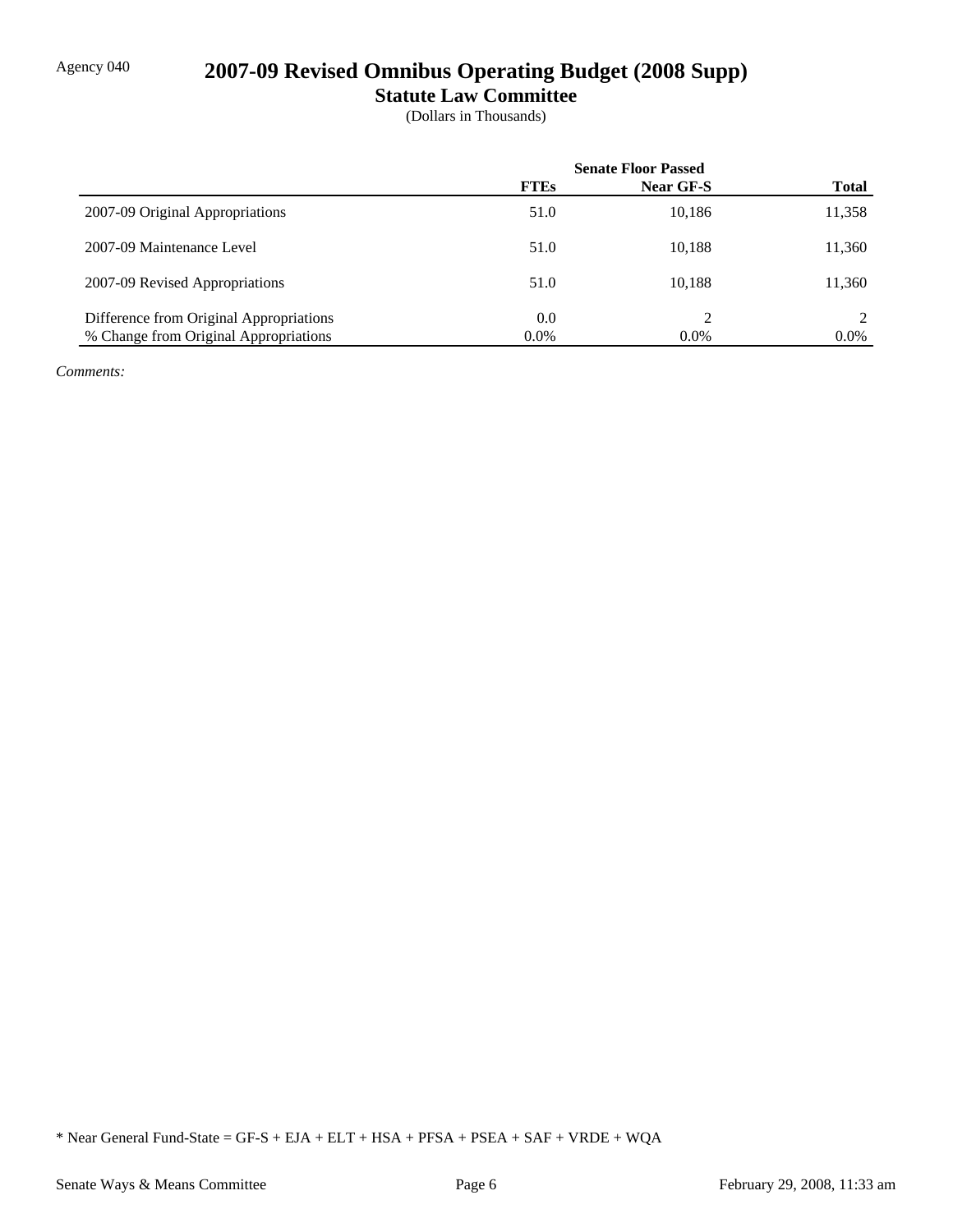Agency 040

# 2007-09 Revised Omnibus Operating Budget (2008 Supp)

## Statute Law Committee

(Dollars in Thousands)

| | Senate Floor Passed | | |
|---|---|---|---|
| | **FTEs** | **Near GF-S** | **Total** |
| 2007-09 Original Appropriations | 51.0 | 10,186 | 11,358 |
| 2007-09 Maintenance Level | 51.0 | 10,188 | 11,360 |
| 2007-09 Revised Appropriations | 51.0 | 10,188 | 11,360 |
| Difference from Original Appropriations | 0.0 | 2 | 2 |
| % Change from Original Appropriations | 0.0% | 0.0% | 0.0% |

*Comments:*

* Near General Fund-State = GF-S + EJA + ELT + HSA + PFSA + PSEA + SAF + VRDE + WQA

Senate Ways & Means Committee

February 29, 2008, 11:33 am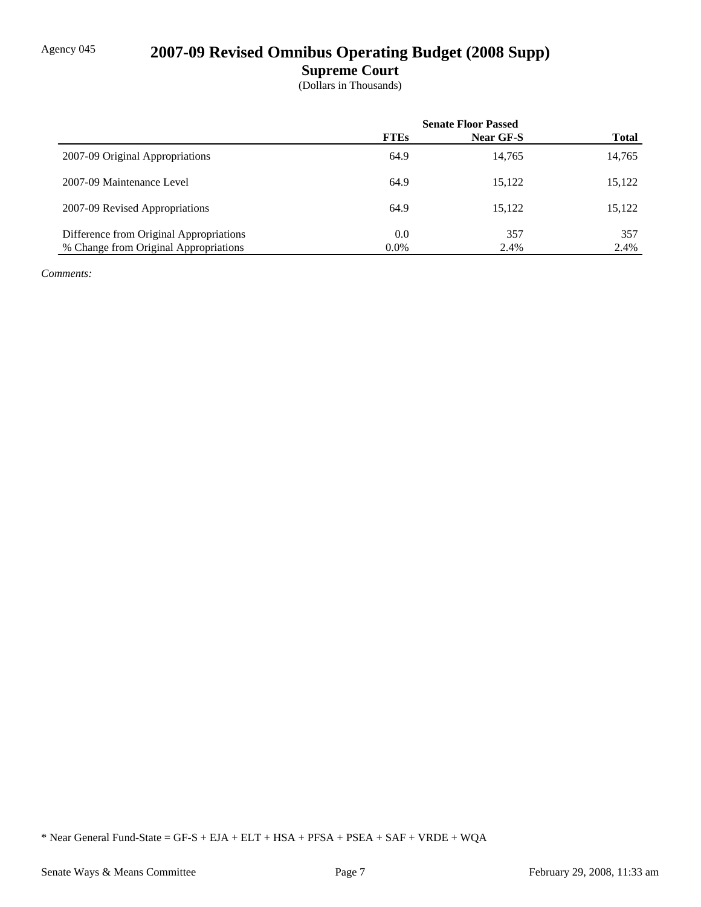Agency 045

# 2007-09 Revised Omnibus Operating Budget (2008 Supp)

## Supreme Court

(Dollars in Thousands)

| | Senate Floor Passed | | |
|---|---|---|---|
| | **FTEs** | **Near GF-S** | **Total** |
| 2007-09 Original Appropriations | 64.9 | 14,765 | 14,765 |
| 2007-09 Maintenance Level | 64.9 | 15,122 | 15,122 |
| 2007-09 Revised Appropriations | 64.9 | 15,122 | 15,122 |
| Difference from Original Appropriations | 0.0 | 357 | 357 |
| % Change from Original Appropriations | 0.0% | 2.4% | 2.4% |

*Comments:*

* Near General Fund-State = GF-S + EJA + ELT + HSA + PFSA + PSEA + SAF + VRDE + WQA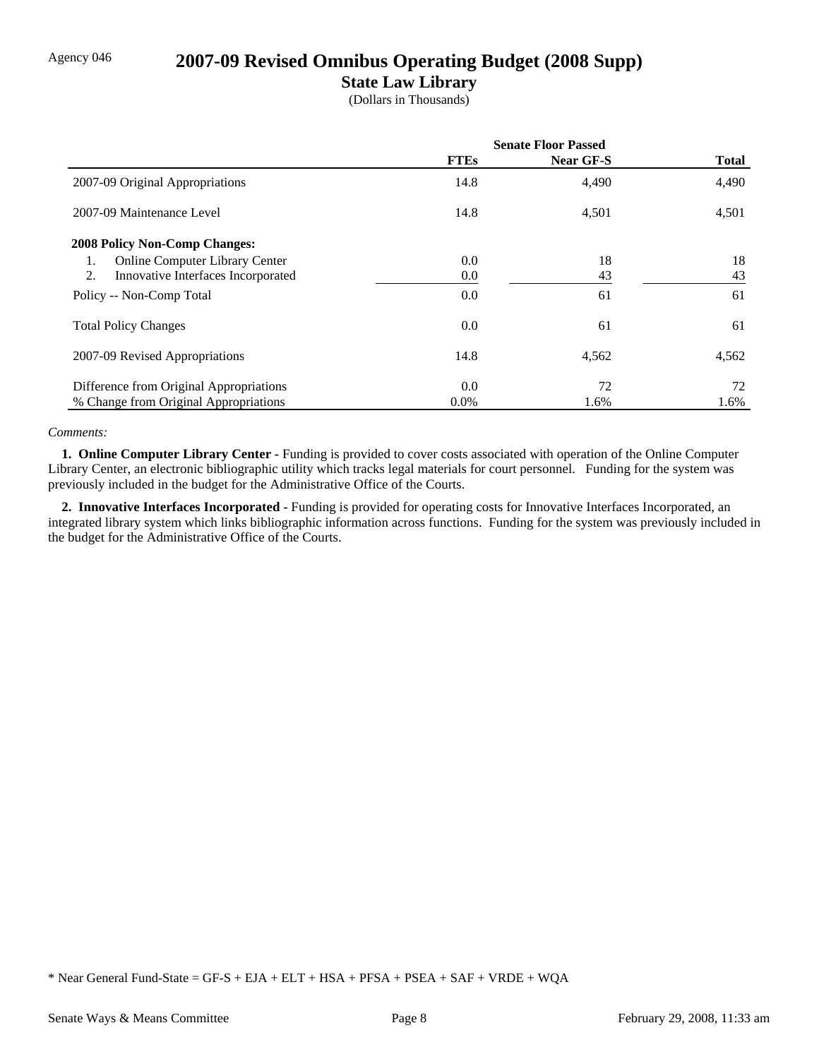Agency 046

# 2007-09 Revised Omnibus Operating Budget (2008 Supp)

## State Law Library

(Dollars in Thousands)

| | Senate Floor Passed | | |
|---|---|---|---|
| | **FTEs** | **Near GF-S** | **Total** |
| 2007-09 Original Appropriations | 14.8 | 4,490 | 4,490 |
| 2007-09 Maintenance Level | 14.8 | 4,501 | 4,501 |
| **2008 Policy Non-Comp Changes:** | | | |
| 1. Online Computer Library Center | 0.0 | 18 | 18 |
| 2. Innovative Interfaces Incorporated | 0.0 | 43 | 43 |
| Policy -- Non-Comp Total | 0.0 | 61 | 61 |
| Total Policy Changes | 0.0 | 61 | 61 |
| 2007-09 Revised Appropriations | 14.8 | 4,562 | 4,562 |
| Difference from Original Appropriations | 0.0 | 72 | 72 |
| % Change from Original Appropriations | 0.0% | 1.6% | 1.6% |

*Comments:*

**1. Online Computer Library Center -** Funding is provided to cover costs associated with operation of the Online Computer Library Center, an electronic bibliographic utility which tracks legal materials for court personnel. Funding for the system was previously included in the budget for the Administrative Office of the Courts.

**2. Innovative Interfaces Incorporated -** Funding is provided for operating costs for Innovative Interfaces Incorporated, an integrated library system which links bibliographic information across functions. Funding for the system was previously included in the budget for the Administrative Office of the Courts.

* Near General Fund-State = GF-S + EJA + ELT + HSA + PFSA + PSEA + SAF + VRDE + WQA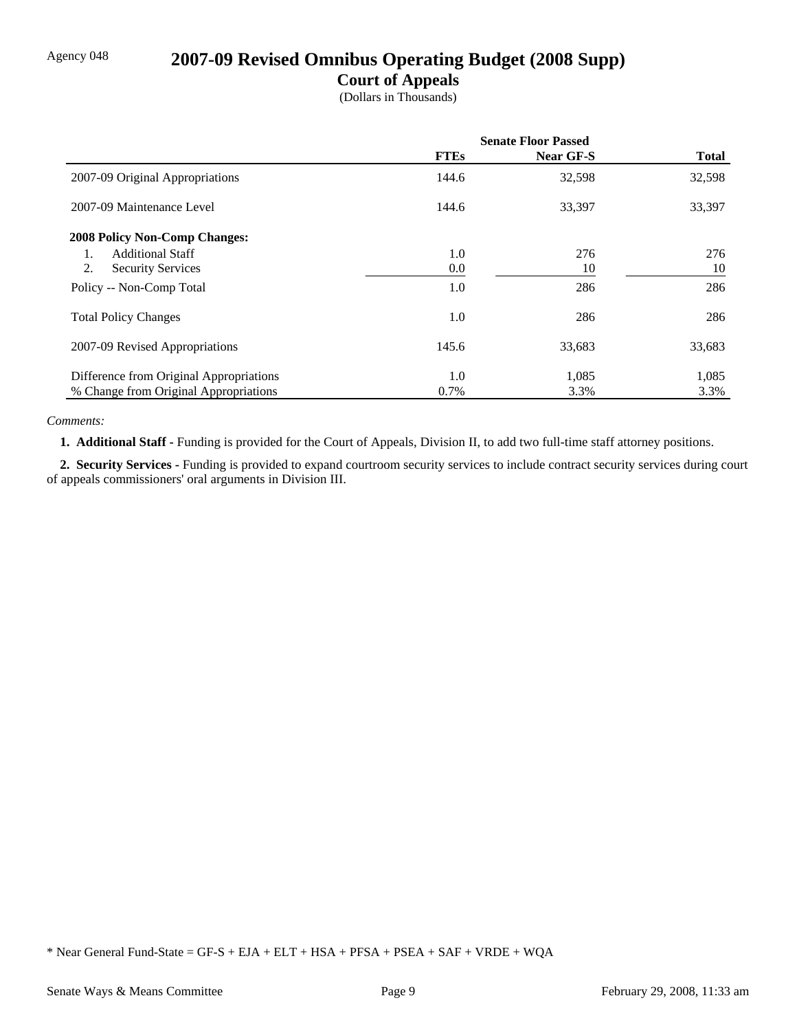Agency 048

# 2007-09 Revised Omnibus Operating Budget (2008 Supp)

## Court of Appeals

(Dollars in Thousands)

| | Senate Floor Passed | | |
|---|---|---|---|
| | **FTEs** | **Near GF-S** | **Total** |
| 2007-09 Original Appropriations | 144.6 | 32,598 | 32,598 |
| 2007-09 Maintenance Level | 144.6 | 33,397 | 33,397 |
| **2008 Policy Non-Comp Changes:** | | | |
| 1. Additional Staff | 1.0 | 276 | 276 |
| 2. Security Services | 0.0 | 10 | 10 |
| Policy -- Non-Comp Total | 1.0 | 286 | 286 |
| Total Policy Changes | 1.0 | 286 | 286 |
| 2007-09 Revised Appropriations | 145.6 | 33,683 | 33,683 |
| Difference from Original Appropriations | 1.0 | 1,085 | 1,085 |
| % Change from Original Appropriations | 0.7% | 3.3% | 3.3% |

*Comments:*

**1. Additional Staff -** Funding is provided for the Court of Appeals, Division II, to add two full-time staff attorney positions.

**2. Security Services -** Funding is provided to expand courtroom security services to include contract security services during court of appeals commissioners' oral arguments in Division III.

* Near General Fund-State = GF-S + EJA + ELT + HSA + PFSA + PSEA + SAF + VRDE + WQA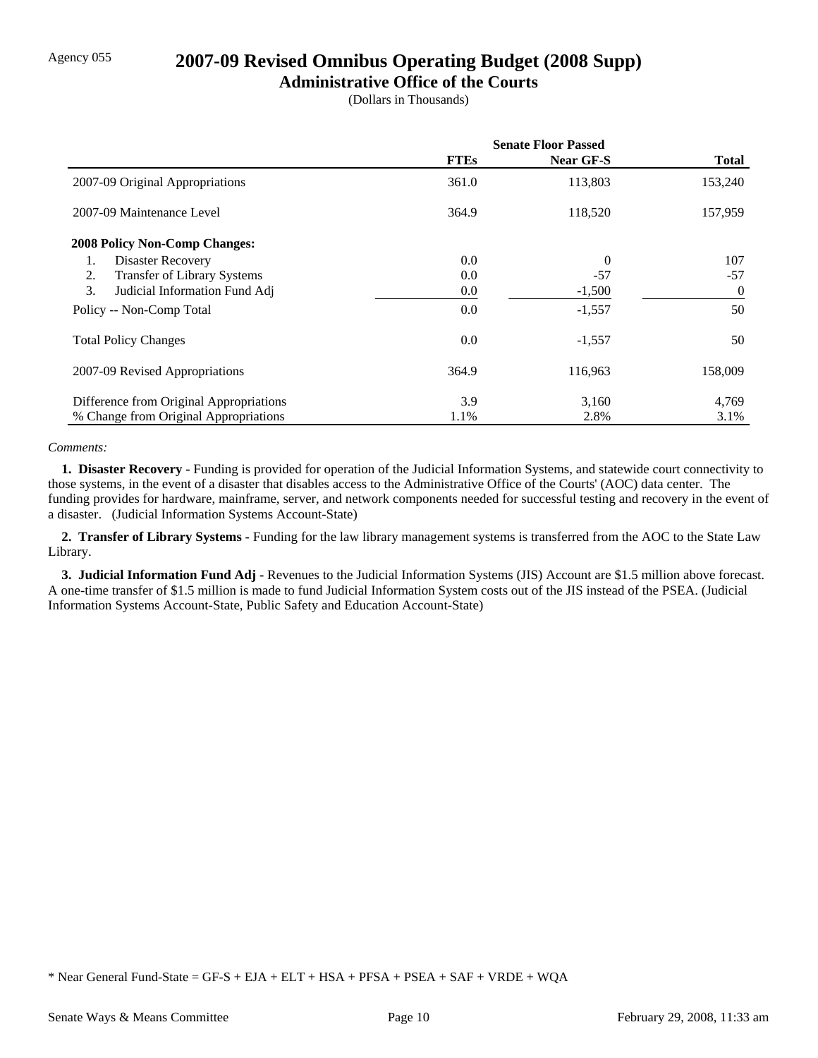Agency 055

# 2007-09 Revised Omnibus Operating Budget (2008 Supp)

## Administrative Office of the Courts

(Dollars in Thousands)

| | Senate Floor Passed | | |
|---|---|---|---|
| | **FTEs** | **Near GF-S** | **Total** |
| 2007-09 Original Appropriations | 361.0 | 113,803 | 153,240 |
| 2007-09 Maintenance Level | 364.9 | 118,520 | 157,959 |
| **2008 Policy Non-Comp Changes:** | | | |
| 1. Disaster Recovery | 0.0 | 0 | 107 |
| 2. Transfer of Library Systems | 0.0 | -57 | -57 |
| 3. Judicial Information Fund Adj | 0.0 | -1,500 | 0 |
| Policy -- Non-Comp Total | 0.0 | -1,557 | 50 |
| Total Policy Changes | 0.0 | -1,557 | 50 |
| 2007-09 Revised Appropriations | 364.9 | 116,963 | 158,009 |
| Difference from Original Appropriations | 3.9 | 3,160 | 4,769 |
| % Change from Original Appropriations | 1.1% | 2.8% | 3.1% |

*Comments:*

**1. Disaster Recovery -** Funding is provided for operation of the Judicial Information Systems, and statewide court connectivity to those systems, in the event of a disaster that disables access to the Administrative Office of the Courts' (AOC) data center. The funding provides for hardware, mainframe, server, and network components needed for successful testing and recovery in the event of a disaster. (Judicial Information Systems Account-State)

**2. Transfer of Library Systems -** Funding for the law library management systems is transferred from the AOC to the State Law Library.

**3. Judicial Information Fund Adj -** Revenues to the Judicial Information Systems (JIS) Account are $1.5 million above forecast. A one-time transfer of $1.5 million is made to fund Judicial Information System costs out of the JIS instead of the PSEA. (Judicial Information Systems Account-State, Public Safety and Education Account-State)

* Near General Fund-State = GF-S + EJA + ELT + HSA + PFSA + PSEA + SAF + VRDE + WQA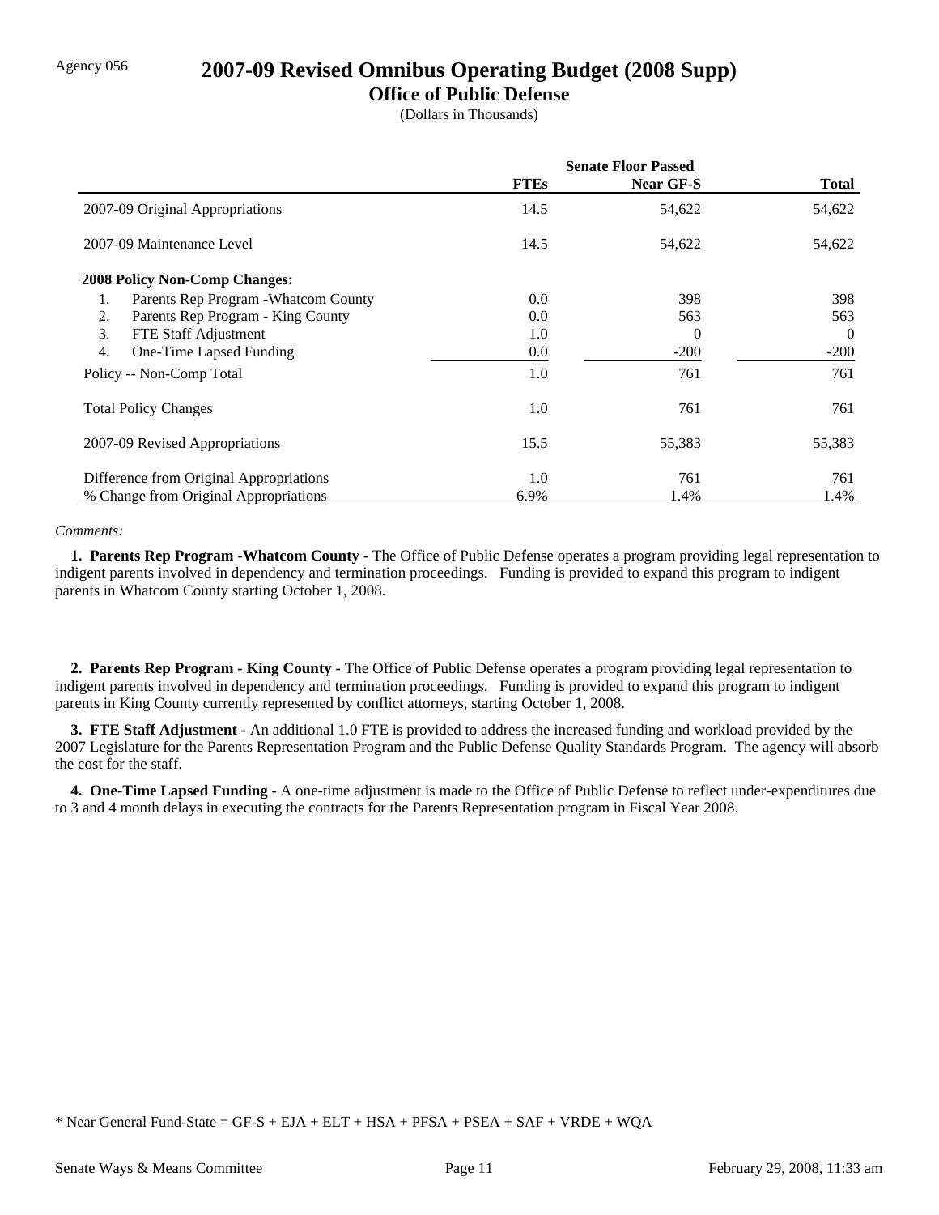Agency 056

# 2007-09 Revised Omnibus Operating Budget (2008 Supp)

## Office of Public Defense

(Dollars in Thousands)

| | Senate Floor Passed | | |
|---|---|---|---|
| | **FTEs** | **Near GF-S** | **Total** |
| 2007-09 Original Appropriations | 14.5 | 54,622 | 54,622 |
| 2007-09 Maintenance Level | 14.5 | 54,622 | 54,622 |
| **2008 Policy Non-Comp Changes:** | | | |
| 1. Parents Rep Program -Whatcom County | 0.0 | 398 | 398 |
| 2. Parents Rep Program - King County | 0.0 | 563 | 563 |
| 3. FTE Staff Adjustment | 1.0 | 0 | 0 |
| 4. One-Time Lapsed Funding | 0.0 | -200 | -200 |
| Policy -- Non-Comp Total | 1.0 | 761 | 761 |
| Total Policy Changes | 1.0 | 761 | 761 |
| 2007-09 Revised Appropriations | 15.5 | 55,383 | 55,383 |
| Difference from Original Appropriations | 1.0 | 761 | 761 |
| % Change from Original Appropriations | 6.9% | 1.4% | 1.4% |

*Comments:*

**1. Parents Rep Program -Whatcom County -** The Office of Public Defense operates a program providing legal representation to indigent parents involved in dependency and termination proceedings. Funding is provided to expand this program to indigent parents in Whatcom County starting October 1, 2008.

**2. Parents Rep Program - King County -** The Office of Public Defense operates a program providing legal representation to indigent parents involved in dependency and termination proceedings. Funding is provided to expand this program to indigent parents in King County currently represented by conflict attorneys, starting October 1, 2008.

**3. FTE Staff Adjustment -** An additional 1.0 FTE is provided to address the increased funding and workload provided by the 2007 Legislature for the Parents Representation Program and the Public Defense Quality Standards Program. The agency will absorb the cost for the staff.

**4. One-Time Lapsed Funding -** A one-time adjustment is made to the Office of Public Defense to reflect under-expenditures due to 3 and 4 month delays in executing the contracts for the Parents Representation program in Fiscal Year 2008.

* Near General Fund-State = GF-S + EJA + ELT + HSA + PFSA + PSEA + SAF + VRDE + WQA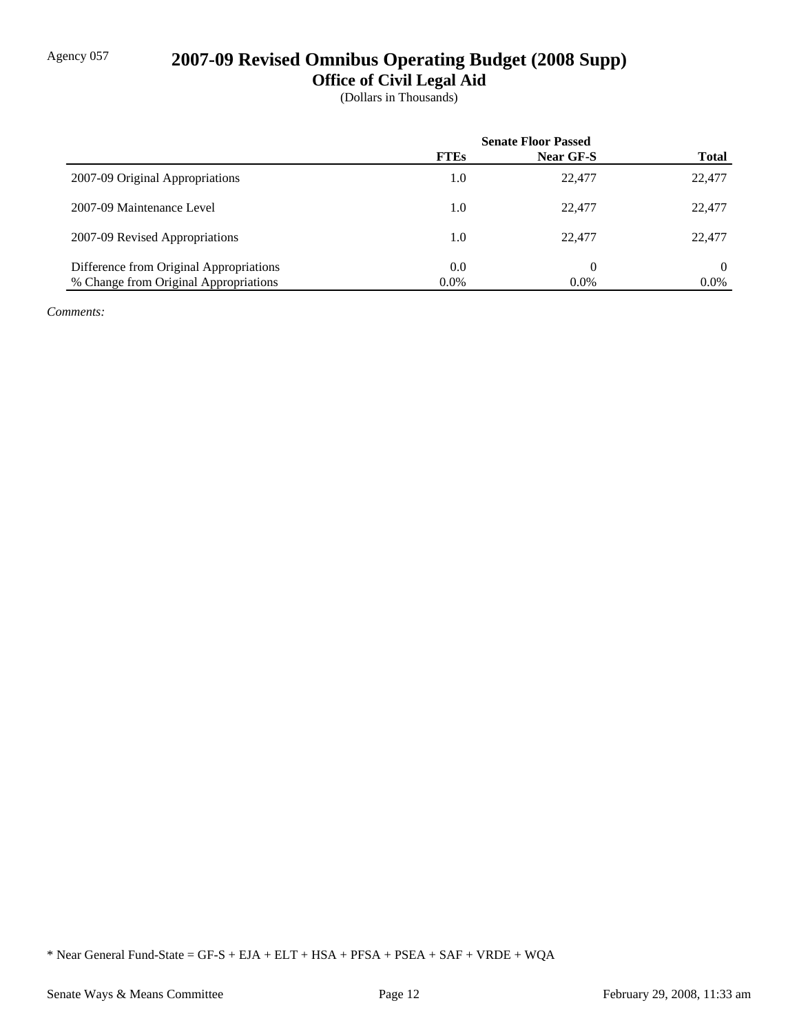Agency 057

# 2007-09 Revised Omnibus Operating Budget (2008 Supp)

## Office of Civil Legal Aid

(Dollars in Thousands)

| | Senate Floor Passed | | |
|---|---|---|---|
| | **FTEs** | **Near GF-S** | **Total** |
| 2007-09 Original Appropriations | 1.0 | 22,477 | 22,477 |
| 2007-09 Maintenance Level | 1.0 | 22,477 | 22,477 |
| 2007-09 Revised Appropriations | 1.0 | 22,477 | 22,477 |
| Difference from Original Appropriations | 0.0 | 0 | 0 |
| % Change from Original Appropriations | 0.0% | 0.0% | 0.0% |

*Comments:*

* Near General Fund-State = GF-S + EJA + ELT + HSA + PFSA + PSEA + SAF + VRDE + WQA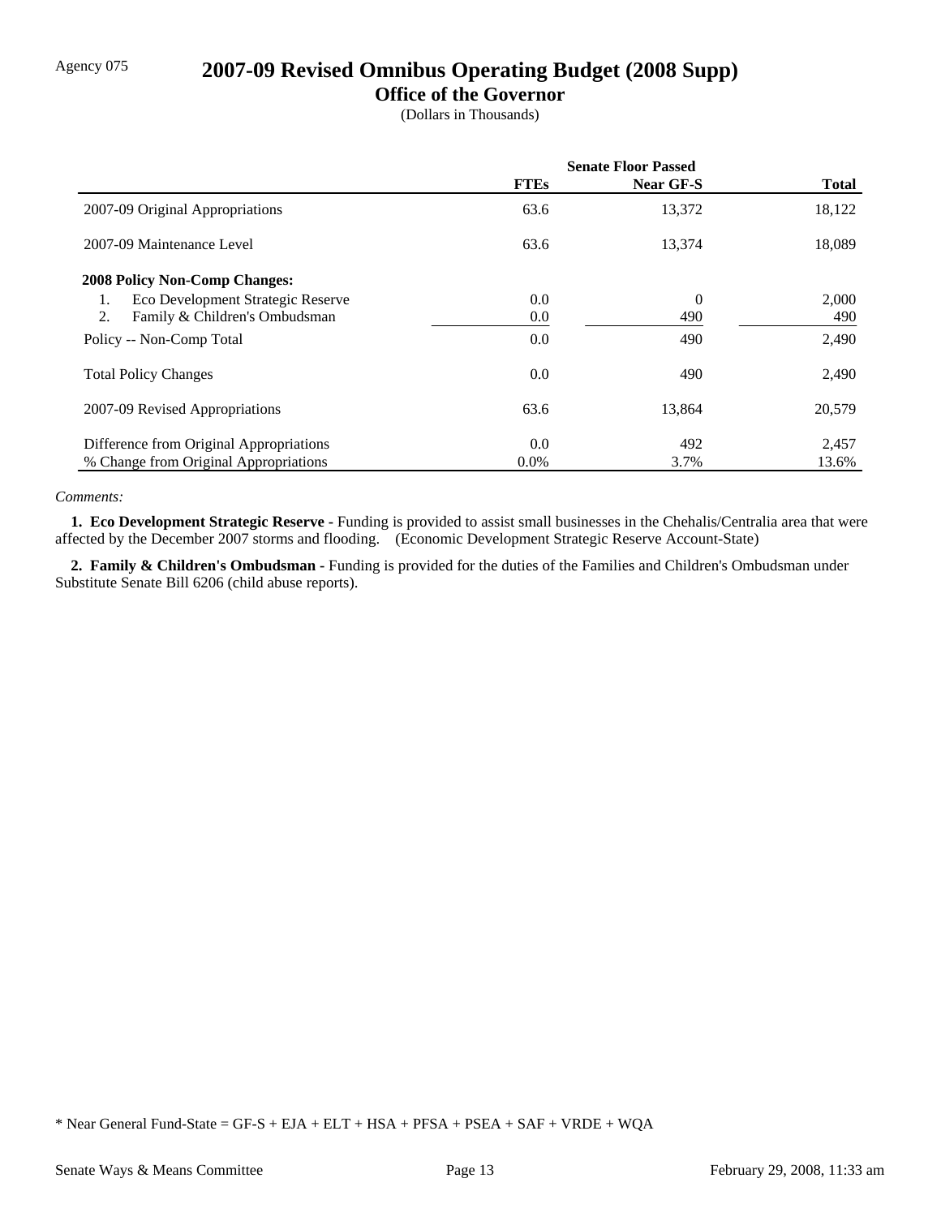Agency 075

# 2007-09 Revised Omnibus Operating Budget (2008 Supp)

## Office of the Governor

(Dollars in Thousands)

| | Senate Floor Passed | | |
|---|---|---|---|
| | **FTEs** | **Near GF-S** | **Total** |
| 2007-09 Original Appropriations | 63.6 | 13,372 | 18,122 |
| 2007-09 Maintenance Level | 63.6 | 13,374 | 18,089 |
| **2008 Policy Non-Comp Changes:** | | | |
| 1. Eco Development Strategic Reserve | 0.0 | 0 | 2,000 |
| 2. Family & Children's Ombudsman | 0.0 | 490 | 490 |
| Policy -- Non-Comp Total | 0.0 | 490 | 2,490 |
| Total Policy Changes | 0.0 | 490 | 2,490 |
| 2007-09 Revised Appropriations | 63.6 | 13,864 | 20,579 |
| Difference from Original Appropriations | 0.0 | 492 | 2,457 |
| % Change from Original Appropriations | 0.0% | 3.7% | 13.6% |

*Comments:*

**1. Eco Development Strategic Reserve -** Funding is provided to assist small businesses in the Chehalis/Centralia area that were affected by the December 2007 storms and flooding. (Economic Development Strategic Reserve Account-State)

**2. Family & Children's Ombudsman -** Funding is provided for the duties of the Families and Children's Ombudsman under Substitute Senate Bill 6206 (child abuse reports).

* Near General Fund-State = GF-S + EJA + ELT + HSA + PFSA + PSEA + SAF + VRDE + WQA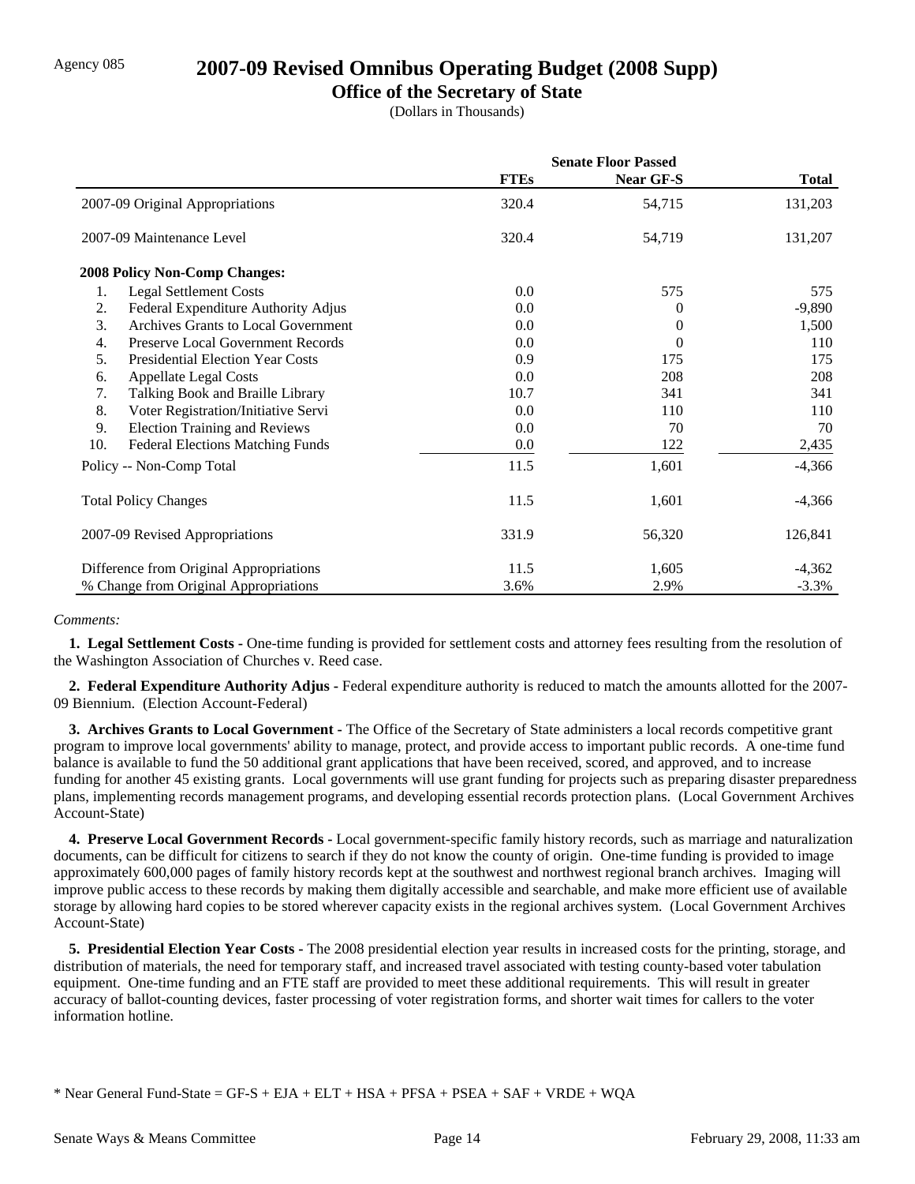Agency 085

# 2007-09 Revised Omnibus Operating Budget (2008 Supp)

## Office of the Secretary of State

(Dollars in Thousands)

| | Senate Floor Passed | | |
|---|---|---|---|
| | **FTEs** | **Near GF-S** | **Total** |
| 2007-09 Original Appropriations | 320.4 | 54,715 | 131,203 |
| 2007-09 Maintenance Level | 320.4 | 54,719 | 131,207 |
| **2008 Policy Non-Comp Changes:** | | | |
| 1. Legal Settlement Costs | 0.0 | 575 | 575 |
| 2. Federal Expenditure Authority Adjus | 0.0 | 0 | -9,890 |
| 3. Archives Grants to Local Government | 0.0 | 0 | 1,500 |
| 4. Preserve Local Government Records | 0.0 | 0 | 110 |
| 5. Presidential Election Year Costs | 0.9 | 175 | 175 |
| 6. Appellate Legal Costs | 0.0 | 208 | 208 |
| 7. Talking Book and Braille Library | 10.7 | 341 | 341 |
| 8. Voter Registration/Initiative Servi | 0.0 | 110 | 110 |
| 9. Election Training and Reviews | 0.0 | 70 | 70 |
| 10. Federal Elections Matching Funds | 0.0 | 122 | 2,435 |
| Policy -- Non-Comp Total | 11.5 | 1,601 | -4,366 |
| Total Policy Changes | 11.5 | 1,601 | -4,366 |
| 2007-09 Revised Appropriations | 331.9 | 56,320 | 126,841 |
| Difference from Original Appropriations | 11.5 | 1,605 | -4,362 |
| % Change from Original Appropriations | 3.6% | 2.9% | -3.3% |

*Comments:*

**1. Legal Settlement Costs -** One-time funding is provided for settlement costs and attorney fees resulting from the resolution of the Washington Association of Churches v. Reed case.

**2. Federal Expenditure Authority Adjus -** Federal expenditure authority is reduced to match the amounts allotted for the 2007-09 Biennium. (Election Account-Federal)

**3. Archives Grants to Local Government -** The Office of the Secretary of State administers a local records competitive grant program to improve local governments' ability to manage, protect, and provide access to important public records. A one-time fund balance is available to fund the 50 additional grant applications that have been received, scored, and approved, and to increase funding for another 45 existing grants. Local governments will use grant funding for projects such as preparing disaster preparedness plans, implementing records management programs, and developing essential records protection plans. (Local Government Archives Account-State)

**4. Preserve Local Government Records -** Local government-specific family history records, such as marriage and naturalization documents, can be difficult for citizens to search if they do not know the county of origin. One-time funding is provided to image approximately 600,000 pages of family history records kept at the southwest and northwest regional branch archives. Imaging will improve public access to these records by making them digitally accessible and searchable, and make more efficient use of available storage by allowing hard copies to be stored wherever capacity exists in the regional archives system. (Local Government Archives Account-State)

**5. Presidential Election Year Costs -** The 2008 presidential election year results in increased costs for the printing, storage, and distribution of materials, the need for temporary staff, and increased travel associated with testing county-based voter tabulation equipment. One-time funding and an FTE staff are provided to meet these additional requirements. This will result in greater accuracy of ballot-counting devices, faster processing of voter registration forms, and shorter wait times for callers to the voter information hotline.

* Near General Fund-State = GF-S + EJA + ELT + HSA + PFSA + PSEA + SAF + VRDE + WQA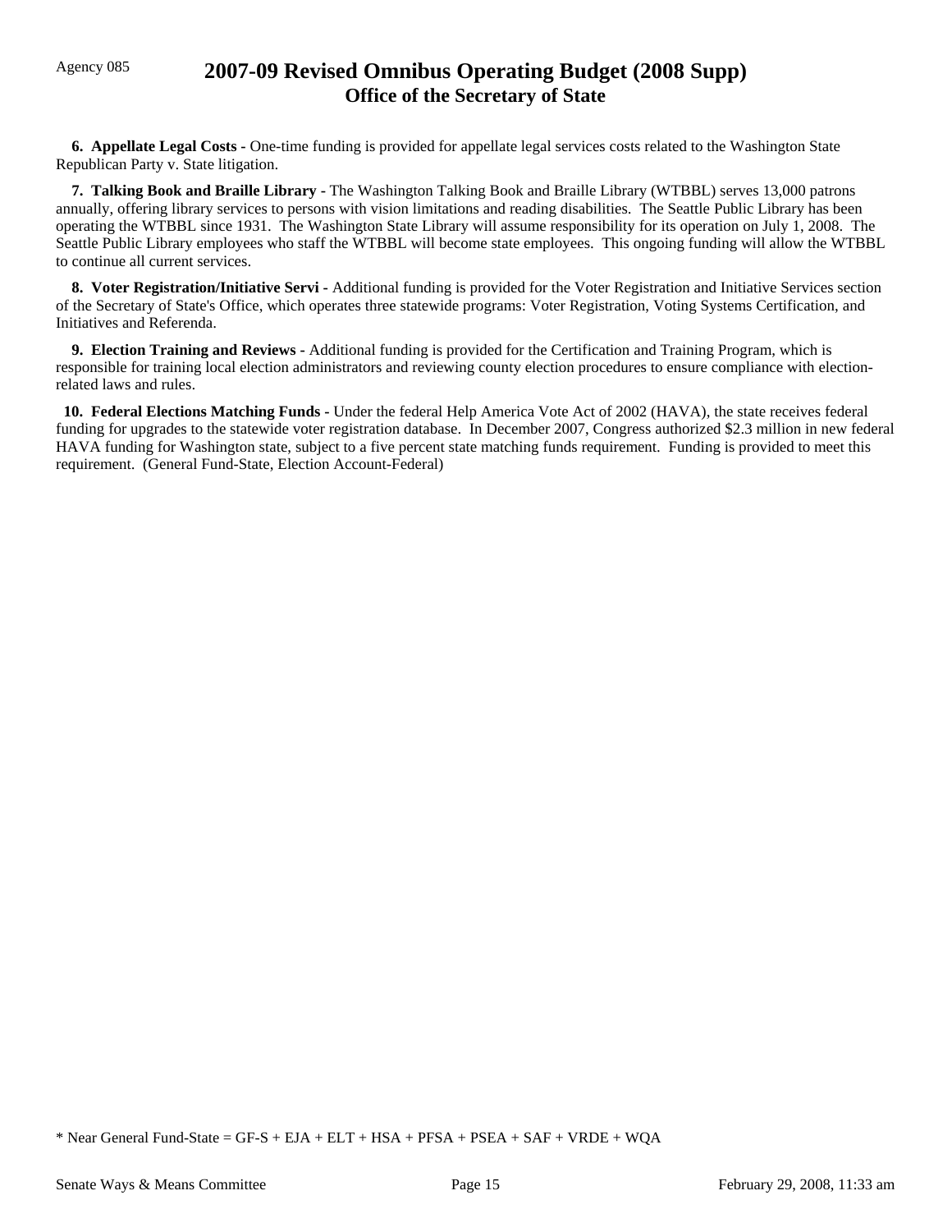**6. Appellate Legal Costs -** One-time funding is provided for appellate legal services costs related to the Washington State Republican Party v. State litigation.

**7. Talking Book and Braille Library -** The Washington Talking Book and Braille Library (WTBBL) serves 13,000 patrons annually, offering library services to persons with vision limitations and reading disabilities. The Seattle Public Library has been operating the WTBBL since 1931. The Washington State Library will assume responsibility for its operation on July 1, 2008. The Seattle Public Library employees who staff the WTBBL will become state employees. This ongoing funding will allow the WTBBL to continue all current services.

**8. Voter Registration/Initiative Servi -** Additional funding is provided for the Voter Registration and Initiative Services section of the Secretary of State's Office, which operates three statewide programs: Voter Registration, Voting Systems Certification, and Initiatives and Referenda.

**9. Election Training and Reviews -** Additional funding is provided for the Certification and Training Program, which is responsible for training local election administrators and reviewing county election procedures to ensure compliance with election-related laws and rules.

**10. Federal Elections Matching Funds -** Under the federal Help America Vote Act of 2002 (HAVA), the state receives federal funding for upgrades to the statewide voter registration database. In December 2007, Congress authorized $2.3 million in new federal HAVA funding for Washington state, subject to a five percent state matching funds requirement. Funding is provided to meet this requirement. (General Fund-State, Election Account-Federal)

* Near General Fund-State = GF-S + EJA + ELT + HSA + PFSA + PSEA + SAF + VRDE + WQA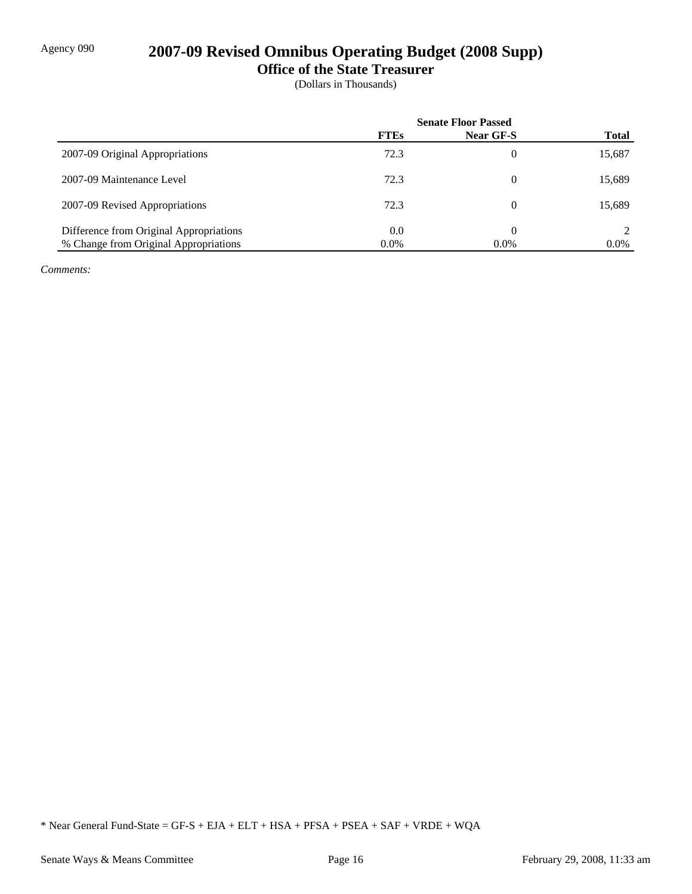Agency 090

# 2007-09 Revised Omnibus Operating Budget (2008 Supp)

## Office of the State Treasurer

(Dollars in Thousands)

| | Senate Floor Passed | | |
|---|---|---|---|
| | **FTEs** | **Near GF-S** | **Total** |
| 2007-09 Original Appropriations | 72.3 | 0 | 15,687 |
| 2007-09 Maintenance Level | 72.3 | 0 | 15,689 |
| 2007-09 Revised Appropriations | 72.3 | 0 | 15,689 |
| Difference from Original Appropriations | 0.0 | 0 | 2 |
| % Change from Original Appropriations | 0.0% | 0.0% | 0.0% |

*Comments:*

* Near General Fund-State = GF-S + EJA + ELT + HSA + PFSA + PSEA + SAF + VRDE + WQA

Senate Ways & Means Committee | February 29, 2008, 11:33 am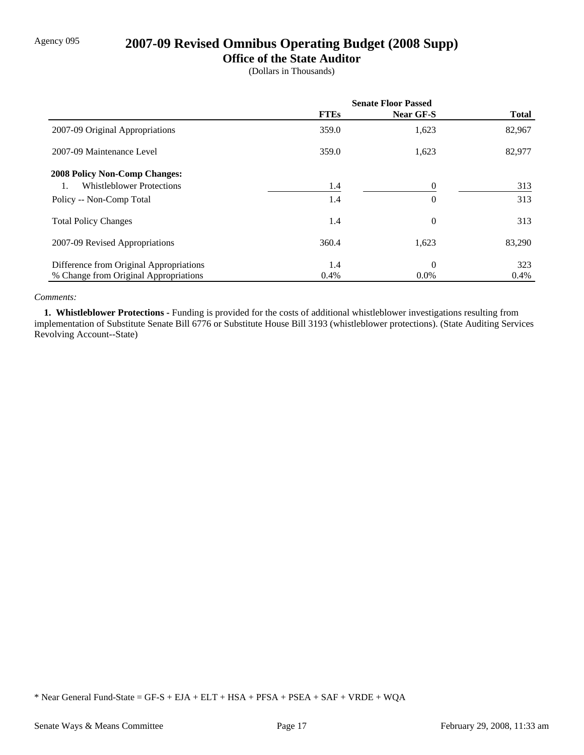Agency 095

# 2007-09 Revised Omnibus Operating Budget (2008 Supp)

## Office of the State Auditor

(Dollars in Thousands)

| | Senate Floor Passed | | |
|---|---|---|---|
| | **FTEs** | **Near GF-S** | **Total** |
| 2007-09 Original Appropriations | 359.0 | 1,623 | 82,967 |
| 2007-09 Maintenance Level | 359.0 | 1,623 | 82,977 |
| **2008 Policy Non-Comp Changes:** | | | |
| 1. Whistleblower Protections | 1.4 | 0 | 313 |
| Policy -- Non-Comp Total | 1.4 | 0 | 313 |
| Total Policy Changes | 1.4 | 0 | 313 |
| 2007-09 Revised Appropriations | 360.4 | 1,623 | 83,290 |
| Difference from Original Appropriations | 1.4 | 0 | 323 |
| % Change from Original Appropriations | 0.4% | 0.0% | 0.4% |

*Comments:*

**1. Whistleblower Protections -** Funding is provided for the costs of additional whistleblower investigations resulting from implementation of Substitute Senate Bill 6776 or Substitute House Bill 3193 (whistleblower protections). (State Auditing Services Revolving Account--State)

\* Near General Fund-State = GF-S + EJA + ELT + HSA + PFSA + PSEA + SAF + VRDE + WQA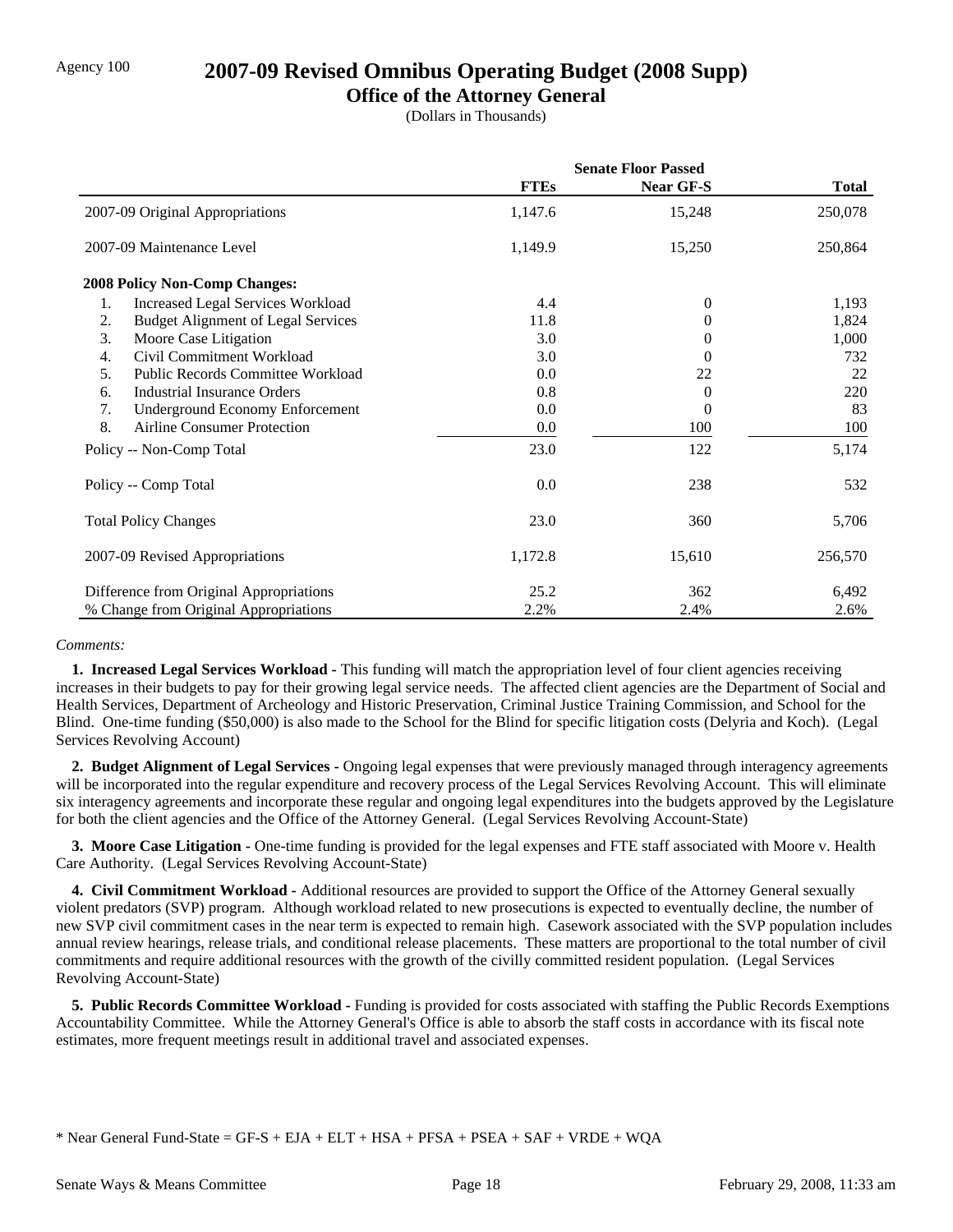Agency 100

# 2007-09 Revised Omnibus Operating Budget (2008 Supp)

## Office of the Attorney General

(Dollars in Thousands)

| | Senate Floor Passed | | |
|---|---|---|---|
| | **FTEs** | **Near GF-S** | **Total** |
| 2007-09 Original Appropriations | 1,147.6 | 15,248 | 250,078 |
| 2007-09 Maintenance Level | 1,149.9 | 15,250 | 250,864 |
| **2008 Policy Non-Comp Changes:** | | | |
| 1. Increased Legal Services Workload | 4.4 | 0 | 1,193 |
| 2. Budget Alignment of Legal Services | 11.8 | 0 | 1,824 |
| 3. Moore Case Litigation | 3.0 | 0 | 1,000 |
| 4. Civil Commitment Workload | 3.0 | 0 | 732 |
| 5. Public Records Committee Workload | 0.0 | 22 | 22 |
| 6. Industrial Insurance Orders | 0.8 | 0 | 220 |
| 7. Underground Economy Enforcement | 0.0 | 0 | 83 |
| 8. Airline Consumer Protection | 0.0 | 100 | 100 |
| Policy -- Non-Comp Total | 23.0 | 122 | 5,174 |
| Policy -- Comp Total | 0.0 | 238 | 532 |
| Total Policy Changes | 23.0 | 360 | 5,706 |
| 2007-09 Revised Appropriations | 1,172.8 | 15,610 | 256,570 |
| Difference from Original Appropriations | 25.2 | 362 | 6,492 |
| % Change from Original Appropriations | 2.2% | 2.4% | 2.6% |

*Comments:*

**1. Increased Legal Services Workload -** This funding will match the appropriation level of four client agencies receiving increases in their budgets to pay for their growing legal service needs. The affected client agencies are the Department of Social and Health Services, Department of Archeology and Historic Preservation, Criminal Justice Training Commission, and School for the Blind. One-time funding ($50,000) is also made to the School for the Blind for specific litigation costs (Delyria and Koch). (Legal Services Revolving Account)

**2. Budget Alignment of Legal Services -** Ongoing legal expenses that were previously managed through interagency agreements will be incorporated into the regular expenditure and recovery process of the Legal Services Revolving Account. This will eliminate six interagency agreements and incorporate these regular and ongoing legal expenditures into the budgets approved by the Legislature for both the client agencies and the Office of the Attorney General. (Legal Services Revolving Account-State)

**3. Moore Case Litigation -** One-time funding is provided for the legal expenses and FTE staff associated with Moore v. Health Care Authority. (Legal Services Revolving Account-State)

**4. Civil Commitment Workload -** Additional resources are provided to support the Office of the Attorney General sexually violent predators (SVP) program. Although workload related to new prosecutions is expected to eventually decline, the number of new SVP civil commitment cases in the near term is expected to remain high. Casework associated with the SVP population includes annual review hearings, release trials, and conditional release placements. These matters are proportional to the total number of civil commitments and require additional resources with the growth of the civilly committed resident population. (Legal Services Revolving Account-State)

**5. Public Records Committee Workload -** Funding is provided for costs associated with staffing the Public Records Exemptions Accountability Committee. While the Attorney General's Office is able to absorb the staff costs in accordance with its fiscal note estimates, more frequent meetings result in additional travel and associated expenses.

\* Near General Fund-State = GF-S + EJA + ELT + HSA + PFSA + PSEA + SAF + VRDE + WQA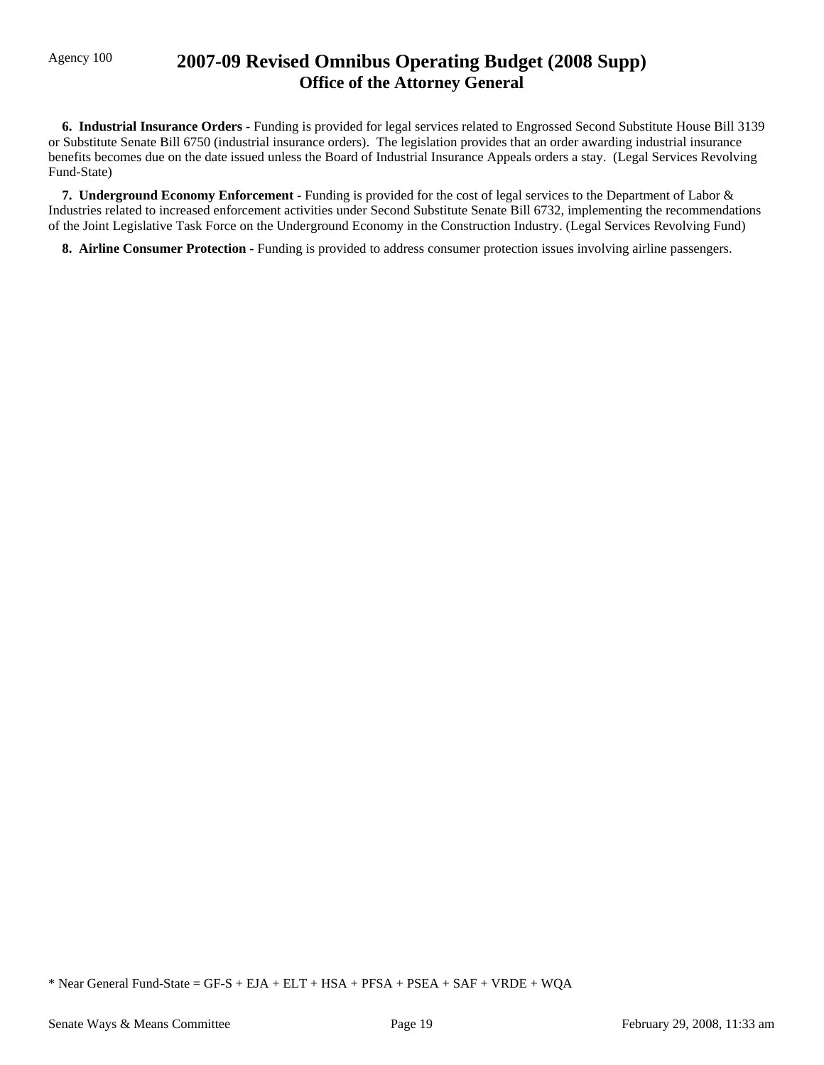**6. Industrial Insurance Orders -** Funding is provided for legal services related to Engrossed Second Substitute House Bill 3139 or Substitute Senate Bill 6750 (industrial insurance orders). The legislation provides that an order awarding industrial insurance benefits becomes due on the date issued unless the Board of Industrial Insurance Appeals orders a stay. (Legal Services Revolving Fund-State)

**7. Underground Economy Enforcement -** Funding is provided for the cost of legal services to the Department of Labor & Industries related to increased enforcement activities under Second Substitute Senate Bill 6732, implementing the recommendations of the Joint Legislative Task Force on the Underground Economy in the Construction Industry. (Legal Services Revolving Fund)

**8. Airline Consumer Protection -** Funding is provided to address consumer protection issues involving airline passengers.

* Near General Fund-State = GF-S + EJA + ELT + HSA + PFSA + PSEA + SAF + VRDE + WQA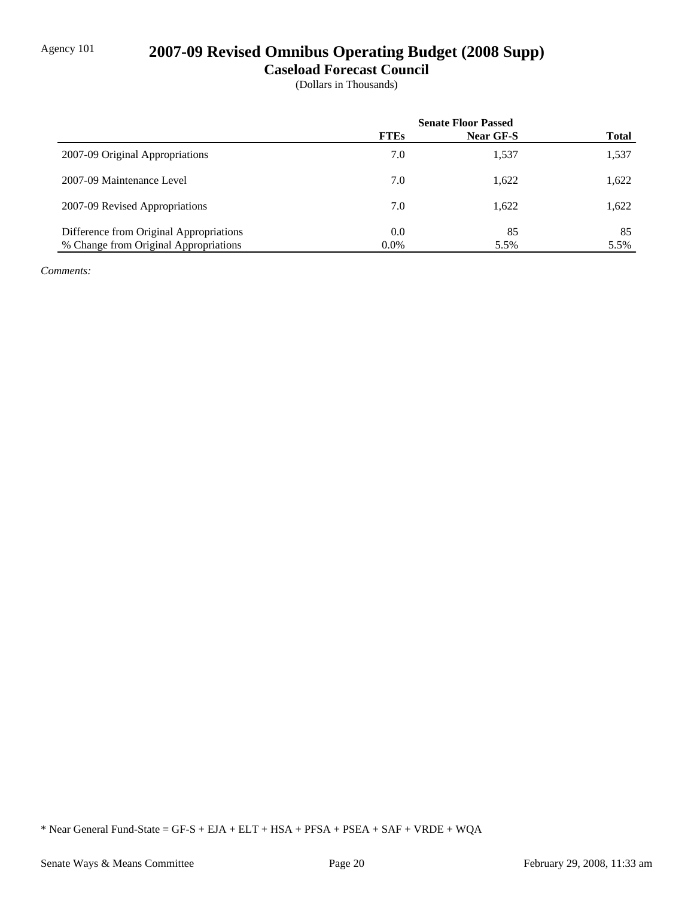Agency 101

# 2007-09 Revised Omnibus Operating Budget (2008 Supp)

## Caseload Forecast Council

(Dollars in Thousands)

| | Senate Floor Passed | | |
|---|---|---|---|
| | **FTEs** | **Near GF-S** | **Total** |
| 2007-09 Original Appropriations | 7.0 | 1,537 | 1,537 |
| 2007-09 Maintenance Level | 7.0 | 1,622 | 1,622 |
| 2007-09 Revised Appropriations | 7.0 | 1,622 | 1,622 |
| Difference from Original Appropriations | 0.0 | 85 | 85 |
| % Change from Original Appropriations | 0.0% | 5.5% | 5.5% |

*Comments:*

* Near General Fund-State = GF-S + EJA + ELT + HSA + PFSA + PSEA + SAF + VRDE + WQA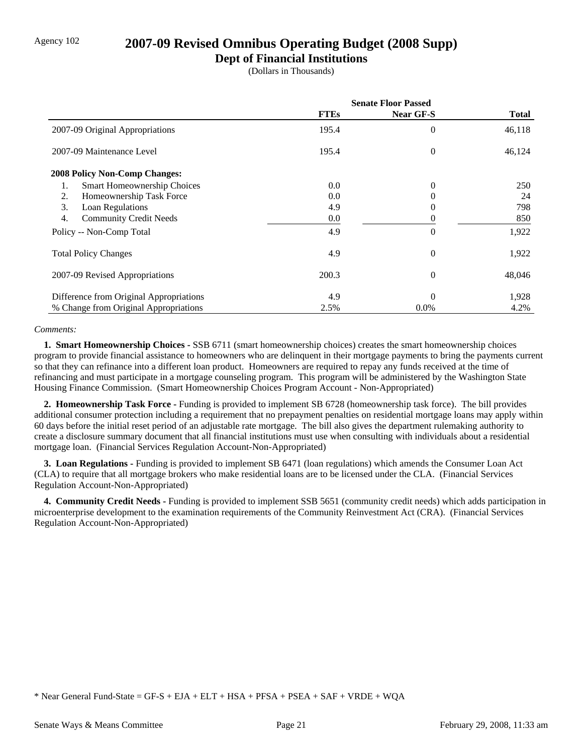Agency 102

# 2007-09 Revised Omnibus Operating Budget (2008 Supp)

## Dept of Financial Institutions

(Dollars in Thousands)

| | Senate Floor Passed | | |
|---|---|---|---|
| | **FTEs** | **Near GF-S** | **Total** |
| 2007-09 Original Appropriations | 195.4 | 0 | 46,118 |
| 2007-09 Maintenance Level | 195.4 | 0 | 46,124 |
| **2008 Policy Non-Comp Changes:** | | | |
| 1. Smart Homeownership Choices | 0.0 | 0 | 250 |
| 2. Homeownership Task Force | 0.0 | 0 | 24 |
| 3. Loan Regulations | 4.9 | 0 | 798 |
| 4. Community Credit Needs | 0.0 | 0 | 850 |
| Policy -- Non-Comp Total | 4.9 | 0 | 1,922 |
| Total Policy Changes | 4.9 | 0 | 1,922 |
| 2007-09 Revised Appropriations | 200.3 | 0 | 48,046 |
| Difference from Original Appropriations | 4.9 | 0 | 1,928 |
| % Change from Original Appropriations | 2.5% | 0.0% | 4.2% |

*Comments:*

**1. Smart Homeownership Choices -** SSB 6711 (smart homeownership choices) creates the smart homeownership choices program to provide financial assistance to homeowners who are delinquent in their mortgage payments to bring the payments current so that they can refinance into a different loan product. Homeowners are required to repay any funds received at the time of refinancing and must participate in a mortgage counseling program. This program will be administered by the Washington State Housing Finance Commission. (Smart Homeownership Choices Program Account - Non-Appropriated)

**2. Homeownership Task Force -** Funding is provided to implement SB 6728 (homeownership task force). The bill provides additional consumer protection including a requirement that no prepayment penalties on residential mortgage loans may apply within 60 days before the initial reset period of an adjustable rate mortgage. The bill also gives the department rulemaking authority to create a disclosure summary document that all financial institutions must use when consulting with individuals about a residential mortgage loan. (Financial Services Regulation Account-Non-Appropriated)

**3. Loan Regulations -** Funding is provided to implement SB 6471 (loan regulations) which amends the Consumer Loan Act (CLA) to require that all mortgage brokers who make residential loans are to be licensed under the CLA. (Financial Services Regulation Account-Non-Appropriated)

**4. Community Credit Needs -** Funding is provided to implement SSB 5651 (community credit needs) which adds participation in microenterprise development to the examination requirements of the Community Reinvestment Act (CRA). (Financial Services Regulation Account-Non-Appropriated)

* Near General Fund-State = GF-S + EJA + ELT + HSA + PFSA + PSEA + SAF + VRDE + WQA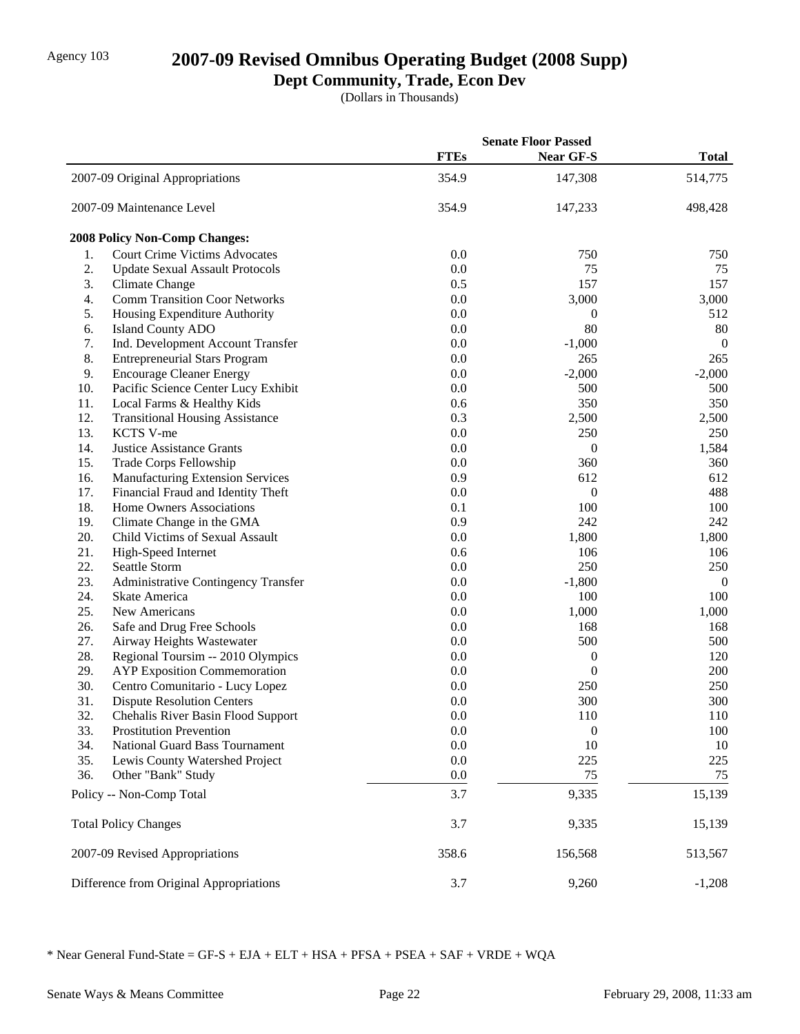Agency 103

# 2007-09 Revised Omnibus Operating Budget (2008 Supp)

## Dept Community, Trade, Econ Dev

(Dollars in Thousands)

| | Senate Floor Passed | | |
|---|---|---|---|
| | FTEs | Near GF-S | Total |
| 2007-09 Original Appropriations | 354.9 | 147,308 | 514,775 |
| 2007-09 Maintenance Level | 354.9 | 147,233 | 498,428 |
| **2008 Policy Non-Comp Changes:** | | | |
| 1. Court Crime Victims Advocates | 0.0 | 750 | 750 |
| 2. Update Sexual Assault Protocols | 0.0 | 75 | 75 |
| 3. Climate Change | 0.5 | 157 | 157 |
| 4. Comm Transition Coor Networks | 0.0 | 3,000 | 3,000 |
| 5. Housing Expenditure Authority | 0.0 | 0 | 512 |
| 6. Island County ADO | 0.0 | 80 | 80 |
| 7. Ind. Development Account Transfer | 0.0 | -1,000 | 0 |
| 8. Entrepreneurial Stars Program | 0.0 | 265 | 265 |
| 9. Encourage Cleaner Energy | 0.0 | -2,000 | -2,000 |
| 10. Pacific Science Center Lucy Exhibit | 0.0 | 500 | 500 |
| 11. Local Farms & Healthy Kids | 0.6 | 350 | 350 |
| 12. Transitional Housing Assistance | 0.3 | 2,500 | 2,500 |
| 13. KCTS V-me | 0.0 | 250 | 250 |
| 14. Justice Assistance Grants | 0.0 | 0 | 1,584 |
| 15. Trade Corps Fellowship | 0.0 | 360 | 360 |
| 16. Manufacturing Extension Services | 0.9 | 612 | 612 |
| 17. Financial Fraud and Identity Theft | 0.0 | 0 | 488 |
| 18. Home Owners Associations | 0.1 | 100 | 100 |
| 19. Climate Change in the GMA | 0.9 | 242 | 242 |
| 20. Child Victims of Sexual Assault | 0.0 | 1,800 | 1,800 |
| 21. High-Speed Internet | 0.6 | 106 | 106 |
| 22. Seattle Storm | 0.0 | 250 | 250 |
| 23. Administrative Contingency Transfer | 0.0 | -1,800 | 0 |
| 24. Skate America | 0.0 | 100 | 100 |
| 25. New Americans | 0.0 | 1,000 | 1,000 |
| 26. Safe and Drug Free Schools | 0.0 | 168 | 168 |
| 27. Airway Heights Wastewater | 0.0 | 500 | 500 |
| 28. Regional Toursim -- 2010 Olympics | 0.0 | 0 | 120 |
| 29. AYP Exposition Commemoration | 0.0 | 0 | 200 |
| 30. Centro Comunitario - Lucy Lopez | 0.0 | 250 | 250 |
| 31. Dispute Resolution Centers | 0.0 | 300 | 300 |
| 32. Chehalis River Basin Flood Support | 0.0 | 110 | 110 |
| 33. Prostitution Prevention | 0.0 | 0 | 100 |
| 34. National Guard Bass Tournament | 0.0 | 10 | 10 |
| 35. Lewis County Watershed Project | 0.0 | 225 | 225 |
| 36. Other "Bank" Study | 0.0 | 75 | 75 |
| Policy -- Non-Comp Total | 3.7 | 9,335 | 15,139 |
| Total Policy Changes | 3.7 | 9,335 | 15,139 |
| 2007-09 Revised Appropriations | 358.6 | 156,568 | 513,567 |
| Difference from Original Appropriations | 3.7 | 9,260 | -1,208 |

* Near General Fund-State = GF-S + EJA + ELT + HSA + PFSA + PSEA + SAF + VRDE + WQA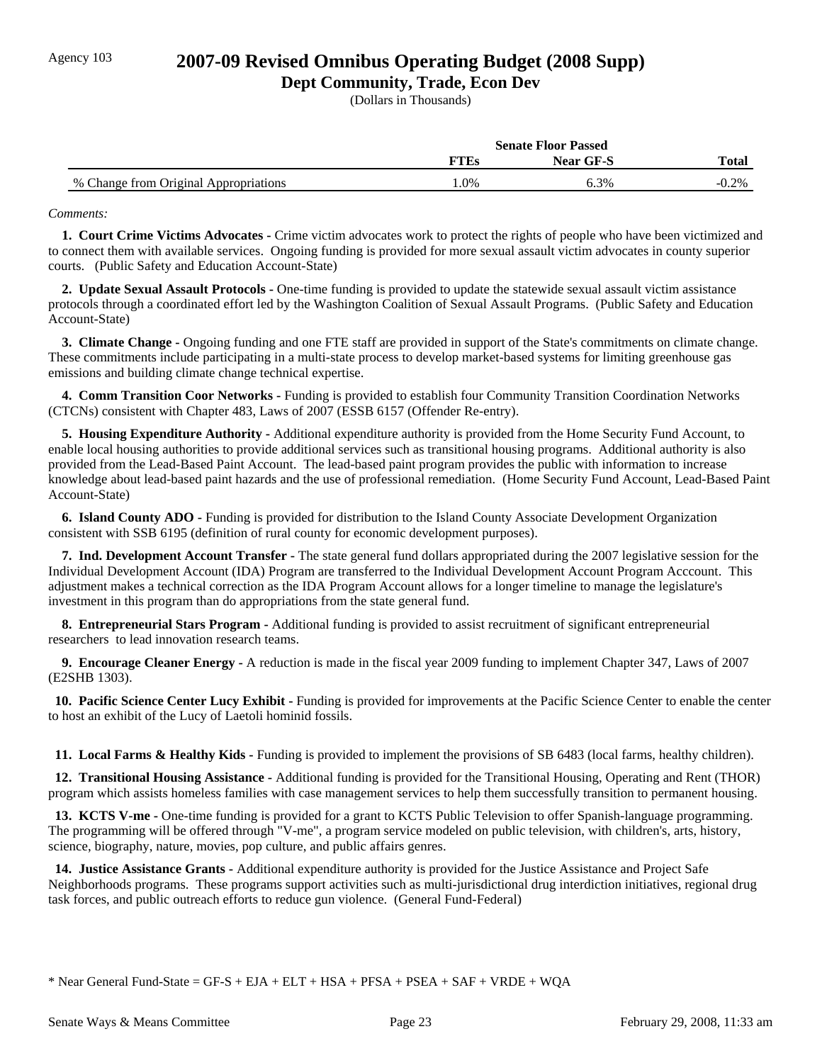Agency 103

# 2007-09 Revised Omnibus Operating Budget (2008 Supp)

## Dept Community, Trade, Econ Dev

(Dollars in Thousands)

| | Senate Floor Passed | | |
|---|---|---|---|
| | FTEs | Near GF-S | Total |
| % Change from Original Appropriations | 1.0% | 6.3% | -0.2% |

*Comments:*

**1. Court Crime Victims Advocates -** Crime victim advocates work to protect the rights of people who have been victimized and to connect them with available services. Ongoing funding is provided for more sexual assault victim advocates in county superior courts. (Public Safety and Education Account-State)

**2. Update Sexual Assault Protocols -** One-time funding is provided to update the statewide sexual assault victim assistance protocols through a coordinated effort led by the Washington Coalition of Sexual Assault Programs. (Public Safety and Education Account-State)

**3. Climate Change -** Ongoing funding and one FTE staff are provided in support of the State's commitments on climate change. These commitments include participating in a multi-state process to develop market-based systems for limiting greenhouse gas emissions and building climate change technical expertise.

**4. Comm Transition Coor Networks -** Funding is provided to establish four Community Transition Coordination Networks (CTCNs) consistent with Chapter 483, Laws of 2007 (ESSB 6157 (Offender Re-entry).

**5. Housing Expenditure Authority -** Additional expenditure authority is provided from the Home Security Fund Account, to enable local housing authorities to provide additional services such as transitional housing programs. Additional authority is also provided from the Lead-Based Paint Account. The lead-based paint program provides the public with information to increase knowledge about lead-based paint hazards and the use of professional remediation. (Home Security Fund Account, Lead-Based Paint Account-State)

**6. Island County ADO -** Funding is provided for distribution to the Island County Associate Development Organization consistent with SSB 6195 (definition of rural county for economic development purposes).

**7. Ind. Development Account Transfer -** The state general fund dollars appropriated during the 2007 legislative session for the Individual Development Account (IDA) Program are transferred to the Individual Development Account Program Acccount. This adjustment makes a technical correction as the IDA Program Account allows for a longer timeline to manage the legislature's investment in this program than do appropriations from the state general fund.

**8. Entrepreneurial Stars Program -** Additional funding is provided to assist recruitment of significant entrepreneurial researchers to lead innovation research teams.

**9. Encourage Cleaner Energy -** A reduction is made in the fiscal year 2009 funding to implement Chapter 347, Laws of 2007 (E2SHB 1303).

**10. Pacific Science Center Lucy Exhibit -** Funding is provided for improvements at the Pacific Science Center to enable the center to host an exhibit of the Lucy of Laetoli hominid fossils.

**11. Local Farms & Healthy Kids -** Funding is provided to implement the provisions of SB 6483 (local farms, healthy children).

**12. Transitional Housing Assistance -** Additional funding is provided for the Transitional Housing, Operating and Rent (THOR) program which assists homeless families with case management services to help them successfully transition to permanent housing.

**13. KCTS V-me -** One-time funding is provided for a grant to KCTS Public Television to offer Spanish-language programming. The programming will be offered through "V-me", a program service modeled on public television, with children's, arts, history, science, biography, nature, movies, pop culture, and public affairs genres.

**14. Justice Assistance Grants -** Additional expenditure authority is provided for the Justice Assistance and Project Safe Neighborhoods programs. These programs support activities such as multi-jurisdictional drug interdiction initiatives, regional drug task forces, and public outreach efforts to reduce gun violence. (General Fund-Federal)

* Near General Fund-State = GF-S + EJA + ELT + HSA + PFSA + PSEA + SAF + VRDE + WQA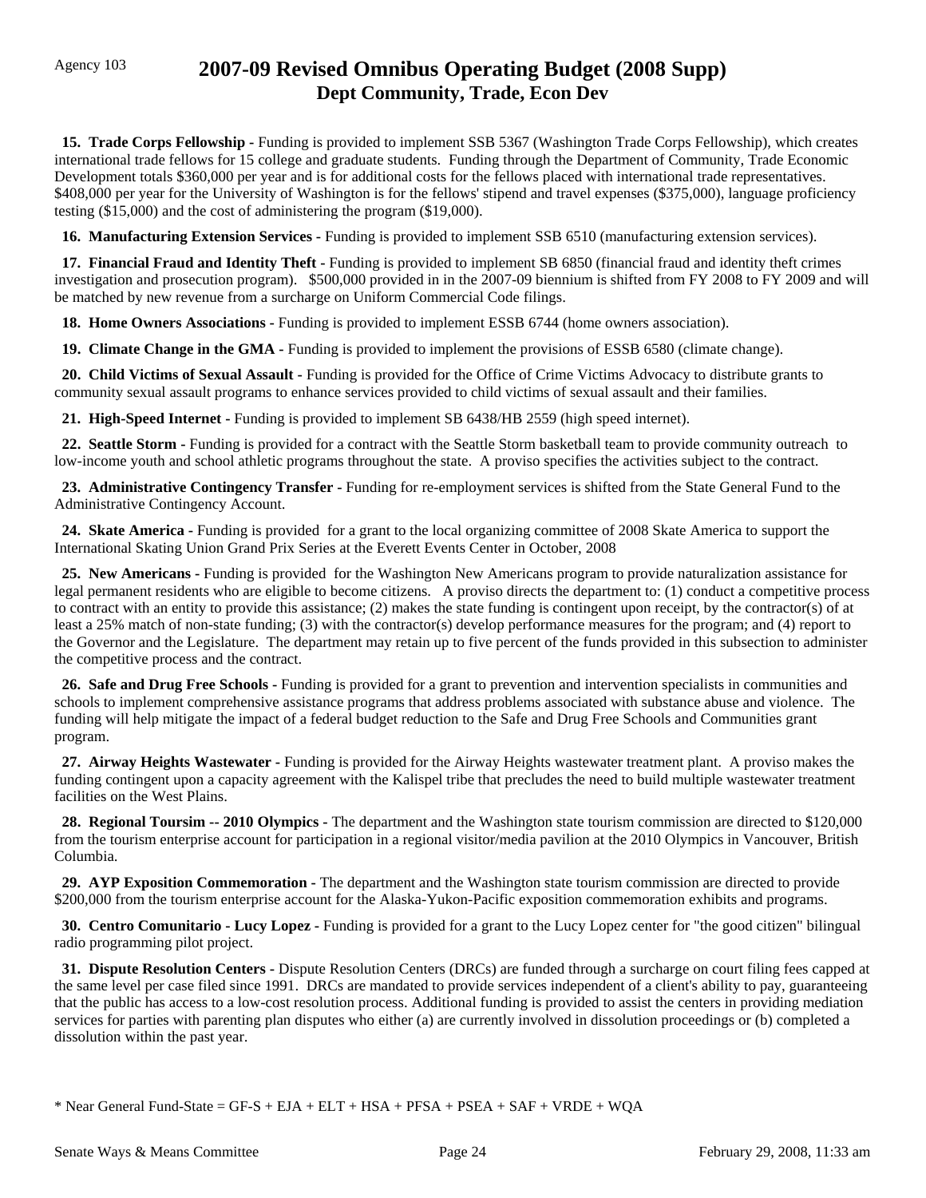Agency 103

# 2007-09 Revised Omnibus Operating Budget (2008 Supp)
## Dept Community, Trade, Econ Dev

**15. Trade Corps Fellowship -** Funding is provided to implement SSB 5367 (Washington Trade Corps Fellowship), which creates international trade fellows for 15 college and graduate students. Funding through the Department of Community, Trade Economic Development totals $360,000 per year and is for additional costs for the fellows placed with international trade representatives. $408,000 per year for the University of Washington is for the fellows' stipend and travel expenses ($375,000), language proficiency testing ($15,000) and the cost of administering the program ($19,000).

**16. Manufacturing Extension Services -** Funding is provided to implement SSB 6510 (manufacturing extension services).

**17. Financial Fraud and Identity Theft -** Funding is provided to implement SB 6850 (financial fraud and identity theft crimes investigation and prosecution program). $500,000 provided in in the 2007-09 biennium is shifted from FY 2008 to FY 2009 and will be matched by new revenue from a surcharge on Uniform Commercial Code filings.

**18. Home Owners Associations -** Funding is provided to implement ESSB 6744 (home owners association).

**19. Climate Change in the GMA -** Funding is provided to implement the provisions of ESSB 6580 (climate change).

**20. Child Victims of Sexual Assault -** Funding is provided for the Office of Crime Victims Advocacy to distribute grants to community sexual assault programs to enhance services provided to child victims of sexual assault and their families.

**21. High-Speed Internet -** Funding is provided to implement SB 6438/HB 2559 (high speed internet).

**22. Seattle Storm -** Funding is provided for a contract with the Seattle Storm basketball team to provide community outreach to low-income youth and school athletic programs throughout the state. A proviso specifies the activities subject to the contract.

**23. Administrative Contingency Transfer -** Funding for re-employment services is shifted from the State General Fund to the Administrative Contingency Account.

**24. Skate America -** Funding is provided for a grant to the local organizing committee of 2008 Skate America to support the International Skating Union Grand Prix Series at the Everett Events Center in October, 2008

**25. New Americans -** Funding is provided for the Washington New Americans program to provide naturalization assistance for legal permanent residents who are eligible to become citizens. A proviso directs the department to: (1) conduct a competitive process to contract with an entity to provide this assistance; (2) makes the state funding is contingent upon receipt, by the contractor(s) of at least a 25% match of non-state funding; (3) with the contractor(s) develop performance measures for the program; and (4) report to the Governor and the Legislature. The department may retain up to five percent of the funds provided in this subsection to administer the competitive process and the contract.

**26. Safe and Drug Free Schools -** Funding is provided for a grant to prevention and intervention specialists in communities and schools to implement comprehensive assistance programs that address problems associated with substance abuse and violence. The funding will help mitigate the impact of a federal budget reduction to the Safe and Drug Free Schools and Communities grant program.

**27. Airway Heights Wastewater -** Funding is provided for the Airway Heights wastewater treatment plant. A proviso makes the funding contingent upon a capacity agreement with the Kalispel tribe that precludes the need to build multiple wastewater treatment facilities on the West Plains.

**28. Regional Toursim -- 2010 Olympics -** The department and the Washington state tourism commission are directed to $120,000 from the tourism enterprise account for participation in a regional visitor/media pavilion at the 2010 Olympics in Vancouver, British Columbia.

**29. AYP Exposition Commemoration -** The department and the Washington state tourism commission are directed to provide $200,000 from the tourism enterprise account for the Alaska-Yukon-Pacific exposition commemoration exhibits and programs.

**30. Centro Comunitario - Lucy Lopez -** Funding is provided for a grant to the Lucy Lopez center for "the good citizen" bilingual radio programming pilot project.

**31. Dispute Resolution Centers -** Dispute Resolution Centers (DRCs) are funded through a surcharge on court filing fees capped at the same level per case filed since 1991. DRCs are mandated to provide services independent of a client's ability to pay, guaranteeing that the public has access to a low-cost resolution process. Additional funding is provided to assist the centers in providing mediation services for parties with parenting plan disputes who either (a) are currently involved in dissolution proceedings or (b) completed a dissolution within the past year.

* Near General Fund-State = GF-S + EJA + ELT + HSA + PFSA + PSEA + SAF + VRDE + WQA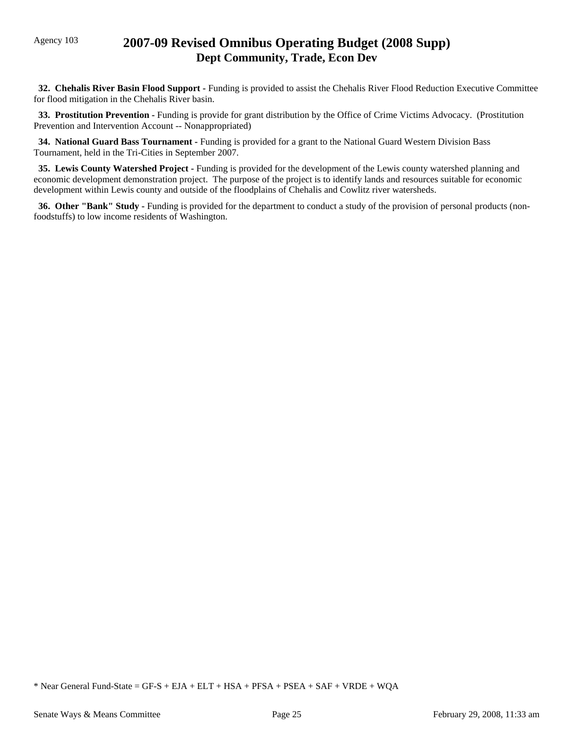**32. Chehalis River Basin Flood Support -** Funding is provided to assist the Chehalis River Flood Reduction Executive Committee for flood mitigation in the Chehalis River basin.

**33. Prostitution Prevention -** Funding is provide for grant distribution by the Office of Crime Victims Advocacy. (Prostitution Prevention and Intervention Account -- Nonappropriated)

**34. National Guard Bass Tournament -** Funding is provided for a grant to the National Guard Western Division Bass Tournament, held in the Tri-Cities in September 2007.

**35. Lewis County Watershed Project -** Funding is provided for the development of the Lewis county watershed planning and economic development demonstration project. The purpose of the project is to identify lands and resources suitable for economic development within Lewis county and outside of the floodplains of Chehalis and Cowlitz river watersheds.

**36. Other "Bank" Study -** Funding is provided for the department to conduct a study of the provision of personal products (non-foodstuffs) to low income residents of Washington.

* Near General Fund-State = GF-S + EJA + ELT + HSA + PFSA + PSEA + SAF + VRDE + WQA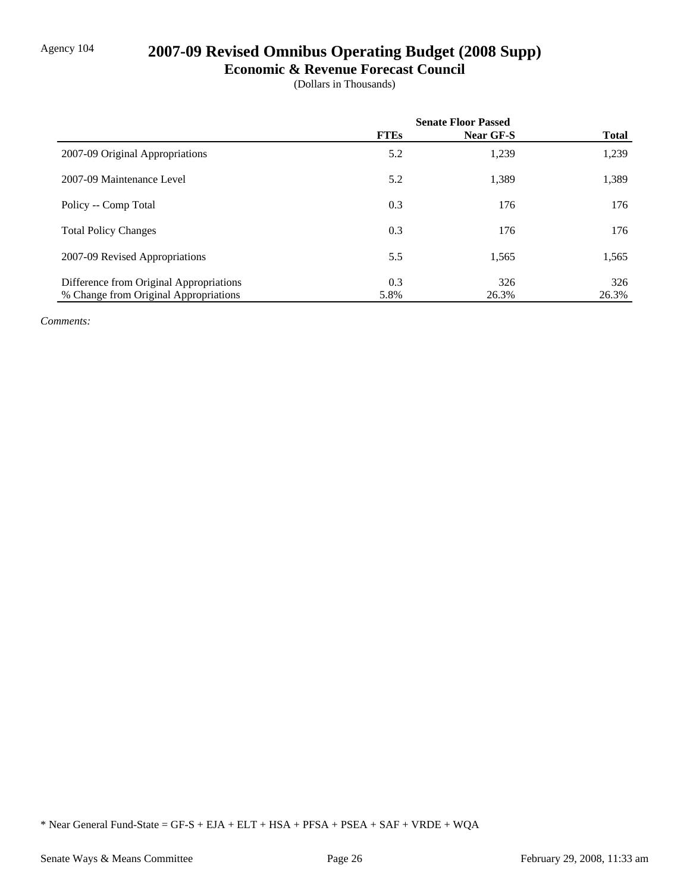Agency 104

# 2007-09 Revised Omnibus Operating Budget (2008 Supp)

## Economic & Revenue Forecast Council

(Dollars in Thousands)

| | Senate Floor Passed | | |
|---|---|---|---|
| | **FTEs** | **Near GF-S** | **Total** |
| 2007-09 Original Appropriations | 5.2 | 1,239 | 1,239 |
| 2007-09 Maintenance Level | 5.2 | 1,389 | 1,389 |
| Policy -- Comp Total | 0.3 | 176 | 176 |
| Total Policy Changes | 0.3 | 176 | 176 |
| 2007-09 Revised Appropriations | 5.5 | 1,565 | 1,565 |
| Difference from Original Appropriations | 0.3 | 326 | 326 |
| % Change from Original Appropriations | 5.8% | 26.3% | 26.3% |

*Comments:*

* Near General Fund-State = GF-S + EJA + ELT + HSA + PFSA + PSEA + SAF + VRDE + WQA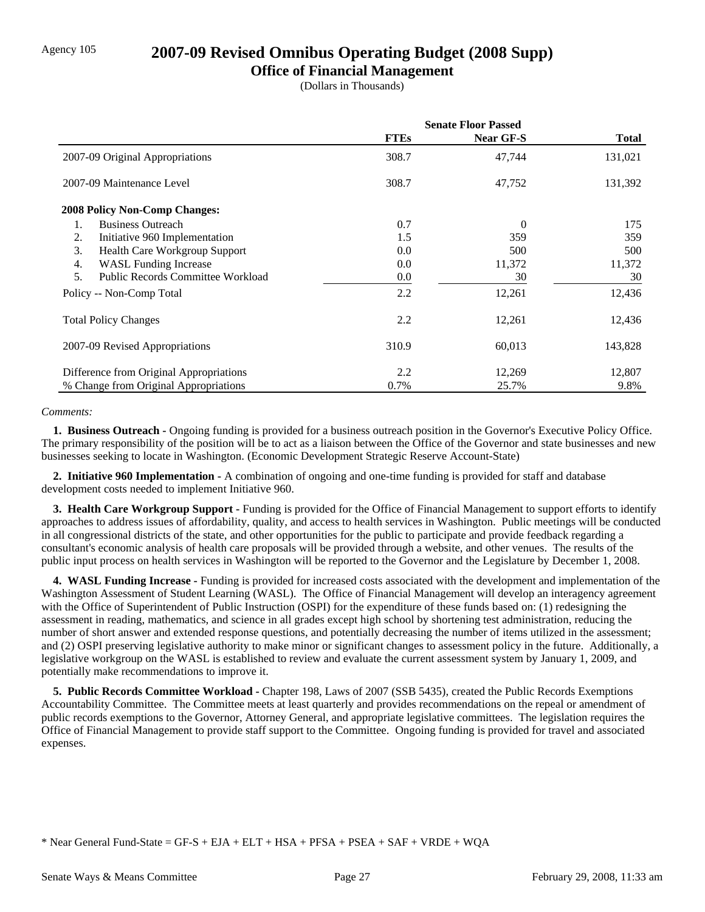Agency 105

# 2007-09 Revised Omnibus Operating Budget (2008 Supp)

## Office of Financial Management

(Dollars in Thousands)

| | Senate Floor Passed | | |
|---|---|---|---|
| | **FTEs** | **Near GF-S** | **Total** |
| 2007-09 Original Appropriations | 308.7 | 47,744 | 131,021 |
| 2007-09 Maintenance Level | 308.7 | 47,752 | 131,392 |
| **2008 Policy Non-Comp Changes:** | | | |
| 1. Business Outreach | 0.7 | 0 | 175 |
| 2. Initiative 960 Implementation | 1.5 | 359 | 359 |
| 3. Health Care Workgroup Support | 0.0 | 500 | 500 |
| 4. WASL Funding Increase | 0.0 | 11,372 | 11,372 |
| 5. Public Records Committee Workload | 0.0 | 30 | 30 |
| Policy -- Non-Comp Total | 2.2 | 12,261 | 12,436 |
| Total Policy Changes | 2.2 | 12,261 | 12,436 |
| 2007-09 Revised Appropriations | 310.9 | 60,013 | 143,828 |
| Difference from Original Appropriations | 2.2 | 12,269 | 12,807 |
| % Change from Original Appropriations | 0.7% | 25.7% | 9.8% |

*Comments:*

**1. Business Outreach -** Ongoing funding is provided for a business outreach position in the Governor's Executive Policy Office. The primary responsibility of the position will be to act as a liaison between the Office of the Governor and state businesses and new businesses seeking to locate in Washington. (Economic Development Strategic Reserve Account-State)

**2. Initiative 960 Implementation -** A combination of ongoing and one-time funding is provided for staff and database development costs needed to implement Initiative 960.

**3. Health Care Workgroup Support -** Funding is provided for the Office of Financial Management to support efforts to identify approaches to address issues of affordability, quality, and access to health services in Washington. Public meetings will be conducted in all congressional districts of the state, and other opportunities for the public to participate and provide feedback regarding a consultant's economic analysis of health care proposals will be provided through a website, and other venues. The results of the public input process on health services in Washington will be reported to the Governor and the Legislature by December 1, 2008.

**4. WASL Funding Increase -** Funding is provided for increased costs associated with the development and implementation of the Washington Assessment of Student Learning (WASL). The Office of Financial Management will develop an interagency agreement with the Office of Superintendent of Public Instruction (OSPI) for the expenditure of these funds based on: (1) redesigning the assessment in reading, mathematics, and science in all grades except high school by shortening test administration, reducing the number of short answer and extended response questions, and potentially decreasing the number of items utilized in the assessment; and (2) OSPI preserving legislative authority to make minor or significant changes to assessment policy in the future. Additionally, a legislative workgroup on the WASL is established to review and evaluate the current assessment system by January 1, 2009, and potentially make recommendations to improve it.

**5. Public Records Committee Workload -** Chapter 198, Laws of 2007 (SSB 5435), created the Public Records Exemptions Accountability Committee. The Committee meets at least quarterly and provides recommendations on the repeal or amendment of public records exemptions to the Governor, Attorney General, and appropriate legislative committees. The legislation requires the Office of Financial Management to provide staff support to the Committee. Ongoing funding is provided for travel and associated expenses.

* Near General Fund-State = GF-S + EJA + ELT + HSA + PFSA + PSEA + SAF + VRDE + WQA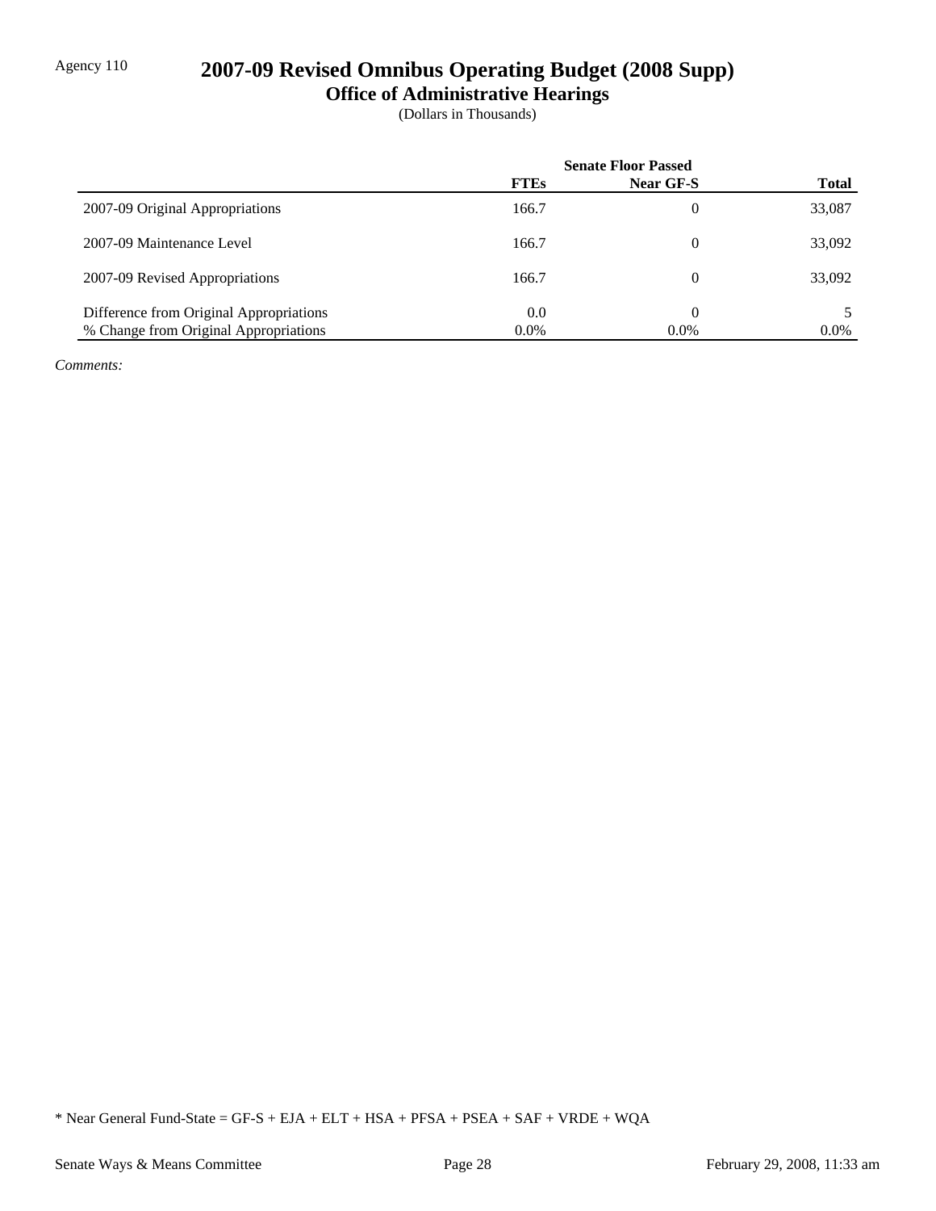Agency 110

# 2007-09 Revised Omnibus Operating Budget (2008 Supp)

## Office of Administrative Hearings

(Dollars in Thousands)

| | Senate Floor Passed | | |
|---|---|---|---|
| | **FTEs** | **Near GF-S** | **Total** |
| 2007-09 Original Appropriations | 166.7 | 0 | 33,087 |
| 2007-09 Maintenance Level | 166.7 | 0 | 33,092 |
| 2007-09 Revised Appropriations | 166.7 | 0 | 33,092 |
| Difference from Original Appropriations | 0.0 | 0 | 5 |
| % Change from Original Appropriations | 0.0% | 0.0% | 0.0% |

*Comments:*

* Near General Fund-State = GF-S + EJA + ELT + HSA + PFSA + PSEA + SAF + VRDE + WQA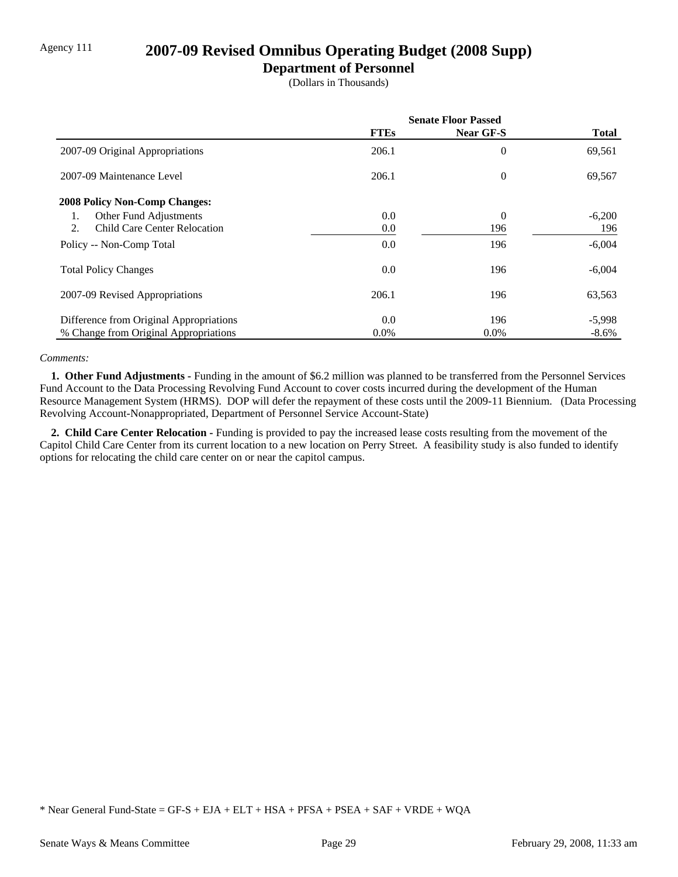Agency 111

# 2007-09 Revised Omnibus Operating Budget (2008 Supp)

## Department of Personnel

(Dollars in Thousands)

| | Senate Floor Passed | | |
|---|---|---|---|
| | **FTEs** | **Near GF-S** | **Total** |
| 2007-09 Original Appropriations | 206.1 | 0 | 69,561 |
| 2007-09 Maintenance Level | 206.1 | 0 | 69,567 |
| **2008 Policy Non-Comp Changes:** | | | |
| 1. Other Fund Adjustments | 0.0 | 0 | -6,200 |
| 2. Child Care Center Relocation | 0.0 | 196 | 196 |
| Policy -- Non-Comp Total | 0.0 | 196 | -6,004 |
| Total Policy Changes | 0.0 | 196 | -6,004 |
| 2007-09 Revised Appropriations | 206.1 | 196 | 63,563 |
| Difference from Original Appropriations | 0.0 | 196 | -5,998 |
| % Change from Original Appropriations | 0.0% | 0.0% | -8.6% |

*Comments:*

**1. Other Fund Adjustments -** Funding in the amount of $6.2 million was planned to be transferred from the Personnel Services Fund Account to the Data Processing Revolving Fund Account to cover costs incurred during the development of the Human Resource Management System (HRMS). DOP will defer the repayment of these costs until the 2009-11 Biennium. (Data Processing Revolving Account-Nonappropriated, Department of Personnel Service Account-State)

**2. Child Care Center Relocation -** Funding is provided to pay the increased lease costs resulting from the movement of the Capitol Child Care Center from its current location to a new location on Perry Street. A feasibility study is also funded to identify options for relocating the child care center on or near the capitol campus.

\* Near General Fund-State = GF-S + EJA + ELT + HSA + PFSA + PSEA + SAF + VRDE + WQA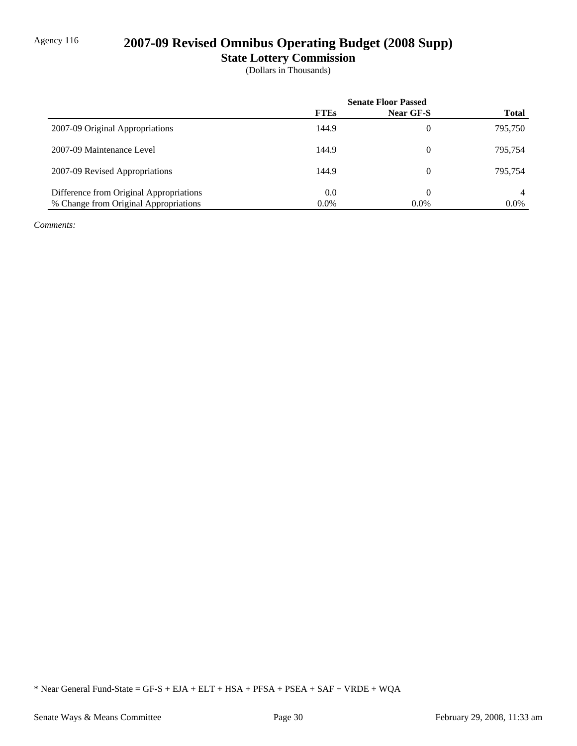Agency 116

# 2007-09 Revised Omnibus Operating Budget (2008 Supp)

## State Lottery Commission

(Dollars in Thousands)

| | Senate Floor Passed | | |
|---|---|---|---|
| | **FTEs** | **Near GF-S** | **Total** |
| 2007-09 Original Appropriations | 144.9 | 0 | 795,750 |
| 2007-09 Maintenance Level | 144.9 | 0 | 795,754 |
| 2007-09 Revised Appropriations | 144.9 | 0 | 795,754 |
| Difference from Original Appropriations | 0.0 | 0 | 4 |
| % Change from Original Appropriations | 0.0% | 0.0% | 0.0% |

*Comments:*

* Near General Fund-State = GF-S + EJA + ELT + HSA + PFSA + PSEA + SAF + VRDE + WQA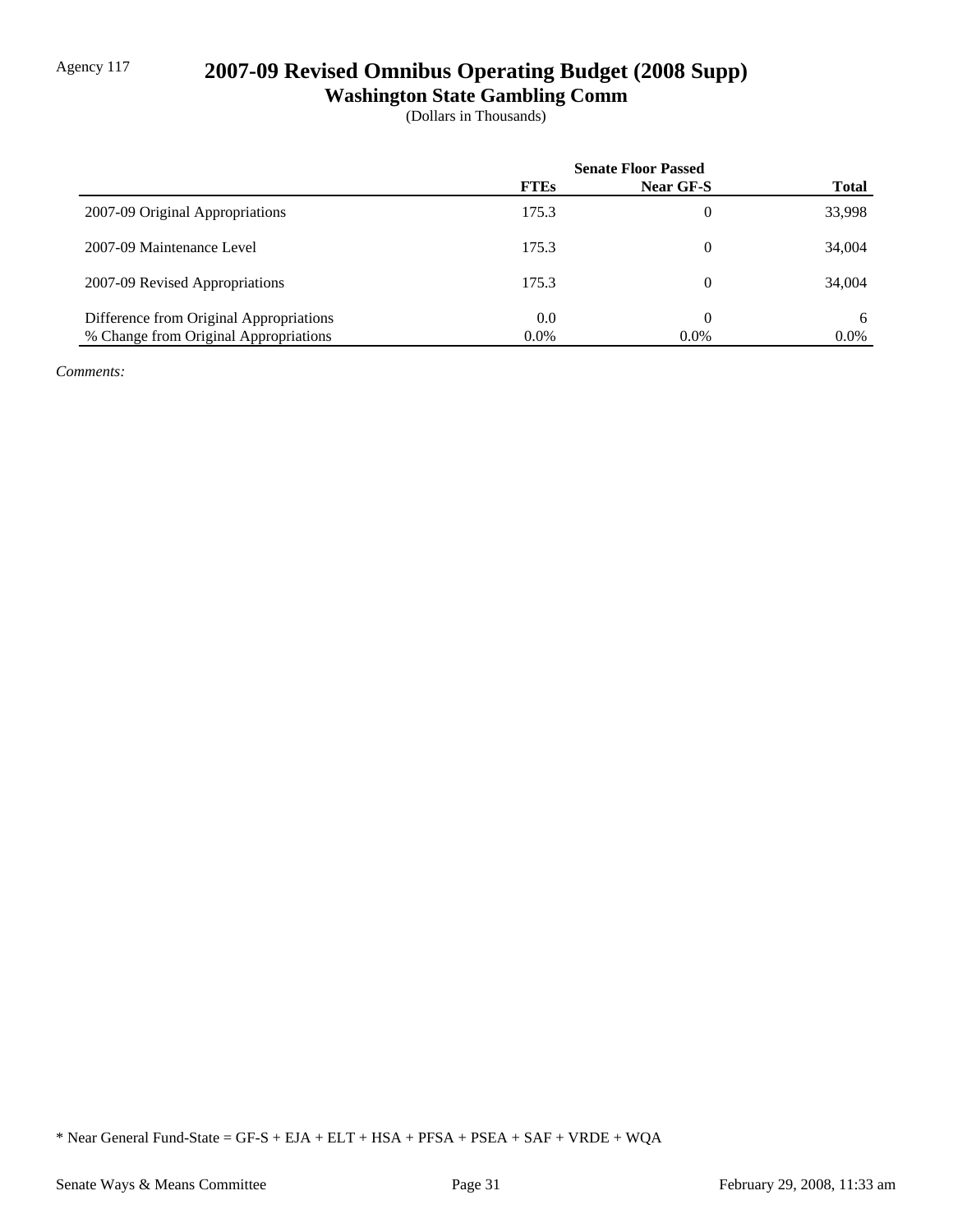Agency 117

# 2007-09 Revised Omnibus Operating Budget (2008 Supp)

## Washington State Gambling Comm

(Dollars in Thousands)

| | Senate Floor Passed | | |
|---|---|---|---|
| | FTEs | Near GF-S | Total |
| 2007-09 Original Appropriations | 175.3 | 0 | 33,998 |
| 2007-09 Maintenance Level | 175.3 | 0 | 34,004 |
| 2007-09 Revised Appropriations | 175.3 | 0 | 34,004 |
| Difference from Original Appropriations | 0.0 | 0 | 6 |
| % Change from Original Appropriations | 0.0% | 0.0% | 0.0% |

*Comments:*

\* Near General Fund-State = GF-S + EJA + ELT + HSA + PFSA + PSEA + SAF + VRDE + WQA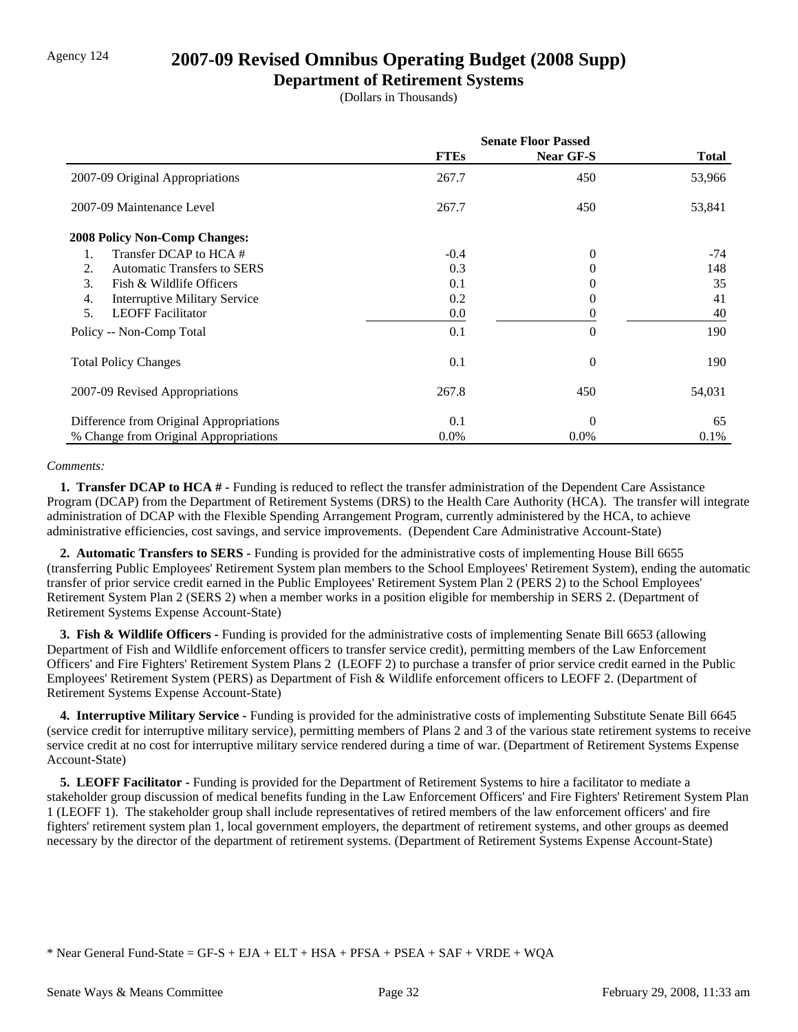Agency 124

# 2007-09 Revised Omnibus Operating Budget (2008 Supp)

## Department of Retirement Systems

(Dollars in Thousands)

| | Senate Floor Passed | | |
|---|---|---|---|
| | **FTEs** | **Near GF-S** | **Total** |
| 2007-09 Original Appropriations | 267.7 | 450 | 53,966 |
| 2007-09 Maintenance Level | 267.7 | 450 | 53,841 |
| **2008 Policy Non-Comp Changes:** | | | |
| 1. Transfer DCAP to HCA # | -0.4 | 0 | -74 |
| 2. Automatic Transfers to SERS | 0.3 | 0 | 148 |
| 3. Fish & Wildlife Officers | 0.1 | 0 | 35 |
| 4. Interruptive Military Service | 0.2 | 0 | 41 |
| 5. LEOFF Facilitator | 0.0 | 0 | 40 |
| Policy -- Non-Comp Total | 0.1 | 0 | 190 |
| Total Policy Changes | 0.1 | 0 | 190 |
| 2007-09 Revised Appropriations | 267.8 | 450 | 54,031 |
| Difference from Original Appropriations | 0.1 | 0 | 65 |
| % Change from Original Appropriations | 0.0% | 0.0% | 0.1% |

*Comments:*

**1. Transfer DCAP to HCA # -** Funding is reduced to reflect the transfer administration of the Dependent Care Assistance Program (DCAP) from the Department of Retirement Systems (DRS) to the Health Care Authority (HCA). The transfer will integrate administration of DCAP with the Flexible Spending Arrangement Program, currently administered by the HCA, to achieve administrative efficiencies, cost savings, and service improvements. (Dependent Care Administrative Account-State)

**2. Automatic Transfers to SERS -** Funding is provided for the administrative costs of implementing House Bill 6655 (transferring Public Employees' Retirement System plan members to the School Employees' Retirement System), ending the automatic transfer of prior service credit earned in the Public Employees' Retirement System Plan 2 (PERS 2) to the School Employees' Retirement System Plan 2 (SERS 2) when a member works in a position eligible for membership in SERS 2. (Department of Retirement Systems Expense Account-State)

**3. Fish & Wildlife Officers -** Funding is provided for the administrative costs of implementing Senate Bill 6653 (allowing Department of Fish and Wildlife enforcement officers to transfer service credit), permitting members of the Law Enforcement Officers' and Fire Fighters' Retirement System Plans 2 (LEOFF 2) to purchase a transfer of prior service credit earned in the Public Employees' Retirement System (PERS) as Department of Fish & Wildlife enforcement officers to LEOFF 2. (Department of Retirement Systems Expense Account-State)

**4. Interruptive Military Service -** Funding is provided for the administrative costs of implementing Substitute Senate Bill 6645 (service credit for interruptive military service), permitting members of Plans 2 and 3 of the various state retirement systems to receive service credit at no cost for interruptive military service rendered during a time of war. (Department of Retirement Systems Expense Account-State)

**5. LEOFF Facilitator -** Funding is provided for the Department of Retirement Systems to hire a facilitator to mediate a stakeholder group discussion of medical benefits funding in the Law Enforcement Officers' and Fire Fighters' Retirement System Plan 1 (LEOFF 1). The stakeholder group shall include representatives of retired members of the law enforcement officers' and fire fighters' retirement system plan 1, local government employers, the department of retirement systems, and other groups as deemed necessary by the director of the department of retirement systems. (Department of Retirement Systems Expense Account-State)

\* Near General Fund-State = GF-S + EJA + ELT + HSA + PFSA + PSEA + SAF + VRDE + WQA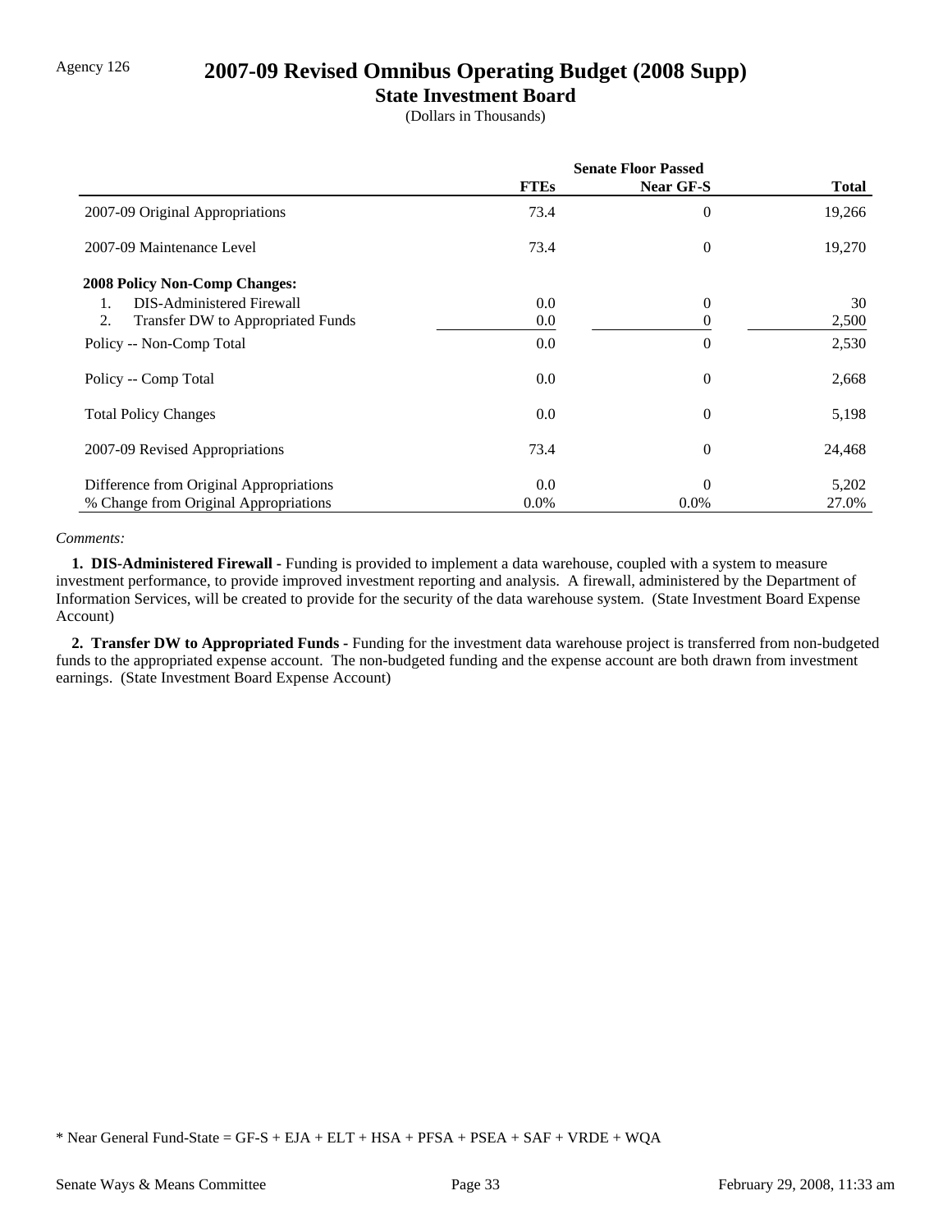Agency 126

# 2007-09 Revised Omnibus Operating Budget (2008 Supp)

## State Investment Board

(Dollars in Thousands)

| | Senate Floor Passed | | |
|---|---|---|---|
| | FTEs | Near GF-S | Total |
| 2007-09 Original Appropriations | 73.4 | 0 | 19,266 |
| 2007-09 Maintenance Level | 73.4 | 0 | 19,270 |
| **2008 Policy Non-Comp Changes:** | | | |
| 1. DIS-Administered Firewall | 0.0 | 0 | 30 |
| 2. Transfer DW to Appropriated Funds | 0.0 | 0 | 2,500 |
| Policy -- Non-Comp Total | 0.0 | 0 | 2,530 |
| Policy -- Comp Total | 0.0 | 0 | 2,668 |
| Total Policy Changes | 0.0 | 0 | 5,198 |
| 2007-09 Revised Appropriations | 73.4 | 0 | 24,468 |
| Difference from Original Appropriations | 0.0 | 0 | 5,202 |
| % Change from Original Appropriations | 0.0% | 0.0% | 27.0% |

*Comments:*

**1. DIS-Administered Firewall -** Funding is provided to implement a data warehouse, coupled with a system to measure investment performance, to provide improved investment reporting and analysis. A firewall, administered by the Department of Information Services, will be created to provide for the security of the data warehouse system. (State Investment Board Expense Account)

**2. Transfer DW to Appropriated Funds -** Funding for the investment data warehouse project is transferred from non-budgeted funds to the appropriated expense account. The non-budgeted funding and the expense account are both drawn from investment earnings. (State Investment Board Expense Account)

* Near General Fund-State = GF-S + EJA + ELT + HSA + PFSA + PSEA + SAF + VRDE + WQA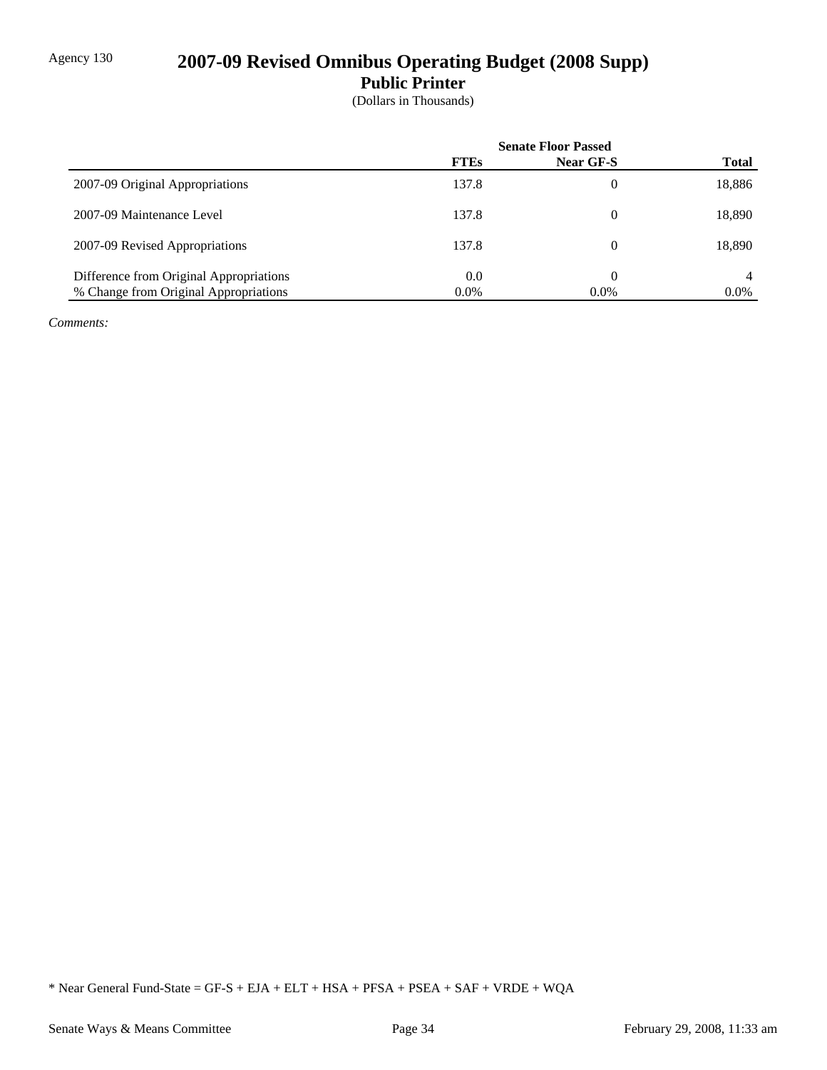Agency 130

# 2007-09 Revised Omnibus Operating Budget (2008 Supp)

## Public Printer

(Dollars in Thousands)

| | Senate Floor Passed | | |
|---|---|---|---|
| | **FTEs** | **Near GF-S** | **Total** |
| 2007-09 Original Appropriations | 137.8 | 0 | 18,886 |
| 2007-09 Maintenance Level | 137.8 | 0 | 18,890 |
| 2007-09 Revised Appropriations | 137.8 | 0 | 18,890 |
| Difference from Original Appropriations | 0.0 | 0 | 4 |
| % Change from Original Appropriations | 0.0% | 0.0% | 0.0% |

*Comments:*

* Near General Fund-State = GF-S + EJA + ELT + HSA + PFSA + PSEA + SAF + VRDE + WQA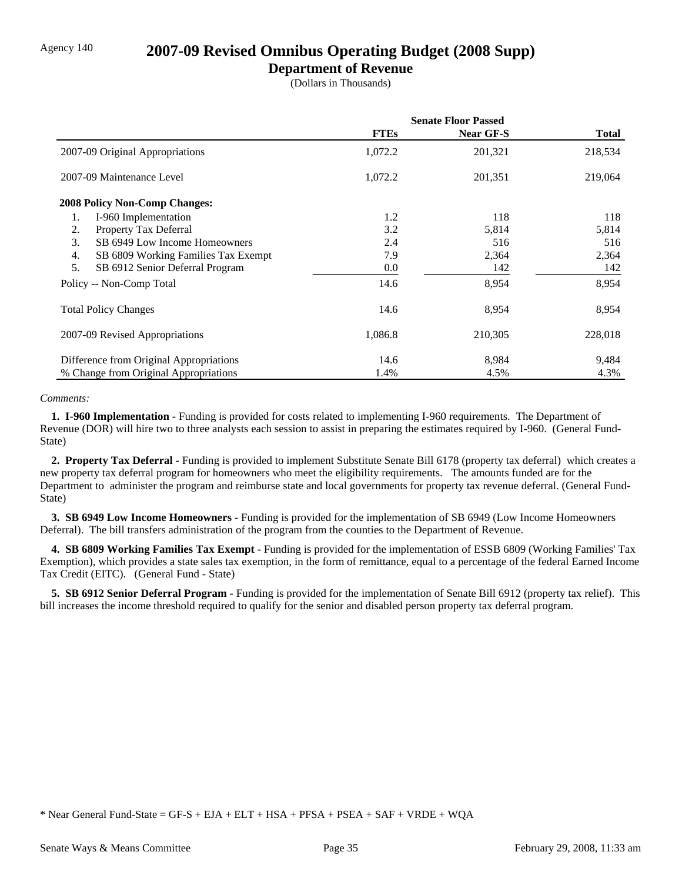Agency 140

# 2007-09 Revised Omnibus Operating Budget (2008 Supp)

## Department of Revenue

(Dollars in Thousands)

| | Senate Floor Passed | | |
|---|---|---|---|
| | **FTEs** | **Near GF-S** | **Total** |
| 2007-09 Original Appropriations | 1,072.2 | 201,321 | 218,534 |
| 2007-09 Maintenance Level | 1,072.2 | 201,351 | 219,064 |
| **2008 Policy Non-Comp Changes:** | | | |
| 1. I-960 Implementation | 1.2 | 118 | 118 |
| 2. Property Tax Deferral | 3.2 | 5,814 | 5,814 |
| 3. SB 6949 Low Income Homeowners | 2.4 | 516 | 516 |
| 4. SB 6809 Working Families Tax Exempt | 7.9 | 2,364 | 2,364 |
| 5. SB 6912 Senior Deferral Program | 0.0 | 142 | 142 |
| Policy -- Non-Comp Total | 14.6 | 8,954 | 8,954 |
| Total Policy Changes | 14.6 | 8,954 | 8,954 |
| 2007-09 Revised Appropriations | 1,086.8 | 210,305 | 228,018 |
| Difference from Original Appropriations | 14.6 | 8,984 | 9,484 |
| % Change from Original Appropriations | 1.4% | 4.5% | 4.3% |

*Comments:*

**1. I-960 Implementation -** Funding is provided for costs related to implementing I-960 requirements. The Department of Revenue (DOR) will hire two to three analysts each session to assist in preparing the estimates required by I-960. (General Fund-State)

**2. Property Tax Deferral -** Funding is provided to implement Substitute Senate Bill 6178 (property tax deferral) which creates a new property tax deferral program for homeowners who meet the eligibility requirements. The amounts funded are for the Department to administer the program and reimburse state and local governments for property tax revenue deferral. (General Fund-State)

**3. SB 6949 Low Income Homeowners -** Funding is provided for the implementation of SB 6949 (Low Income Homeowners Deferral). The bill transfers administration of the program from the counties to the Department of Revenue.

**4. SB 6809 Working Families Tax Exempt -** Funding is provided for the implementation of ESSB 6809 (Working Families' Tax Exemption), which provides a state sales tax exemption, in the form of remittance, equal to a percentage of the federal Earned Income Tax Credit (EITC). (General Fund - State)

**5. SB 6912 Senior Deferral Program -** Funding is provided for the implementation of Senate Bill 6912 (property tax relief). This bill increases the income threshold required to qualify for the senior and disabled person property tax deferral program.

\* Near General Fund-State = GF-S + EJA + ELT + HSA + PFSA + PSEA + SAF + VRDE + WQA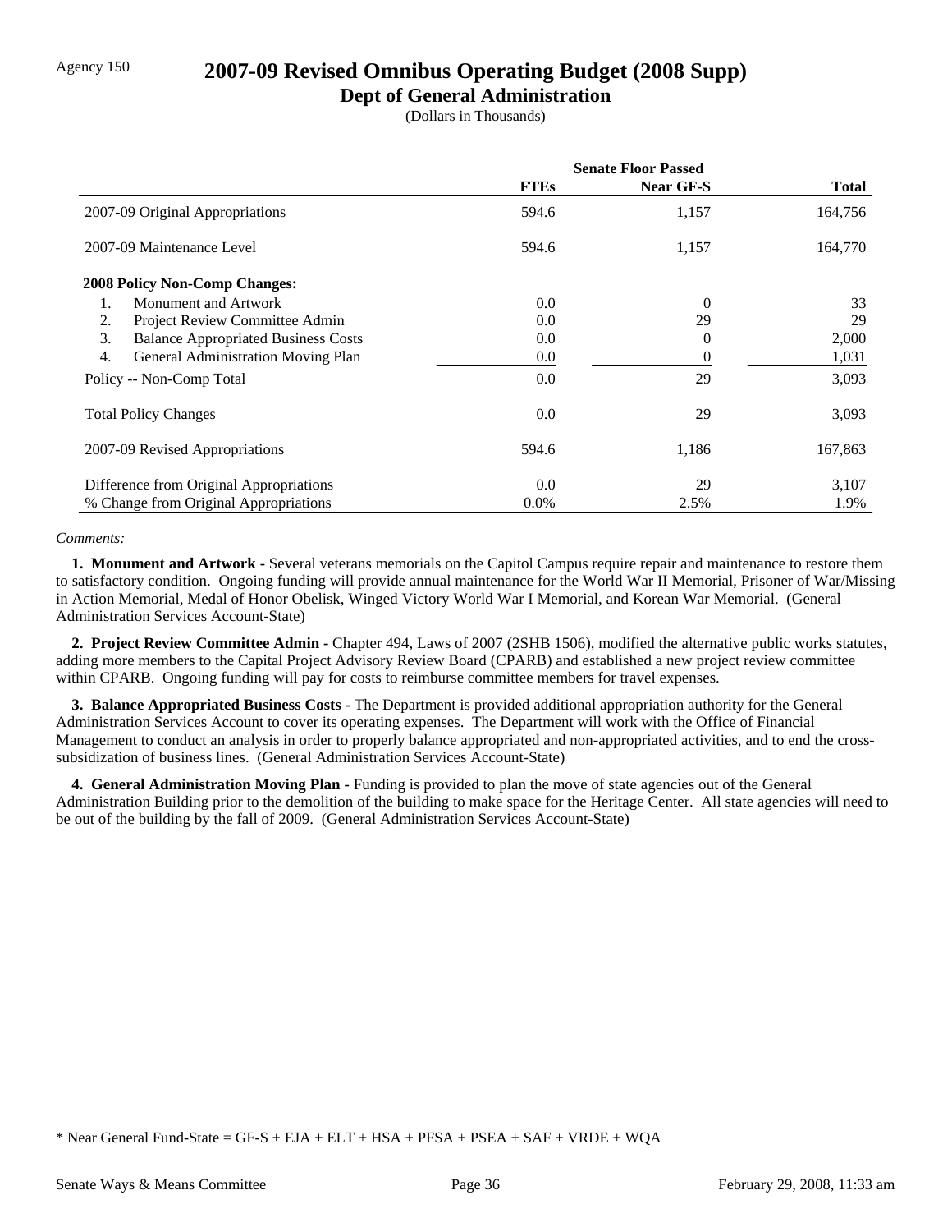Agency 150

# 2007-09 Revised Omnibus Operating Budget (2008 Supp)

## Dept of General Administration

(Dollars in Thousands)

| | Senate Floor Passed | | |
|---|---|---|---|
| | **FTEs** | **Near GF-S** | **Total** |
| 2007-09 Original Appropriations | 594.6 | 1,157 | 164,756 |
| 2007-09 Maintenance Level | 594.6 | 1,157 | 164,770 |
| **2008 Policy Non-Comp Changes:** | | | |
| 1. Monument and Artwork | 0.0 | 0 | 33 |
| 2. Project Review Committee Admin | 0.0 | 29 | 29 |
| 3. Balance Appropriated Business Costs | 0.0 | 0 | 2,000 |
| 4. General Administration Moving Plan | 0.0 | 0 | 1,031 |
| Policy -- Non-Comp Total | 0.0 | 29 | 3,093 |
| Total Policy Changes | 0.0 | 29 | 3,093 |
| 2007-09 Revised Appropriations | 594.6 | 1,186 | 167,863 |
| Difference from Original Appropriations | 0.0 | 29 | 3,107 |
| % Change from Original Appropriations | 0.0% | 2.5% | 1.9% |

*Comments:*

**1. Monument and Artwork -** Several veterans memorials on the Capitol Campus require repair and maintenance to restore them to satisfactory condition. Ongoing funding will provide annual maintenance for the World War II Memorial, Prisoner of War/Missing in Action Memorial, Medal of Honor Obelisk, Winged Victory World War I Memorial, and Korean War Memorial. (General Administration Services Account-State)

**2. Project Review Committee Admin -** Chapter 494, Laws of 2007 (2SHB 1506), modified the alternative public works statutes, adding more members to the Capital Project Advisory Review Board (CPARB) and established a new project review committee within CPARB. Ongoing funding will pay for costs to reimburse committee members for travel expenses.

**3. Balance Appropriated Business Costs -** The Department is provided additional appropriation authority for the General Administration Services Account to cover its operating expenses. The Department will work with the Office of Financial Management to conduct an analysis in order to properly balance appropriated and non-appropriated activities, and to end the cross-subsidization of business lines. (General Administration Services Account-State)

**4. General Administration Moving Plan -** Funding is provided to plan the move of state agencies out of the General Administration Building prior to the demolition of the building to make space for the Heritage Center. All state agencies will need to be out of the building by the fall of 2009. (General Administration Services Account-State)

\* Near General Fund-State = GF-S + EJA + ELT + HSA + PFSA + PSEA + SAF + VRDE + WQA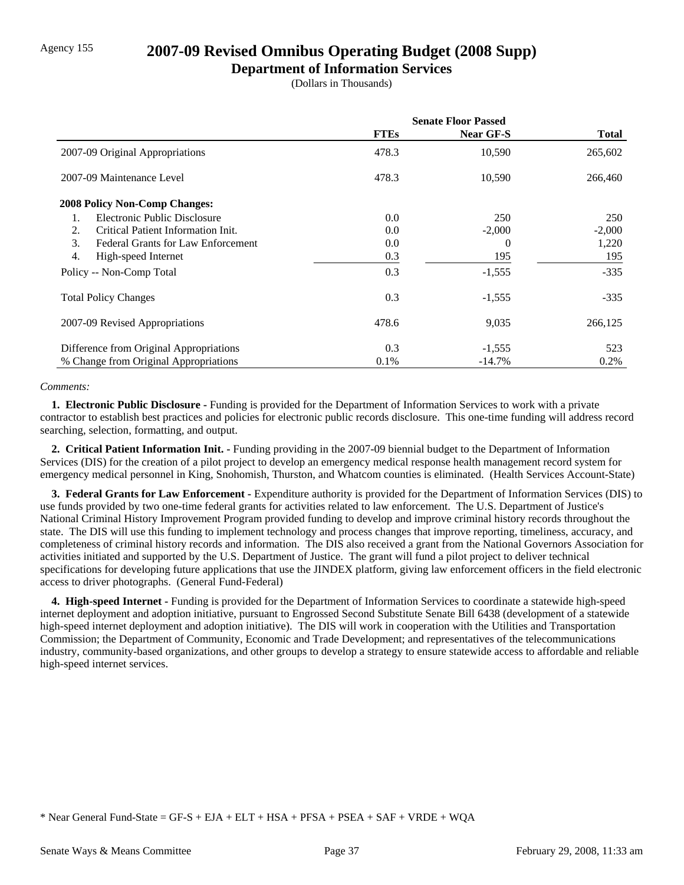Agency 155

# 2007-09 Revised Omnibus Operating Budget (2008 Supp)

## Department of Information Services

(Dollars in Thousands)

| | Senate Floor Passed | | |
|---|---|---|---|
| | **FTEs** | **Near GF-S** | **Total** |
| 2007-09 Original Appropriations | 478.3 | 10,590 | 265,602 |
| 2007-09 Maintenance Level | 478.3 | 10,590 | 266,460 |
| **2008 Policy Non-Comp Changes:** | | | |
| 1. Electronic Public Disclosure | 0.0 | 250 | 250 |
| 2. Critical Patient Information Init. | 0.0 | -2,000 | -2,000 |
| 3. Federal Grants for Law Enforcement | 0.0 | 0 | 1,220 |
| 4. High-speed Internet | 0.3 | 195 | 195 |
| Policy -- Non-Comp Total | 0.3 | -1,555 | -335 |
| Total Policy Changes | 0.3 | -1,555 | -335 |
| 2007-09 Revised Appropriations | 478.6 | 9,035 | 266,125 |
| Difference from Original Appropriations | 0.3 | -1,555 | 523 |
| % Change from Original Appropriations | 0.1% | -14.7% | 0.2% |

*Comments:*

**1. Electronic Public Disclosure -** Funding is provided for the Department of Information Services to work with a private contractor to establish best practices and policies for electronic public records disclosure. This one-time funding will address record searching, selection, formatting, and output.

**2. Critical Patient Information Init. -** Funding providing in the 2007-09 biennial budget to the Department of Information Services (DIS) for the creation of a pilot project to develop an emergency medical response health management record system for emergency medical personnel in King, Snohomish, Thurston, and Whatcom counties is eliminated. (Health Services Account-State)

**3. Federal Grants for Law Enforcement -** Expenditure authority is provided for the Department of Information Services (DIS) to use funds provided by two one-time federal grants for activities related to law enforcement. The U.S. Department of Justice's National Criminal History Improvement Program provided funding to develop and improve criminal history records throughout the state. The DIS will use this funding to implement technology and process changes that improve reporting, timeliness, accuracy, and completeness of criminal history records and information. The DIS also received a grant from the National Governors Association for activities initiated and supported by the U.S. Department of Justice. The grant will fund a pilot project to deliver technical specifications for developing future applications that use the JINDEX platform, giving law enforcement officers in the field electronic access to driver photographs. (General Fund-Federal)

**4. High-speed Internet -** Funding is provided for the Department of Information Services to coordinate a statewide high-speed internet deployment and adoption initiative, pursuant to Engrossed Second Substitute Senate Bill 6438 (development of a statewide high-speed internet deployment and adoption initiative). The DIS will work in cooperation with the Utilities and Transportation Commission; the Department of Community, Economic and Trade Development; and representatives of the telecommunications industry, community-based organizations, and other groups to develop a strategy to ensure statewide access to affordable and reliable high-speed internet services.

* Near General Fund-State = GF-S + EJA + ELT + HSA + PFSA + PSEA + SAF + VRDE + WQA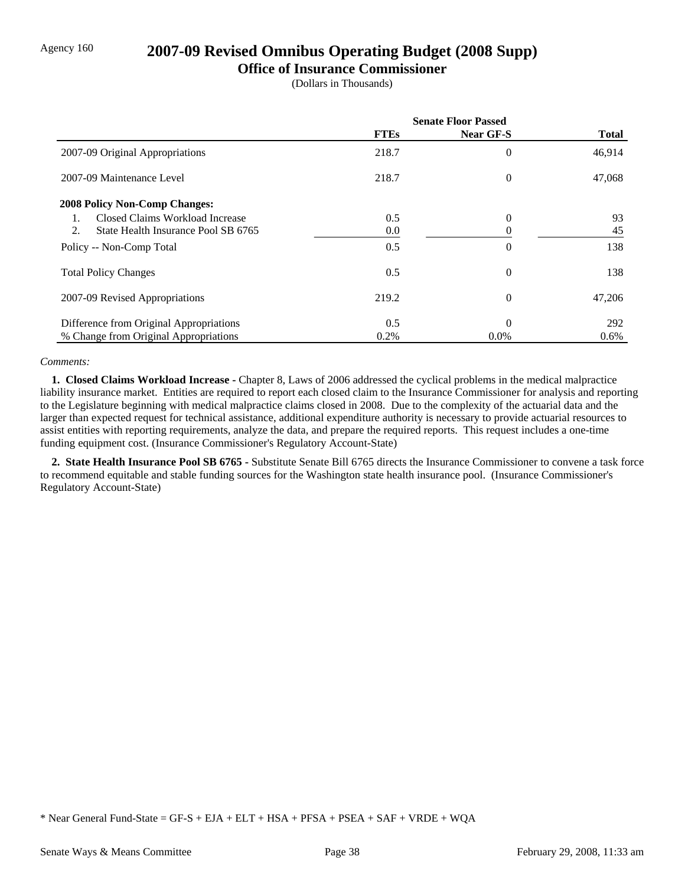Agency 160

# 2007-09 Revised Omnibus Operating Budget (2008 Supp)

## Office of Insurance Commissioner

(Dollars in Thousands)

| | Senate Floor Passed | | |
|---|---|---|---|
| | **FTEs** | **Near GF-S** | **Total** |
| 2007-09 Original Appropriations | 218.7 | 0 | 46,914 |
| 2007-09 Maintenance Level | 218.7 | 0 | 47,068 |
| **2008 Policy Non-Comp Changes:** | | | |
| 1. Closed Claims Workload Increase | 0.5 | 0 | 93 |
| 2. State Health Insurance Pool SB 6765 | 0.0 | 0 | 45 |
| Policy -- Non-Comp Total | 0.5 | 0 | 138 |
| Total Policy Changes | 0.5 | 0 | 138 |
| 2007-09 Revised Appropriations | 219.2 | 0 | 47,206 |
| Difference from Original Appropriations | 0.5 | 0 | 292 |
| % Change from Original Appropriations | 0.2% | 0.0% | 0.6% |

*Comments:*

**1. Closed Claims Workload Increase -** Chapter 8, Laws of 2006 addressed the cyclical problems in the medical malpractice liability insurance market. Entities are required to report each closed claim to the Insurance Commissioner for analysis and reporting to the Legislature beginning with medical malpractice claims closed in 2008. Due to the complexity of the actuarial data and the larger than expected request for technical assistance, additional expenditure authority is necessary to provide actuarial resources to assist entities with reporting requirements, analyze the data, and prepare the required reports. This request includes a one-time funding equipment cost. (Insurance Commissioner's Regulatory Account-State)

**2. State Health Insurance Pool SB 6765 -** Substitute Senate Bill 6765 directs the Insurance Commissioner to convene a task force to recommend equitable and stable funding sources for the Washington state health insurance pool. (Insurance Commissioner's Regulatory Account-State)

* Near General Fund-State = GF-S + EJA + ELT + HSA + PFSA + PSEA + SAF + VRDE + WQA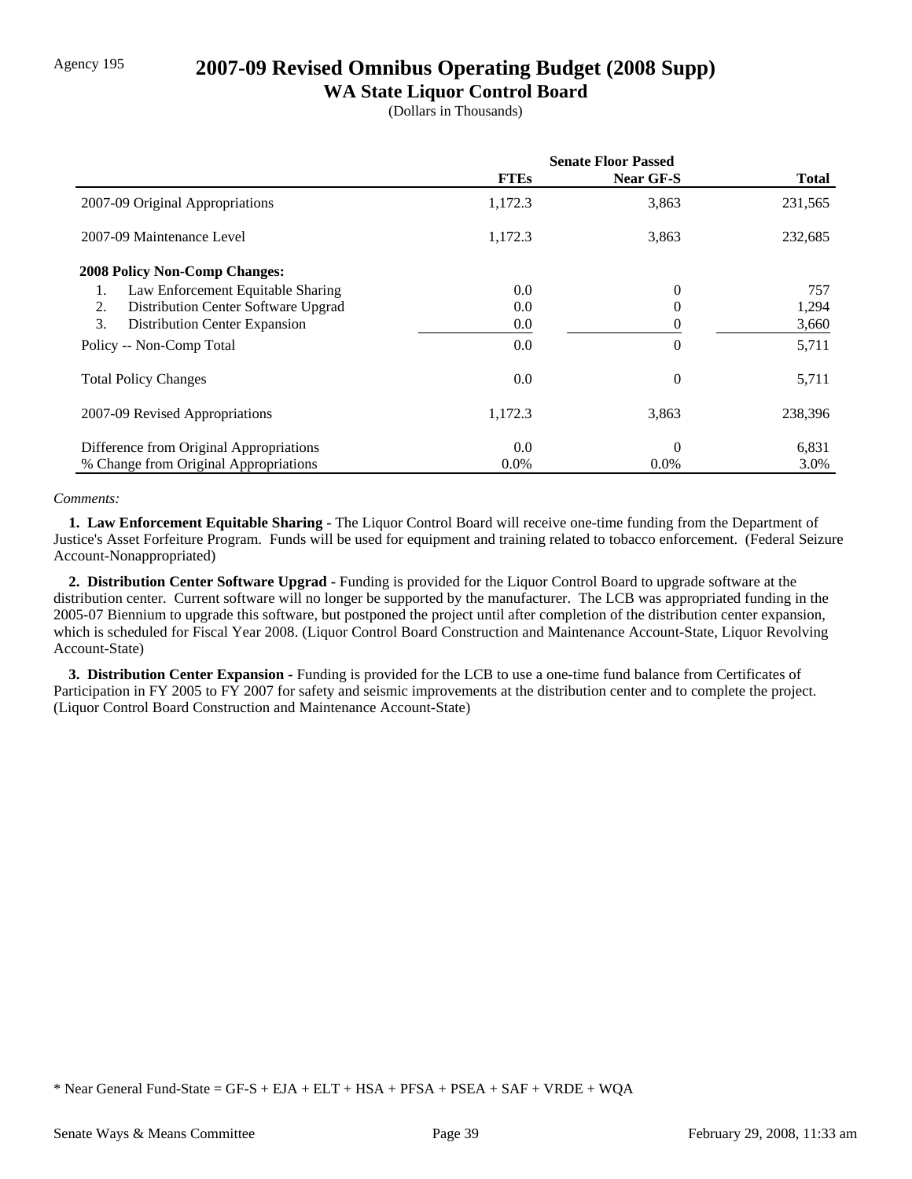Agency 195

# 2007-09 Revised Omnibus Operating Budget (2008 Supp)

## WA State Liquor Control Board

(Dollars in Thousands)

| | Senate Floor Passed | | |
|---|---|---|---|
| | **FTEs** | **Near GF-S** | **Total** |
| 2007-09 Original Appropriations | 1,172.3 | 3,863 | 231,565 |
| 2007-09 Maintenance Level | 1,172.3 | 3,863 | 232,685 |
| **2008 Policy Non-Comp Changes:** | | | |
| 1. Law Enforcement Equitable Sharing | 0.0 | 0 | 757 |
| 2. Distribution Center Software Upgrad | 0.0 | 0 | 1,294 |
| 3. Distribution Center Expansion | 0.0 | 0 | 3,660 |
| Policy -- Non-Comp Total | 0.0 | 0 | 5,711 |
| Total Policy Changes | 0.0 | 0 | 5,711 |
| 2007-09 Revised Appropriations | 1,172.3 | 3,863 | 238,396 |
| Difference from Original Appropriations | 0.0 | 0 | 6,831 |
| % Change from Original Appropriations | 0.0% | 0.0% | 3.0% |

*Comments:*

**1. Law Enforcement Equitable Sharing -** The Liquor Control Board will receive one-time funding from the Department of Justice's Asset Forfeiture Program. Funds will be used for equipment and training related to tobacco enforcement. (Federal Seizure Account-Nonappropriated)

**2. Distribution Center Software Upgrad -** Funding is provided for the Liquor Control Board to upgrade software at the distribution center. Current software will no longer be supported by the manufacturer. The LCB was appropriated funding in the 2005-07 Biennium to upgrade this software, but postponed the project until after completion of the distribution center expansion, which is scheduled for Fiscal Year 2008. (Liquor Control Board Construction and Maintenance Account-State, Liquor Revolving Account-State)

**3. Distribution Center Expansion -** Funding is provided for the LCB to use a one-time fund balance from Certificates of Participation in FY 2005 to FY 2007 for safety and seismic improvements at the distribution center and to complete the project. (Liquor Control Board Construction and Maintenance Account-State)

* Near General Fund-State = GF-S + EJA + ELT + HSA + PFSA + PSEA + SAF + VRDE + WQA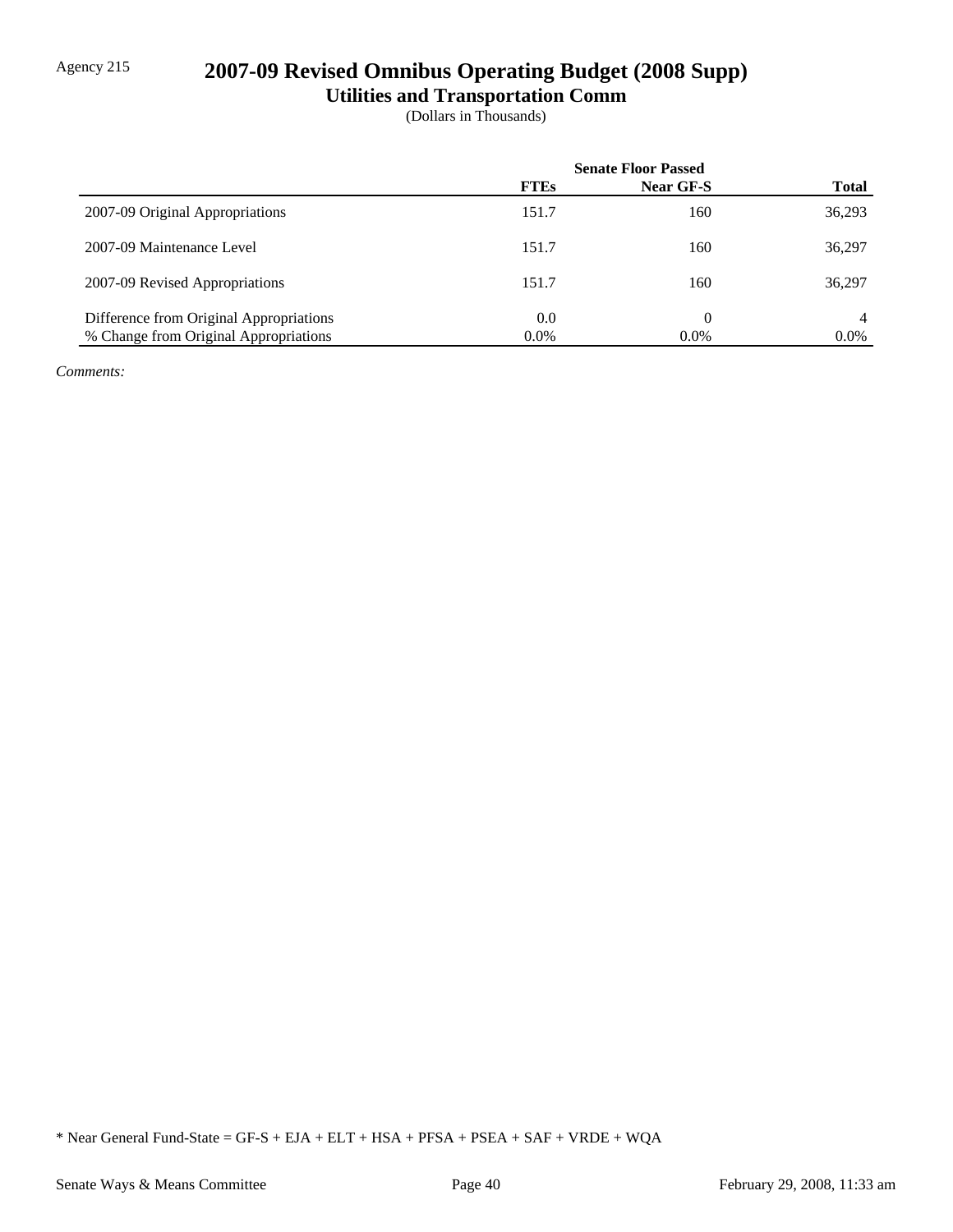Agency 215

# 2007-09 Revised Omnibus Operating Budget (2008 Supp)

## Utilities and Transportation Comm

(Dollars in Thousands)

| | Senate Floor Passed | | |
|---|---|---|---|
| | FTEs | Near GF-S | Total |
| 2007-09 Original Appropriations | 151.7 | 160 | 36,293 |
| 2007-09 Maintenance Level | 151.7 | 160 | 36,297 |
| 2007-09 Revised Appropriations | 151.7 | 160 | 36,297 |
| Difference from Original Appropriations | 0.0 | 0 | 4 |
| % Change from Original Appropriations | 0.0% | 0.0% | 0.0% |

*Comments:*

* Near General Fund-State = GF-S + EJA + ELT + HSA + PFSA + PSEA + SAF + VRDE + WQA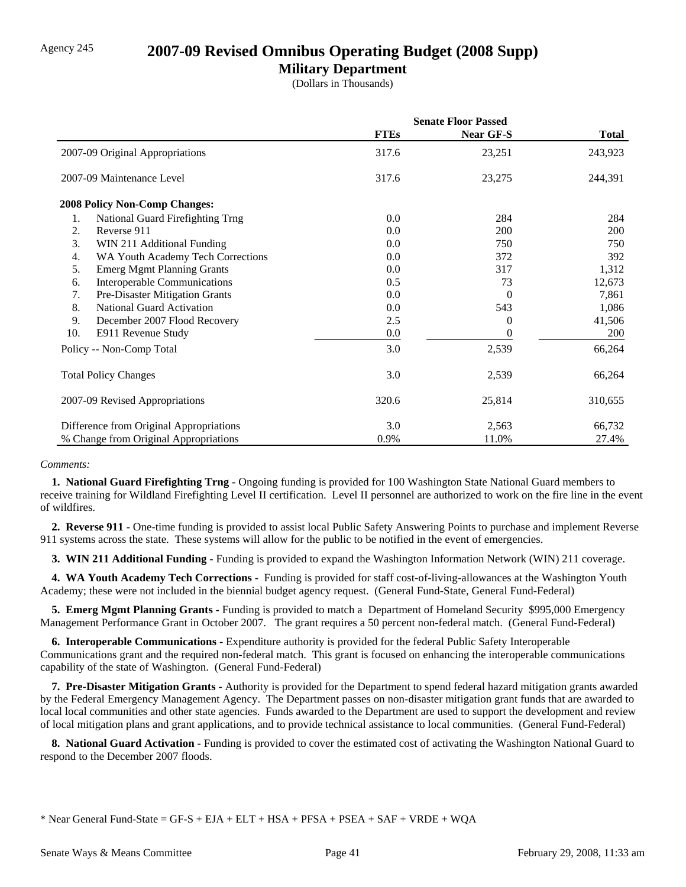Agency 245

# 2007-09 Revised Omnibus Operating Budget (2008 Supp)

## Military Department

(Dollars in Thousands)

| | Senate Floor Passed | | |
|---|---|---|---|
| | **FTEs** | **Near GF-S** | **Total** |
| 2007-09 Original Appropriations | 317.6 | 23,251 | 243,923 |
| 2007-09 Maintenance Level | 317.6 | 23,275 | 244,391 |
| **2008 Policy Non-Comp Changes:** | | | |
| 1. National Guard Firefighting Trng | 0.0 | 284 | 284 |
| 2. Reverse 911 | 0.0 | 200 | 200 |
| 3. WIN 211 Additional Funding | 0.0 | 750 | 750 |
| 4. WA Youth Academy Tech Corrections | 0.0 | 372 | 392 |
| 5. Emerg Mgmt Planning Grants | 0.0 | 317 | 1,312 |
| 6. Interoperable Communications | 0.5 | 73 | 12,673 |
| 7. Pre-Disaster Mitigation Grants | 0.0 | 0 | 7,861 |
| 8. National Guard Activation | 0.0 | 543 | 1,086 |
| 9. December 2007 Flood Recovery | 2.5 | 0 | 41,506 |
| 10. E911 Revenue Study | 0.0 | 0 | 200 |
| Policy -- Non-Comp Total | 3.0 | 2,539 | 66,264 |
| Total Policy Changes | 3.0 | 2,539 | 66,264 |
| 2007-09 Revised Appropriations | 320.6 | 25,814 | 310,655 |
| Difference from Original Appropriations | 3.0 | 2,563 | 66,732 |
| % Change from Original Appropriations | 0.9% | 11.0% | 27.4% |

*Comments:*

**1. National Guard Firefighting Trng** - Ongoing funding is provided for 100 Washington State National Guard members to receive training for Wildland Firefighting Level II certification. Level II personnel are authorized to work on the fire line in the event of wildfires.

**2. Reverse 911 -** One-time funding is provided to assist local Public Safety Answering Points to purchase and implement Reverse 911 systems across the state. These systems will allow for the public to be notified in the event of emergencies.

**3. WIN 211 Additional Funding -** Funding is provided to expand the Washington Information Network (WIN) 211 coverage.

**4. WA Youth Academy Tech Corrections** - Funding is provided for staff cost-of-living-allowances at the Washington Youth Academy; these were not included in the biennial budget agency request. (General Fund-State, General Fund-Federal)

**5. Emerg Mgmt Planning Grants -** Funding is provided to match a Department of Homeland Security $995,000 Emergency Management Performance Grant in October 2007. The grant requires a 50 percent non-federal match. (General Fund-Federal)

**6. Interoperable Communications** - Expenditure authority is provided for the federal Public Safety Interoperable Communications grant and the required non-federal match. This grant is focused on enhancing the interoperable communications capability of the state of Washington. (General Fund-Federal)

**7. Pre-Disaster Mitigation Grants -** Authority is provided for the Department to spend federal hazard mitigation grants awarded by the Federal Emergency Management Agency. The Department passes on non-disaster mitigation grant funds that are awarded to local local communities and other state agencies. Funds awarded to the Department are used to support the development and review of local mitigation plans and grant applications, and to provide technical assistance to local communities. (General Fund-Federal)

**8. National Guard Activation** - Funding is provided to cover the estimated cost of activating the Washington National Guard to respond to the December 2007 floods.

* Near General Fund-State = GF-S + EJA + ELT + HSA + PFSA + PSEA + SAF + VRDE + WQA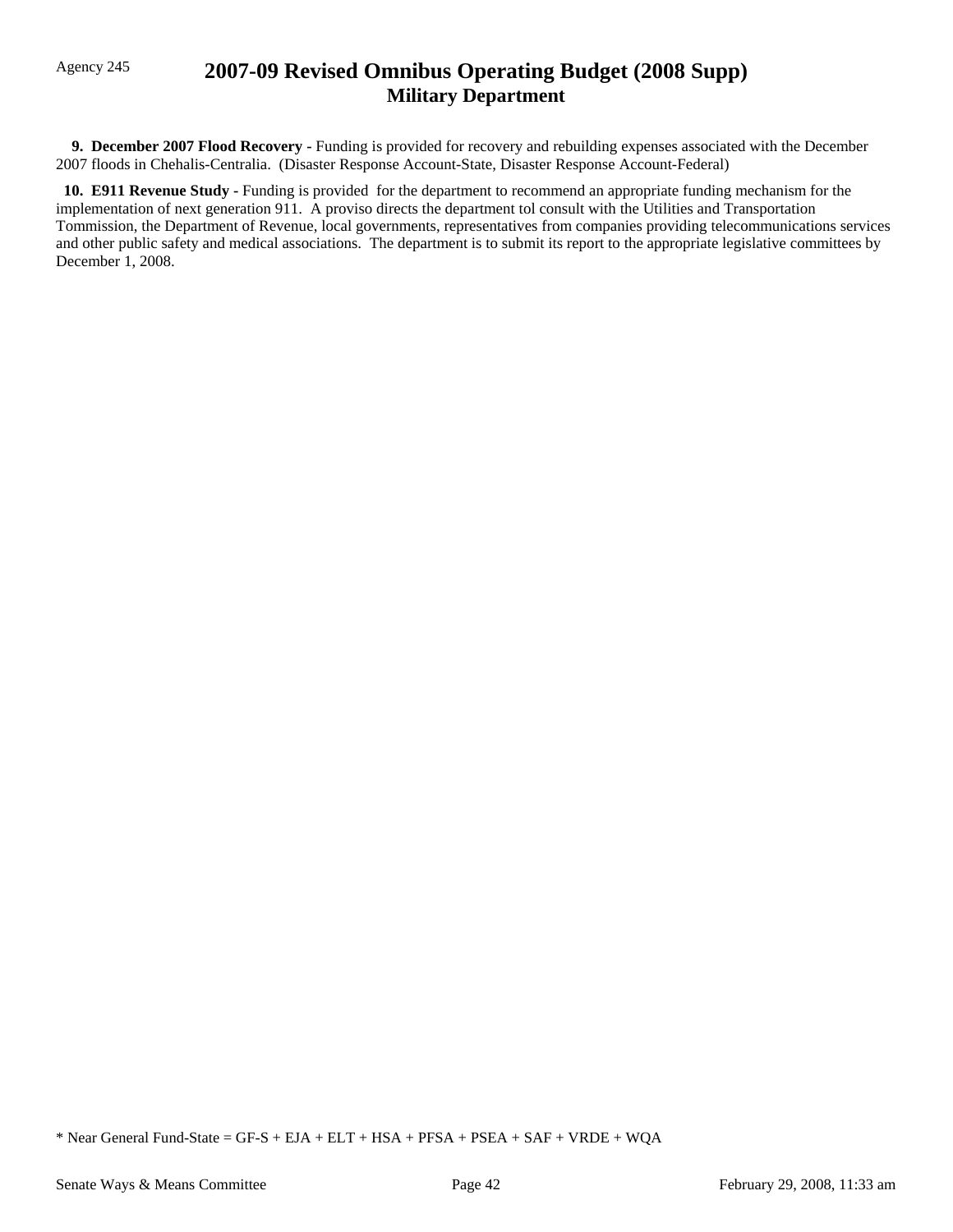**9. December 2007 Flood Recovery -** Funding is provided for recovery and rebuilding expenses associated with the December 2007 floods in Chehalis-Centralia. (Disaster Response Account-State, Disaster Response Account-Federal)

**10. E911 Revenue Study -** Funding is provided for the department to recommend an appropriate funding mechanism for the implementation of next generation 911. A proviso directs the department tol consult with the Utilities and Transportation Tommission, the Department of Revenue, local governments, representatives from companies providing telecommunications services and other public safety and medical associations. The department is to submit its report to the appropriate legislative committees by December 1, 2008.

* Near General Fund-State = GF-S + EJA + ELT + HSA + PFSA + PSEA + SAF + VRDE + WQA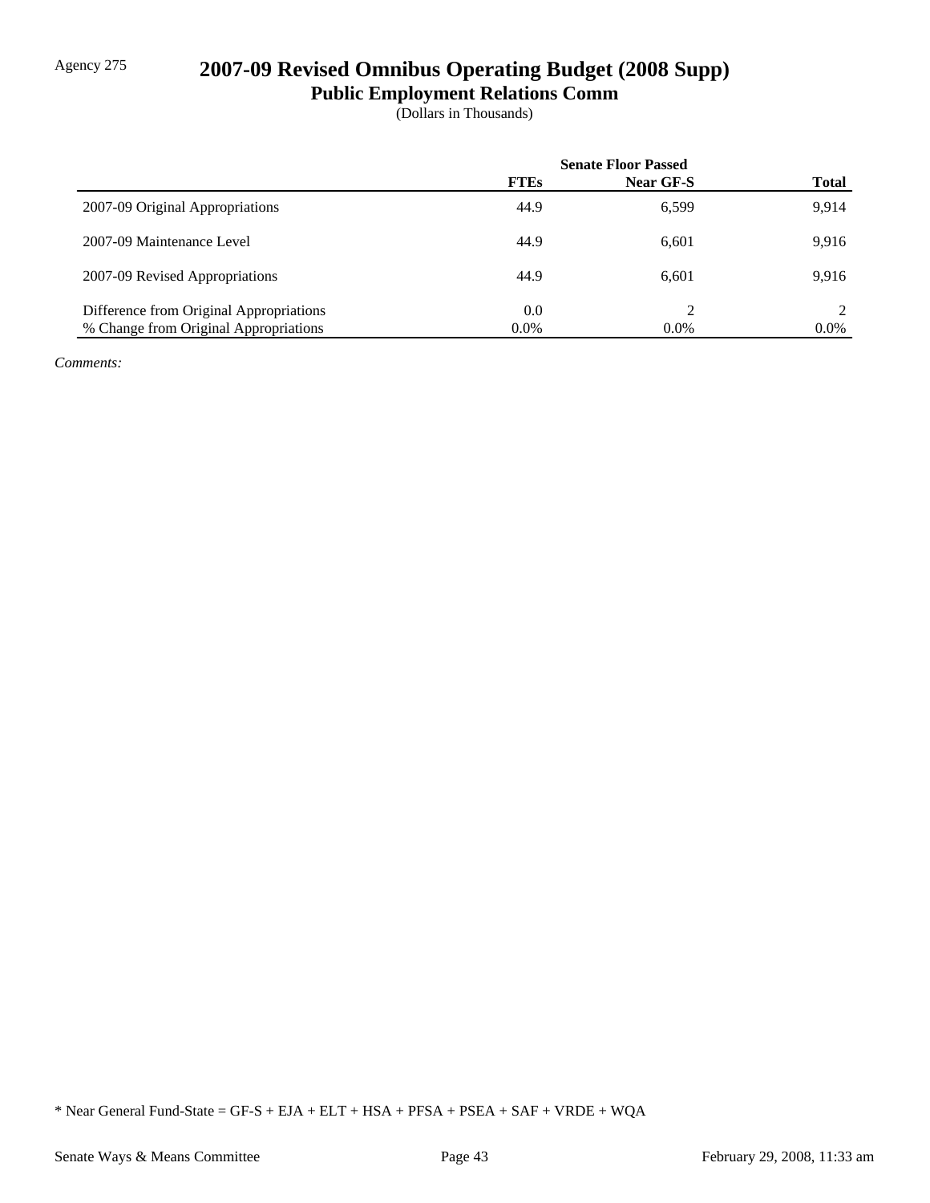Agency 275

# 2007-09 Revised Omnibus Operating Budget (2008 Supp)

## Public Employment Relations Comm

(Dollars in Thousands)

| | Senate Floor Passed | | |
|---|---|---|---|
| | **FTEs** | **Near GF-S** | **Total** |
| 2007-09 Original Appropriations | 44.9 | 6,599 | 9,914 |
| 2007-09 Maintenance Level | 44.9 | 6,601 | 9,916 |
| 2007-09 Revised Appropriations | 44.9 | 6,601 | 9,916 |
| Difference from Original Appropriations | 0.0 | 2 | 2 |
| % Change from Original Appropriations | 0.0% | 0.0% | 0.0% |

*Comments:*

* Near General Fund-State = GF-S + EJA + ELT + HSA + PFSA + PSEA + SAF + VRDE + WQA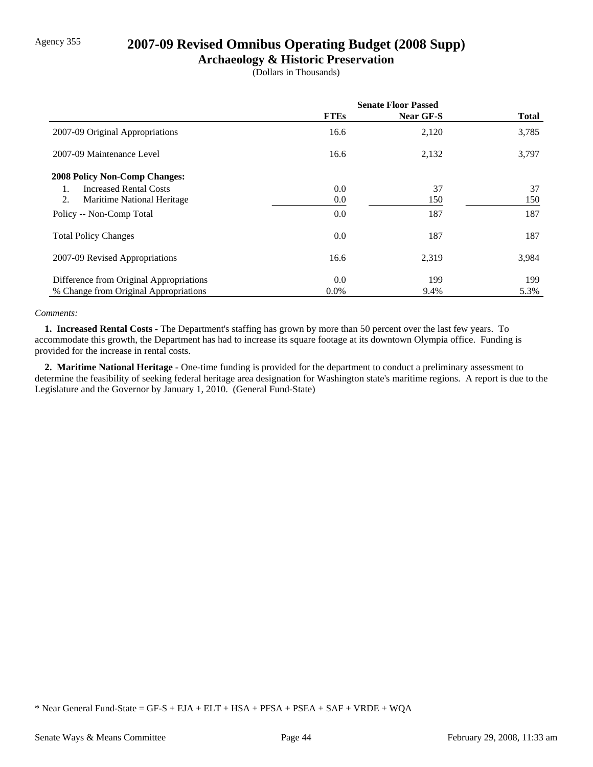Agency 355

# 2007-09 Revised Omnibus Operating Budget (2008 Supp)

## Archaeology & Historic Preservation

(Dollars in Thousands)

| | Senate Floor Passed | | |
|---|---|---|---|
| | **FTEs** | **Near GF-S** | **Total** |
| 2007-09 Original Appropriations | 16.6 | 2,120 | 3,785 |
| 2007-09 Maintenance Level | 16.6 | 2,132 | 3,797 |
| **2008 Policy Non-Comp Changes:** | | | |
| 1. Increased Rental Costs | 0.0 | 37 | 37 |
| 2. Maritime National Heritage | 0.0 | 150 | 150 |
| Policy -- Non-Comp Total | 0.0 | 187 | 187 |
| Total Policy Changes | 0.0 | 187 | 187 |
| 2007-09 Revised Appropriations | 16.6 | 2,319 | 3,984 |
| Difference from Original Appropriations | 0.0 | 199 | 199 |
| % Change from Original Appropriations | 0.0% | 9.4% | 5.3% |

*Comments:*

**1. Increased Rental Costs -** The Department's staffing has grown by more than 50 percent over the last few years. To accommodate this growth, the Department has had to increase its square footage at its downtown Olympia office. Funding is provided for the increase in rental costs.

**2. Maritime National Heritage -** One-time funding is provided for the department to conduct a preliminary assessment to determine the feasibility of seeking federal heritage area designation for Washington state's maritime regions. A report is due to the Legislature and the Governor by January 1, 2010. (General Fund-State)

* Near General Fund-State = GF-S + EJA + ELT + HSA + PFSA + PSEA + SAF + VRDE + WQA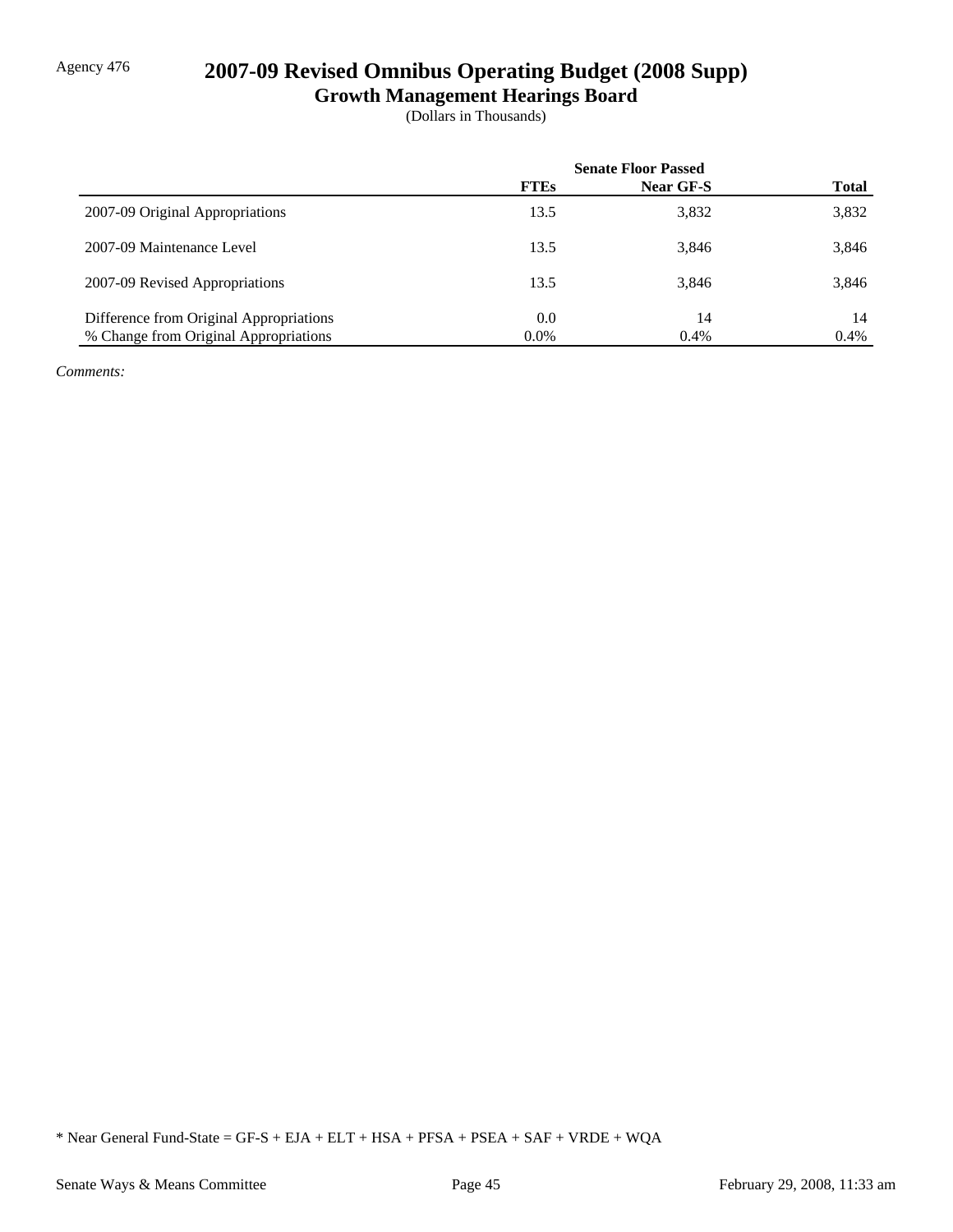Agency 476

# 2007-09 Revised Omnibus Operating Budget (2008 Supp)

## Growth Management Hearings Board

(Dollars in Thousands)

| | Senate Floor Passed | | |
|---|---|---|---|
| | **FTEs** | **Near GF-S** | **Total** |
| 2007-09 Original Appropriations | 13.5 | 3,832 | 3,832 |
| 2007-09 Maintenance Level | 13.5 | 3,846 | 3,846 |
| 2007-09 Revised Appropriations | 13.5 | 3,846 | 3,846 |
| Difference from Original Appropriations | 0.0 | 14 | 14 |
| % Change from Original Appropriations | 0.0% | 0.4% | 0.4% |

*Comments:*

* Near General Fund-State = GF-S + EJA + ELT + HSA + PFSA + PSEA + SAF + VRDE + WQA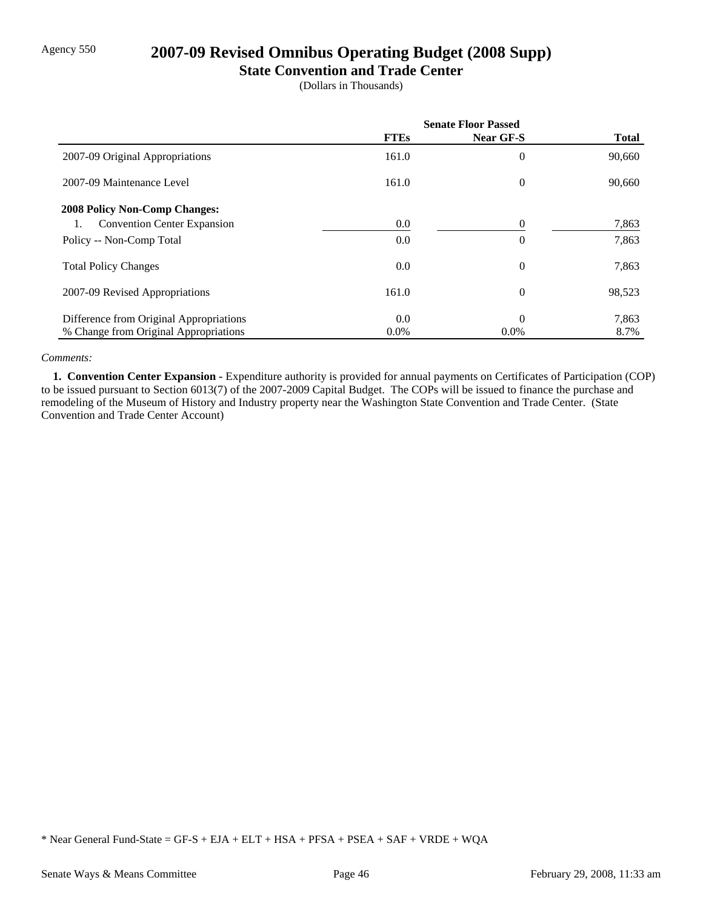Agency 550

# 2007-09 Revised Omnibus Operating Budget (2008 Supp)

## State Convention and Trade Center

(Dollars in Thousands)

| | Senate Floor Passed | | |
|---|---|---|---|
| | **FTEs** | **Near GF-S** | **Total** |
| 2007-09 Original Appropriations | 161.0 | 0 | 90,660 |
| 2007-09 Maintenance Level | 161.0 | 0 | 90,660 |
| **2008 Policy Non-Comp Changes:** | | | |
| 1. Convention Center Expansion | 0.0 | 0 | 7,863 |
| Policy -- Non-Comp Total | 0.0 | 0 | 7,863 |
| Total Policy Changes | 0.0 | 0 | 7,863 |
| 2007-09 Revised Appropriations | 161.0 | 0 | 98,523 |
| Difference from Original Appropriations | 0.0 | 0 | 7,863 |
| % Change from Original Appropriations | 0.0% | 0.0% | 8.7% |

*Comments:*

**1. Convention Center Expansion -** Expenditure authority is provided for annual payments on Certificates of Participation (COP) to be issued pursuant to Section 6013(7) of the 2007-2009 Capital Budget. The COPs will be issued to finance the purchase and remodeling of the Museum of History and Industry property near the Washington State Convention and Trade Center. (State Convention and Trade Center Account)

\* Near General Fund-State = GF-S + EJA + ELT + HSA + PFSA + PSEA + SAF + VRDE + WQA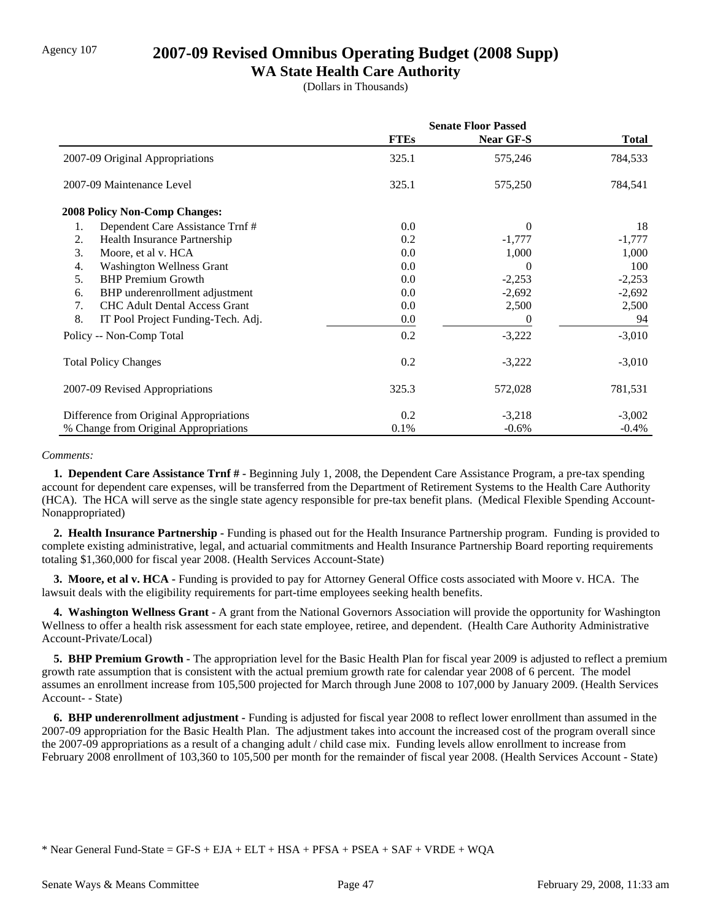Agency 107

# 2007-09 Revised Omnibus Operating Budget (2008 Supp)

## WA State Health Care Authority

(Dollars in Thousands)

| | Senate Floor Passed | | |
|---|---|---|---|
| | **FTEs** | **Near GF-S** | **Total** |
| 2007-09 Original Appropriations | 325.1 | 575,246 | 784,533 |
| 2007-09 Maintenance Level | 325.1 | 575,250 | 784,541 |
| **2008 Policy Non-Comp Changes:** | | | |
| 1. Dependent Care Assistance Trnf # | 0.0 | 0 | 18 |
| 2. Health Insurance Partnership | 0.2 | -1,777 | -1,777 |
| 3. Moore, et al v. HCA | 0.0 | 1,000 | 1,000 |
| 4. Washington Wellness Grant | 0.0 | 0 | 100 |
| 5. BHP Premium Growth | 0.0 | -2,253 | -2,253 |
| 6. BHP underenrollment adjustment | 0.0 | -2,692 | -2,692 |
| 7. CHC Adult Dental Access Grant | 0.0 | 2,500 | 2,500 |
| 8. IT Pool Project Funding-Tech. Adj. | 0.0 | 0 | 94 |
| Policy -- Non-Comp Total | 0.2 | -3,222 | -3,010 |
| Total Policy Changes | 0.2 | -3,222 | -3,010 |
| 2007-09 Revised Appropriations | 325.3 | 572,028 | 781,531 |
| Difference from Original Appropriations | 0.2 | -3,218 | -3,002 |
| % Change from Original Appropriations | 0.1% | -0.6% | -0.4% |

*Comments:*

**1. Dependent Care Assistance Trnf # -** Beginning July 1, 2008, the Dependent Care Assistance Program, a pre-tax spending account for dependent care expenses, will be transferred from the Department of Retirement Systems to the Health Care Authority (HCA). The HCA will serve as the single state agency responsible for pre-tax benefit plans. (Medical Flexible Spending Account-Nonappropriated)

**2. Health Insurance Partnership -** Funding is phased out for the Health Insurance Partnership program. Funding is provided to complete existing administrative, legal, and actuarial commitments and Health Insurance Partnership Board reporting requirements totaling $1,360,000 for fiscal year 2008. (Health Services Account-State)

**3. Moore, et al v. HCA -** Funding is provided to pay for Attorney General Office costs associated with Moore v. HCA. The lawsuit deals with the eligibility requirements for part-time employees seeking health benefits.

**4. Washington Wellness Grant -** A grant from the National Governors Association will provide the opportunity for Washington Wellness to offer a health risk assessment for each state employee, retiree, and dependent. (Health Care Authority Administrative Account-Private/Local)

**5. BHP Premium Growth -** The appropriation level for the Basic Health Plan for fiscal year 2009 is adjusted to reflect a premium growth rate assumption that is consistent with the actual premium growth rate for calendar year 2008 of 6 percent. The model assumes an enrollment increase from 105,500 projected for March through June 2008 to 107,000 by January 2009. (Health Services Account- - State)

**6. BHP underenrollment adjustment -** Funding is adjusted for fiscal year 2008 to reflect lower enrollment than assumed in the 2007-09 appropriation for the Basic Health Plan. The adjustment takes into account the increased cost of the program overall since the 2007-09 appropriations as a result of a changing adult / child case mix. Funding levels allow enrollment to increase from February 2008 enrollment of 103,360 to 105,500 per month for the remainder of fiscal year 2008. (Health Services Account - State)

* Near General Fund-State = GF-S + EJA + ELT + HSA + PFSA + PSEA + SAF + VRDE + WQA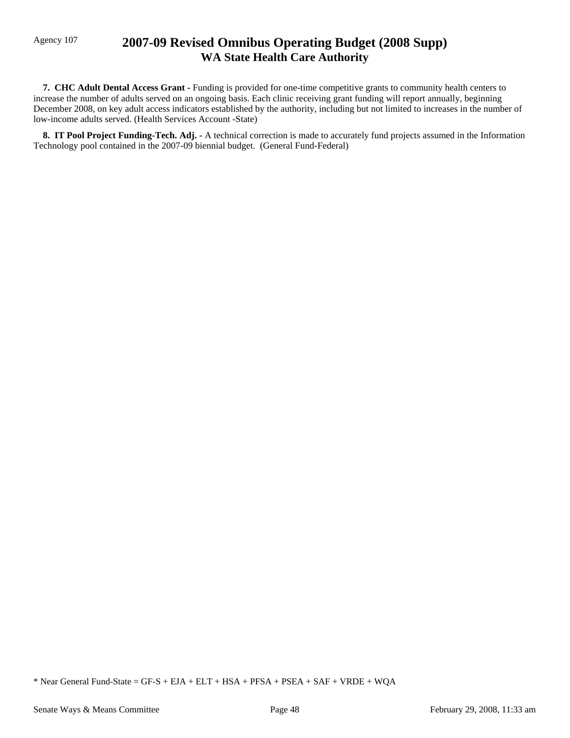**7. CHC Adult Dental Access Grant -** Funding is provided for one-time competitive grants to community health centers to increase the number of adults served on an ongoing basis. Each clinic receiving grant funding will report annually, beginning December 2008, on key adult access indicators established by the authority, including but not limited to increases in the number of low-income adults served. (Health Services Account -State)

**8. IT Pool Project Funding-Tech. Adj. -** A technical correction is made to accurately fund projects assumed in the Information Technology pool contained in the 2007-09 biennial budget. (General Fund-Federal)

* Near General Fund-State = GF-S + EJA + ELT + HSA + PFSA + PSEA + SAF + VRDE + WQA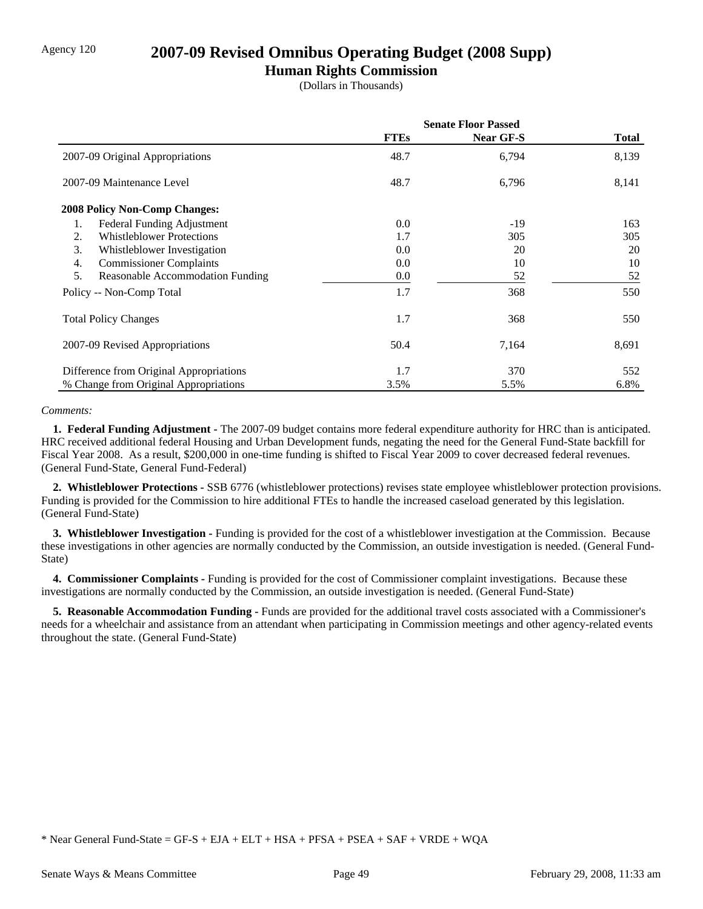Agency 120

# 2007-09 Revised Omnibus Operating Budget (2008 Supp)

## Human Rights Commission

(Dollars in Thousands)

| | Senate Floor Passed | | |
|---|---|---|---|
| | **FTEs** | **Near GF-S** | **Total** |
| 2007-09 Original Appropriations | 48.7 | 6,794 | 8,139 |
| 2007-09 Maintenance Level | 48.7 | 6,796 | 8,141 |
| **2008 Policy Non-Comp Changes:** | | | |
| 1. Federal Funding Adjustment | 0.0 | -19 | 163 |
| 2. Whistleblower Protections | 1.7 | 305 | 305 |
| 3. Whistleblower Investigation | 0.0 | 20 | 20 |
| 4. Commissioner Complaints | 0.0 | 10 | 10 |
| 5. Reasonable Accommodation Funding | 0.0 | 52 | 52 |
| Policy -- Non-Comp Total | 1.7 | 368 | 550 |
| Total Policy Changes | 1.7 | 368 | 550 |
| 2007-09 Revised Appropriations | 50.4 | 7,164 | 8,691 |
| Difference from Original Appropriations | 1.7 | 370 | 552 |
| % Change from Original Appropriations | 3.5% | 5.5% | 6.8% |

*Comments:*

**1. Federal Funding Adjustment -** The 2007-09 budget contains more federal expenditure authority for HRC than is anticipated. HRC received additional federal Housing and Urban Development funds, negating the need for the General Fund-State backfill for Fiscal Year 2008. As a result, $200,000 in one-time funding is shifted to Fiscal Year 2009 to cover decreased federal revenues. (General Fund-State, General Fund-Federal)

**2. Whistleblower Protections -** SSB 6776 (whistleblower protections) revises state employee whistleblower protection provisions. Funding is provided for the Commission to hire additional FTEs to handle the increased caseload generated by this legislation. (General Fund-State)

**3. Whistleblower Investigation -** Funding is provided for the cost of a whistleblower investigation at the Commission. Because these investigations in other agencies are normally conducted by the Commission, an outside investigation is needed. (General Fund-State)

**4. Commissioner Complaints -** Funding is provided for the cost of Commissioner complaint investigations. Because these investigations are normally conducted by the Commission, an outside investigation is needed. (General Fund-State)

**5. Reasonable Accommodation Funding -** Funds are provided for the additional travel costs associated with a Commissioner's needs for a wheelchair and assistance from an attendant when participating in Commission meetings and other agency-related events throughout the state. (General Fund-State)

\* Near General Fund-State = GF-S + EJA + ELT + HSA + PFSA + PSEA + SAF + VRDE + WQA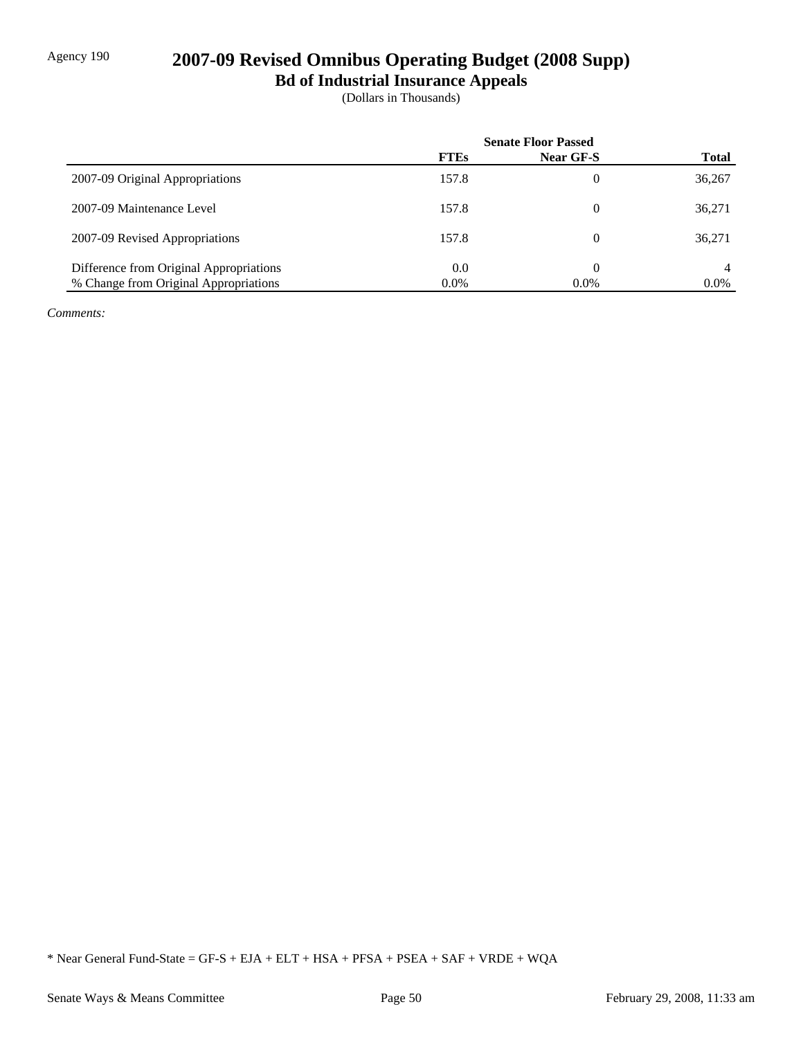Agency 190

# 2007-09 Revised Omnibus Operating Budget (2008 Supp)

## Bd of Industrial Insurance Appeals

(Dollars in Thousands)

| | Senate Floor Passed | | |
|---|---|---|---|
| | **FTEs** | **Near GF-S** | **Total** |
| 2007-09 Original Appropriations | 157.8 | 0 | 36,267 |
| 2007-09 Maintenance Level | 157.8 | 0 | 36,271 |
| 2007-09 Revised Appropriations | 157.8 | 0 | 36,271 |
| Difference from Original Appropriations | 0.0 | 0 | 4 |
| % Change from Original Appropriations | 0.0% | 0.0% | 0.0% |

*Comments:*

* Near General Fund-State = GF-S + EJA + ELT + HSA + PFSA + PSEA + SAF + VRDE + WQA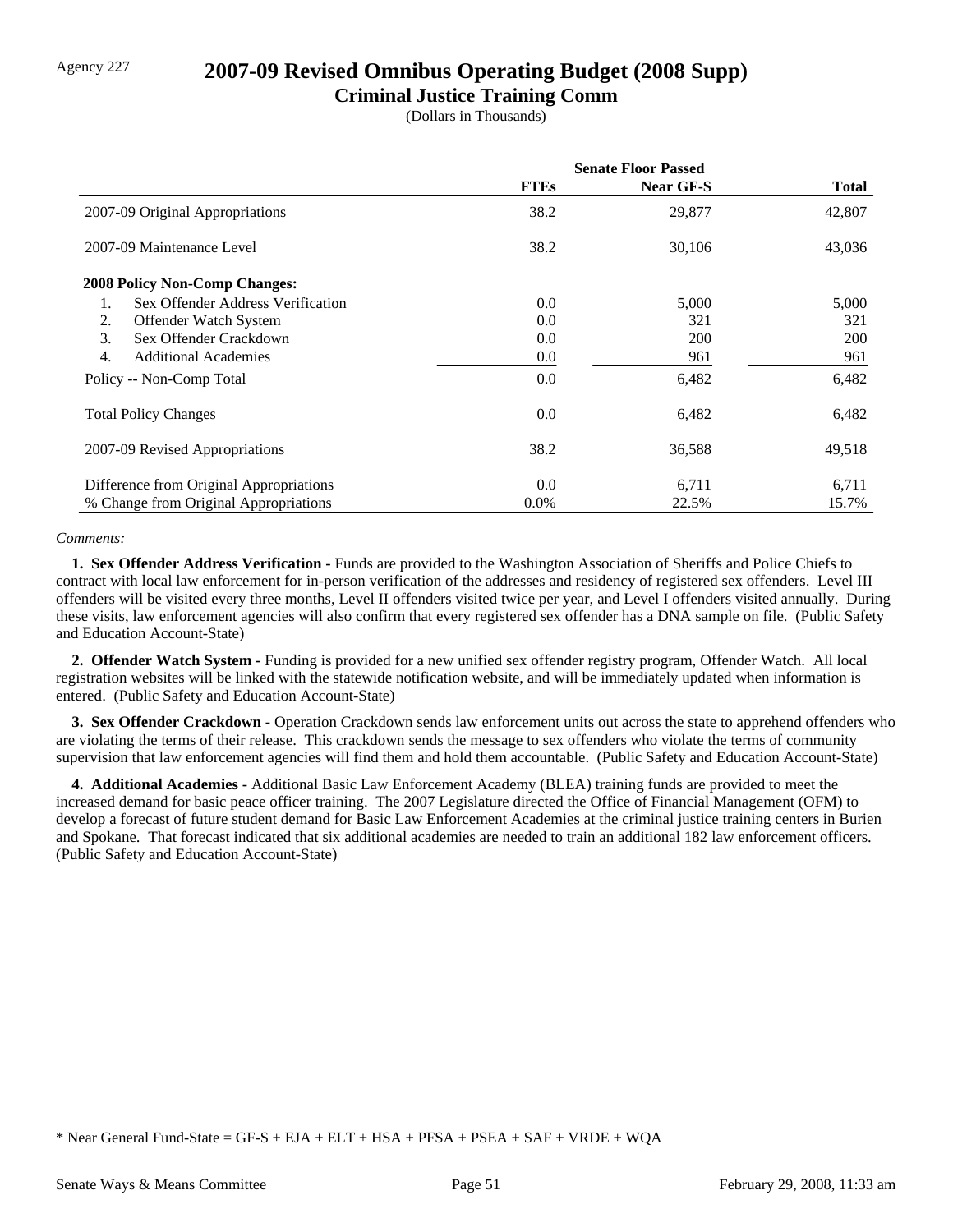Agency 227

# 2007-09 Revised Omnibus Operating Budget (2008 Supp)

## Criminal Justice Training Comm

(Dollars in Thousands)

| | Senate Floor Passed | | |
|---|---|---|---|
| | **FTEs** | **Near GF-S** | **Total** |
| 2007-09 Original Appropriations | 38.2 | 29,877 | 42,807 |
| 2007-09 Maintenance Level | 38.2 | 30,106 | 43,036 |
| **2008 Policy Non-Comp Changes:** | | | |
| 1. Sex Offender Address Verification | 0.0 | 5,000 | 5,000 |
| 2. Offender Watch System | 0.0 | 321 | 321 |
| 3. Sex Offender Crackdown | 0.0 | 200 | 200 |
| 4. Additional Academies | 0.0 | 961 | 961 |
| Policy -- Non-Comp Total | 0.0 | 6,482 | 6,482 |
| Total Policy Changes | 0.0 | 6,482 | 6,482 |
| 2007-09 Revised Appropriations | 38.2 | 36,588 | 49,518 |
| Difference from Original Appropriations | 0.0 | 6,711 | 6,711 |
| % Change from Original Appropriations | 0.0% | 22.5% | 15.7% |

*Comments:*

**1. Sex Offender Address Verification -** Funds are provided to the Washington Association of Sheriffs and Police Chiefs to contract with local law enforcement for in-person verification of the addresses and residency of registered sex offenders. Level III offenders will be visited every three months, Level II offenders visited twice per year, and Level I offenders visited annually. During these visits, law enforcement agencies will also confirm that every registered sex offender has a DNA sample on file. (Public Safety and Education Account-State)

**2. Offender Watch System -** Funding is provided for a new unified sex offender registry program, Offender Watch. All local registration websites will be linked with the statewide notification website, and will be immediately updated when information is entered. (Public Safety and Education Account-State)

**3. Sex Offender Crackdown -** Operation Crackdown sends law enforcement units out across the state to apprehend offenders who are violating the terms of their release. This crackdown sends the message to sex offenders who violate the terms of community supervision that law enforcement agencies will find them and hold them accountable. (Public Safety and Education Account-State)

**4. Additional Academies -** Additional Basic Law Enforcement Academy (BLEA) training funds are provided to meet the increased demand for basic peace officer training. The 2007 Legislature directed the Office of Financial Management (OFM) to develop a forecast of future student demand for Basic Law Enforcement Academies at the criminal justice training centers in Burien and Spokane. That forecast indicated that six additional academies are needed to train an additional 182 law enforcement officers. (Public Safety and Education Account-State)

* Near General Fund-State = GF-S + EJA + ELT + HSA + PFSA + PSEA + SAF + VRDE + WQA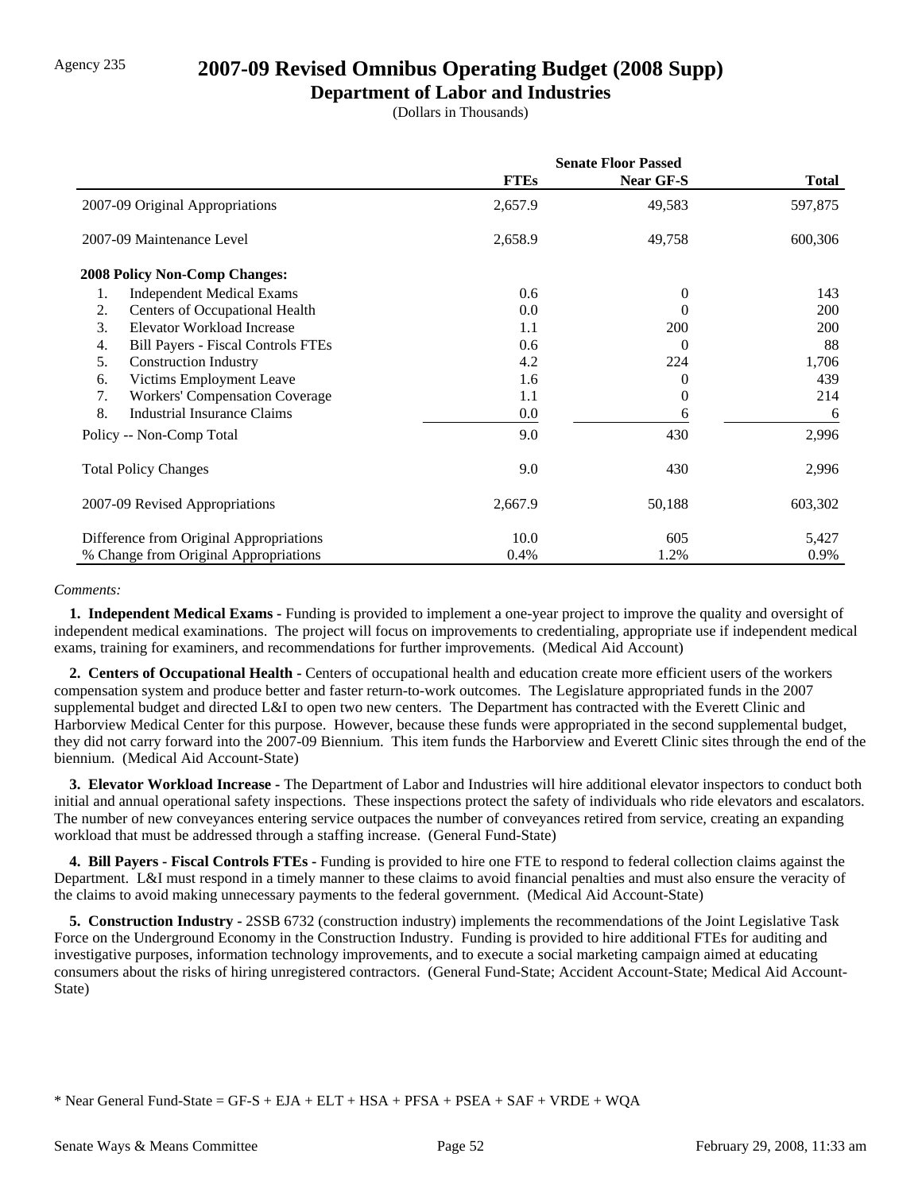Agency 235

# 2007-09 Revised Omnibus Operating Budget (2008 Supp)

## Department of Labor and Industries

(Dollars in Thousands)

| | Senate Floor Passed | | |
|---|---|---|---|
| | **FTEs** | **Near GF-S** | **Total** |
| 2007-09 Original Appropriations | 2,657.9 | 49,583 | 597,875 |
| 2007-09 Maintenance Level | 2,658.9 | 49,758 | 600,306 |
| **2008 Policy Non-Comp Changes:** | | | |
| 1. Independent Medical Exams | 0.6 | 0 | 143 |
| 2. Centers of Occupational Health | 0.0 | 0 | 200 |
| 3. Elevator Workload Increase | 1.1 | 200 | 200 |
| 4. Bill Payers - Fiscal Controls FTEs | 0.6 | 0 | 88 |
| 5. Construction Industry | 4.2 | 224 | 1,706 |
| 6. Victims Employment Leave | 1.6 | 0 | 439 |
| 7. Workers' Compensation Coverage | 1.1 | 0 | 214 |
| 8. Industrial Insurance Claims | 0.0 | 6 | 6 |
| Policy -- Non-Comp Total | 9.0 | 430 | 2,996 |
| Total Policy Changes | 9.0 | 430 | 2,996 |
| 2007-09 Revised Appropriations | 2,667.9 | 50,188 | 603,302 |
| Difference from Original Appropriations | 10.0 | 605 | 5,427 |
| % Change from Original Appropriations | 0.4% | 1.2% | 0.9% |

*Comments:*

**1. Independent Medical Exams -** Funding is provided to implement a one-year project to improve the quality and oversight of independent medical examinations. The project will focus on improvements to credentialing, appropriate use if independent medical exams, training for examiners, and recommendations for further improvements. (Medical Aid Account)

**2. Centers of Occupational Health -** Centers of occupational health and education create more efficient users of the workers compensation system and produce better and faster return-to-work outcomes. The Legislature appropriated funds in the 2007 supplemental budget and directed L&I to open two new centers. The Department has contracted with the Everett Clinic and Harborview Medical Center for this purpose. However, because these funds were appropriated in the second supplemental budget, they did not carry forward into the 2007-09 Biennium. This item funds the Harborview and Everett Clinic sites through the end of the biennium. (Medical Aid Account-State)

**3. Elevator Workload Increase -** The Department of Labor and Industries will hire additional elevator inspectors to conduct both initial and annual operational safety inspections. These inspections protect the safety of individuals who ride elevators and escalators. The number of new conveyances entering service outpaces the number of conveyances retired from service, creating an expanding workload that must be addressed through a staffing increase. (General Fund-State)

**4. Bill Payers - Fiscal Controls FTEs -** Funding is provided to hire one FTE to respond to federal collection claims against the Department. L&I must respond in a timely manner to these claims to avoid financial penalties and must also ensure the veracity of the claims to avoid making unnecessary payments to the federal government. (Medical Aid Account-State)

**5. Construction Industry -** 2SSB 6732 (construction industry) implements the recommendations of the Joint Legislative Task Force on the Underground Economy in the Construction Industry. Funding is provided to hire additional FTEs for auditing and investigative purposes, information technology improvements, and to execute a social marketing campaign aimed at educating consumers about the risks of hiring unregistered contractors. (General Fund-State; Accident Account-State; Medical Aid Account-State)

\* Near General Fund-State = GF-S + EJA + ELT + HSA + PFSA + PSEA + SAF + VRDE + WQA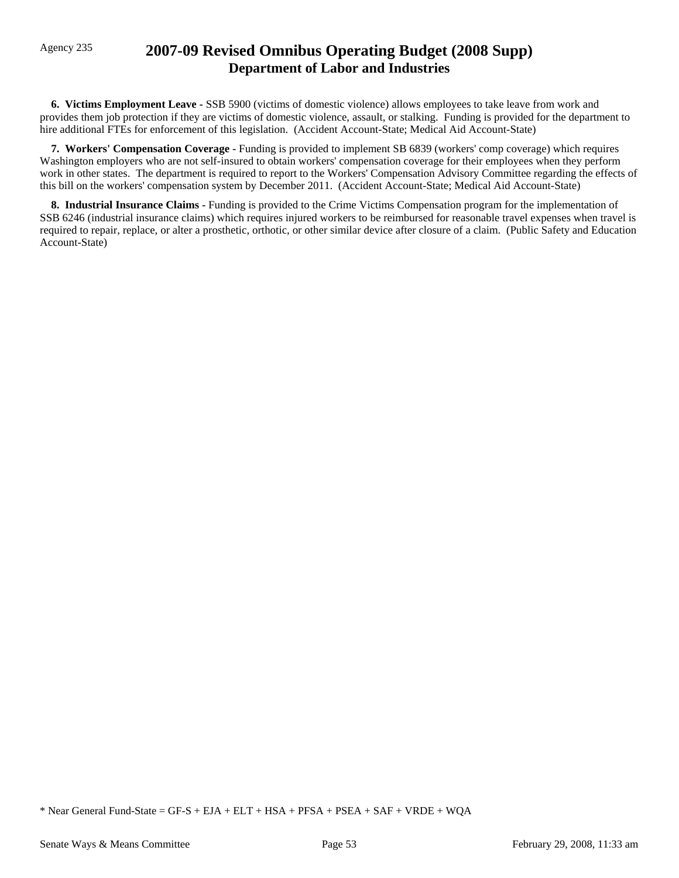**6. Victims Employment Leave -** SSB 5900 (victims of domestic violence) allows employees to take leave from work and provides them job protection if they are victims of domestic violence, assault, or stalking. Funding is provided for the department to hire additional FTEs for enforcement of this legislation. (Accident Account-State; Medical Aid Account-State)

**7. Workers' Compensation Coverage -** Funding is provided to implement SB 6839 (workers' comp coverage) which requires Washington employers who are not self-insured to obtain workers' compensation coverage for their employees when they perform work in other states. The department is required to report to the Workers' Compensation Advisory Committee regarding the effects of this bill on the workers' compensation system by December 2011. (Accident Account-State; Medical Aid Account-State)

**8. Industrial Insurance Claims -** Funding is provided to the Crime Victims Compensation program for the implementation of SSB 6246 (industrial insurance claims) which requires injured workers to be reimbursed for reasonable travel expenses when travel is required to repair, replace, or alter a prosthetic, orthotic, or other similar device after closure of a claim. (Public Safety and Education Account-State)

* Near General Fund-State = GF-S + EJA + ELT + HSA + PFSA + PSEA + SAF + VRDE + WQA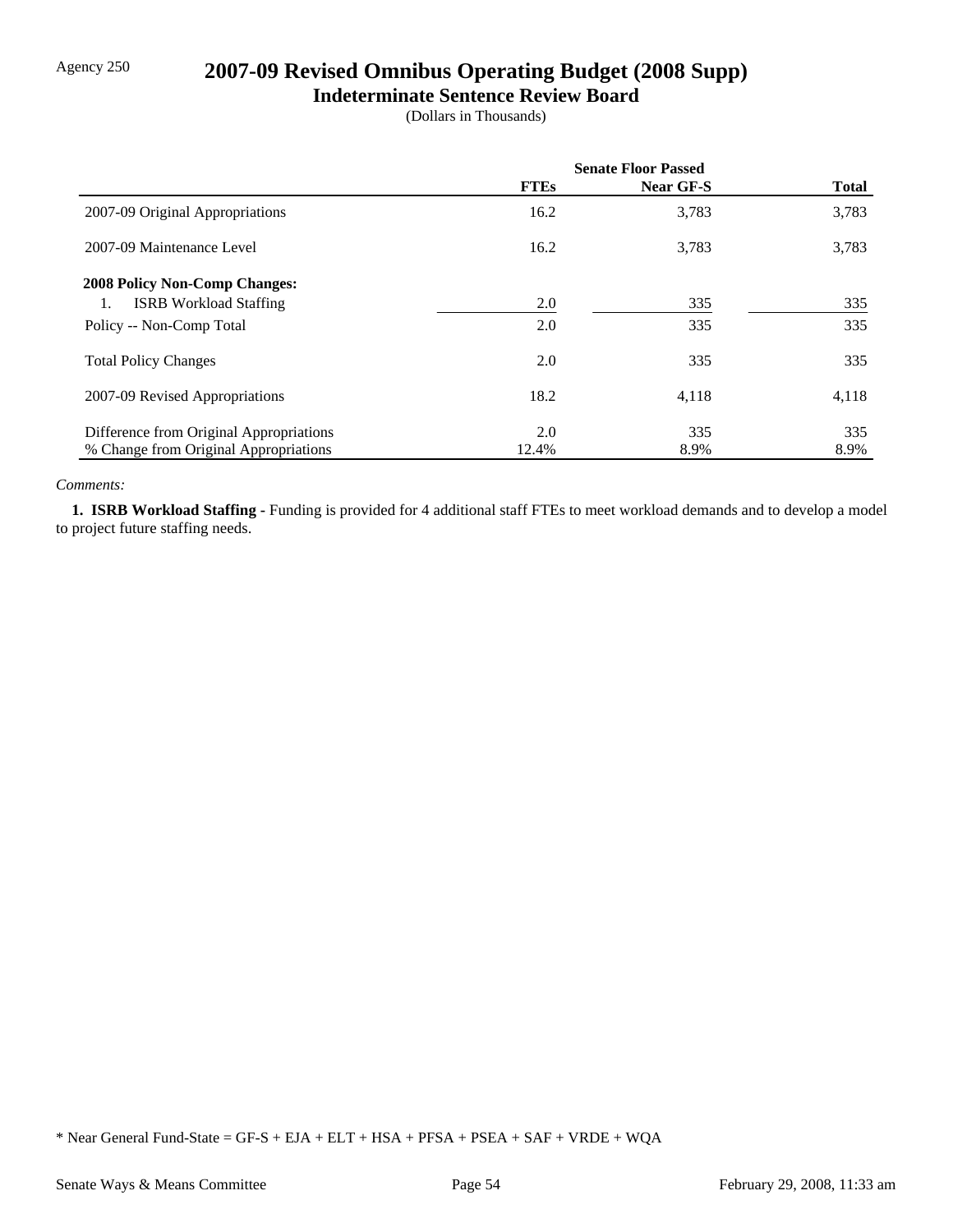Agency 250

# 2007-09 Revised Omnibus Operating Budget (2008 Supp)

## Indeterminate Sentence Review Board

(Dollars in Thousands)

| | Senate Floor Passed | | |
|---|---|---|---|
| | FTEs | Near GF-S | Total |
| 2007-09 Original Appropriations | 16.2 | 3,783 | 3,783 |
| 2007-09 Maintenance Level | 16.2 | 3,783 | 3,783 |
| **2008 Policy Non-Comp Changes:** | | | |
| 1. ISRB Workload Staffing | 2.0 | 335 | 335 |
| Policy -- Non-Comp Total | 2.0 | 335 | 335 |
| Total Policy Changes | 2.0 | 335 | 335 |
| 2007-09 Revised Appropriations | 18.2 | 4,118 | 4,118 |
| Difference from Original Appropriations | 2.0 | 335 | 335 |
| % Change from Original Appropriations | 12.4% | 8.9% | 8.9% |

*Comments:*

**1. ISRB Workload Staffing -** Funding is provided for 4 additional staff FTEs to meet workload demands and to develop a model to project future staffing needs.

\* Near General Fund-State = GF-S + EJA + ELT + HSA + PFSA + PSEA + SAF + VRDE + WQA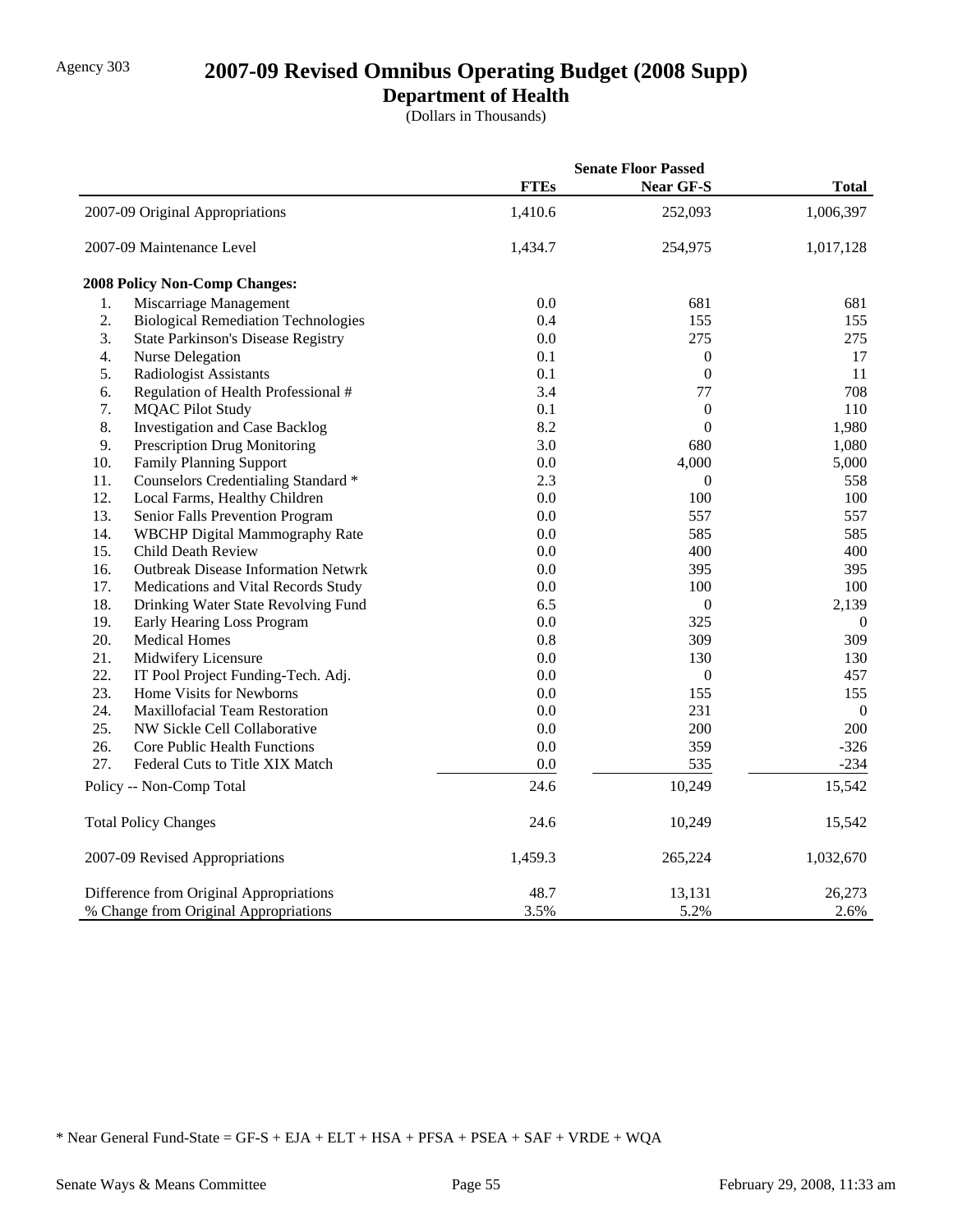Agency 303

# 2007-09 Revised Omnibus Operating Budget (2008 Supp)

## Department of Health

(Dollars in Thousands)

| | Senate Floor Passed | | |
|---|---|---|---|
| | **FTEs** | **Near GF-S** | **Total** |
| 2007-09 Original Appropriations | 1,410.6 | 252,093 | 1,006,397 |
| 2007-09 Maintenance Level | 1,434.7 | 254,975 | 1,017,128 |
| **2008 Policy Non-Comp Changes:** | | | |
| 1. Miscarriage Management | 0.0 | 681 | 681 |
| 2. Biological Remediation Technologies | 0.4 | 155 | 155 |
| 3. State Parkinson's Disease Registry | 0.0 | 275 | 275 |
| 4. Nurse Delegation | 0.1 | 0 | 17 |
| 5. Radiologist Assistants | 0.1 | 0 | 11 |
| 6. Regulation of Health Professional # | 3.4 | 77 | 708 |
| 7. MQAC Pilot Study | 0.1 | 0 | 110 |
| 8. Investigation and Case Backlog | 8.2 | 0 | 1,980 |
| 9. Prescription Drug Monitoring | 3.0 | 680 | 1,080 |
| 10. Family Planning Support | 0.0 | 4,000 | 5,000 |
| 11. Counselors Credentialing Standard * | 2.3 | 0 | 558 |
| 12. Local Farms, Healthy Children | 0.0 | 100 | 100 |
| 13. Senior Falls Prevention Program | 0.0 | 557 | 557 |
| 14. WBCHP Digital Mammography Rate | 0.0 | 585 | 585 |
| 15. Child Death Review | 0.0 | 400 | 400 |
| 16. Outbreak Disease Information Netwrk | 0.0 | 395 | 395 |
| 17. Medications and Vital Records Study | 0.0 | 100 | 100 |
| 18. Drinking Water State Revolving Fund | 6.5 | 0 | 2,139 |
| 19. Early Hearing Loss Program | 0.0 | 325 | 0 |
| 20. Medical Homes | 0.8 | 309 | 309 |
| 21. Midwifery Licensure | 0.0 | 130 | 130 |
| 22. IT Pool Project Funding-Tech. Adj. | 0.0 | 0 | 457 |
| 23. Home Visits for Newborns | 0.0 | 155 | 155 |
| 24. Maxillofacial Team Restoration | 0.0 | 231 | 0 |
| 25. NW Sickle Cell Collaborative | 0.0 | 200 | 200 |
| 26. Core Public Health Functions | 0.0 | 359 | -326 |
| 27. Federal Cuts to Title XIX Match | 0.0 | 535 | -234 |
| Policy -- Non-Comp Total | 24.6 | 10,249 | 15,542 |
| Total Policy Changes | 24.6 | 10,249 | 15,542 |
| 2007-09 Revised Appropriations | 1,459.3 | 265,224 | 1,032,670 |
| Difference from Original Appropriations | 48.7 | 13,131 | 26,273 |
| % Change from Original Appropriations | 3.5% | 5.2% | 2.6% |

* Near General Fund-State = GF-S + EJA + ELT + HSA + PFSA + PSEA + SAF + VRDE + WQA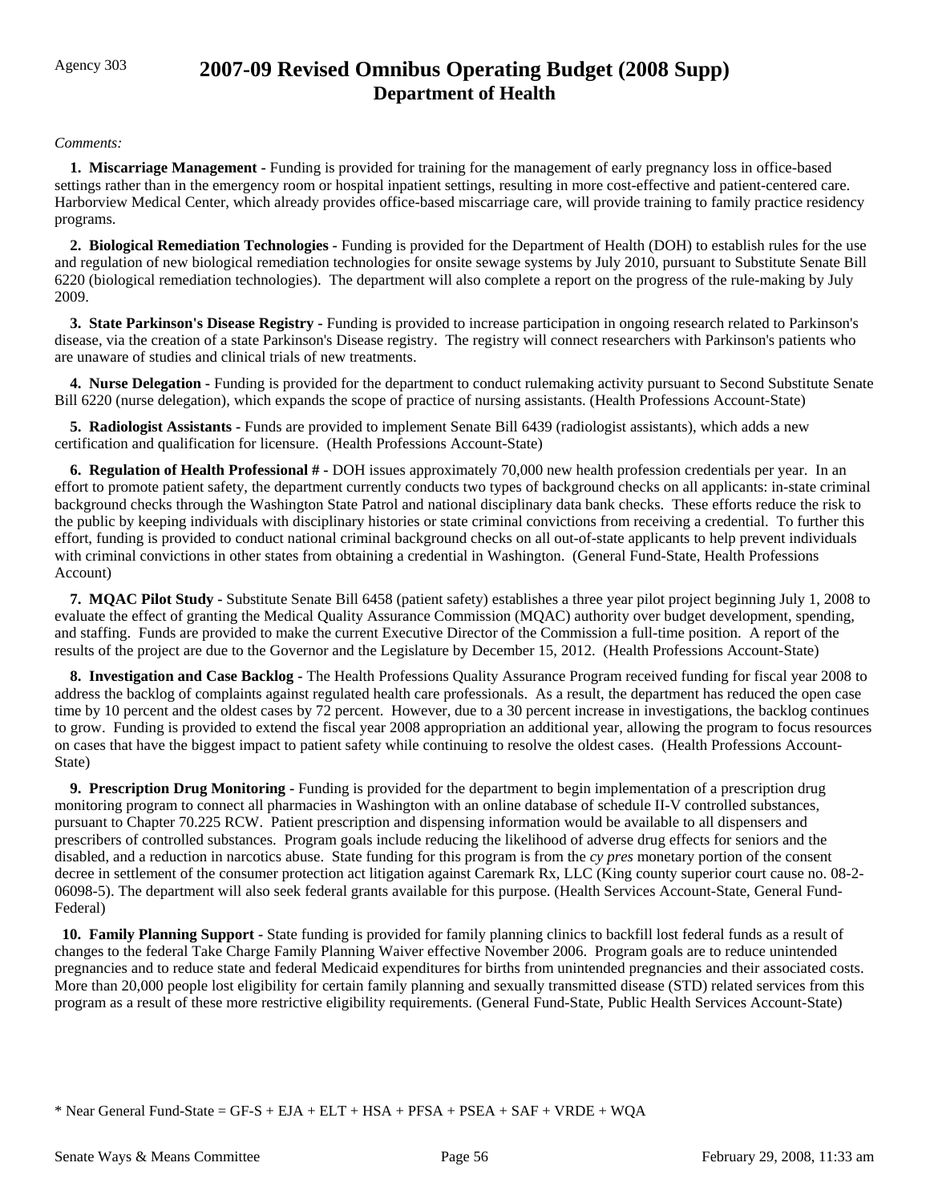Agency 303

# 2007-09 Revised Omnibus Operating Budget (2008 Supp)
## Department of Health

*Comments:*

**1. Miscarriage Management -** Funding is provided for training for the management of early pregnancy loss in office-based settings rather than in the emergency room or hospital inpatient settings, resulting in more cost-effective and patient-centered care. Harborview Medical Center, which already provides office-based miscarriage care, will provide training to family practice residency programs.

**2. Biological Remediation Technologies -** Funding is provided for the Department of Health (DOH) to establish rules for the use and regulation of new biological remediation technologies for onsite sewage systems by July 2010, pursuant to Substitute Senate Bill 6220 (biological remediation technologies). The department will also complete a report on the progress of the rule-making by July 2009.

**3. State Parkinson's Disease Registry -** Funding is provided to increase participation in ongoing research related to Parkinson's disease, via the creation of a state Parkinson's Disease registry. The registry will connect researchers with Parkinson's patients who are unaware of studies and clinical trials of new treatments.

**4. Nurse Delegation -** Funding is provided for the department to conduct rulemaking activity pursuant to Second Substitute Senate Bill 6220 (nurse delegation), which expands the scope of practice of nursing assistants. (Health Professions Account-State)

**5. Radiologist Assistants -** Funds are provided to implement Senate Bill 6439 (radiologist assistants), which adds a new certification and qualification for licensure. (Health Professions Account-State)

**6. Regulation of Health Professional # -** DOH issues approximately 70,000 new health profession credentials per year. In an effort to promote patient safety, the department currently conducts two types of background checks on all applicants: in-state criminal background checks through the Washington State Patrol and national disciplinary data bank checks. These efforts reduce the risk to the public by keeping individuals with disciplinary histories or state criminal convictions from receiving a credential. To further this effort, funding is provided to conduct national criminal background checks on all out-of-state applicants to help prevent individuals with criminal convictions in other states from obtaining a credential in Washington. (General Fund-State, Health Professions Account)

**7. MQAC Pilot Study -** Substitute Senate Bill 6458 (patient safety) establishes a three year pilot project beginning July 1, 2008 to evaluate the effect of granting the Medical Quality Assurance Commission (MQAC) authority over budget development, spending, and staffing. Funds are provided to make the current Executive Director of the Commission a full-time position. A report of the results of the project are due to the Governor and the Legislature by December 15, 2012. (Health Professions Account-State)

**8. Investigation and Case Backlog -** The Health Professions Quality Assurance Program received funding for fiscal year 2008 to address the backlog of complaints against regulated health care professionals. As a result, the department has reduced the open case time by 10 percent and the oldest cases by 72 percent. However, due to a 30 percent increase in investigations, the backlog continues to grow. Funding is provided to extend the fiscal year 2008 appropriation an additional year, allowing the program to focus resources on cases that have the biggest impact to patient safety while continuing to resolve the oldest cases. (Health Professions Account-State)

**9. Prescription Drug Monitoring -** Funding is provided for the department to begin implementation of a prescription drug monitoring program to connect all pharmacies in Washington with an online database of schedule II-V controlled substances, pursuant to Chapter 70.225 RCW. Patient prescription and dispensing information would be available to all dispensers and prescribers of controlled substances. Program goals include reducing the likelihood of adverse drug effects for seniors and the disabled, and a reduction in narcotics abuse. State funding for this program is from the *cy pres* monetary portion of the consent decree in settlement of the consumer protection act litigation against Caremark Rx, LLC (King county superior court cause no. 08-2-06098-5). The department will also seek federal grants available for this purpose. (Health Services Account-State, General Fund-Federal)

**10. Family Planning Support -** State funding is provided for family planning clinics to backfill lost federal funds as a result of changes to the federal Take Charge Family Planning Waiver effective November 2006. Program goals are to reduce unintended pregnancies and to reduce state and federal Medicaid expenditures for births from unintended pregnancies and their associated costs. More than 20,000 people lost eligibility for certain family planning and sexually transmitted disease (STD) related services from this program as a result of these more restrictive eligibility requirements. (General Fund-State, Public Health Services Account-State)

* Near General Fund-State = GF-S + EJA + ELT + HSA + PFSA + PSEA + SAF + VRDE + WQA

Senate Ways & Means Committee | February 29, 2008, 11:33 am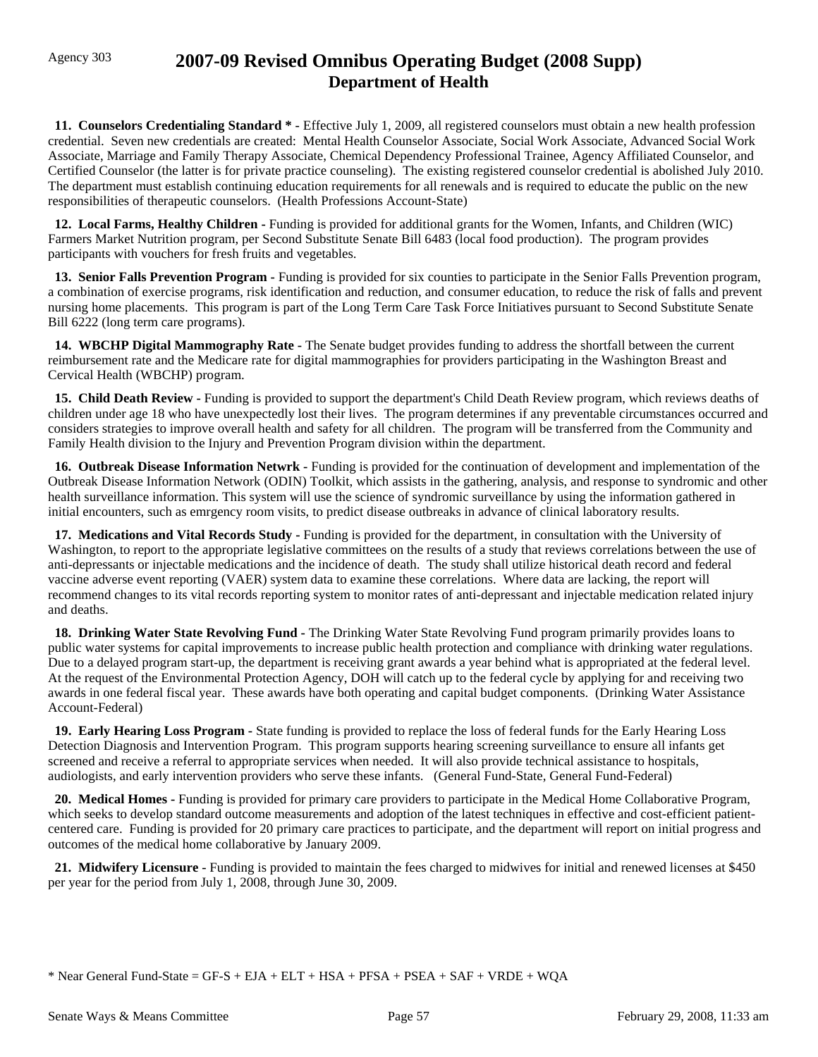# 2007-09 Revised Omnibus Operating Budget (2008 Supp)
## Department of Health

Agency 303

**11. Counselors Credentialing Standard \* -** Effective July 1, 2009, all registered counselors must obtain a new health profession credential. Seven new credentials are created: Mental Health Counselor Associate, Social Work Associate, Advanced Social Work Associate, Marriage and Family Therapy Associate, Chemical Dependency Professional Trainee, Agency Affiliated Counselor, and Certified Counselor (the latter is for private practice counseling). The existing registered counselor credential is abolished July 2010. The department must establish continuing education requirements for all renewals and is required to educate the public on the new responsibilities of therapeutic counselors. (Health Professions Account-State)

**12. Local Farms, Healthy Children -** Funding is provided for additional grants for the Women, Infants, and Children (WIC) Farmers Market Nutrition program, per Second Substitute Senate Bill 6483 (local food production). The program provides participants with vouchers for fresh fruits and vegetables.

**13. Senior Falls Prevention Program -** Funding is provided for six counties to participate in the Senior Falls Prevention program, a combination of exercise programs, risk identification and reduction, and consumer education, to reduce the risk of falls and prevent nursing home placements. This program is part of the Long Term Care Task Force Initiatives pursuant to Second Substitute Senate Bill 6222 (long term care programs).

**14. WBCHP Digital Mammography Rate -** The Senate budget provides funding to address the shortfall between the current reimbursement rate and the Medicare rate for digital mammographies for providers participating in the Washington Breast and Cervical Health (WBCHP) program.

**15. Child Death Review -** Funding is provided to support the department's Child Death Review program, which reviews deaths of children under age 18 who have unexpectedly lost their lives. The program determines if any preventable circumstances occurred and considers strategies to improve overall health and safety for all children. The program will be transferred from the Community and Family Health division to the Injury and Prevention Program division within the department.

**16. Outbreak Disease Information Netwrk -** Funding is provided for the continuation of development and implementation of the Outbreak Disease Information Network (ODIN) Toolkit, which assists in the gathering, analysis, and response to syndromic and other health surveillance information. This system will use the science of syndromic surveillance by using the information gathered in initial encounters, such as emrgency room visits, to predict disease outbreaks in advance of clinical laboratory results.

**17. Medications and Vital Records Study -** Funding is provided for the department, in consultation with the University of Washington, to report to the appropriate legislative committees on the results of a study that reviews correlations between the use of anti-depressants or injectable medications and the incidence of death. The study shall utilize historical death record and federal vaccine adverse event reporting (VAER) system data to examine these correlations. Where data are lacking, the report will recommend changes to its vital records reporting system to monitor rates of anti-depressant and injectable medication related injury and deaths.

**18. Drinking Water State Revolving Fund -** The Drinking Water State Revolving Fund program primarily provides loans to public water systems for capital improvements to increase public health protection and compliance with drinking water regulations. Due to a delayed program start-up, the department is receiving grant awards a year behind what is appropriated at the federal level. At the request of the Environmental Protection Agency, DOH will catch up to the federal cycle by applying for and receiving two awards in one federal fiscal year. These awards have both operating and capital budget components. (Drinking Water Assistance Account-Federal)

**19. Early Hearing Loss Program -** State funding is provided to replace the loss of federal funds for the Early Hearing Loss Detection Diagnosis and Intervention Program. This program supports hearing screening surveillance to ensure all infants get screened and receive a referral to appropriate services when needed. It will also provide technical assistance to hospitals, audiologists, and early intervention providers who serve these infants. (General Fund-State, General Fund-Federal)

**20. Medical Homes -** Funding is provided for primary care providers to participate in the Medical Home Collaborative Program, which seeks to develop standard outcome measurements and adoption of the latest techniques in effective and cost-efficient patient-centered care. Funding is provided for 20 primary care practices to participate, and the department will report on initial progress and outcomes of the medical home collaborative by January 2009.

**21. Midwifery Licensure -** Funding is provided to maintain the fees charged to midwives for initial and renewed licenses at $450 per year for the period from July 1, 2008, through June 30, 2009.

\* Near General Fund-State = GF-S + EJA + ELT + HSA + PFSA + PSEA + SAF + VRDE + WQA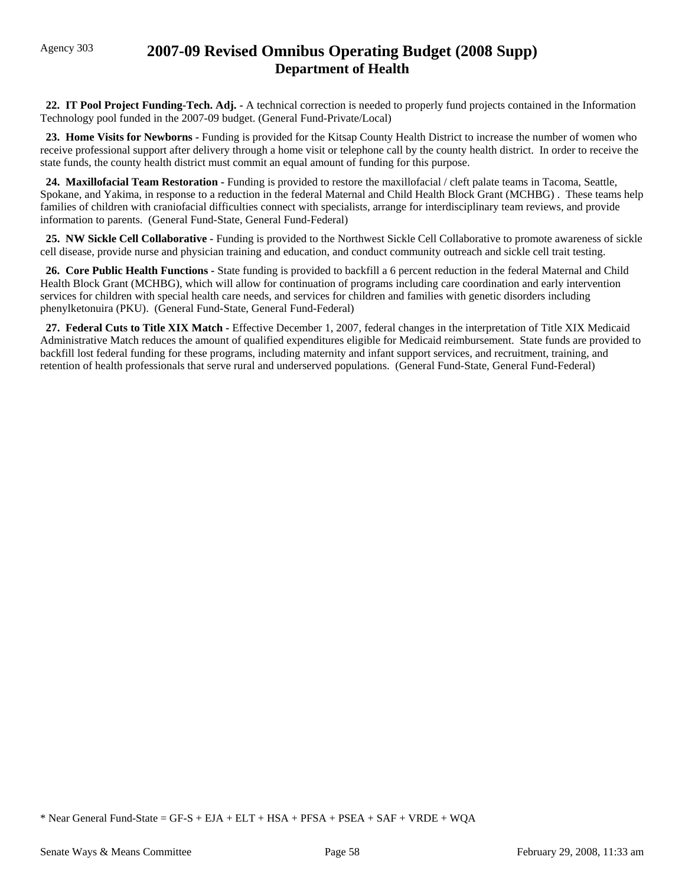Agency 303

# 2007-09 Revised Omnibus Operating Budget (2008 Supp)
## Department of Health

**22. IT Pool Project Funding-Tech. Adj. -** A technical correction is needed to properly fund projects contained in the Information Technology pool funded in the 2007-09 budget. (General Fund-Private/Local)

**23. Home Visits for Newborns -** Funding is provided for the Kitsap County Health District to increase the number of women who receive professional support after delivery through a home visit or telephone call by the county health district. In order to receive the state funds, the county health district must commit an equal amount of funding for this purpose.

**24. Maxillofacial Team Restoration -** Funding is provided to restore the maxillofacial / cleft palate teams in Tacoma, Seattle, Spokane, and Yakima, in response to a reduction in the federal Maternal and Child Health Block Grant (MCHBG) . These teams help families of children with craniofacial difficulties connect with specialists, arrange for interdisciplinary team reviews, and provide information to parents. (General Fund-State, General Fund-Federal)

**25. NW Sickle Cell Collaborative -** Funding is provided to the Northwest Sickle Cell Collaborative to promote awareness of sickle cell disease, provide nurse and physician training and education, and conduct community outreach and sickle cell trait testing.

**26. Core Public Health Functions -** State funding is provided to backfill a 6 percent reduction in the federal Maternal and Child Health Block Grant (MCHBG), which will allow for continuation of programs including care coordination and early intervention services for children with special health care needs, and services for children and families with genetic disorders including phenylketonuira (PKU). (General Fund-State, General Fund-Federal)

**27. Federal Cuts to Title XIX Match -** Effective December 1, 2007, federal changes in the interpretation of Title XIX Medicaid Administrative Match reduces the amount of qualified expenditures eligible for Medicaid reimbursement. State funds are provided to backfill lost federal funding for these programs, including maternity and infant support services, and recruitment, training, and retention of health professionals that serve rural and underserved populations. (General Fund-State, General Fund-Federal)

* Near General Fund-State = GF-S + EJA + ELT + HSA + PFSA + PSEA + SAF + VRDE + WQA

Senate Ways & Means Committee    February 29, 2008, 11:33 am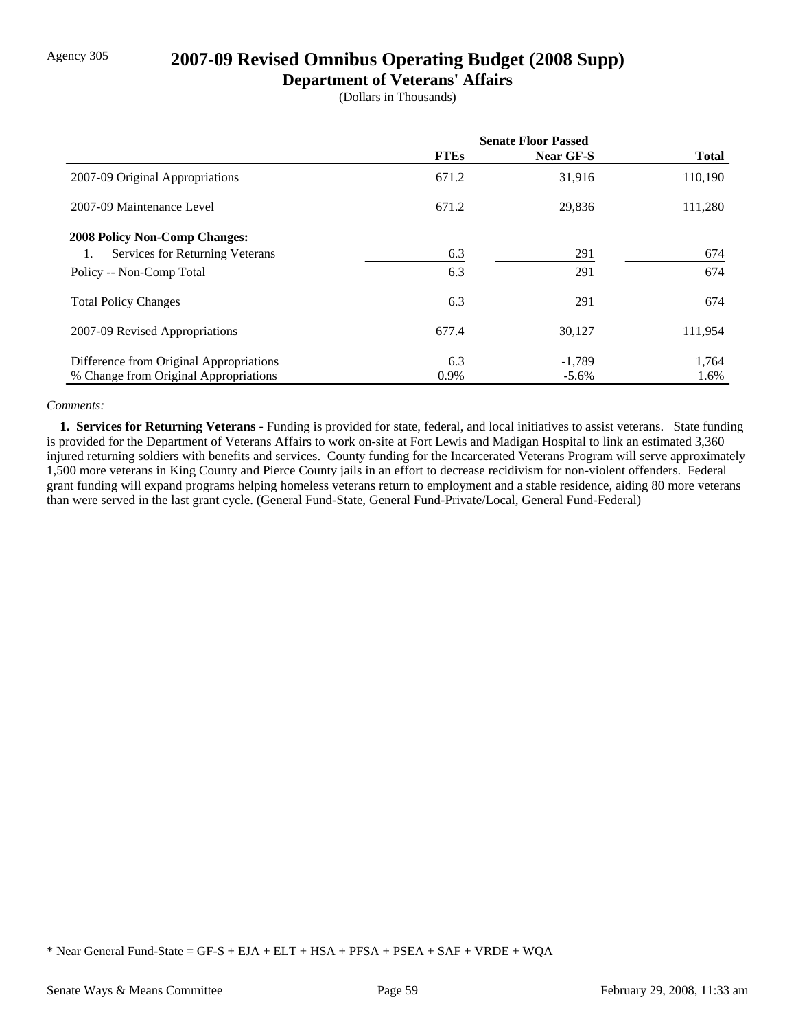Agency 305

# 2007-09 Revised Omnibus Operating Budget (2008 Supp)

## Department of Veterans' Affairs

(Dollars in Thousands)

| | Senate Floor Passed | | |
|---|---|---|---|
| | **FTEs** | **Near GF-S** | **Total** |
| 2007-09 Original Appropriations | 671.2 | 31,916 | 110,190 |
| 2007-09 Maintenance Level | 671.2 | 29,836 | 111,280 |
| **2008 Policy Non-Comp Changes:** | | | |
| 1. Services for Returning Veterans | 6.3 | 291 | 674 |
| Policy -- Non-Comp Total | 6.3 | 291 | 674 |
| Total Policy Changes | 6.3 | 291 | 674 |
| 2007-09 Revised Appropriations | 677.4 | 30,127 | 111,954 |
| Difference from Original Appropriations | 6.3 | -1,789 | 1,764 |
| % Change from Original Appropriations | 0.9% | -5.6% | 1.6% |

*Comments:*

**1. Services for Returning Veterans -** Funding is provided for state, federal, and local initiatives to assist veterans. State funding is provided for the Department of Veterans Affairs to work on-site at Fort Lewis and Madigan Hospital to link an estimated 3,360 injured returning soldiers with benefits and services. County funding for the Incarcerated Veterans Program will serve approximately 1,500 more veterans in King County and Pierce County jails in an effort to decrease recidivism for non-violent offenders. Federal grant funding will expand programs helping homeless veterans return to employment and a stable residence, aiding 80 more veterans than were served in the last grant cycle. (General Fund-State, General Fund-Private/Local, General Fund-Federal)

* Near General Fund-State = GF-S + EJA + ELT + HSA + PFSA + PSEA + SAF + VRDE + WQA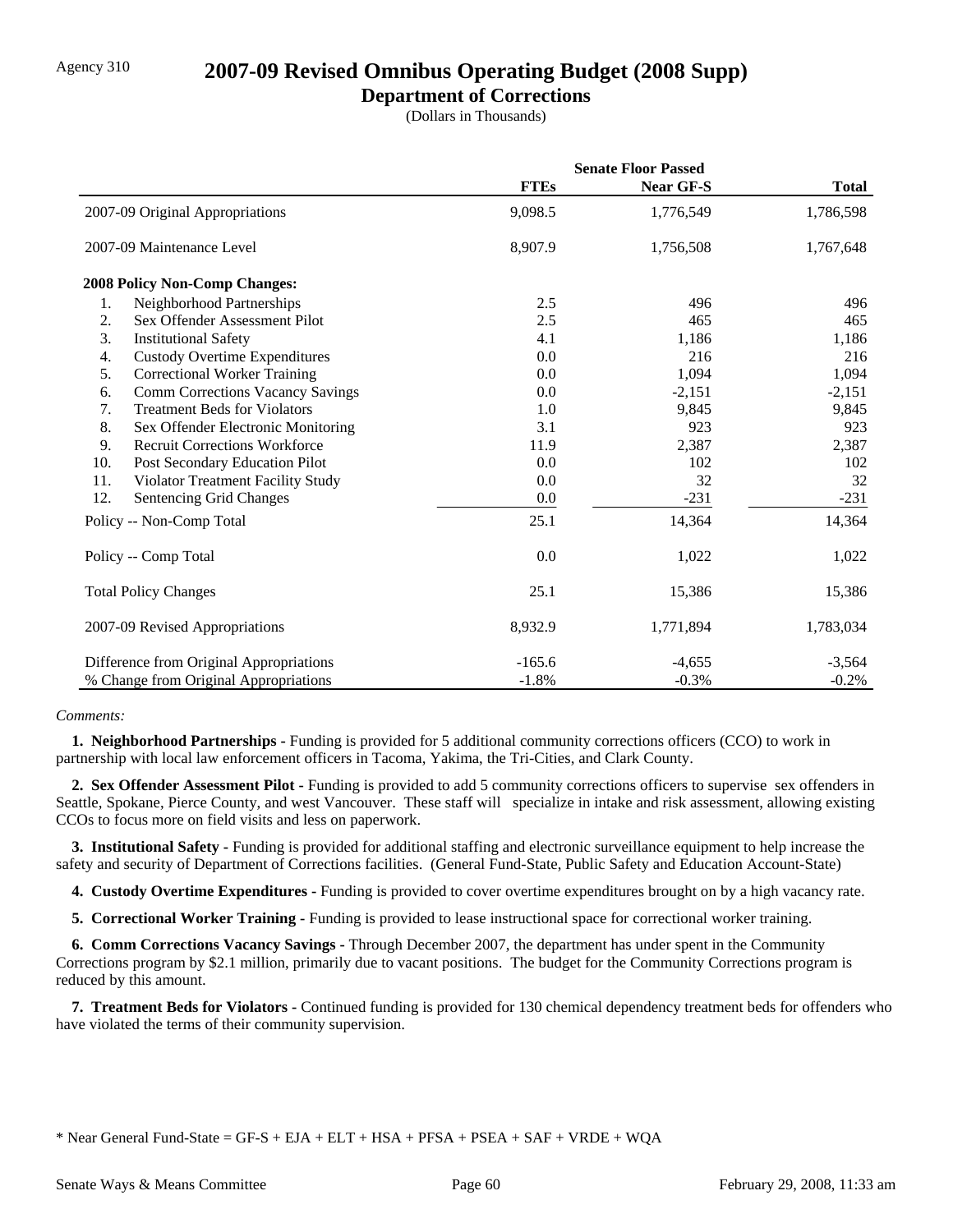Agency 310

# 2007-09 Revised Omnibus Operating Budget (2008 Supp)

## Department of Corrections

(Dollars in Thousands)

| | Senate Floor Passed | | |
|---|---|---|---|
| | **FTEs** | **Near GF-S** | **Total** |
| 2007-09 Original Appropriations | 9,098.5 | 1,776,549 | 1,786,598 |
| 2007-09 Maintenance Level | 8,907.9 | 1,756,508 | 1,767,648 |
| **2008 Policy Non-Comp Changes:** | | | |
| 1. Neighborhood Partnerships | 2.5 | 496 | 496 |
| 2. Sex Offender Assessment Pilot | 2.5 | 465 | 465 |
| 3. Institutional Safety | 4.1 | 1,186 | 1,186 |
| 4. Custody Overtime Expenditures | 0.0 | 216 | 216 |
| 5. Correctional Worker Training | 0.0 | 1,094 | 1,094 |
| 6. Comm Corrections Vacancy Savings | 0.0 | -2,151 | -2,151 |
| 7. Treatment Beds for Violators | 1.0 | 9,845 | 9,845 |
| 8. Sex Offender Electronic Monitoring | 3.1 | 923 | 923 |
| 9. Recruit Corrections Workforce | 11.9 | 2,387 | 2,387 |
| 10. Post Secondary Education Pilot | 0.0 | 102 | 102 |
| 11. Violator Treatment Facility Study | 0.0 | 32 | 32 |
| 12. Sentencing Grid Changes | 0.0 | -231 | -231 |
| Policy -- Non-Comp Total | 25.1 | 14,364 | 14,364 |
| Policy -- Comp Total | 0.0 | 1,022 | 1,022 |
| Total Policy Changes | 25.1 | 15,386 | 15,386 |
| 2007-09 Revised Appropriations | 8,932.9 | 1,771,894 | 1,783,034 |
| Difference from Original Appropriations | -165.6 | -4,655 | -3,564 |
| % Change from Original Appropriations | -1.8% | -0.3% | -0.2% |

*Comments:*

**1. Neighborhood Partnerships -** Funding is provided for 5 additional community corrections officers (CCO) to work in partnership with local law enforcement officers in Tacoma, Yakima, the Tri-Cities, and Clark County.

**2. Sex Offender Assessment Pilot -** Funding is provided to add 5 community corrections officers to supervise sex offenders in Seattle, Spokane, Pierce County, and west Vancouver. These staff will specialize in intake and risk assessment, allowing existing CCOs to focus more on field visits and less on paperwork.

**3. Institutional Safety -** Funding is provided for additional staffing and electronic surveillance equipment to help increase the safety and security of Department of Corrections facilities. (General Fund-State, Public Safety and Education Account-State)

**4. Custody Overtime Expenditures -** Funding is provided to cover overtime expenditures brought on by a high vacancy rate.

**5. Correctional Worker Training -** Funding is provided to lease instructional space for correctional worker training.

**6. Comm Corrections Vacancy Savings -** Through December 2007, the department has under spent in the Community Corrections program by $2.1 million, primarily due to vacant positions. The budget for the Community Corrections program is reduced by this amount.

**7. Treatment Beds for Violators -** Continued funding is provided for 130 chemical dependency treatment beds for offenders who have violated the terms of their community supervision.

\* Near General Fund-State = GF-S + EJA + ELT + HSA + PFSA + PSEA + SAF + VRDE + WQA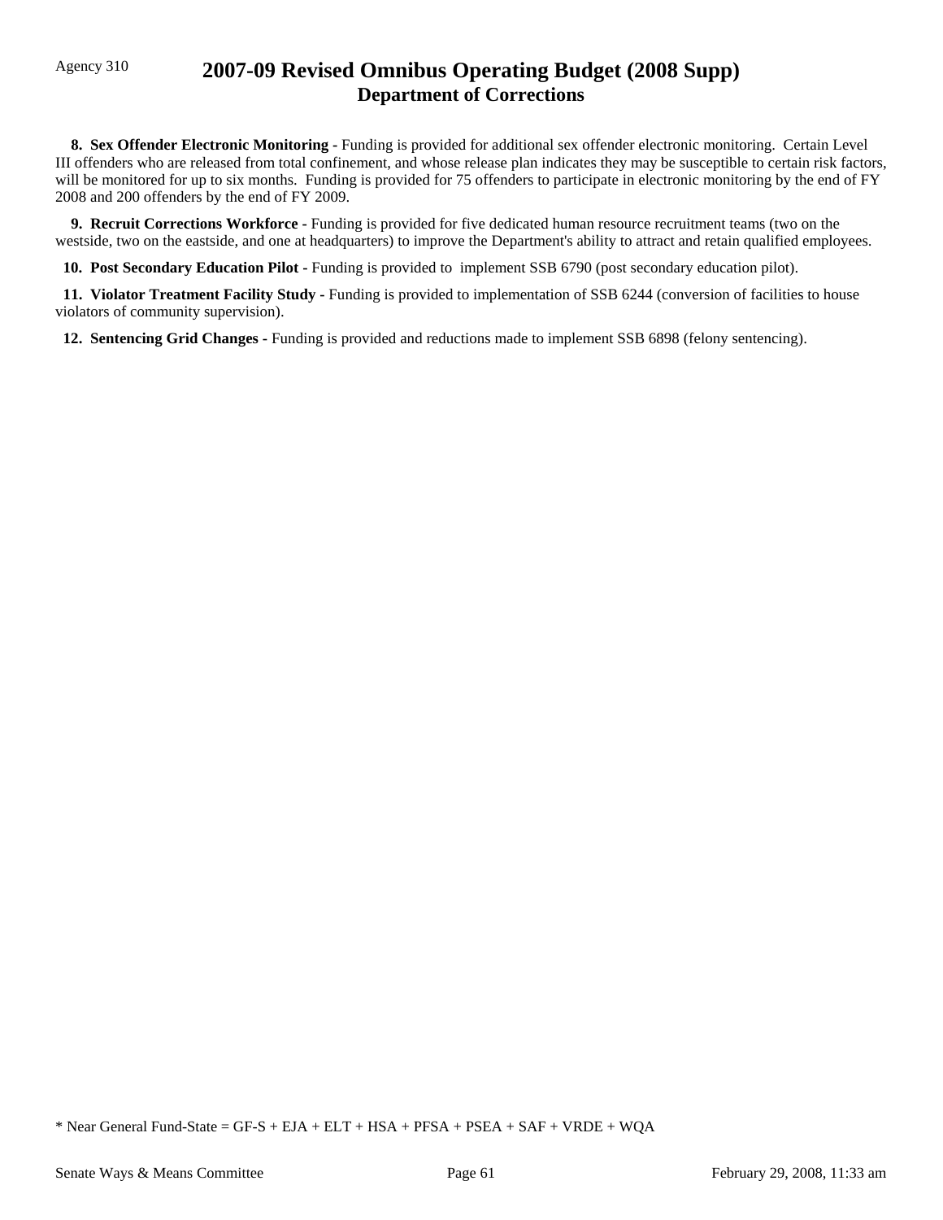**8. Sex Offender Electronic Monitoring -** Funding is provided for additional sex offender electronic monitoring. Certain Level III offenders who are released from total confinement, and whose release plan indicates they may be susceptible to certain risk factors, will be monitored for up to six months. Funding is provided for 75 offenders to participate in electronic monitoring by the end of FY 2008 and 200 offenders by the end of FY 2009.

**9. Recruit Corrections Workforce -** Funding is provided for five dedicated human resource recruitment teams (two on the westside, two on the eastside, and one at headquarters) to improve the Department's ability to attract and retain qualified employees.

**10. Post Secondary Education Pilot -** Funding is provided to implement SSB 6790 (post secondary education pilot).

**11. Violator Treatment Facility Study -** Funding is provided to implementation of SSB 6244 (conversion of facilities to house violators of community supervision).

**12. Sentencing Grid Changes -** Funding is provided and reductions made to implement SSB 6898 (felony sentencing).

* Near General Fund-State = GF-S + EJA + ELT + HSA + PFSA + PSEA + SAF + VRDE + WQA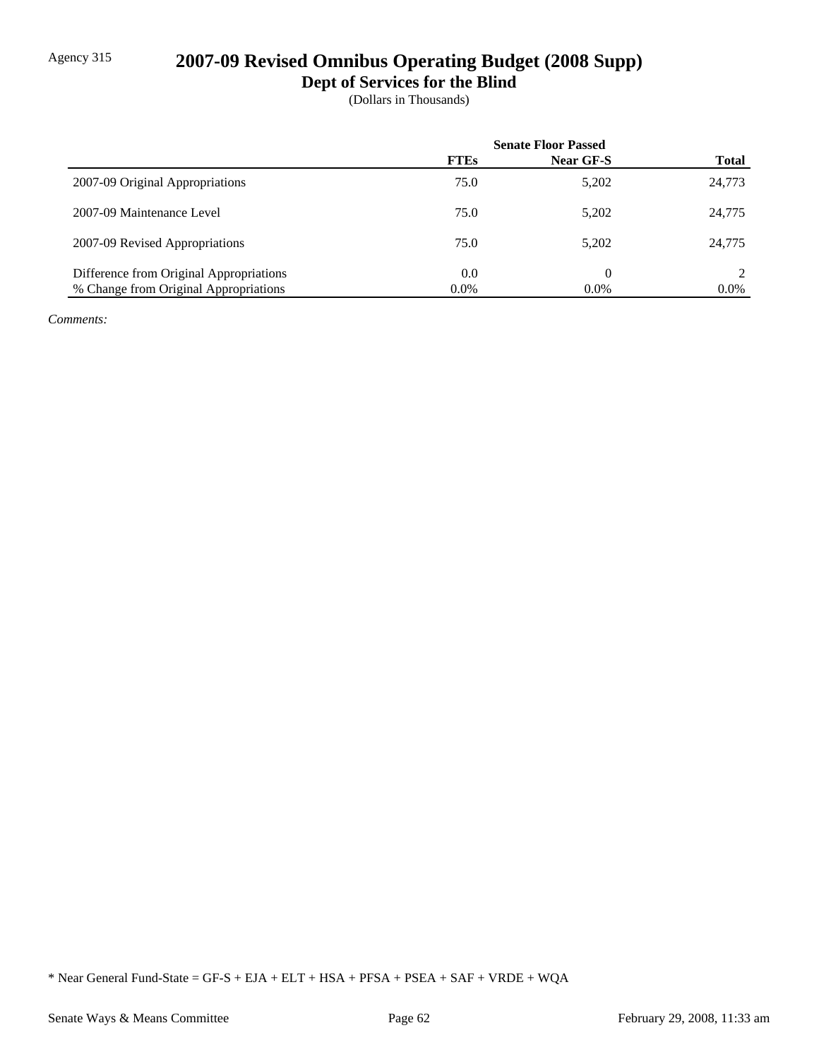Agency 315

# 2007-09 Revised Omnibus Operating Budget (2008 Supp)

## Dept of Services for the Blind

(Dollars in Thousands)

| | Senate Floor Passed | | |
|---|---|---|---|
| | FTEs | Near GF-S | Total |
| 2007-09 Original Appropriations | 75.0 | 5,202 | 24,773 |
| 2007-09 Maintenance Level | 75.0 | 5,202 | 24,775 |
| 2007-09 Revised Appropriations | 75.0 | 5,202 | 24,775 |
| Difference from Original Appropriations | 0.0 | 0 | 2 |
| % Change from Original Appropriations | 0.0% | 0.0% | 0.0% |

*Comments:*

* Near General Fund-State = GF-S + EJA + ELT + HSA + PFSA + PSEA + SAF + VRDE + WQA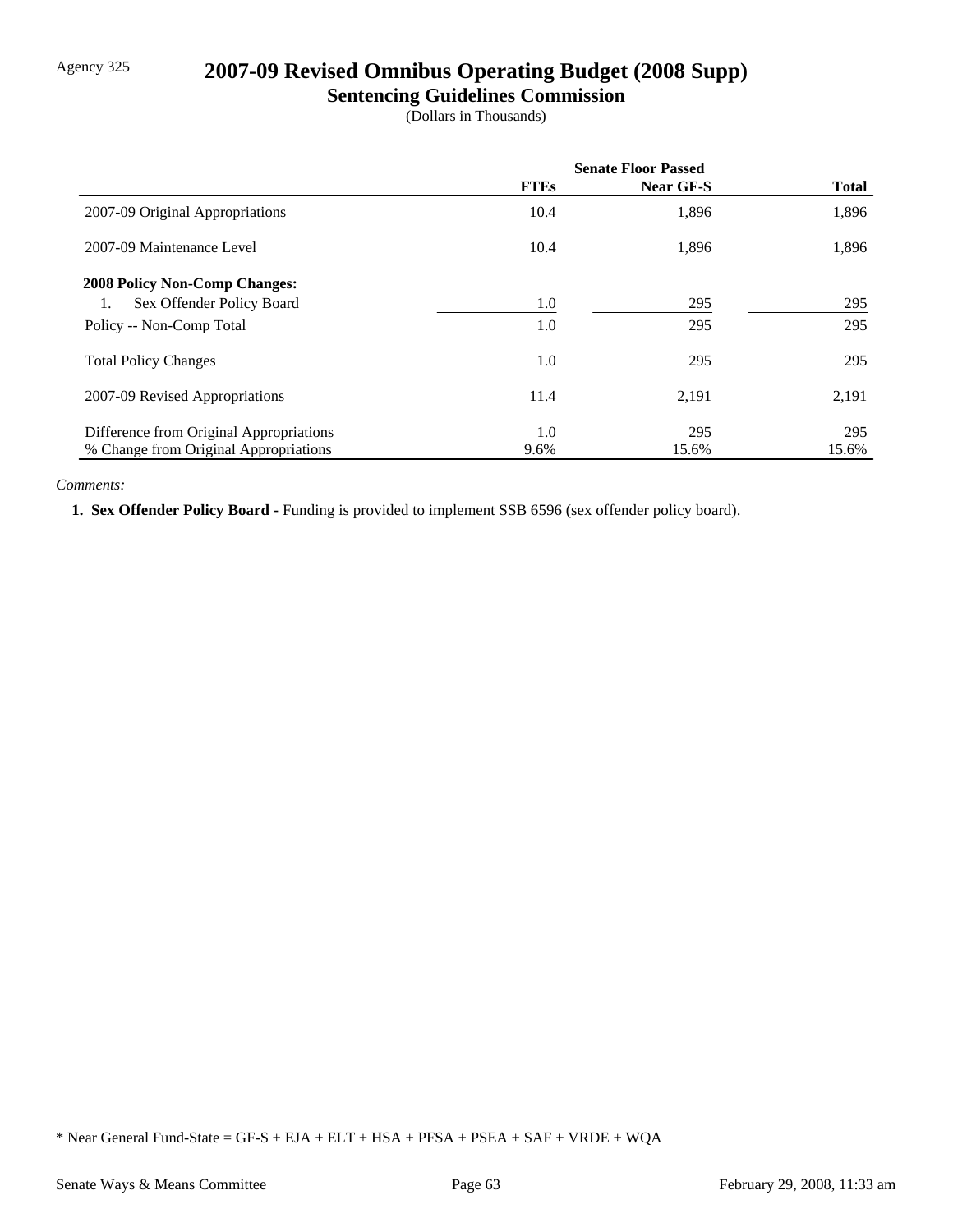Agency 325

# 2007-09 Revised Omnibus Operating Budget (2008 Supp)

## Sentencing Guidelines Commission

(Dollars in Thousands)

| | Senate Floor Passed | | |
|---|---|---|---|
| | **FTEs** | **Near GF-S** | **Total** |
| 2007-09 Original Appropriations | 10.4 | 1,896 | 1,896 |
| 2007-09 Maintenance Level | 10.4 | 1,896 | 1,896 |
| **2008 Policy Non-Comp Changes:** | | | |
| 1. Sex Offender Policy Board | 1.0 | 295 | 295 |
| Policy -- Non-Comp Total | 1.0 | 295 | 295 |
| Total Policy Changes | 1.0 | 295 | 295 |
| 2007-09 Revised Appropriations | 11.4 | 2,191 | 2,191 |
| Difference from Original Appropriations | 1.0 | 295 | 295 |
| % Change from Original Appropriations | 9.6% | 15.6% | 15.6% |

*Comments:*

**1. Sex Offender Policy Board -** Funding is provided to implement SSB 6596 (sex offender policy board).

* Near General Fund-State = GF-S + EJA + ELT + HSA + PFSA + PSEA + SAF + VRDE + WQA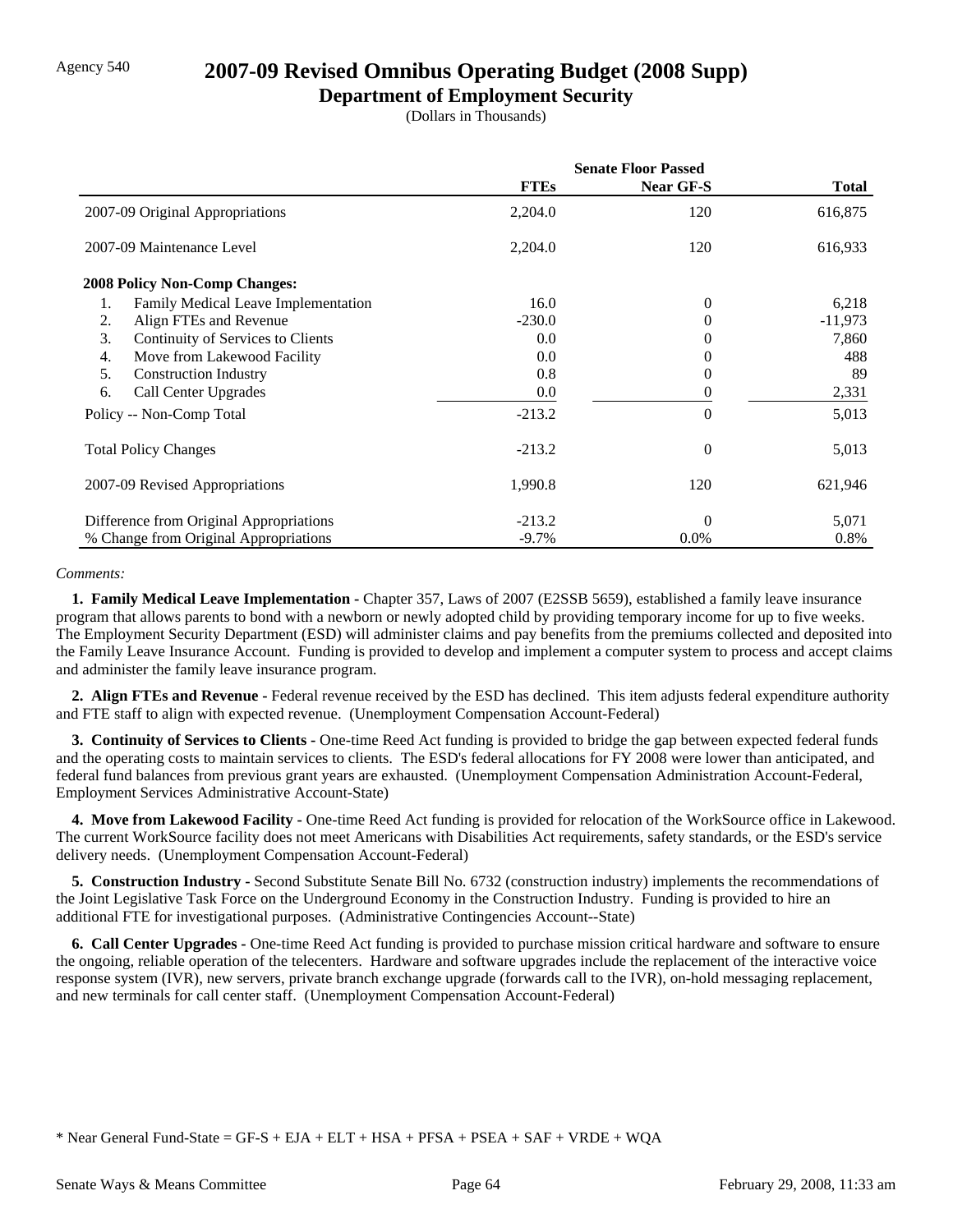Agency 540

# 2007-09 Revised Omnibus Operating Budget (2008 Supp)

## Department of Employment Security

(Dollars in Thousands)

| | Senate Floor Passed | | |
|---|---|---|---|
| | **FTEs** | **Near GF-S** | **Total** |
| 2007-09 Original Appropriations | 2,204.0 | 120 | 616,875 |
| 2007-09 Maintenance Level | 2,204.0 | 120 | 616,933 |
| **2008 Policy Non-Comp Changes:** | | | |
| 1. Family Medical Leave Implementation | 16.0 | 0 | 6,218 |
| 2. Align FTEs and Revenue | -230.0 | 0 | -11,973 |
| 3. Continuity of Services to Clients | 0.0 | 0 | 7,860 |
| 4. Move from Lakewood Facility | 0.0 | 0 | 488 |
| 5. Construction Industry | 0.8 | 0 | 89 |
| 6. Call Center Upgrades | 0.0 | 0 | 2,331 |
| Policy -- Non-Comp Total | -213.2 | 0 | 5,013 |
| Total Policy Changes | -213.2 | 0 | 5,013 |
| 2007-09 Revised Appropriations | 1,990.8 | 120 | 621,946 |
| Difference from Original Appropriations | -213.2 | 0 | 5,071 |
| % Change from Original Appropriations | -9.7% | 0.0% | 0.8% |

*Comments:*

**1. Family Medical Leave Implementation -** Chapter 357, Laws of 2007 (E2SSB 5659), established a family leave insurance program that allows parents to bond with a newborn or newly adopted child by providing temporary income for up to five weeks. The Employment Security Department (ESD) will administer claims and pay benefits from the premiums collected and deposited into the Family Leave Insurance Account. Funding is provided to develop and implement a computer system to process and accept claims and administer the family leave insurance program.

**2. Align FTEs and Revenue -** Federal revenue received by the ESD has declined. This item adjusts federal expenditure authority and FTE staff to align with expected revenue. (Unemployment Compensation Account-Federal)

**3. Continuity of Services to Clients -** One-time Reed Act funding is provided to bridge the gap between expected federal funds and the operating costs to maintain services to clients. The ESD's federal allocations for FY 2008 were lower than anticipated, and federal fund balances from previous grant years are exhausted. (Unemployment Compensation Administration Account-Federal, Employment Services Administrative Account-State)

**4. Move from Lakewood Facility -** One-time Reed Act funding is provided for relocation of the WorkSource office in Lakewood. The current WorkSource facility does not meet Americans with Disabilities Act requirements, safety standards, or the ESD's service delivery needs. (Unemployment Compensation Account-Federal)

**5. Construction Industry -** Second Substitute Senate Bill No. 6732 (construction industry) implements the recommendations of the Joint Legislative Task Force on the Underground Economy in the Construction Industry. Funding is provided to hire an additional FTE for investigational purposes. (Administrative Contingencies Account--State)

**6. Call Center Upgrades -** One-time Reed Act funding is provided to purchase mission critical hardware and software to ensure the ongoing, reliable operation of the telecenters. Hardware and software upgrades include the replacement of the interactive voice response system (IVR), new servers, private branch exchange upgrade (forwards call to the IVR), on-hold messaging replacement, and new terminals for call center staff. (Unemployment Compensation Account-Federal)

* Near General Fund-State = GF-S + EJA + ELT + HSA + PFSA + PSEA + SAF + VRDE + WQA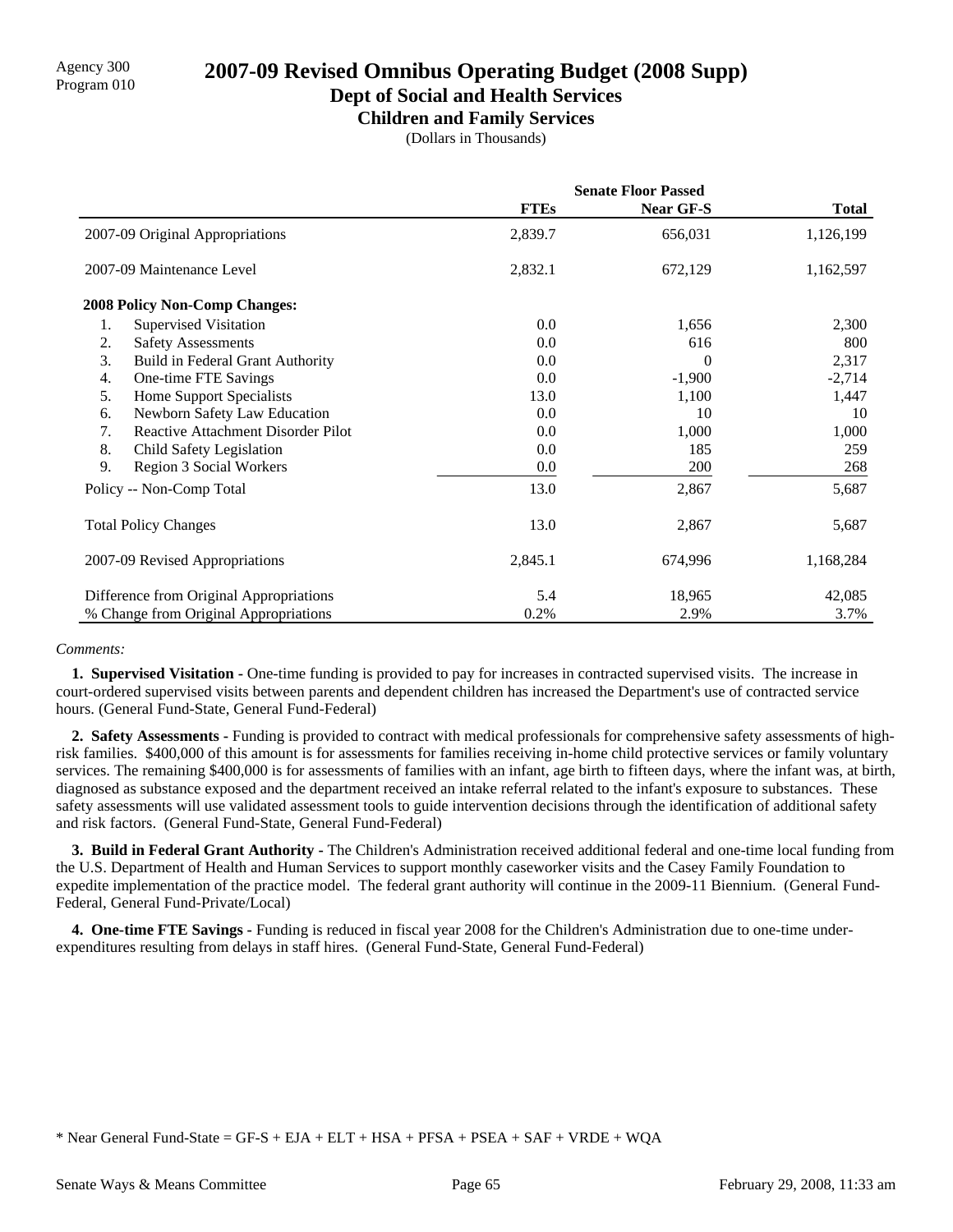Agency 300
Program 010

# 2007-09 Revised Omnibus Operating Budget (2008 Supp)

## Dept of Social and Health Services

### Children and Family Services

(Dollars in Thousands)

| | Senate Floor Passed | | |
|---|---|---|---|
| | **FTEs** | **Near GF-S** | **Total** |
| 2007-09 Original Appropriations | 2,839.7 | 656,031 | 1,126,199 |
| 2007-09 Maintenance Level | 2,832.1 | 672,129 | 1,162,597 |
| **2008 Policy Non-Comp Changes:** | | | |
| 1. Supervised Visitation | 0.0 | 1,656 | 2,300 |
| 2. Safety Assessments | 0.0 | 616 | 800 |
| 3. Build in Federal Grant Authority | 0.0 | 0 | 2,317 |
| 4. One-time FTE Savings | 0.0 | -1,900 | -2,714 |
| 5. Home Support Specialists | 13.0 | 1,100 | 1,447 |
| 6. Newborn Safety Law Education | 0.0 | 10 | 10 |
| 7. Reactive Attachment Disorder Pilot | 0.0 | 1,000 | 1,000 |
| 8. Child Safety Legislation | 0.0 | 185 | 259 |
| 9. Region 3 Social Workers | 0.0 | 200 | 268 |
| Policy -- Non-Comp Total | 13.0 | 2,867 | 5,687 |
| Total Policy Changes | 13.0 | 2,867 | 5,687 |
| 2007-09 Revised Appropriations | 2,845.1 | 674,996 | 1,168,284 |
| Difference from Original Appropriations | 5.4 | 18,965 | 42,085 |
| % Change from Original Appropriations | 0.2% | 2.9% | 3.7% |

*Comments:*

**1. Supervised Visitation -** One-time funding is provided to pay for increases in contracted supervised visits. The increase in court-ordered supervised visits between parents and dependent children has increased the Department's use of contracted service hours. (General Fund-State, General Fund-Federal)

**2. Safety Assessments -** Funding is provided to contract with medical professionals for comprehensive safety assessments of high-risk families. $400,000 of this amount is for assessments for families receiving in-home child protective services or family voluntary services. The remaining $400,000 is for assessments of families with an infant, age birth to fifteen days, where the infant was, at birth, diagnosed as substance exposed and the department received an intake referral related to the infant's exposure to substances. These safety assessments will use validated assessment tools to guide intervention decisions through the identification of additional safety and risk factors. (General Fund-State, General Fund-Federal)

**3. Build in Federal Grant Authority -** The Children's Administration received additional federal and one-time local funding from the U.S. Department of Health and Human Services to support monthly caseworker visits and the Casey Family Foundation to expedite implementation of the practice model. The federal grant authority will continue in the 2009-11 Biennium. (General Fund-Federal, General Fund-Private/Local)

**4. One-time FTE Savings -** Funding is reduced in fiscal year 2008 for the Children's Administration due to one-time under-expenditures resulting from delays in staff hires. (General Fund-State, General Fund-Federal)

\* Near General Fund-State = GF-S + EJA + ELT + HSA + PFSA + PSEA + SAF + VRDE + WQA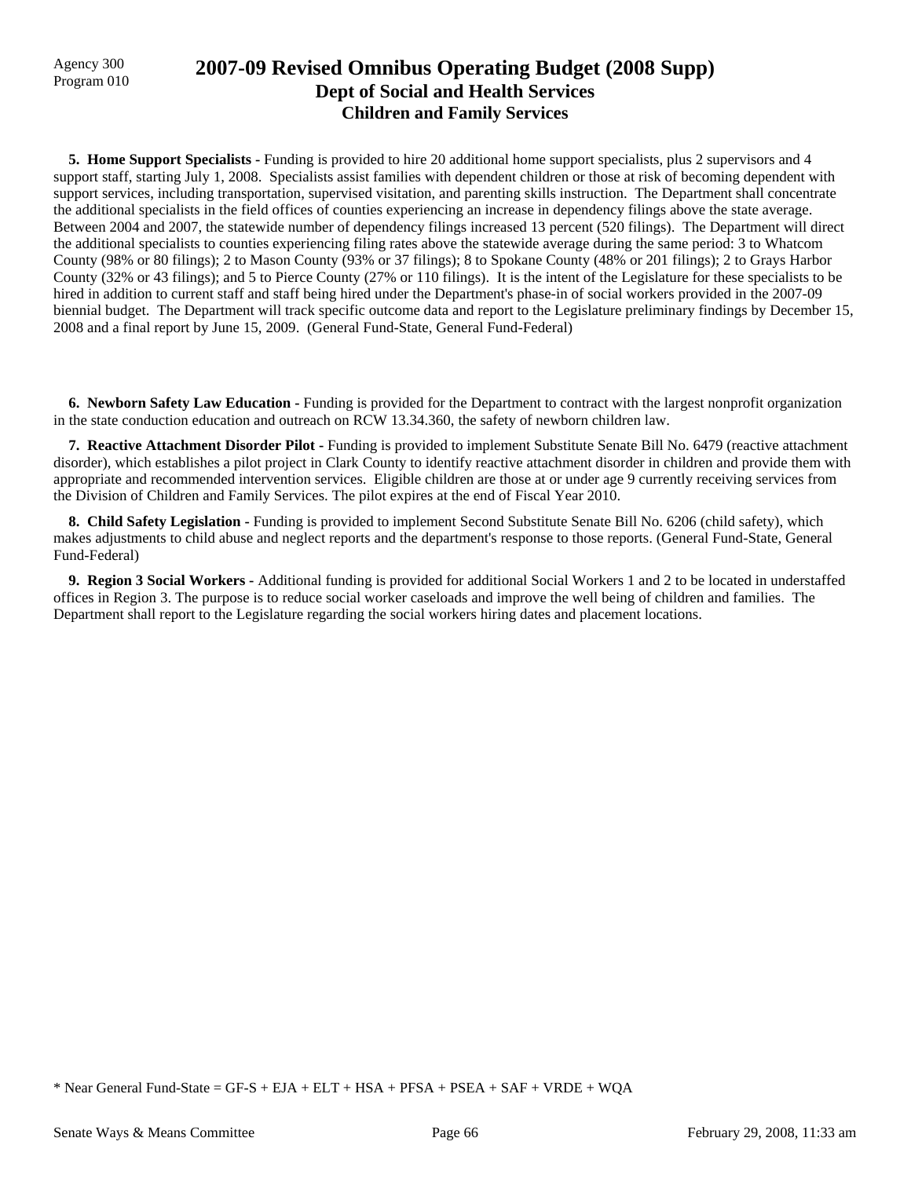Agency 300
Program 010

# 2007-09 Revised Omnibus Operating Budget (2008 Supp)
## Dept of Social and Health Services
### Children and Family Services

**5. Home Support Specialists -** Funding is provided to hire 20 additional home support specialists, plus 2 supervisors and 4 support staff, starting July 1, 2008. Specialists assist families with dependent children or those at risk of becoming dependent with support services, including transportation, supervised visitation, and parenting skills instruction. The Department shall concentrate the additional specialists in the field offices of counties experiencing an increase in dependency filings above the state average. Between 2004 and 2007, the statewide number of dependency filings increased 13 percent (520 filings). The Department will direct the additional specialists to counties experiencing filing rates above the statewide average during the same period: 3 to Whatcom County (98% or 80 filings); 2 to Mason County (93% or 37 filings); 8 to Spokane County (48% or 201 filings); 2 to Grays Harbor County (32% or 43 filings); and 5 to Pierce County (27% or 110 filings). It is the intent of the Legislature for these specialists to be hired in addition to current staff and staff being hired under the Department's phase-in of social workers provided in the 2007-09 biennial budget. The Department will track specific outcome data and report to the Legislature preliminary findings by December 15, 2008 and a final report by June 15, 2009. (General Fund-State, General Fund-Federal)

**6. Newborn Safety Law Education -** Funding is provided for the Department to contract with the largest nonprofit organization in the state conduction education and outreach on RCW 13.34.360, the safety of newborn children law.

**7. Reactive Attachment Disorder Pilot -** Funding is provided to implement Substitute Senate Bill No. 6479 (reactive attachment disorder), which establishes a pilot project in Clark County to identify reactive attachment disorder in children and provide them with appropriate and recommended intervention services. Eligible children are those at or under age 9 currently receiving services from the Division of Children and Family Services. The pilot expires at the end of Fiscal Year 2010.

**8. Child Safety Legislation -** Funding is provided to implement Second Substitute Senate Bill No. 6206 (child safety), which makes adjustments to child abuse and neglect reports and the department's response to those reports. (General Fund-State, General Fund-Federal)

**9. Region 3 Social Workers -** Additional funding is provided for additional Social Workers 1 and 2 to be located in understaffed offices in Region 3. The purpose is to reduce social worker caseloads and improve the well being of children and families. The Department shall report to the Legislature regarding the social workers hiring dates and placement locations.

\* Near General Fund-State = GF-S + EJA + ELT + HSA + PFSA + PSEA + SAF + VRDE + WQA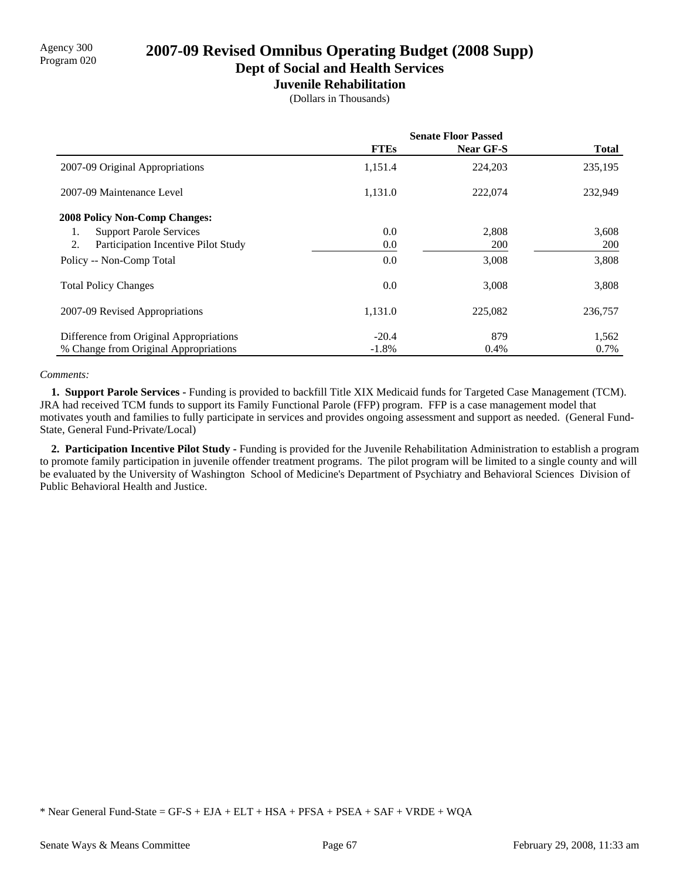Agency 300
Program 020

# 2007-09 Revised Omnibus Operating Budget (2008 Supp)
## Dept of Social and Health Services
### Juvenile Rehabilitation

(Dollars in Thousands)

| | Senate Floor Passed | | |
|---|---|---|---|
| | **FTEs** | **Near GF-S** | **Total** |
| 2007-09 Original Appropriations | 1,151.4 | 224,203 | 235,195 |
| 2007-09 Maintenance Level | 1,131.0 | 222,074 | 232,949 |
| **2008 Policy Non-Comp Changes:** | | | |
| 1. Support Parole Services | 0.0 | 2,808 | 3,608 |
| 2. Participation Incentive Pilot Study | 0.0 | 200 | 200 |
| Policy -- Non-Comp Total | 0.0 | 3,008 | 3,808 |
| Total Policy Changes | 0.0 | 3,008 | 3,808 |
| 2007-09 Revised Appropriations | 1,131.0 | 225,082 | 236,757 |
| Difference from Original Appropriations | -20.4 | 879 | 1,562 |
| % Change from Original Appropriations | -1.8% | 0.4% | 0.7% |

*Comments:*

**1. Support Parole Services -** Funding is provided to backfill Title XIX Medicaid funds for Targeted Case Management (TCM). JRA had received TCM funds to support its Family Functional Parole (FFP) program. FFP is a case management model that motivates youth and families to fully participate in services and provides ongoing assessment and support as needed. (General Fund-State, General Fund-Private/Local)

**2. Participation Incentive Pilot Study -** Funding is provided for the Juvenile Rehabilitation Administration to establish a program to promote family participation in juvenile offender treatment programs. The pilot program will be limited to a single county and will be evaluated by the University of Washington School of Medicine's Department of Psychiatry and Behavioral Sciences Division of Public Behavioral Health and Justice.

* Near General Fund-State = GF-S + EJA + ELT + HSA + PFSA + PSEA + SAF + VRDE + WQA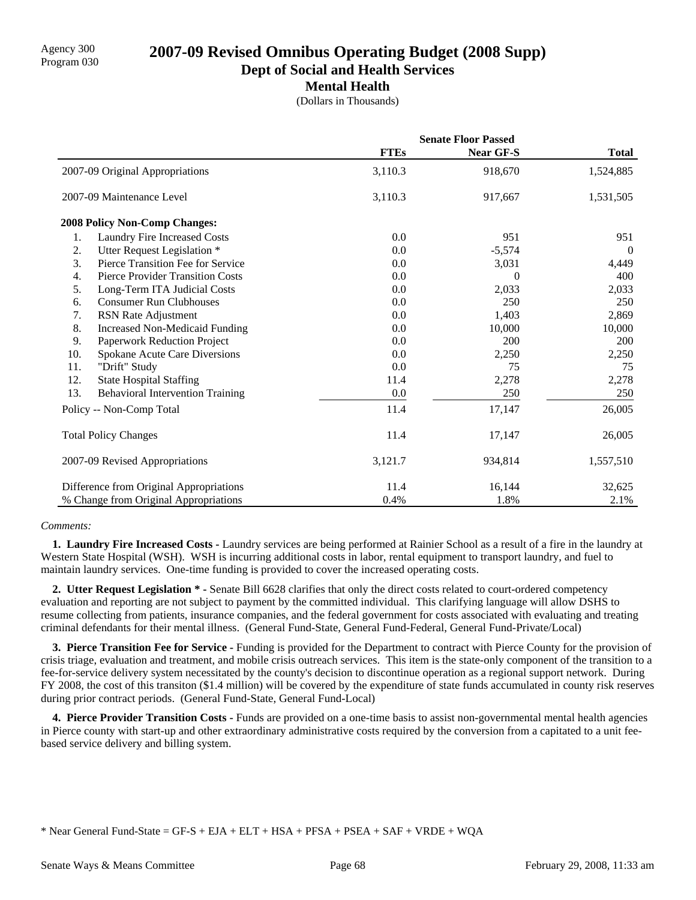Agency 300
Program 030

# 2007-09 Revised Omnibus Operating Budget (2008 Supp)

## Dept of Social and Health Services

### Mental Health

(Dollars in Thousands)

| | Senate Floor Passed | | |
|---|---|---|---|
| | **FTEs** | **Near GF-S** | **Total** |
| 2007-09 Original Appropriations | 3,110.3 | 918,670 | 1,524,885 |
| 2007-09 Maintenance Level | 3,110.3 | 917,667 | 1,531,505 |
| **2008 Policy Non-Comp Changes:** | | | |
| 1. Laundry Fire Increased Costs | 0.0 | 951 | 951 |
| 2. Utter Request Legislation * | 0.0 | -5,574 | 0 |
| 3. Pierce Transition Fee for Service | 0.0 | 3,031 | 4,449 |
| 4. Pierce Provider Transition Costs | 0.0 | 0 | 400 |
| 5. Long-Term ITA Judicial Costs | 0.0 | 2,033 | 2,033 |
| 6. Consumer Run Clubhouses | 0.0 | 250 | 250 |
| 7. RSN Rate Adjustment | 0.0 | 1,403 | 2,869 |
| 8. Increased Non-Medicaid Funding | 0.0 | 10,000 | 10,000 |
| 9. Paperwork Reduction Project | 0.0 | 200 | 200 |
| 10. Spokane Acute Care Diversions | 0.0 | 2,250 | 2,250 |
| 11. "Drift" Study | 0.0 | 75 | 75 |
| 12. State Hospital Staffing | 11.4 | 2,278 | 2,278 |
| 13. Behavioral Intervention Training | 0.0 | 250 | 250 |
| Policy -- Non-Comp Total | 11.4 | 17,147 | 26,005 |
| Total Policy Changes | 11.4 | 17,147 | 26,005 |
| 2007-09 Revised Appropriations | 3,121.7 | 934,814 | 1,557,510 |
| Difference from Original Appropriations | 11.4 | 16,144 | 32,625 |
| % Change from Original Appropriations | 0.4% | 1.8% | 2.1% |

*Comments:*

**1. Laundry Fire Increased Costs -** Laundry services are being performed at Rainier School as a result of a fire in the laundry at Western State Hospital (WSH). WSH is incurring additional costs in labor, rental equipment to transport laundry, and fuel to maintain laundry services. One-time funding is provided to cover the increased operating costs.

**2. Utter Request Legislation * -** Senate Bill 6628 clarifies that only the direct costs related to court-ordered competency evaluation and reporting are not subject to payment by the committed individual. This clarifying language will allow DSHS to resume collecting from patients, insurance companies, and the federal government for costs associated with evaluating and treating criminal defendants for their mental illness. (General Fund-State, General Fund-Federal, General Fund-Private/Local)

**3. Pierce Transition Fee for Service -** Funding is provided for the Department to contract with Pierce County for the provision of crisis triage, evaluation and treatment, and mobile crisis outreach services. This item is the state-only component of the transition to a fee-for-service delivery system necessitated by the county's decision to discontinue operation as a regional support network. During FY 2008, the cost of this transiton ($1.4 million) will be covered by the expenditure of state funds accumulated in county risk reserves during prior contract periods. (General Fund-State, General Fund-Local)

**4. Pierce Provider Transition Costs -** Funds are provided on a one-time basis to assist non-governmental mental health agencies in Pierce county with start-up and other extraordinary administrative costs required by the conversion from a capitated to a unit fee-based service delivery and billing system.

\* Near General Fund-State = GF-S + EJA + ELT + HSA + PFSA + PSEA + SAF + VRDE + WQA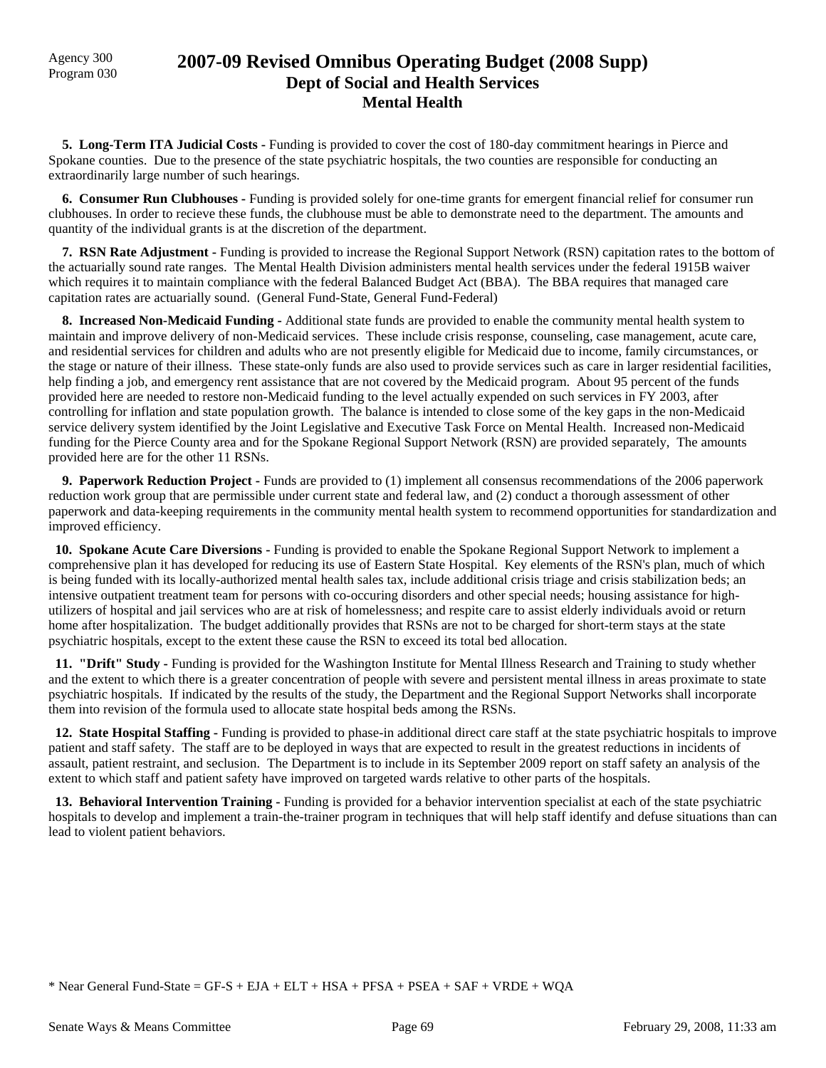Agency 300
Program 030

# 2007-09 Revised Omnibus Operating Budget (2008 Supp)
## Dept of Social and Health Services
### Mental Health

**5. Long-Term ITA Judicial Costs -** Funding is provided to cover the cost of 180-day commitment hearings in Pierce and Spokane counties. Due to the presence of the state psychiatric hospitals, the two counties are responsible for conducting an extraordinarily large number of such hearings.

**6. Consumer Run Clubhouses -** Funding is provided solely for one-time grants for emergent financial relief for consumer run clubhouses. In order to recieve these funds, the clubhouse must be able to demonstrate need to the department. The amounts and quantity of the individual grants is at the discretion of the department.

**7. RSN Rate Adjustment -** Funding is provided to increase the Regional Support Network (RSN) capitation rates to the bottom of the actuarially sound rate ranges. The Mental Health Division administers mental health services under the federal 1915B waiver which requires it to maintain compliance with the federal Balanced Budget Act (BBA). The BBA requires that managed care capitation rates are actuarially sound. (General Fund-State, General Fund-Federal)

**8. Increased Non-Medicaid Funding -** Additional state funds are provided to enable the community mental health system to maintain and improve delivery of non-Medicaid services. These include crisis response, counseling, case management, acute care, and residential services for children and adults who are not presently eligible for Medicaid due to income, family circumstances, or the stage or nature of their illness. These state-only funds are also used to provide services such as care in larger residential facilities, help finding a job, and emergency rent assistance that are not covered by the Medicaid program. About 95 percent of the funds provided here are needed to restore non-Medicaid funding to the level actually expended on such services in FY 2003, after controlling for inflation and state population growth. The balance is intended to close some of the key gaps in the non-Medicaid service delivery system identified by the Joint Legislative and Executive Task Force on Mental Health. Increased non-Medicaid funding for the Pierce County area and for the Spokane Regional Support Network (RSN) are provided separately, The amounts provided here are for the other 11 RSNs.

**9. Paperwork Reduction Project -** Funds are provided to (1) implement all consensus recommendations of the 2006 paperwork reduction work group that are permissible under current state and federal law, and (2) conduct a thorough assessment of other paperwork and data-keeping requirements in the community mental health system to recommend opportunities for standardization and improved efficiency.

**10. Spokane Acute Care Diversions -** Funding is provided to enable the Spokane Regional Support Network to implement a comprehensive plan it has developed for reducing its use of Eastern State Hospital. Key elements of the RSN's plan, much of which is being funded with its locally-authorized mental health sales tax, include additional crisis triage and crisis stabilization beds; an intensive outpatient treatment team for persons with co-occuring disorders and other special needs; housing assistance for high-utilizers of hospital and jail services who are at risk of homelessness; and respite care to assist elderly individuals avoid or return home after hospitalization. The budget additionally provides that RSNs are not to be charged for short-term stays at the state psychiatric hospitals, except to the extent these cause the RSN to exceed its total bed allocation.

**11. "Drift" Study -** Funding is provided for the Washington Institute for Mental Illness Research and Training to study whether and the extent to which there is a greater concentration of people with severe and persistent mental illness in areas proximate to state psychiatric hospitals. If indicated by the results of the study, the Department and the Regional Support Networks shall incorporate them into revision of the formula used to allocate state hospital beds among the RSNs.

**12. State Hospital Staffing -** Funding is provided to phase-in additional direct care staff at the state psychiatric hospitals to improve patient and staff safety. The staff are to be deployed in ways that are expected to result in the greatest reductions in incidents of assault, patient restraint, and seclusion. The Department is to include in its September 2009 report on staff safety an analysis of the extent to which staff and patient safety have improved on targeted wards relative to other parts of the hospitals.

**13. Behavioral Intervention Training -** Funding is provided for a behavior intervention specialist at each of the state psychiatric hospitals to develop and implement a train-the-trainer program in techniques that will help staff identify and defuse situations than can lead to violent patient behaviors.

* Near General Fund-State = GF-S + EJA + ELT + HSA + PFSA + PSEA + SAF + VRDE + WQA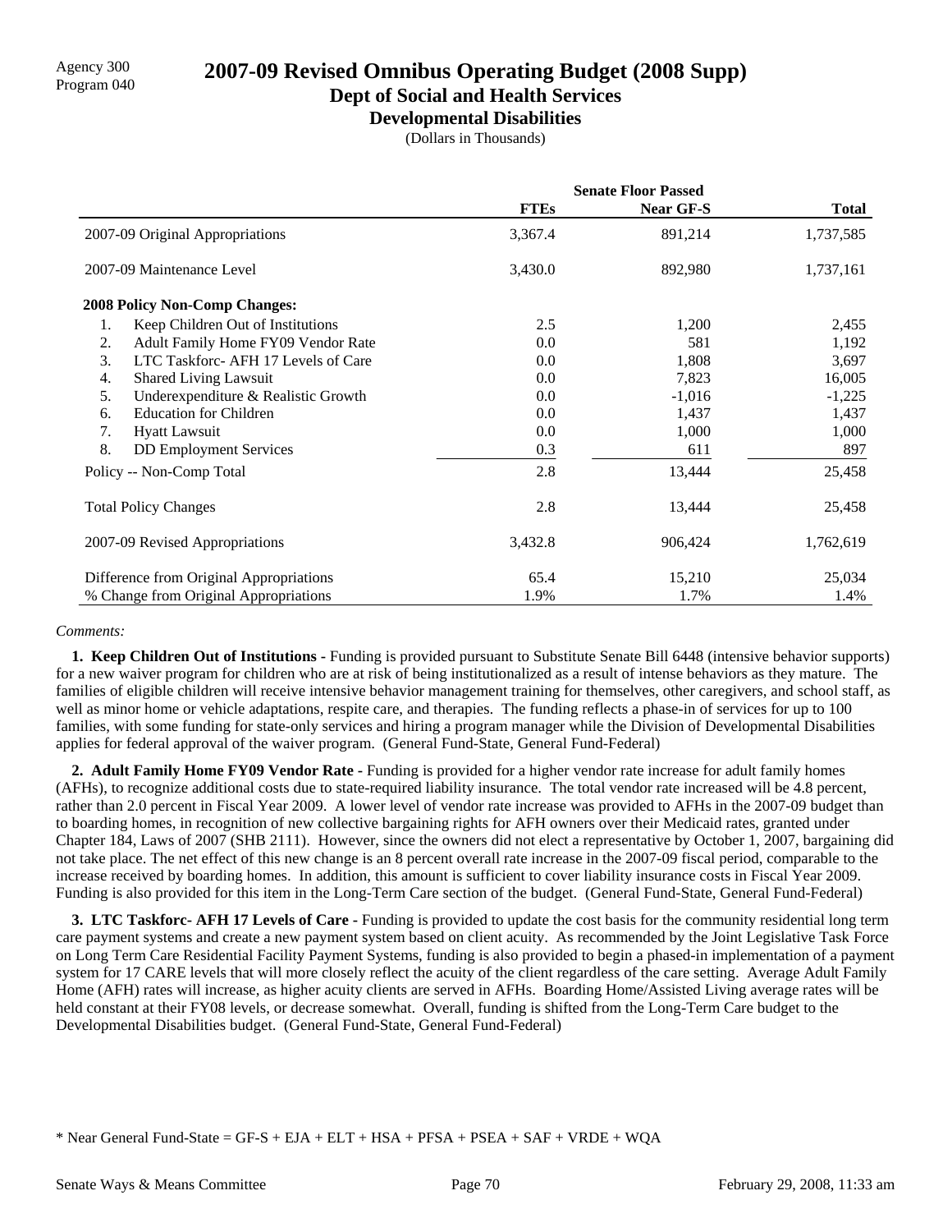Agency 300
Program 040

# 2007-09 Revised Omnibus Operating Budget (2008 Supp)

## Dept of Social and Health Services

### Developmental Disabilities

(Dollars in Thousands)

| | Senate Floor Passed | | |
|---|---|---|---|
| | **FTEs** | **Near GF-S** | **Total** |
| 2007-09 Original Appropriations | 3,367.4 | 891,214 | 1,737,585 |
| 2007-09 Maintenance Level | 3,430.0 | 892,980 | 1,737,161 |
| **2008 Policy Non-Comp Changes:** | | | |
| 1. Keep Children Out of Institutions | 2.5 | 1,200 | 2,455 |
| 2. Adult Family Home FY09 Vendor Rate | 0.0 | 581 | 1,192 |
| 3. LTC Taskforc- AFH 17 Levels of Care | 0.0 | 1,808 | 3,697 |
| 4. Shared Living Lawsuit | 0.0 | 7,823 | 16,005 |
| 5. Underexpenditure & Realistic Growth | 0.0 | -1,016 | -1,225 |
| 6. Education for Children | 0.0 | 1,437 | 1,437 |
| 7. Hyatt Lawsuit | 0.0 | 1,000 | 1,000 |
| 8. DD Employment Services | 0.3 | 611 | 897 |
| Policy -- Non-Comp Total | 2.8 | 13,444 | 25,458 |
| Total Policy Changes | 2.8 | 13,444 | 25,458 |
| 2007-09 Revised Appropriations | 3,432.8 | 906,424 | 1,762,619 |
| Difference from Original Appropriations | 65.4 | 15,210 | 25,034 |
| % Change from Original Appropriations | 1.9% | 1.7% | 1.4% |

*Comments:*

**1. Keep Children Out of Institutions -** Funding is provided pursuant to Substitute Senate Bill 6448 (intensive behavior supports) for a new waiver program for children who are at risk of being institutionalized as a result of intense behaviors as they mature. The families of eligible children will receive intensive behavior management training for themselves, other caregivers, and school staff, as well as minor home or vehicle adaptations, respite care, and therapies. The funding reflects a phase-in of services for up to 100 families, with some funding for state-only services and hiring a program manager while the Division of Developmental Disabilities applies for federal approval of the waiver program. (General Fund-State, General Fund-Federal)

**2. Adult Family Home FY09 Vendor Rate -** Funding is provided for a higher vendor rate increase for adult family homes (AFHs), to recognize additional costs due to state-required liability insurance. The total vendor rate increased will be 4.8 percent, rather than 2.0 percent in Fiscal Year 2009. A lower level of vendor rate increase was provided to AFHs in the 2007-09 budget than to boarding homes, in recognition of new collective bargaining rights for AFH owners over their Medicaid rates, granted under Chapter 184, Laws of 2007 (SHB 2111). However, since the owners did not elect a representative by October 1, 2007, bargaining did not take place. The net effect of this new change is an 8 percent overall rate increase in the 2007-09 fiscal period, comparable to the increase received by boarding homes. In addition, this amount is sufficient to cover liability insurance costs in Fiscal Year 2009. Funding is also provided for this item in the Long-Term Care section of the budget. (General Fund-State, General Fund-Federal)

**3. LTC Taskforc- AFH 17 Levels of Care -** Funding is provided to update the cost basis for the community residential long term care payment systems and create a new payment system based on client acuity. As recommended by the Joint Legislative Task Force on Long Term Care Residential Facility Payment Systems, funding is also provided to begin a phased-in implementation of a payment system for 17 CARE levels that will more closely reflect the acuity of the client regardless of the care setting. Average Adult Family Home (AFH) rates will increase, as higher acuity clients are served in AFHs. Boarding Home/Assisted Living average rates will be held constant at their FY08 levels, or decrease somewhat. Overall, funding is shifted from the Long-Term Care budget to the Developmental Disabilities budget. (General Fund-State, General Fund-Federal)

\* Near General Fund-State = GF-S + EJA + ELT + HSA + PFSA + PSEA + SAF + VRDE + WQA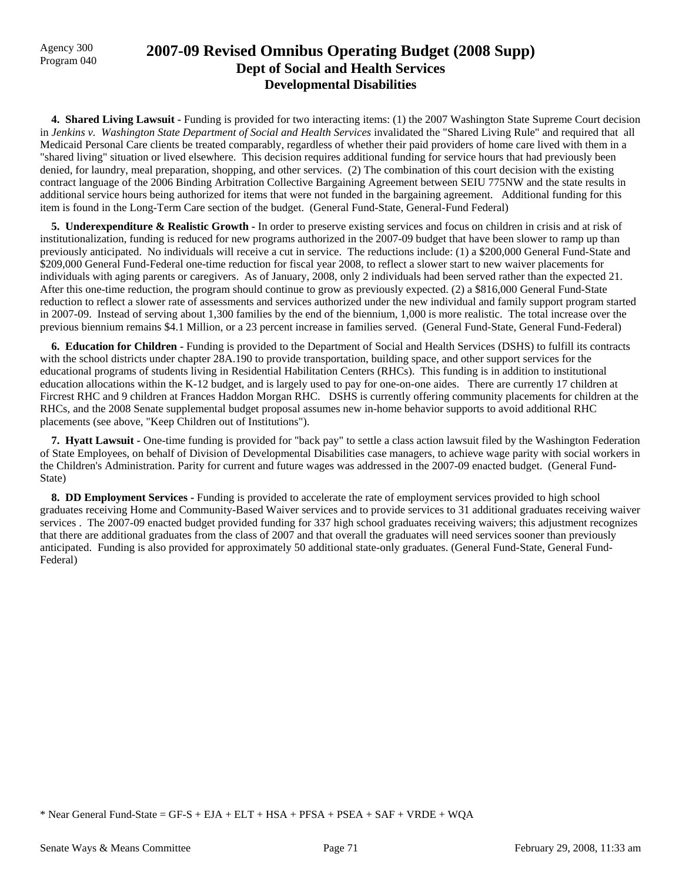Agency 300
Program 040

# 2007-09 Revised Omnibus Operating Budget (2008 Supp)
## Dept of Social and Health Services
## Developmental Disabilities

**4. Shared Living Lawsuit -** Funding is provided for two interacting items: (1) the 2007 Washington State Supreme Court decision in *Jenkins v. Washington State Department of Social and Health Services* invalidated the "Shared Living Rule" and required that all Medicaid Personal Care clients be treated comparably, regardless of whether their paid providers of home care lived with them in a "shared living" situation or lived elsewhere. This decision requires additional funding for service hours that had previously been denied, for laundry, meal preparation, shopping, and other services. (2) The combination of this court decision with the existing contract language of the 2006 Binding Arbitration Collective Bargaining Agreement between SEIU 775NW and the state results in additional service hours being authorized for items that were not funded in the bargaining agreement. Additional funding for this item is found in the Long-Term Care section of the budget. (General Fund-State, General-Fund Federal)

**5. Underexpenditure & Realistic Growth -** In order to preserve existing services and focus on children in crisis and at risk of institutionalization, funding is reduced for new programs authorized in the 2007-09 budget that have been slower to ramp up than previously anticipated. No individuals will receive a cut in service. The reductions include: (1) a $200,000 General Fund-State and $209,000 General Fund-Federal one-time reduction for fiscal year 2008, to reflect a slower start to new waiver placements for individuals with aging parents or caregivers. As of January, 2008, only 2 individuals had been served rather than the expected 21. After this one-time reduction, the program should continue to grow as previously expected. (2) a $816,000 General Fund-State reduction to reflect a slower rate of assessments and services authorized under the new individual and family support program started in 2007-09. Instead of serving about 1,300 families by the end of the biennium, 1,000 is more realistic. The total increase over the previous biennium remains $4.1 Million, or a 23 percent increase in families served. (General Fund-State, General Fund-Federal)

**6. Education for Children -** Funding is provided to the Department of Social and Health Services (DSHS) to fulfill its contracts with the school districts under chapter 28A.190 to provide transportation, building space, and other support services for the educational programs of students living in Residential Habilitation Centers (RHCs). This funding is in addition to institutional education allocations within the K-12 budget, and is largely used to pay for one-on-one aides. There are currently 17 children at Fircrest RHC and 9 children at Frances Haddon Morgan RHC. DSHS is currently offering community placements for children at the RHCs, and the 2008 Senate supplemental budget proposal assumes new in-home behavior supports to avoid additional RHC placements (see above, "Keep Children out of Institutions").

**7. Hyatt Lawsuit -** One-time funding is provided for "back pay" to settle a class action lawsuit filed by the Washington Federation of State Employees, on behalf of Division of Developmental Disabilities case managers, to achieve wage parity with social workers in the Children's Administration. Parity for current and future wages was addressed in the 2007-09 enacted budget. (General Fund-State)

**8. DD Employment Services -** Funding is provided to accelerate the rate of employment services provided to high school graduates receiving Home and Community-Based Waiver services and to provide services to 31 additional graduates receiving waiver services . The 2007-09 enacted budget provided funding for 337 high school graduates receiving waivers; this adjustment recognizes that there are additional graduates from the class of 2007 and that overall the graduates will need services sooner than previously anticipated. Funding is also provided for approximately 50 additional state-only graduates. (General Fund-State, General Fund-Federal)

* Near General Fund-State = GF-S + EJA + ELT + HSA + PFSA + PSEA + SAF + VRDE + WQA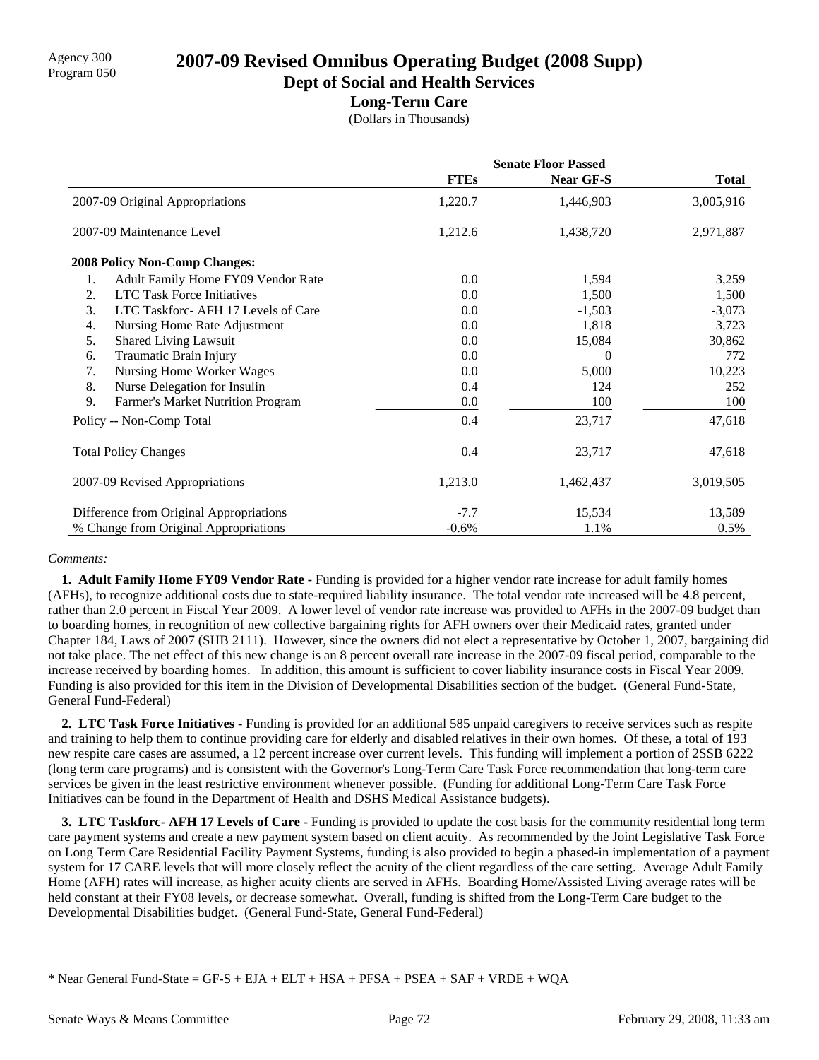Agency 300
Program 050

# 2007-09 Revised Omnibus Operating Budget (2008 Supp)

## Dept of Social and Health Services

### Long-Term Care

(Dollars in Thousands)

| | Senate Floor Passed | | |
|---|---|---|---|
| | **FTEs** | **Near GF-S** | **Total** |
| 2007-09 Original Appropriations | 1,220.7 | 1,446,903 | 3,005,916 |
| 2007-09 Maintenance Level | 1,212.6 | 1,438,720 | 2,971,887 |
| **2008 Policy Non-Comp Changes:** | | | |
| 1. Adult Family Home FY09 Vendor Rate | 0.0 | 1,594 | 3,259 |
| 2. LTC Task Force Initiatives | 0.0 | 1,500 | 1,500 |
| 3. LTC Taskforc- AFH 17 Levels of Care | 0.0 | -1,503 | -3,073 |
| 4. Nursing Home Rate Adjustment | 0.0 | 1,818 | 3,723 |
| 5. Shared Living Lawsuit | 0.0 | 15,084 | 30,862 |
| 6. Traumatic Brain Injury | 0.0 | 0 | 772 |
| 7. Nursing Home Worker Wages | 0.0 | 5,000 | 10,223 |
| 8. Nurse Delegation for Insulin | 0.4 | 124 | 252 |
| 9. Farmer's Market Nutrition Program | 0.0 | 100 | 100 |
| Policy -- Non-Comp Total | 0.4 | 23,717 | 47,618 |
| Total Policy Changes | 0.4 | 23,717 | 47,618 |
| 2007-09 Revised Appropriations | 1,213.0 | 1,462,437 | 3,019,505 |
| Difference from Original Appropriations | -7.7 | 15,534 | 13,589 |
| % Change from Original Appropriations | -0.6% | 1.1% | 0.5% |

*Comments:*

**1. Adult Family Home FY09 Vendor Rate -** Funding is provided for a higher vendor rate increase for adult family homes (AFHs), to recognize additional costs due to state-required liability insurance. The total vendor rate increased will be 4.8 percent, rather than 2.0 percent in Fiscal Year 2009. A lower level of vendor rate increase was provided to AFHs in the 2007-09 budget than to boarding homes, in recognition of new collective bargaining rights for AFH owners over their Medicaid rates, granted under Chapter 184, Laws of 2007 (SHB 2111). However, since the owners did not elect a representative by October 1, 2007, bargaining did not take place. The net effect of this new change is an 8 percent overall rate increase in the 2007-09 fiscal period, comparable to the increase received by boarding homes. In addition, this amount is sufficient to cover liability insurance costs in Fiscal Year 2009. Funding is also provided for this item in the Division of Developmental Disabilities section of the budget. (General Fund-State, General Fund-Federal)

**2. LTC Task Force Initiatives -** Funding is provided for an additional 585 unpaid caregivers to receive services such as respite and training to help them to continue providing care for elderly and disabled relatives in their own homes. Of these, a total of 193 new respite care cases are assumed, a 12 percent increase over current levels. This funding will implement a portion of 2SSB 6222 (long term care programs) and is consistent with the Governor's Long-Term Care Task Force recommendation that long-term care services be given in the least restrictive environment whenever possible. (Funding for additional Long-Term Care Task Force Initiatives can be found in the Department of Health and DSHS Medical Assistance budgets).

**3. LTC Taskforc- AFH 17 Levels of Care -** Funding is provided to update the cost basis for the community residential long term care payment systems and create a new payment system based on client acuity. As recommended by the Joint Legislative Task Force on Long Term Care Residential Facility Payment Systems, funding is also provided to begin a phased-in implementation of a payment system for 17 CARE levels that will more closely reflect the acuity of the client regardless of the care setting. Average Adult Family Home (AFH) rates will increase, as higher acuity clients are served in AFHs. Boarding Home/Assisted Living average rates will be held constant at their FY08 levels, or decrease somewhat. Overall, funding is shifted from the Long-Term Care budget to the Developmental Disabilities budget. (General Fund-State, General Fund-Federal)

\* Near General Fund-State = GF-S + EJA + ELT + HSA + PFSA + PSEA + SAF + VRDE + WQA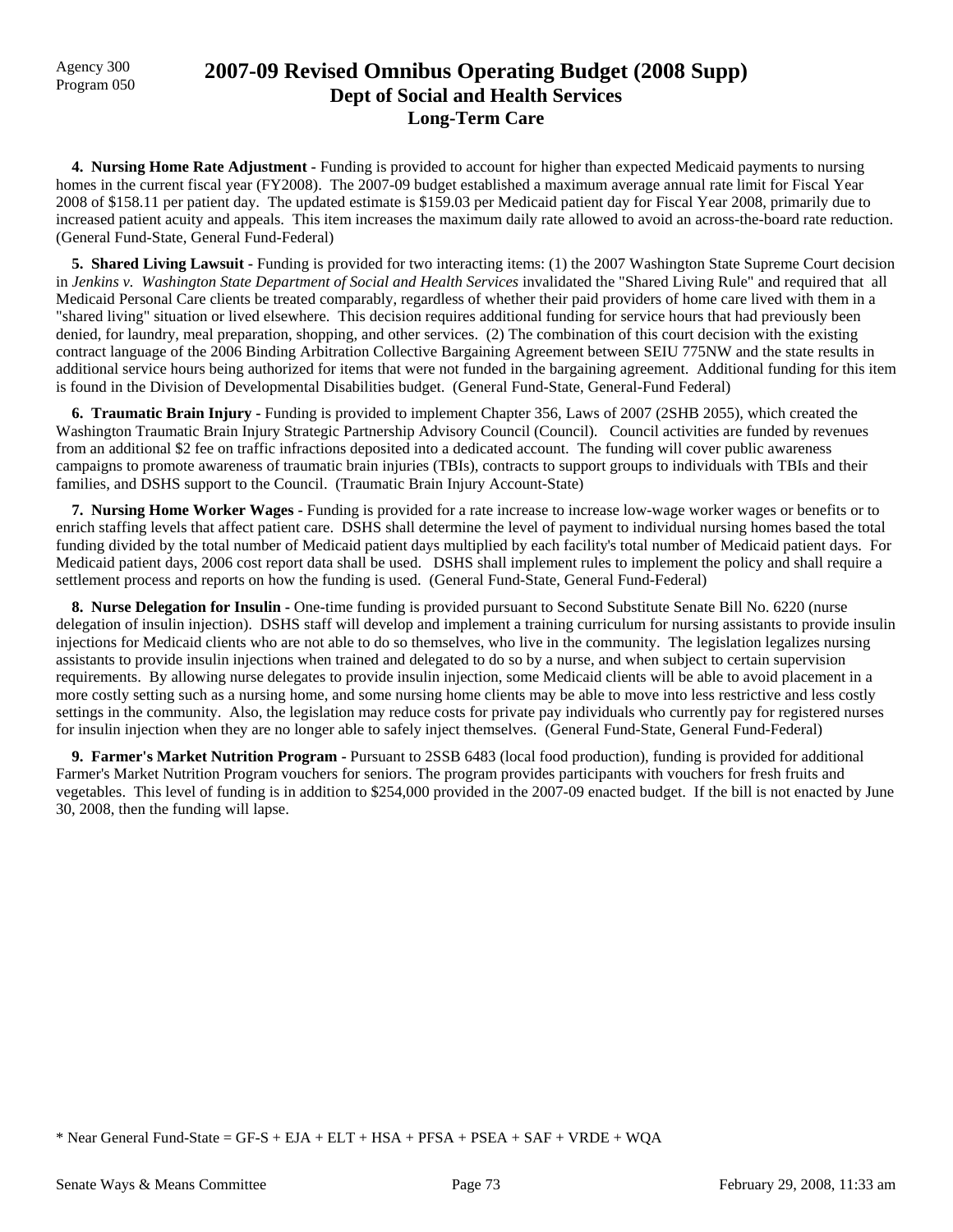# 2007-09 Revised Omnibus Operating Budget (2008 Supp)
## Dept of Social and Health Services
## Long-Term Care

Agency 300
Program 050

**4. Nursing Home Rate Adjustment -** Funding is provided to account for higher than expected Medicaid payments to nursing homes in the current fiscal year (FY2008). The 2007-09 budget established a maximum average annual rate limit for Fiscal Year 2008 of $158.11 per patient day. The updated estimate is $159.03 per Medicaid patient day for Fiscal Year 2008, primarily due to increased patient acuity and appeals. This item increases the maximum daily rate allowed to avoid an across-the-board rate reduction. (General Fund-State, General Fund-Federal)

**5. Shared Living Lawsuit -** Funding is provided for two interacting items: (1) the 2007 Washington State Supreme Court decision in *Jenkins v. Washington State Department of Social and Health Services* invalidated the "Shared Living Rule" and required that all Medicaid Personal Care clients be treated comparably, regardless of whether their paid providers of home care lived with them in a "shared living" situation or lived elsewhere. This decision requires additional funding for service hours that had previously been denied, for laundry, meal preparation, shopping, and other services. (2) The combination of this court decision with the existing contract language of the 2006 Binding Arbitration Collective Bargaining Agreement between SEIU 775NW and the state results in additional service hours being authorized for items that were not funded in the bargaining agreement. Additional funding for this item is found in the Division of Developmental Disabilities budget. (General Fund-State, General-Fund Federal)

**6. Traumatic Brain Injury -** Funding is provided to implement Chapter 356, Laws of 2007 (2SHB 2055), which created the Washington Traumatic Brain Injury Strategic Partnership Advisory Council (Council). Council activities are funded by revenues from an additional $2 fee on traffic infractions deposited into a dedicated account. The funding will cover public awareness campaigns to promote awareness of traumatic brain injuries (TBIs), contracts to support groups to individuals with TBIs and their families, and DSHS support to the Council. (Traumatic Brain Injury Account-State)

**7. Nursing Home Worker Wages -** Funding is provided for a rate increase to increase low-wage worker wages or benefits or to enrich staffing levels that affect patient care. DSHS shall determine the level of payment to individual nursing homes based the total funding divided by the total number of Medicaid patient days multiplied by each facility's total number of Medicaid patient days. For Medicaid patient days, 2006 cost report data shall be used. DSHS shall implement rules to implement the policy and shall require a settlement process and reports on how the funding is used. (General Fund-State, General Fund-Federal)

**8. Nurse Delegation for Insulin -** One-time funding is provided pursuant to Second Substitute Senate Bill No. 6220 (nurse delegation of insulin injection). DSHS staff will develop and implement a training curriculum for nursing assistants to provide insulin injections for Medicaid clients who are not able to do so themselves, who live in the community. The legislation legalizes nursing assistants to provide insulin injections when trained and delegated to do so by a nurse, and when subject to certain supervision requirements. By allowing nurse delegates to provide insulin injection, some Medicaid clients will be able to avoid placement in a more costly setting such as a nursing home, and some nursing home clients may be able to move into less restrictive and less costly settings in the community. Also, the legislation may reduce costs for private pay individuals who currently pay for registered nurses for insulin injection when they are no longer able to safely inject themselves. (General Fund-State, General Fund-Federal)

**9. Farmer's Market Nutrition Program -** Pursuant to 2SSB 6483 (local food production), funding is provided for additional Farmer's Market Nutrition Program vouchers for seniors. The program provides participants with vouchers for fresh fruits and vegetables. This level of funding is in addition to $254,000 provided in the 2007-09 enacted budget. If the bill is not enacted by June 30, 2008, then the funding will lapse.

* Near General Fund-State = GF-S + EJA + ELT + HSA + PFSA + PSEA + SAF + VRDE + WQA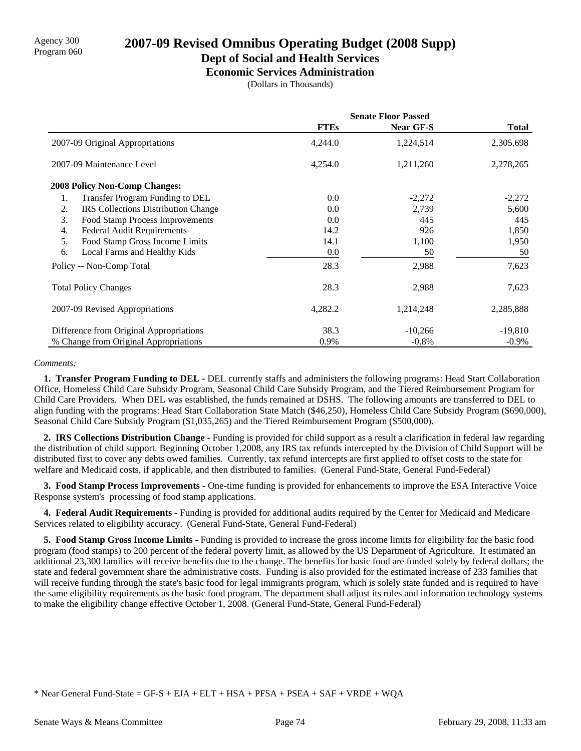Agency 300
Program 060

# 2007-09 Revised Omnibus Operating Budget (2008 Supp)

## Dept of Social and Health Services

### Economic Services Administration

(Dollars in Thousands)

| | Senate Floor Passed | | |
|---|---|---|---|
| | FTEs | Near GF-S | Total |
| 2007-09 Original Appropriations | 4,244.0 | 1,224,514 | 2,305,698 |
| 2007-09 Maintenance Level | 4,254.0 | 1,211,260 | 2,278,265 |
| **2008 Policy Non-Comp Changes:** | | | |
| 1. Transfer Program Funding to DEL | 0.0 | -2,272 | -2,272 |
| 2. IRS Collections Distribution Change | 0.0 | 2,739 | 5,600 |
| 3. Food Stamp Process Improvements | 0.0 | 445 | 445 |
| 4. Federal Audit Requirements | 14.2 | 926 | 1,850 |
| 5. Food Stamp Gross Income Limits | 14.1 | 1,100 | 1,950 |
| 6. Local Farms and Healthy Kids | 0.0 | 50 | 50 |
| Policy -- Non-Comp Total | 28.3 | 2,988 | 7,623 |
| Total Policy Changes | 28.3 | 2,988 | 7,623 |
| 2007-09 Revised Appropriations | 4,282.2 | 1,214,248 | 2,285,888 |
| Difference from Original Appropriations | 38.3 | -10,266 | -19,810 |
| % Change from Original Appropriations | 0.9% | -0.8% | -0.9% |

*Comments:*

**1. Transfer Program Funding to DEL -** DEL currently staffs and administers the following programs: Head Start Collaboration Office, Homeless Child Care Subsidy Program, Seasonal Child Care Subsidy Program, and the Tiered Reimbursement Program for Child Care Providers. When DEL was established, the funds remained at DSHS. The following amounts are transferred to DEL to align funding with the programs: Head Start Collaboration State Match ($46,250), Homeless Child Care Subsidy Program ($690,000), Seasonal Child Care Subsidy Program ($1,035,265) and the Tiered Reimbursement Program ($500,000).

**2. IRS Collections Distribution Change -** Funding is provided for child support as a result a clarification in federal law regarding the distribution of child support. Beginning October 1,2008, any IRS tax refunds intercepted by the Division of Child Support will be distributed first to cover any debts owed families. Currently, tax refund intercepts are first applied to offset costs to the state for welfare and Medicaid costs, if applicable, and then distributed to families. (General Fund-State, General Fund-Federal)

**3. Food Stamp Process Improvements -** One-time funding is provided for enhancements to improve the ESA Interactive Voice Response system's processing of food stamp applications.

**4. Federal Audit Requirements -** Funding is provided for additional audits required by the Center for Medicaid and Medicare Services related to eligibility accuracy. (General Fund-State, General Fund-Federal)

**5. Food Stamp Gross Income Limits -** Funding is provided to increase the gross income limits for eligibility for the basic food program (food stamps) to 200 percent of the federal poverty limit, as allowed by the US Department of Agriculture. It estimated an additional 23,300 families will receive benefits due to the change. The benefits for basic food are funded solely by federal dollars; the state and federal government share the administrative costs. Funding is also provided for the estimated increase of 233 families that will receive funding through the state's basic food for legal immigrants program, which is solely state funded and is required to have the same eligibility requirements as the basic food program. The department shall adjust its rules and information technology systems to make the eligibility change effective October 1, 2008. (General Fund-State, General Fund-Federal)

\* Near General Fund-State = GF-S + EJA + ELT + HSA + PFSA + PSEA + SAF + VRDE + WQA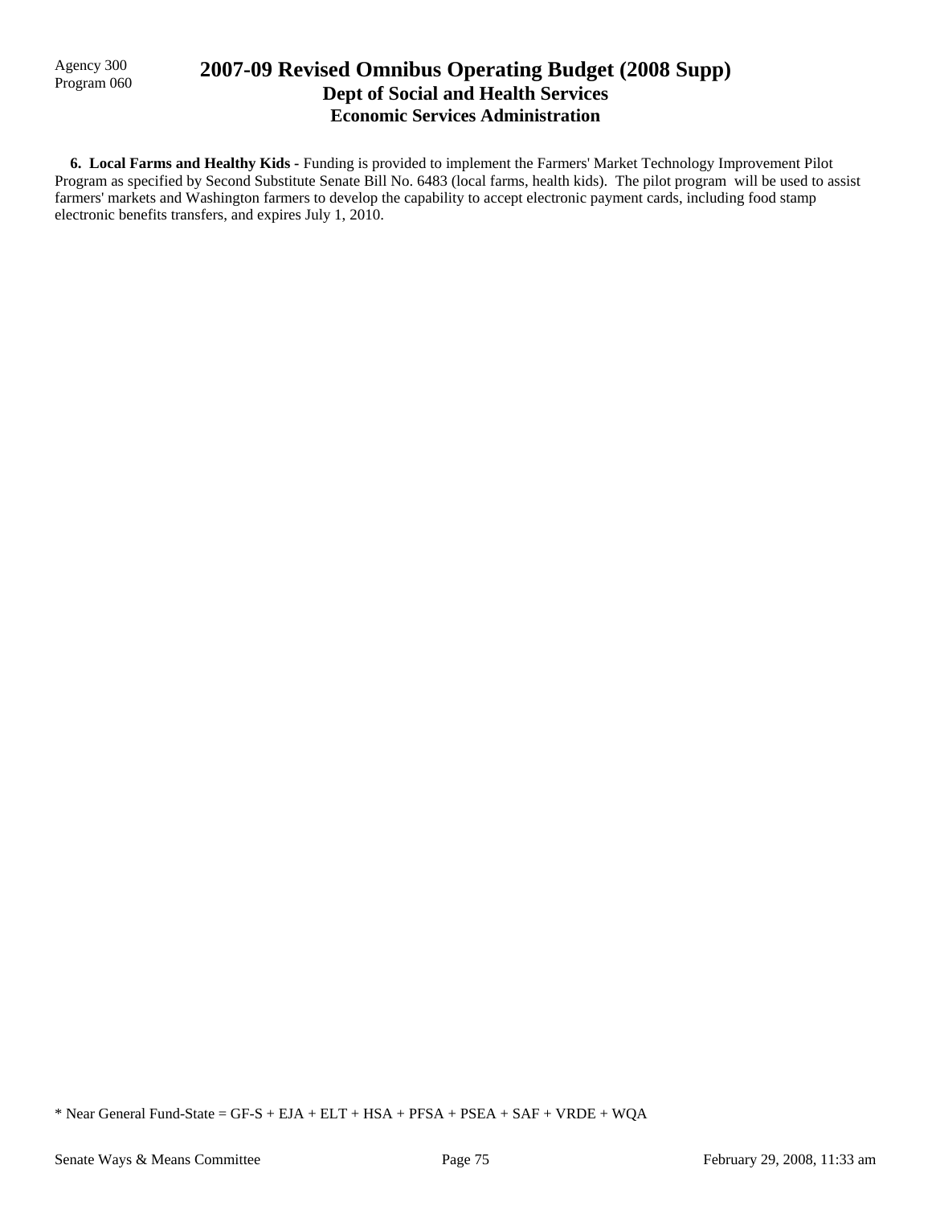**6. Local Farms and Healthy Kids -** Funding is provided to implement the Farmers' Market Technology Improvement Pilot Program as specified by Second Substitute Senate Bill No. 6483 (local farms, health kids). The pilot program will be used to assist farmers' markets and Washington farmers to develop the capability to accept electronic payment cards, including food stamp electronic benefits transfers, and expires July 1, 2010.

* Near General Fund-State = GF-S + EJA + ELT + HSA + PFSA + PSEA + SAF + VRDE + WQA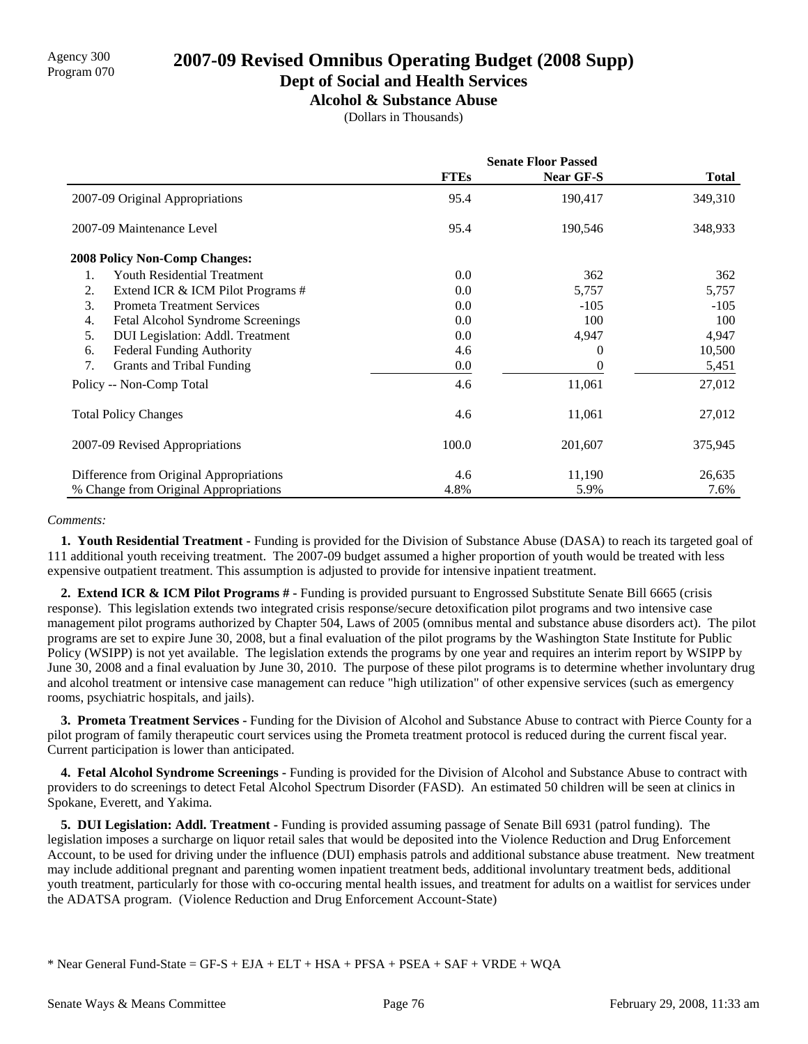Agency 300
Program 070

# 2007-09 Revised Omnibus Operating Budget (2008 Supp)

## Dept of Social and Health Services

### Alcohol & Substance Abuse

(Dollars in Thousands)

| | Senate Floor Passed | | |
|---|---|---|---|
| | **FTEs** | **Near GF-S** | **Total** |
| 2007-09 Original Appropriations | 95.4 | 190,417 | 349,310 |
| 2007-09 Maintenance Level | 95.4 | 190,546 | 348,933 |
| **2008 Policy Non-Comp Changes:** | | | |
| 1. Youth Residential Treatment | 0.0 | 362 | 362 |
| 2. Extend ICR & ICM Pilot Programs # | 0.0 | 5,757 | 5,757 |
| 3. Prometa Treatment Services | 0.0 | -105 | -105 |
| 4. Fetal Alcohol Syndrome Screenings | 0.0 | 100 | 100 |
| 5. DUI Legislation: Addl. Treatment | 0.0 | 4,947 | 4,947 |
| 6. Federal Funding Authority | 4.6 | 0 | 10,500 |
| 7. Grants and Tribal Funding | 0.0 | 0 | 5,451 |
| Policy -- Non-Comp Total | 4.6 | 11,061 | 27,012 |
| Total Policy Changes | 4.6 | 11,061 | 27,012 |
| 2007-09 Revised Appropriations | 100.0 | 201,607 | 375,945 |
| Difference from Original Appropriations | 4.6 | 11,190 | 26,635 |
| % Change from Original Appropriations | 4.8% | 5.9% | 7.6% |

*Comments:*

**1. Youth Residential Treatment -** Funding is provided for the Division of Substance Abuse (DASA) to reach its targeted goal of 111 additional youth receiving treatment. The 2007-09 budget assumed a higher proportion of youth would be treated with less expensive outpatient treatment. This assumption is adjusted to provide for intensive inpatient treatment.

**2. Extend ICR & ICM Pilot Programs # -** Funding is provided pursuant to Engrossed Substitute Senate Bill 6665 (crisis response). This legislation extends two integrated crisis response/secure detoxification pilot programs and two intensive case management pilot programs authorized by Chapter 504, Laws of 2005 (omnibus mental and substance abuse disorders act). The pilot programs are set to expire June 30, 2008, but a final evaluation of the pilot programs by the Washington State Institute for Public Policy (WSIPP) is not yet available. The legislation extends the programs by one year and requires an interim report by WSIPP by June 30, 2008 and a final evaluation by June 30, 2010. The purpose of these pilot programs is to determine whether involuntary drug and alcohol treatment or intensive case management can reduce "high utilization" of other expensive services (such as emergency rooms, psychiatric hospitals, and jails).

**3. Prometa Treatment Services -** Funding for the Division of Alcohol and Substance Abuse to contract with Pierce County for a pilot program of family therapeutic court services using the Prometa treatment protocol is reduced during the current fiscal year. Current participation is lower than anticipated.

**4. Fetal Alcohol Syndrome Screenings -** Funding is provided for the Division of Alcohol and Substance Abuse to contract with providers to do screenings to detect Fetal Alcohol Spectrum Disorder (FASD). An estimated 50 children will be seen at clinics in Spokane, Everett, and Yakima.

**5. DUI Legislation: Addl. Treatment -** Funding is provided assuming passage of Senate Bill 6931 (patrol funding). The legislation imposes a surcharge on liquor retail sales that would be deposited into the Violence Reduction and Drug Enforcement Account, to be used for driving under the influence (DUI) emphasis patrols and additional substance abuse treatment. New treatment may include additional pregnant and parenting women inpatient treatment beds, additional involuntary treatment beds, additional youth treatment, particularly for those with co-occuring mental health issues, and treatment for adults on a waitlist for services under the ADATSA program. (Violence Reduction and Drug Enforcement Account-State)

* Near General Fund-State = GF-S + EJA + ELT + HSA + PFSA + PSEA + SAF + VRDE + WQA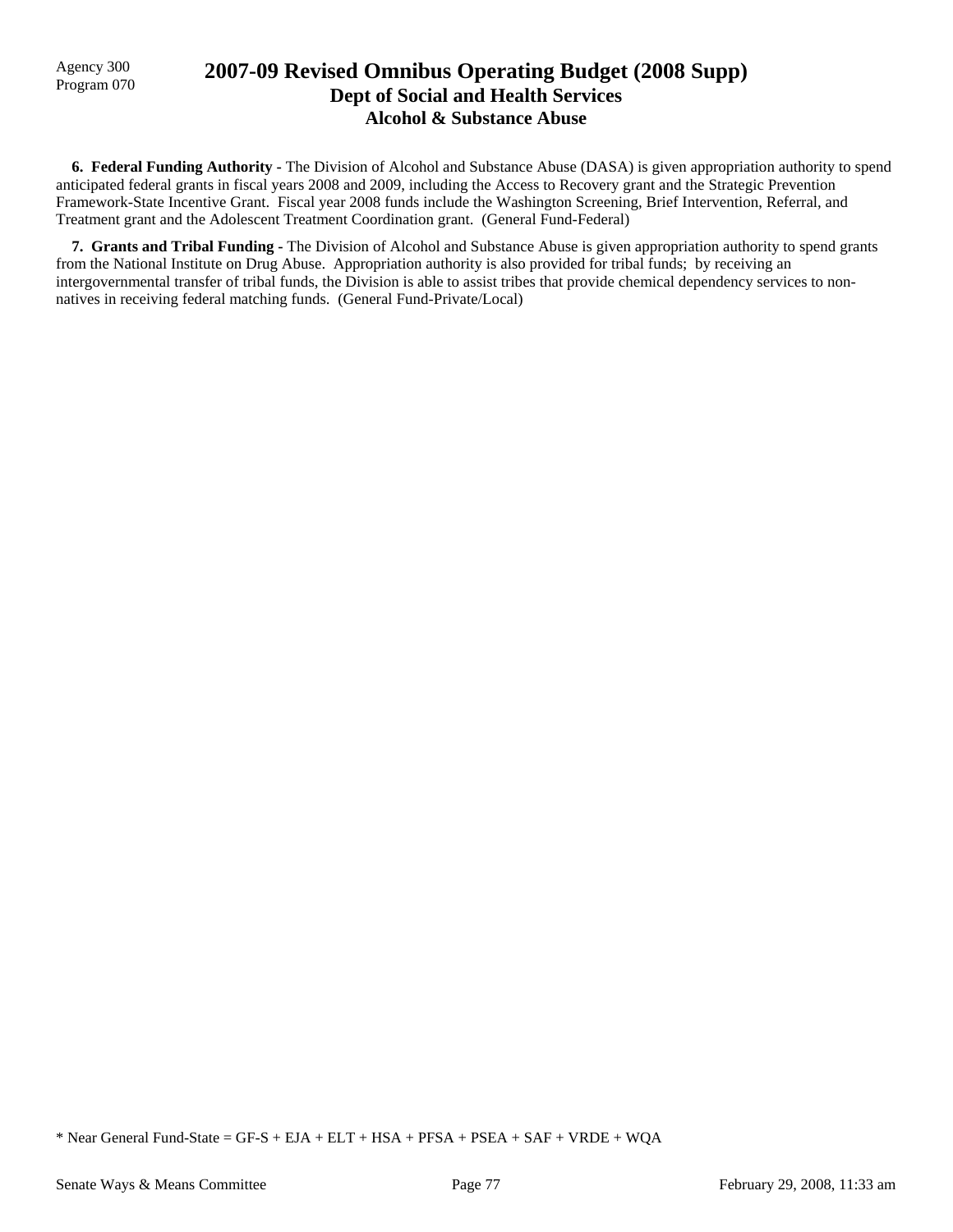**6. Federal Funding Authority** - The Division of Alcohol and Substance Abuse (DASA) is given appropriation authority to spend anticipated federal grants in fiscal years 2008 and 2009, including the Access to Recovery grant and the Strategic Prevention Framework-State Incentive Grant. Fiscal year 2008 funds include the Washington Screening, Brief Intervention, Referral, and Treatment grant and the Adolescent Treatment Coordination grant. (General Fund-Federal)

**7. Grants and Tribal Funding** - The Division of Alcohol and Substance Abuse is given appropriation authority to spend grants from the National Institute on Drug Abuse. Appropriation authority is also provided for tribal funds; by receiving an intergovernmental transfer of tribal funds, the Division is able to assist tribes that provide chemical dependency services to non-natives in receiving federal matching funds. (General Fund-Private/Local)

* Near General Fund-State = GF-S + EJA + ELT + HSA + PFSA + PSEA + SAF + VRDE + WQA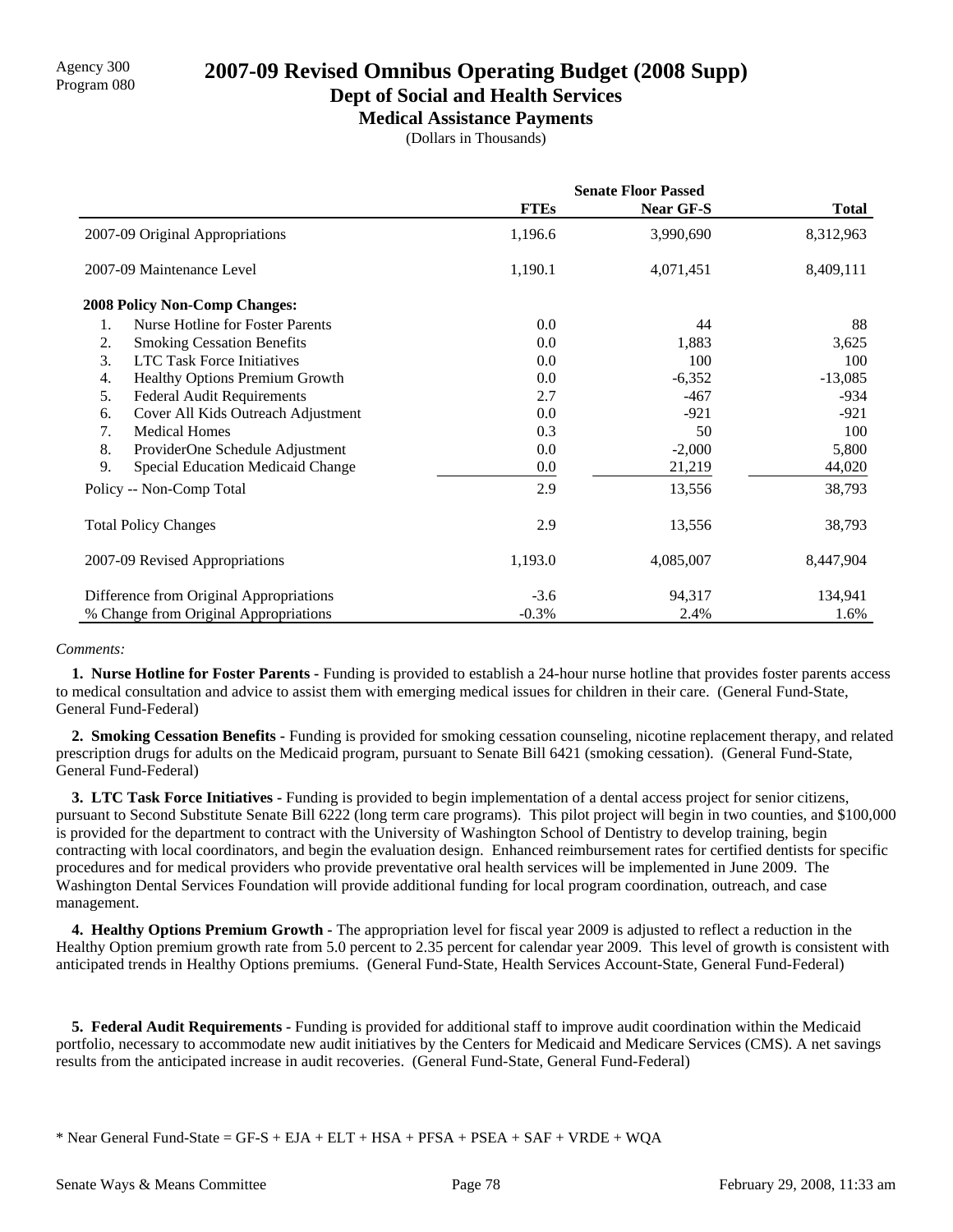Agency 300
Program 080

# 2007-09 Revised Omnibus Operating Budget (2008 Supp)

## Dept of Social and Health Services

### Medical Assistance Payments

(Dollars in Thousands)

| | Senate Floor Passed | | |
|---|---|---|---|
| | **FTEs** | **Near GF-S** | **Total** |
| 2007-09 Original Appropriations | 1,196.6 | 3,990,690 | 8,312,963 |
| 2007-09 Maintenance Level | 1,190.1 | 4,071,451 | 8,409,111 |
| **2008 Policy Non-Comp Changes:** | | | |
| 1. Nurse Hotline for Foster Parents | 0.0 | 44 | 88 |
| 2. Smoking Cessation Benefits | 0.0 | 1,883 | 3,625 |
| 3. LTC Task Force Initiatives | 0.0 | 100 | 100 |
| 4. Healthy Options Premium Growth | 0.0 | -6,352 | -13,085 |
| 5. Federal Audit Requirements | 2.7 | -467 | -934 |
| 6. Cover All Kids Outreach Adjustment | 0.0 | -921 | -921 |
| 7. Medical Homes | 0.3 | 50 | 100 |
| 8. ProviderOne Schedule Adjustment | 0.0 | -2,000 | 5,800 |
| 9. Special Education Medicaid Change | 0.0 | 21,219 | 44,020 |
| Policy -- Non-Comp Total | 2.9 | 13,556 | 38,793 |
| Total Policy Changes | 2.9 | 13,556 | 38,793 |
| 2007-09 Revised Appropriations | 1,193.0 | 4,085,007 | 8,447,904 |
| Difference from Original Appropriations | -3.6 | 94,317 | 134,941 |
| % Change from Original Appropriations | -0.3% | 2.4% | 1.6% |

*Comments:*

**1. Nurse Hotline for Foster Parents -** Funding is provided to establish a 24-hour nurse hotline that provides foster parents access to medical consultation and advice to assist them with emerging medical issues for children in their care. (General Fund-State, General Fund-Federal)

**2. Smoking Cessation Benefits -** Funding is provided for smoking cessation counseling, nicotine replacement therapy, and related prescription drugs for adults on the Medicaid program, pursuant to Senate Bill 6421 (smoking cessation). (General Fund-State, General Fund-Federal)

**3. LTC Task Force Initiatives -** Funding is provided to begin implementation of a dental access project for senior citizens, pursuant to Second Substitute Senate Bill 6222 (long term care programs). This pilot project will begin in two counties, and $100,000 is provided for the department to contract with the University of Washington School of Dentistry to develop training, begin contracting with local coordinators, and begin the evaluation design. Enhanced reimbursement rates for certified dentists for specific procedures and for medical providers who provide preventative oral health services will be implemented in June 2009. The Washington Dental Services Foundation will provide additional funding for local program coordination, outreach, and case management.

**4. Healthy Options Premium Growth -** The appropriation level for fiscal year 2009 is adjusted to reflect a reduction in the Healthy Option premium growth rate from 5.0 percent to 2.35 percent for calendar year 2009. This level of growth is consistent with anticipated trends in Healthy Options premiums. (General Fund-State, Health Services Account-State, General Fund-Federal)

**5. Federal Audit Requirements -** Funding is provided for additional staff to improve audit coordination within the Medicaid portfolio, necessary to accommodate new audit initiatives by the Centers for Medicaid and Medicare Services (CMS). A net savings results from the anticipated increase in audit recoveries. (General Fund-State, General Fund-Federal)

\* Near General Fund-State = GF-S + EJA + ELT + HSA + PFSA + PSEA + SAF + VRDE + WQA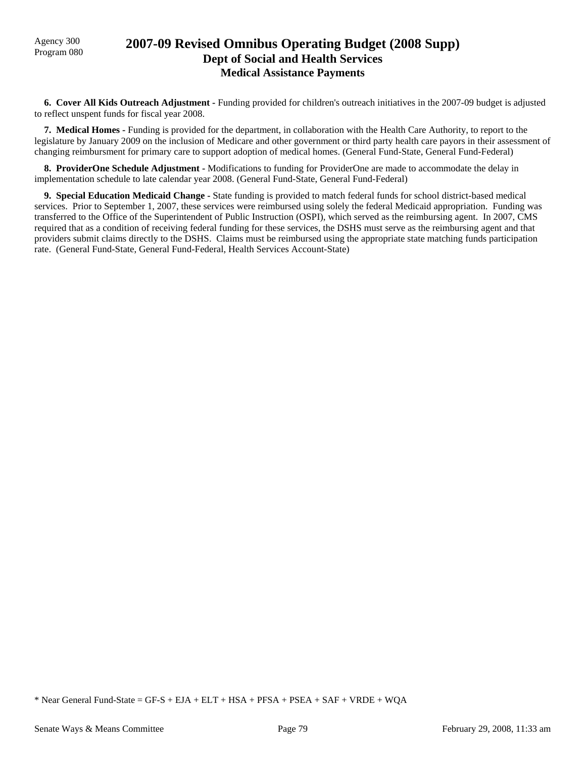Agency 300
Program 080

# 2007-09 Revised Omnibus Operating Budget (2008 Supp)
## Dept of Social and Health Services
### Medical Assistance Payments

**6. Cover All Kids Outreach Adjustment -** Funding provided for children's outreach initiatives in the 2007-09 budget is adjusted to reflect unspent funds for fiscal year 2008.

**7. Medical Homes -** Funding is provided for the department, in collaboration with the Health Care Authority, to report to the legislature by January 2009 on the inclusion of Medicare and other government or third party health care payors in their assessment of changing reimbursment for primary care to support adoption of medical homes. (General Fund-State, General Fund-Federal)

**8. ProviderOne Schedule Adjustment -** Modifications to funding for ProviderOne are made to accommodate the delay in implementation schedule to late calendar year 2008. (General Fund-State, General Fund-Federal)

**9. Special Education Medicaid Change -** State funding is provided to match federal funds for school district-based medical services. Prior to September 1, 2007, these services were reimbursed using solely the federal Medicaid appropriation. Funding was transferred to the Office of the Superintendent of Public Instruction (OSPI), which served as the reimbursing agent. In 2007, CMS required that as a condition of receiving federal funding for these services, the DSHS must serve as the reimbursing agent and that providers submit claims directly to the DSHS. Claims must be reimbursed using the appropriate state matching funds participation rate. (General Fund-State, General Fund-Federal, Health Services Account-State)

* Near General Fund-State = GF-S + EJA + ELT + HSA + PFSA + PSEA + SAF + VRDE + WQA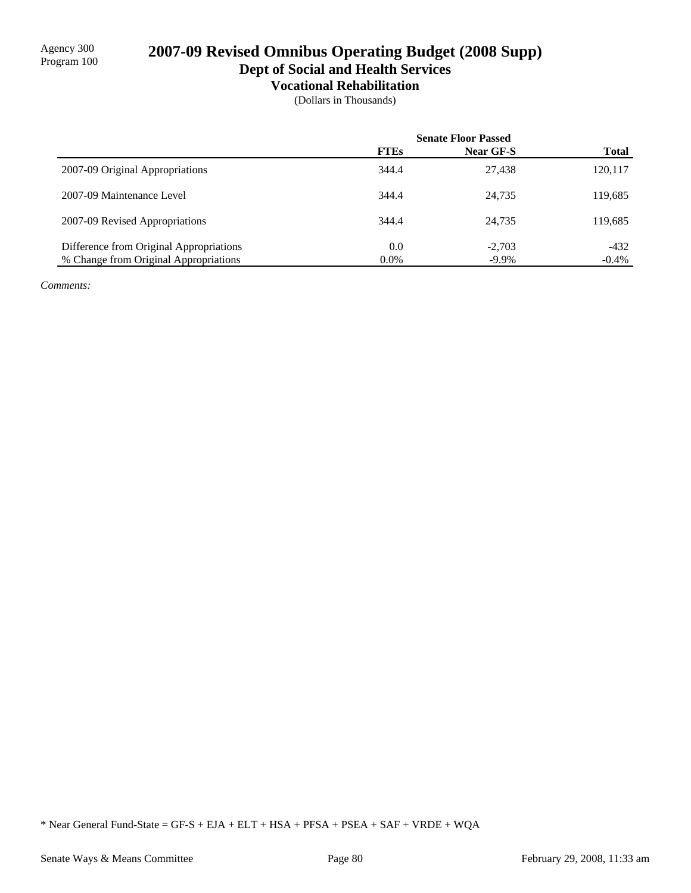Agency 300
Program 100

# 2007-09 Revised Omnibus Operating Budget (2008 Supp)

## Dept of Social and Health Services

### Vocational Rehabilitation

(Dollars in Thousands)

| | Senate Floor Passed | | |
|---|---|---|---|
| | **FTEs** | **Near GF-S** | **Total** |
| 2007-09 Original Appropriations | 344.4 | 27,438 | 120,117 |
| 2007-09 Maintenance Level | 344.4 | 24,735 | 119,685 |
| 2007-09 Revised Appropriations | 344.4 | 24,735 | 119,685 |
| Difference from Original Appropriations | 0.0 | -2,703 | -432 |
| % Change from Original Appropriations | 0.0% | -9.9% | -0.4% |

*Comments:*

* Near General Fund-State = GF-S + EJA + ELT + HSA + PFSA + PSEA + SAF + VRDE + WQA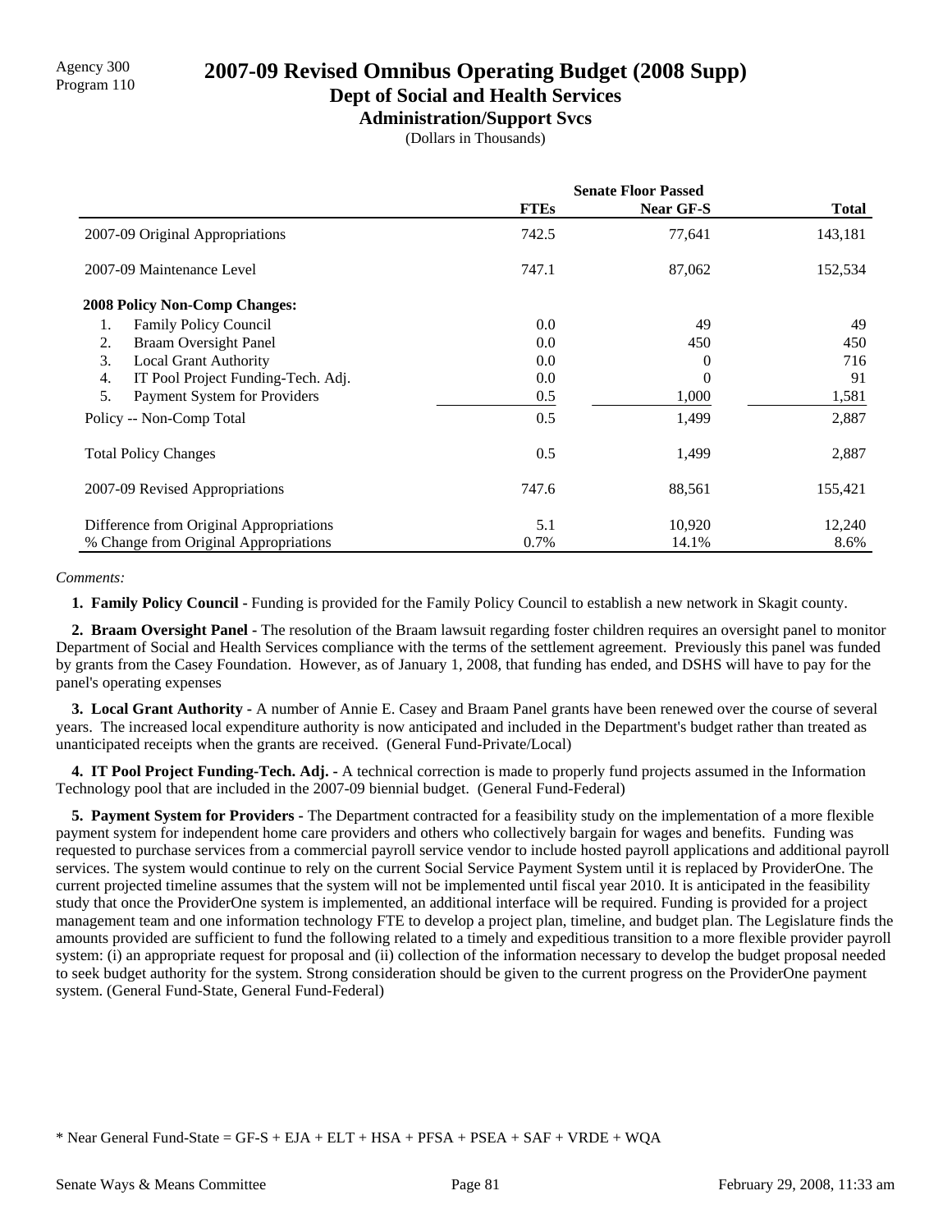Agency 300
Program 110

# 2007-09 Revised Omnibus Operating Budget (2008 Supp)

## Dept of Social and Health Services

### Administration/Support Svcs

(Dollars in Thousands)

| | Senate Floor Passed | | |
|---|---|---|---|
| | **FTEs** | **Near GF-S** | **Total** |
| 2007-09 Original Appropriations | 742.5 | 77,641 | 143,181 |
| 2007-09 Maintenance Level | 747.1 | 87,062 | 152,534 |
| **2008 Policy Non-Comp Changes:** | | | |
| 1. Family Policy Council | 0.0 | 49 | 49 |
| 2. Braam Oversight Panel | 0.0 | 450 | 450 |
| 3. Local Grant Authority | 0.0 | 0 | 716 |
| 4. IT Pool Project Funding-Tech. Adj. | 0.0 | 0 | 91 |
| 5. Payment System for Providers | 0.5 | 1,000 | 1,581 |
| Policy -- Non-Comp Total | 0.5 | 1,499 | 2,887 |
| Total Policy Changes | 0.5 | 1,499 | 2,887 |
| 2007-09 Revised Appropriations | 747.6 | 88,561 | 155,421 |
| Difference from Original Appropriations | 5.1 | 10,920 | 12,240 |
| % Change from Original Appropriations | 0.7% | 14.1% | 8.6% |

*Comments:*

**1. Family Policy Council -** Funding is provided for the Family Policy Council to establish a new network in Skagit county.

**2. Braam Oversight Panel -** The resolution of the Braam lawsuit regarding foster children requires an oversight panel to monitor Department of Social and Health Services compliance with the terms of the settlement agreement. Previously this panel was funded by grants from the Casey Foundation. However, as of January 1, 2008, that funding has ended, and DSHS will have to pay for the panel's operating expenses

**3. Local Grant Authority -** A number of Annie E. Casey and Braam Panel grants have been renewed over the course of several years. The increased local expenditure authority is now anticipated and included in the Department's budget rather than treated as unanticipated receipts when the grants are received. (General Fund-Private/Local)

**4. IT Pool Project Funding-Tech. Adj. -** A technical correction is made to properly fund projects assumed in the Information Technology pool that are included in the 2007-09 biennial budget. (General Fund-Federal)

**5. Payment System for Providers -** The Department contracted for a feasibility study on the implementation of a more flexible payment system for independent home care providers and others who collectively bargain for wages and benefits. Funding was requested to purchase services from a commercial payroll service vendor to include hosted payroll applications and additional payroll services. The system would continue to rely on the current Social Service Payment System until it is replaced by ProviderOne. The current projected timeline assumes that the system will not be implemented until fiscal year 2010. It is anticipated in the feasibility study that once the ProviderOne system is implemented, an additional interface will be required. Funding is provided for a project management team and one information technology FTE to develop a project plan, timeline, and budget plan. The Legislature finds the amounts provided are sufficient to fund the following related to a timely and expeditious transition to a more flexible provider payroll system: (i) an appropriate request for proposal and (ii) collection of the information necessary to develop the budget proposal needed to seek budget authority for the system. Strong consideration should be given to the current progress on the ProviderOne payment system. (General Fund-State, General Fund-Federal)

\* Near General Fund-State = GF-S + EJA + ELT + HSA + PFSA + PSEA + SAF + VRDE + WQA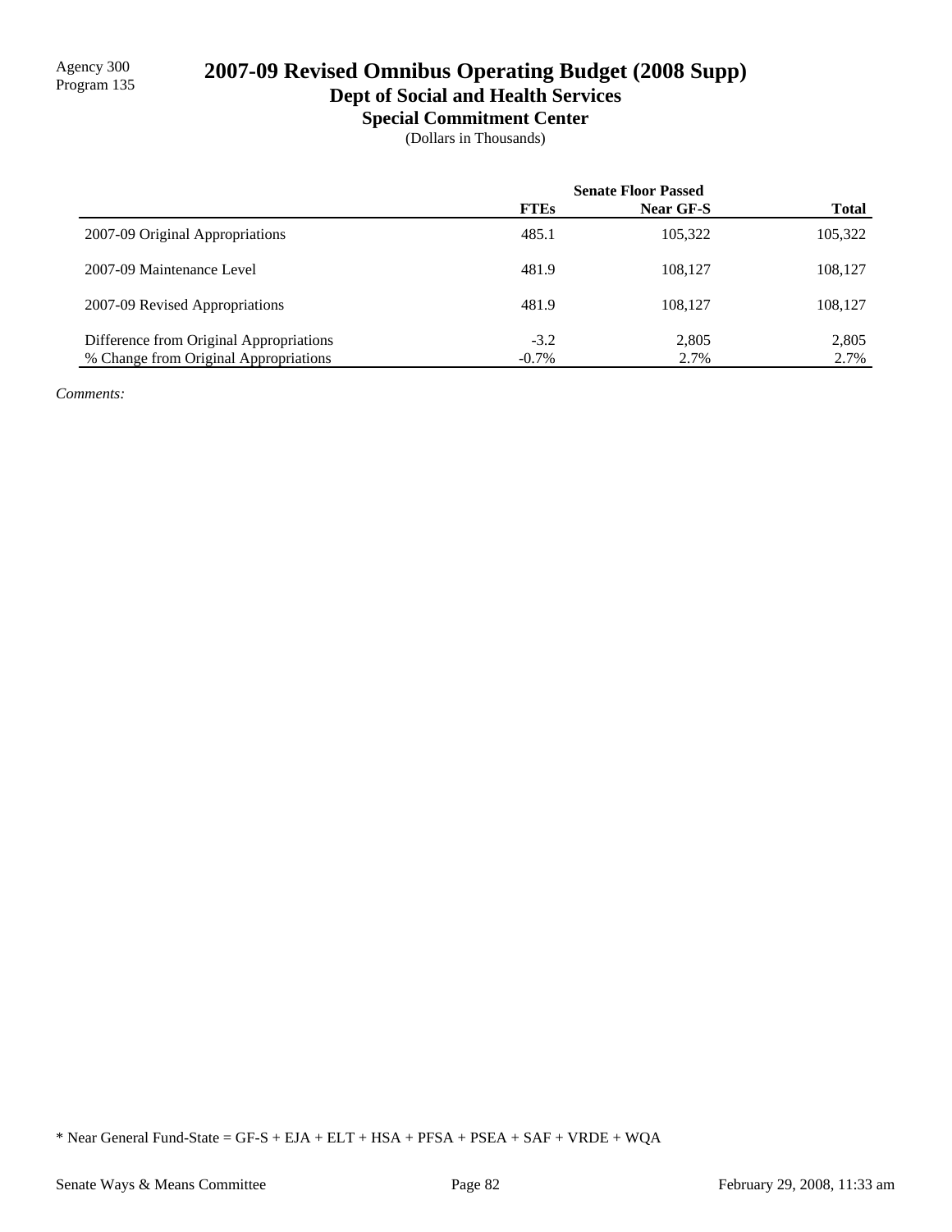Agency 300
Program 135

# 2007-09 Revised Omnibus Operating Budget (2008 Supp)

## Dept of Social and Health Services

### Special Commitment Center

(Dollars in Thousands)

| | Senate Floor Passed | | |
|---|---|---|---|
| | **FTEs** | **Near GF-S** | **Total** |
| 2007-09 Original Appropriations | 485.1 | 105,322 | 105,322 |
| 2007-09 Maintenance Level | 481.9 | 108,127 | 108,127 |
| 2007-09 Revised Appropriations | 481.9 | 108,127 | 108,127 |
| Difference from Original Appropriations | -3.2 | 2,805 | 2,805 |
| % Change from Original Appropriations | -0.7% | 2.7% | 2.7% |

*Comments:*

* Near General Fund-State = GF-S + EJA + ELT + HSA + PFSA + PSEA + SAF + VRDE + WQA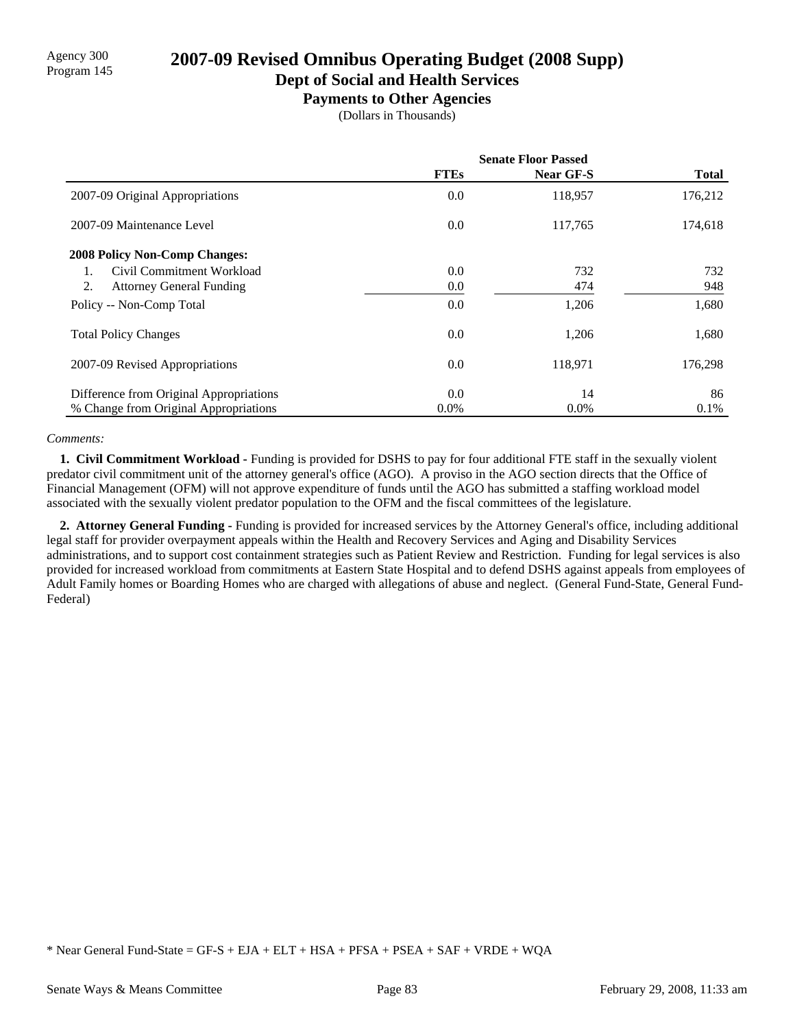Agency 300
Program 145

# 2007-09 Revised Omnibus Operating Budget (2008 Supp)

## Dept of Social and Health Services

### Payments to Other Agencies

(Dollars in Thousands)

| | Senate Floor Passed | | |
|---|---|---|---|
| | **FTEs** | **Near GF-S** | **Total** |
| 2007-09 Original Appropriations | 0.0 | 118,957 | 176,212 |
| 2007-09 Maintenance Level | 0.0 | 117,765 | 174,618 |
| **2008 Policy Non-Comp Changes:** | | | |
| 1. Civil Commitment Workload | 0.0 | 732 | 732 |
| 2. Attorney General Funding | 0.0 | 474 | 948 |
| Policy -- Non-Comp Total | 0.0 | 1,206 | 1,680 |
| Total Policy Changes | 0.0 | 1,206 | 1,680 |
| 2007-09 Revised Appropriations | 0.0 | 118,971 | 176,298 |
| Difference from Original Appropriations | 0.0 | 14 | 86 |
| % Change from Original Appropriations | 0.0% | 0.0% | 0.1% |

*Comments:*

**1. Civil Commitment Workload -** Funding is provided for DSHS to pay for four additional FTE staff in the sexually violent predator civil commitment unit of the attorney general's office (AGO). A proviso in the AGO section directs that the Office of Financial Management (OFM) will not approve expenditure of funds until the AGO has submitted a staffing workload model associated with the sexually violent predator population to the OFM and the fiscal committees of the legislature.

**2. Attorney General Funding -** Funding is provided for increased services by the Attorney General's office, including additional legal staff for provider overpayment appeals within the Health and Recovery Services and Aging and Disability Services administrations, and to support cost containment strategies such as Patient Review and Restriction. Funding for legal services is also provided for increased workload from commitments at Eastern State Hospital and to defend DSHS against appeals from employees of Adult Family homes or Boarding Homes who are charged with allegations of abuse and neglect. (General Fund-State, General Fund-Federal)

* Near General Fund-State = GF-S + EJA + ELT + HSA + PFSA + PSEA + SAF + VRDE + WQA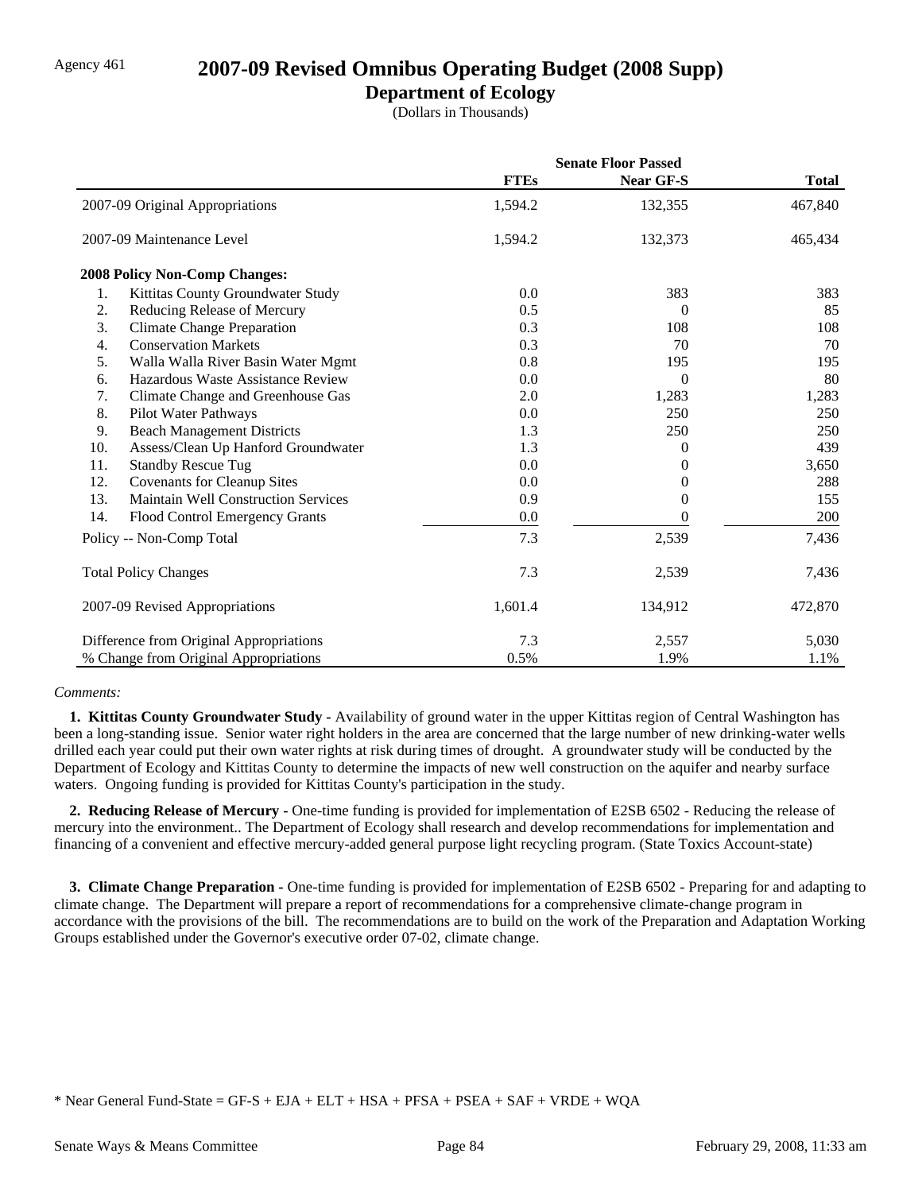Agency 461

# 2007-09 Revised Omnibus Operating Budget (2008 Supp)

## Department of Ecology

(Dollars in Thousands)

| | Senate Floor Passed | | |
|---|---|---|---|
| | **FTEs** | **Near GF-S** | **Total** |
| 2007-09 Original Appropriations | 1,594.2 | 132,355 | 467,840 |
| 2007-09 Maintenance Level | 1,594.2 | 132,373 | 465,434 |
| **2008 Policy Non-Comp Changes:** | | | |
| 1. Kittitas County Groundwater Study | 0.0 | 383 | 383 |
| 2. Reducing Release of Mercury | 0.5 | 0 | 85 |
| 3. Climate Change Preparation | 0.3 | 108 | 108 |
| 4. Conservation Markets | 0.3 | 70 | 70 |
| 5. Walla Walla River Basin Water Mgmt | 0.8 | 195 | 195 |
| 6. Hazardous Waste Assistance Review | 0.0 | 0 | 80 |
| 7. Climate Change and Greenhouse Gas | 2.0 | 1,283 | 1,283 |
| 8. Pilot Water Pathways | 0.0 | 250 | 250 |
| 9. Beach Management Districts | 1.3 | 250 | 250 |
| 10. Assess/Clean Up Hanford Groundwater | 1.3 | 0 | 439 |
| 11. Standby Rescue Tug | 0.0 | 0 | 3,650 |
| 12. Covenants for Cleanup Sites | 0.0 | 0 | 288 |
| 13. Maintain Well Construction Services | 0.9 | 0 | 155 |
| 14. Flood Control Emergency Grants | 0.0 | 0 | 200 |
| Policy -- Non-Comp Total | 7.3 | 2,539 | 7,436 |
| Total Policy Changes | 7.3 | 2,539 | 7,436 |
| 2007-09 Revised Appropriations | 1,601.4 | 134,912 | 472,870 |
| Difference from Original Appropriations | 7.3 | 2,557 | 5,030 |
| % Change from Original Appropriations | 0.5% | 1.9% | 1.1% |

*Comments:*

**1. Kittitas County Groundwater Study -** Availability of ground water in the upper Kittitas region of Central Washington has been a long-standing issue. Senior water right holders in the area are concerned that the large number of new drinking-water wells drilled each year could put their own water rights at risk during times of drought. A groundwater study will be conducted by the Department of Ecology and Kittitas County to determine the impacts of new well construction on the aquifer and nearby surface waters. Ongoing funding is provided for Kittitas County's participation in the study.

**2. Reducing Release of Mercury -** One-time funding is provided for implementation of E2SB 6502 - Reducing the release of mercury into the environment.. The Department of Ecology shall research and develop recommendations for implementation and financing of a convenient and effective mercury-added general purpose light recycling program. (State Toxics Account-state)

**3. Climate Change Preparation -** One-time funding is provided for implementation of E2SB 6502 - Preparing for and adapting to climate change. The Department will prepare a report of recommendations for a comprehensive climate-change program in accordance with the provisions of the bill. The recommendations are to build on the work of the Preparation and Adaptation Working Groups established under the Governor's executive order 07-02, climate change.

\* Near General Fund-State = GF-S + EJA + ELT + HSA + PFSA + PSEA + SAF + VRDE + WQA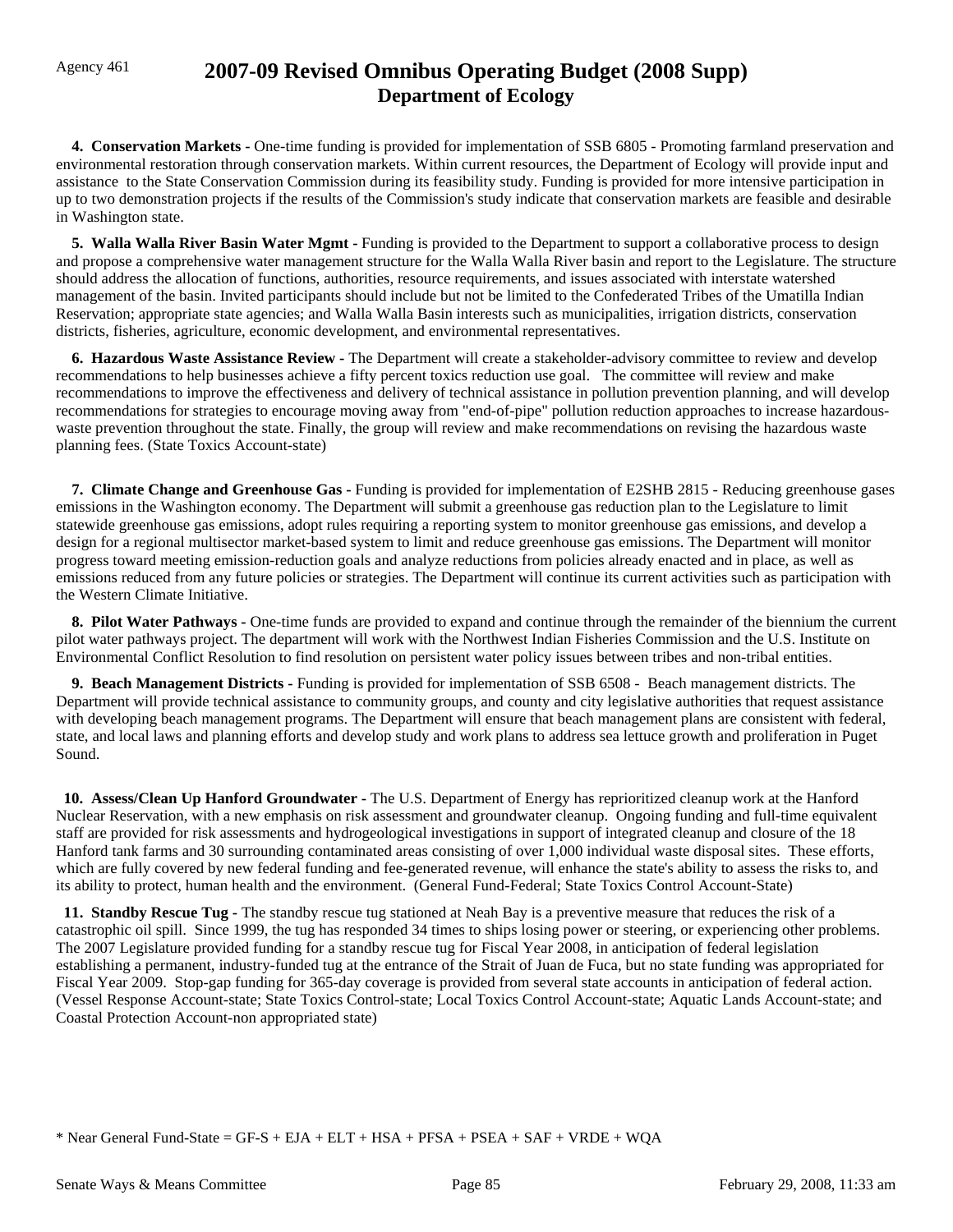Agency 461

# 2007-09 Revised Omnibus Operating Budget (2008 Supp)
## Department of Ecology

**4. Conservation Markets -** One-time funding is provided for implementation of SSB 6805 - Promoting farmland preservation and environmental restoration through conservation markets. Within current resources, the Department of Ecology will provide input and assistance to the State Conservation Commission during its feasibility study. Funding is provided for more intensive participation in up to two demonstration projects if the results of the Commission's study indicate that conservation markets are feasible and desirable in Washington state.

**5. Walla Walla River Basin Water Mgmt -** Funding is provided to the Department to support a collaborative process to design and propose a comprehensive water management structure for the Walla Walla River basin and report to the Legislature. The structure should address the allocation of functions, authorities, resource requirements, and issues associated with interstate watershed management of the basin. Invited participants should include but not be limited to the Confederated Tribes of the Umatilla Indian Reservation; appropriate state agencies; and Walla Walla Basin interests such as municipalities, irrigation districts, conservation districts, fisheries, agriculture, economic development, and environmental representatives.

**6. Hazardous Waste Assistance Review -** The Department will create a stakeholder-advisory committee to review and develop recommendations to help businesses achieve a fifty percent toxics reduction use goal. The committee will review and make recommendations to improve the effectiveness and delivery of technical assistance in pollution prevention planning, and will develop recommendations for strategies to encourage moving away from "end-of-pipe" pollution reduction approaches to increase hazardous-waste prevention throughout the state. Finally, the group will review and make recommendations on revising the hazardous waste planning fees. (State Toxics Account-state)

**7. Climate Change and Greenhouse Gas -** Funding is provided for implementation of E2SHB 2815 - Reducing greenhouse gases emissions in the Washington economy. The Department will submit a greenhouse gas reduction plan to the Legislature to limit statewide greenhouse gas emissions, adopt rules requiring a reporting system to monitor greenhouse gas emissions, and develop a design for a regional multisector market-based system to limit and reduce greenhouse gas emissions. The Department will monitor progress toward meeting emission-reduction goals and analyze reductions from policies already enacted and in place, as well as emissions reduced from any future policies or strategies. The Department will continue its current activities such as participation with the Western Climate Initiative.

**8. Pilot Water Pathways -** One-time funds are provided to expand and continue through the remainder of the biennium the current pilot water pathways project. The department will work with the Northwest Indian Fisheries Commission and the U.S. Institute on Environmental Conflict Resolution to find resolution on persistent water policy issues between tribes and non-tribal entities.

**9. Beach Management Districts -** Funding is provided for implementation of SSB 6508 - Beach management districts. The Department will provide technical assistance to community groups, and county and city legislative authorities that request assistance with developing beach management programs. The Department will ensure that beach management plans are consistent with federal, state, and local laws and planning efforts and develop study and work plans to address sea lettuce growth and proliferation in Puget Sound.

**10. Assess/Clean Up Hanford Groundwater -** The U.S. Department of Energy has reprioritized cleanup work at the Hanford Nuclear Reservation, with a new emphasis on risk assessment and groundwater cleanup. Ongoing funding and full-time equivalent staff are provided for risk assessments and hydrogeological investigations in support of integrated cleanup and closure of the 18 Hanford tank farms and 30 surrounding contaminated areas consisting of over 1,000 individual waste disposal sites. These efforts, which are fully covered by new federal funding and fee-generated revenue, will enhance the state's ability to assess the risks to, and its ability to protect, human health and the environment. (General Fund-Federal; State Toxics Control Account-State)

**11. Standby Rescue Tug -** The standby rescue tug stationed at Neah Bay is a preventive measure that reduces the risk of a catastrophic oil spill. Since 1999, the tug has responded 34 times to ships losing power or steering, or experiencing other problems. The 2007 Legislature provided funding for a standby rescue tug for Fiscal Year 2008, in anticipation of federal legislation establishing a permanent, industry-funded tug at the entrance of the Strait of Juan de Fuca, but no state funding was appropriated for Fiscal Year 2009. Stop-gap funding for 365-day coverage is provided from several state accounts in anticipation of federal action. (Vessel Response Account-state; State Toxics Control-state; Local Toxics Control Account-state; Aquatic Lands Account-state; and Coastal Protection Account-non appropriated state)

* Near General Fund-State = GF-S + EJA + ELT + HSA + PFSA + PSEA + SAF + VRDE + WQA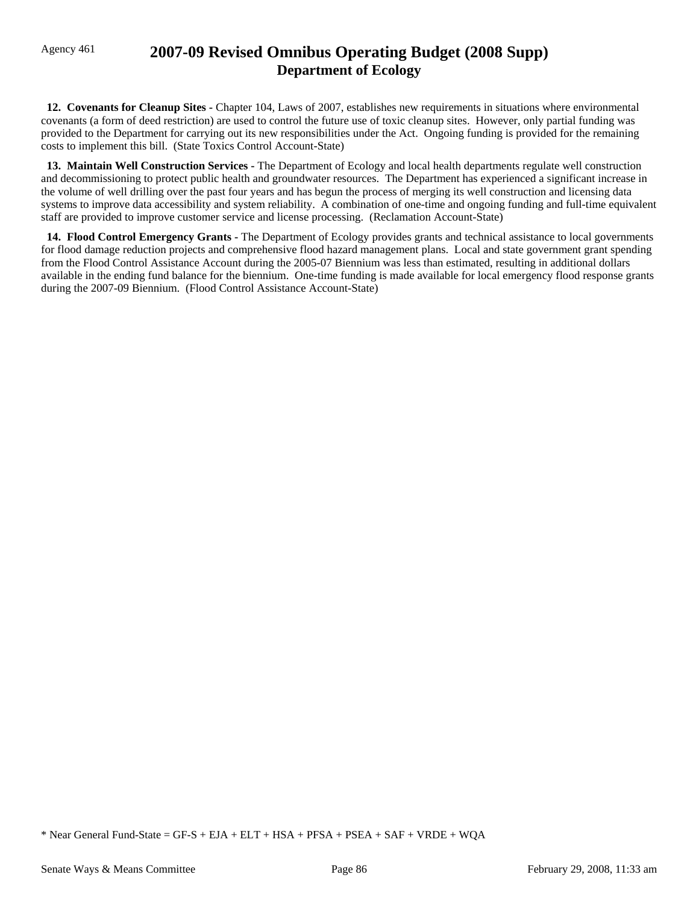**12. Covenants for Cleanup Sites -** Chapter 104, Laws of 2007, establishes new requirements in situations where environmental covenants (a form of deed restriction) are used to control the future use of toxic cleanup sites. However, only partial funding was provided to the Department for carrying out its new responsibilities under the Act. Ongoing funding is provided for the remaining costs to implement this bill. (State Toxics Control Account-State)

**13. Maintain Well Construction Services -** The Department of Ecology and local health departments regulate well construction and decommissioning to protect public health and groundwater resources. The Department has experienced a significant increase in the volume of well drilling over the past four years and has begun the process of merging its well construction and licensing data systems to improve data accessibility and system reliability. A combination of one-time and ongoing funding and full-time equivalent staff are provided to improve customer service and license processing. (Reclamation Account-State)

**14. Flood Control Emergency Grants -** The Department of Ecology provides grants and technical assistance to local governments for flood damage reduction projects and comprehensive flood hazard management plans. Local and state government grant spending from the Flood Control Assistance Account during the 2005-07 Biennium was less than estimated, resulting in additional dollars available in the ending fund balance for the biennium. One-time funding is made available for local emergency flood response grants during the 2007-09 Biennium. (Flood Control Assistance Account-State)

* Near General Fund-State = GF-S + EJA + ELT + HSA + PFSA + PSEA + SAF + VRDE + WQA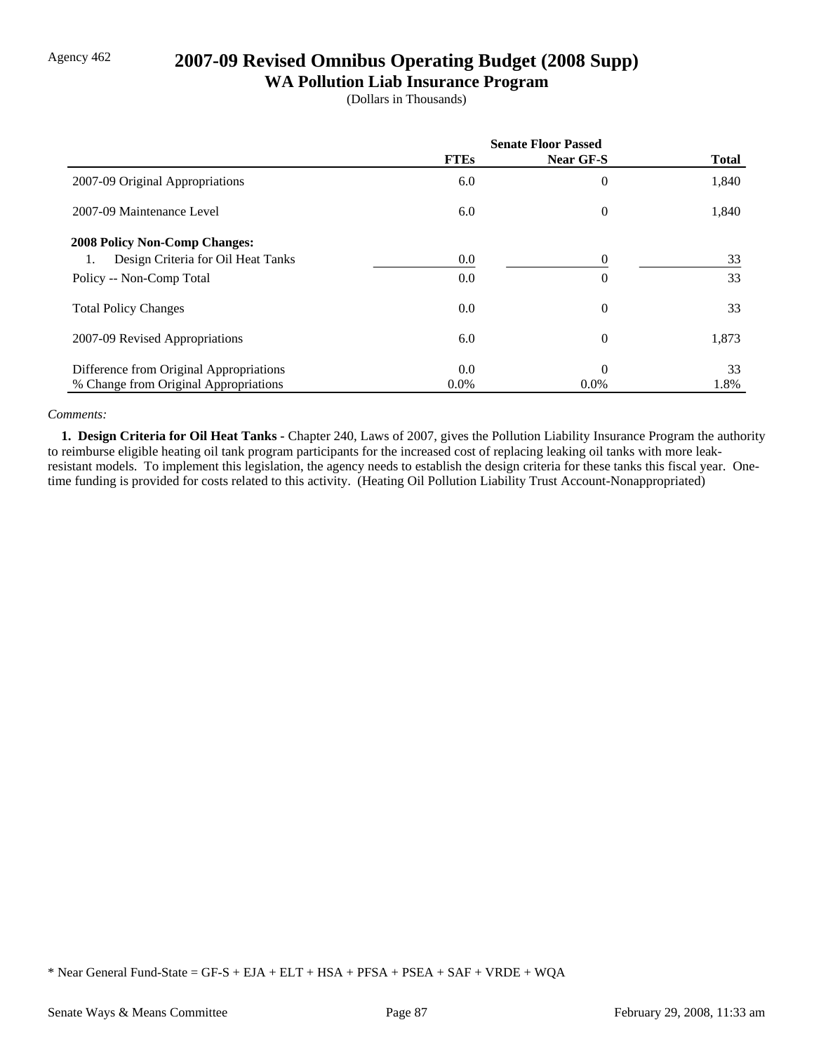Agency 462

# 2007-09 Revised Omnibus Operating Budget (2008 Supp)

## WA Pollution Liab Insurance Program

(Dollars in Thousands)

| | Senate Floor Passed | | |
|---|---|---|---|
| | FTEs | Near GF-S | Total |
| 2007-09 Original Appropriations | 6.0 | 0 | 1,840 |
| 2007-09 Maintenance Level | 6.0 | 0 | 1,840 |
| **2008 Policy Non-Comp Changes:** | | | |
| 1. Design Criteria for Oil Heat Tanks | 0.0 | 0 | 33 |
| Policy -- Non-Comp Total | 0.0 | 0 | 33 |
| Total Policy Changes | 0.0 | 0 | 33 |
| 2007-09 Revised Appropriations | 6.0 | 0 | 1,873 |
| Difference from Original Appropriations | 0.0 | 0 | 33 |
| % Change from Original Appropriations | 0.0% | 0.0% | 1.8% |

*Comments:*

**1. Design Criteria for Oil Heat Tanks -** Chapter 240, Laws of 2007, gives the Pollution Liability Insurance Program the authority to reimburse eligible heating oil tank program participants for the increased cost of replacing leaking oil tanks with more leak-resistant models. To implement this legislation, the agency needs to establish the design criteria for these tanks this fiscal year. One-time funding is provided for costs related to this activity. (Heating Oil Pollution Liability Trust Account-Nonappropriated)

* Near General Fund-State = GF-S + EJA + ELT + HSA + PFSA + PSEA + SAF + VRDE + WQA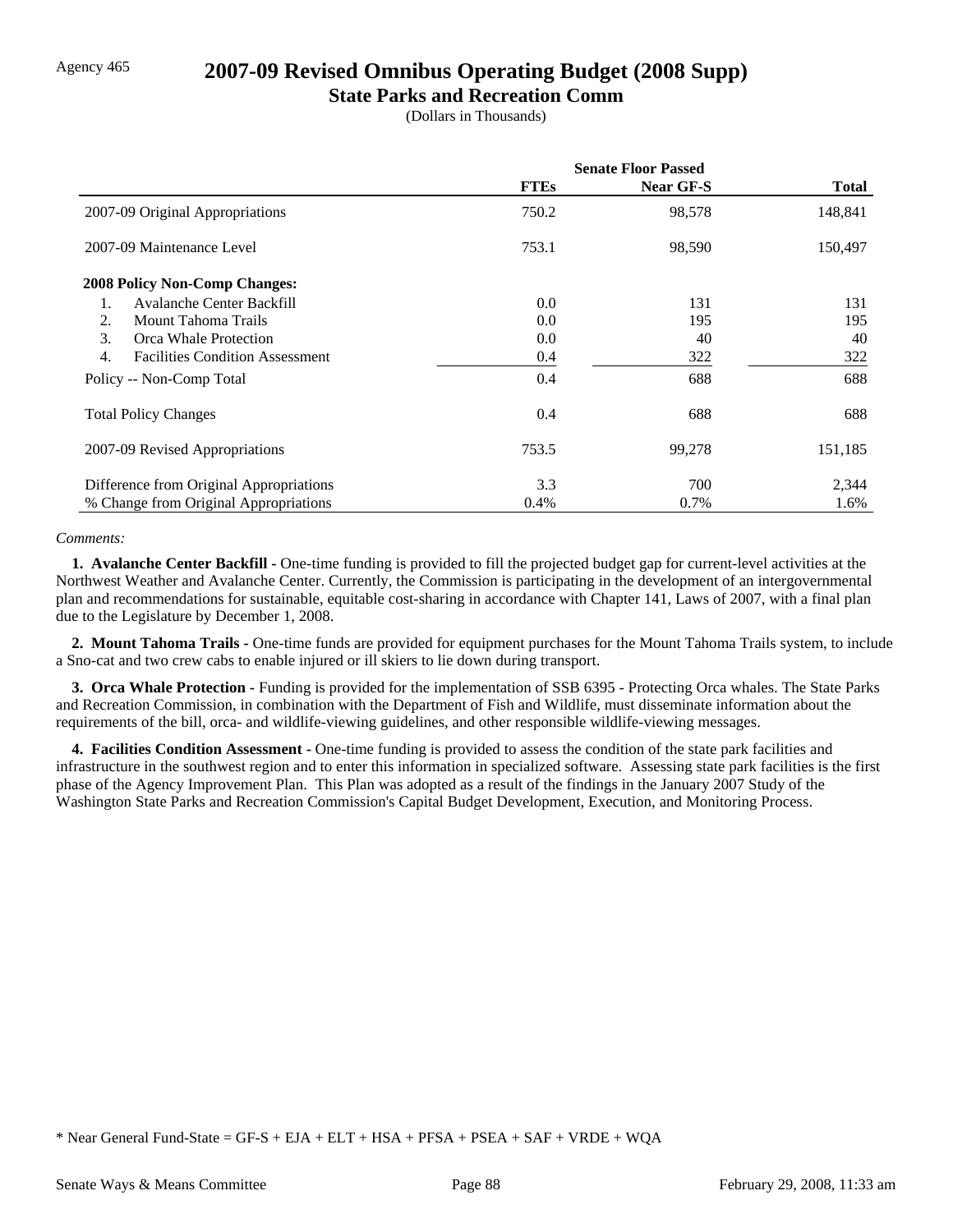Agency 465

# 2007-09 Revised Omnibus Operating Budget (2008 Supp)

## State Parks and Recreation Comm

(Dollars in Thousands)

| | Senate Floor Passed | | |
|---|---|---|---|
| | **FTEs** | **Near GF-S** | **Total** |
| 2007-09 Original Appropriations | 750.2 | 98,578 | 148,841 |
| 2007-09 Maintenance Level | 753.1 | 98,590 | 150,497 |
| **2008 Policy Non-Comp Changes:** | | | |
| 1. Avalanche Center Backfill | 0.0 | 131 | 131 |
| 2. Mount Tahoma Trails | 0.0 | 195 | 195 |
| 3. Orca Whale Protection | 0.0 | 40 | 40 |
| 4. Facilities Condition Assessment | 0.4 | 322 | 322 |
| Policy -- Non-Comp Total | 0.4 | 688 | 688 |
| Total Policy Changes | 0.4 | 688 | 688 |
| 2007-09 Revised Appropriations | 753.5 | 99,278 | 151,185 |
| Difference from Original Appropriations | 3.3 | 700 | 2,344 |
| % Change from Original Appropriations | 0.4% | 0.7% | 1.6% |

*Comments:*

**1. Avalanche Center Backfill -** One-time funding is provided to fill the projected budget gap for current-level activities at the Northwest Weather and Avalanche Center. Currently, the Commission is participating in the development of an intergovernmental plan and recommendations for sustainable, equitable cost-sharing in accordance with Chapter 141, Laws of 2007, with a final plan due to the Legislature by December 1, 2008.

**2. Mount Tahoma Trails -** One-time funds are provided for equipment purchases for the Mount Tahoma Trails system, to include a Sno-cat and two crew cabs to enable injured or ill skiers to lie down during transport.

**3. Orca Whale Protection -** Funding is provided for the implementation of SSB 6395 - Protecting Orca whales. The State Parks and Recreation Commission, in combination with the Department of Fish and Wildlife, must disseminate information about the requirements of the bill, orca- and wildlife-viewing guidelines, and other responsible wildlife-viewing messages.

**4. Facilities Condition Assessment -** One-time funding is provided to assess the condition of the state park facilities and infrastructure in the southwest region and to enter this information in specialized software. Assessing state park facilities is the first phase of the Agency Improvement Plan. This Plan was adopted as a result of the findings in the January 2007 Study of the Washington State Parks and Recreation Commission's Capital Budget Development, Execution, and Monitoring Process.

* Near General Fund-State = GF-S + EJA + ELT + HSA + PFSA + PSEA + SAF + VRDE + WQA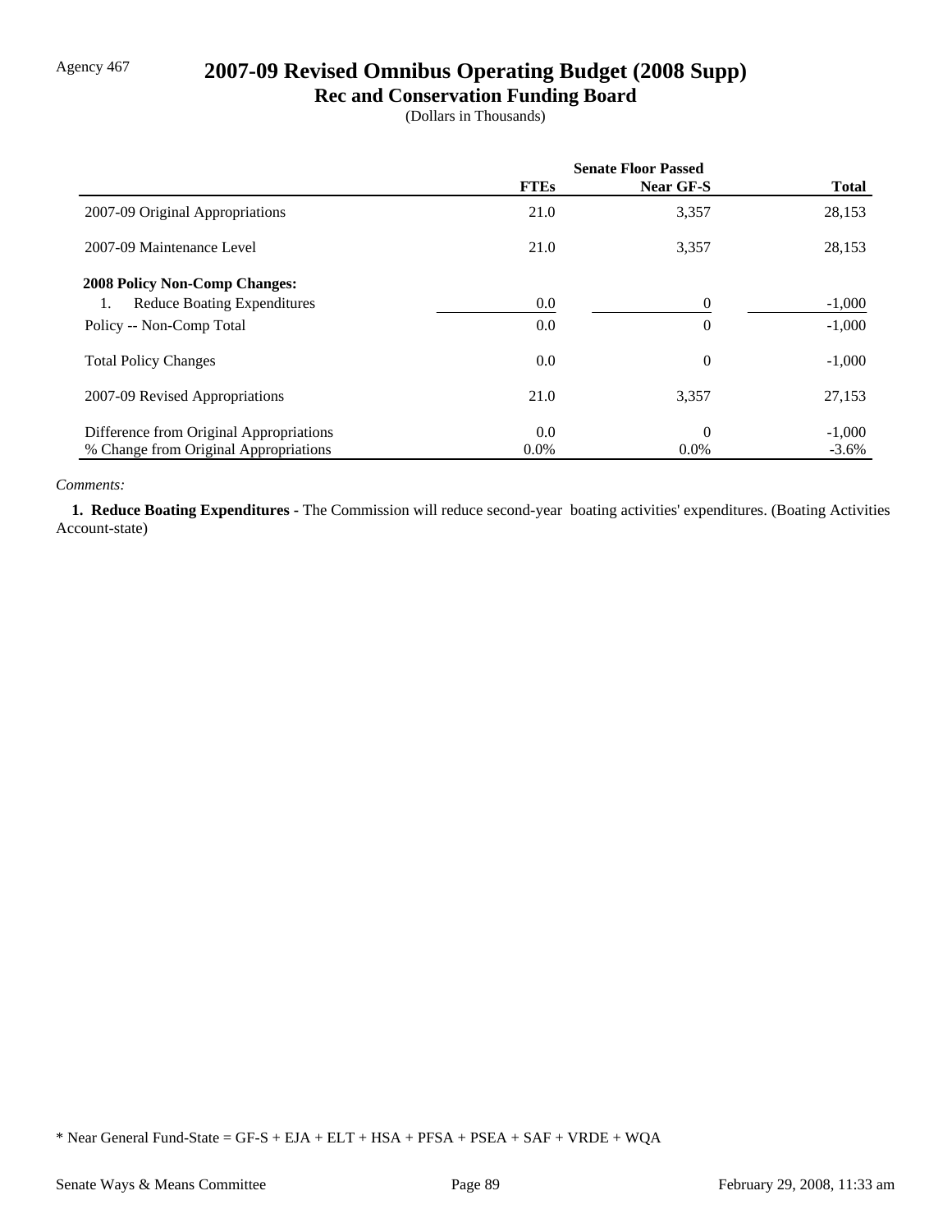Agency 467

# 2007-09 Revised Omnibus Operating Budget (2008 Supp)

## Rec and Conservation Funding Board

(Dollars in Thousands)

| | Senate Floor Passed | | |
|---|---|---|---|
| | FTEs | Near GF-S | Total |
| 2007-09 Original Appropriations | 21.0 | 3,357 | 28,153 |
| 2007-09 Maintenance Level | 21.0 | 3,357 | 28,153 |
| **2008 Policy Non-Comp Changes:** | | | |
| 1. Reduce Boating Expenditures | 0.0 | 0 | -1,000 |
| Policy -- Non-Comp Total | 0.0 | 0 | -1,000 |
| Total Policy Changes | 0.0 | 0 | -1,000 |
| 2007-09 Revised Appropriations | 21.0 | 3,357 | 27,153 |
| Difference from Original Appropriations | 0.0 | 0 | -1,000 |
| % Change from Original Appropriations | 0.0% | 0.0% | -3.6% |

*Comments:*

**1. Reduce Boating Expenditures -** The Commission will reduce second-year boating activities' expenditures. (Boating Activities Account-state)

* Near General Fund-State = GF-S + EJA + ELT + HSA + PFSA + PSEA + SAF + VRDE + WQA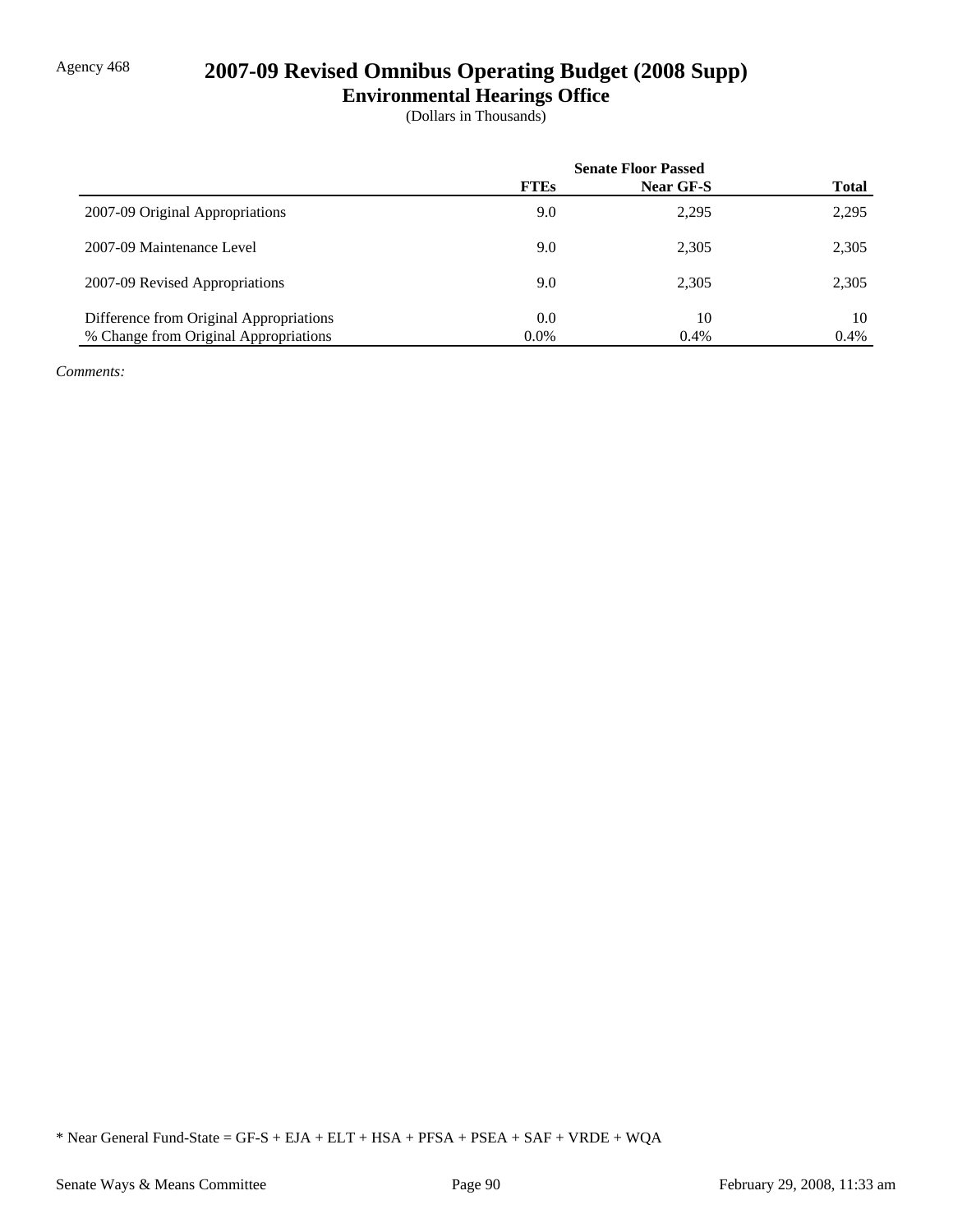Agency 468

# 2007-09 Revised Omnibus Operating Budget (2008 Supp)

## Environmental Hearings Office

(Dollars in Thousands)

| | Senate Floor Passed | | |
|---|---|---|---|
| | FTEs | Near GF-S | Total |
| 2007-09 Original Appropriations | 9.0 | 2,295 | 2,295 |
| 2007-09 Maintenance Level | 9.0 | 2,305 | 2,305 |
| 2007-09 Revised Appropriations | 9.0 | 2,305 | 2,305 |
| Difference from Original Appropriations | 0.0 | 10 | 10 |
| % Change from Original Appropriations | 0.0% | 0.4% | 0.4% |

*Comments:*

\* Near General Fund-State = GF-S + EJA + ELT + HSA + PFSA + PSEA + SAF + VRDE + WQA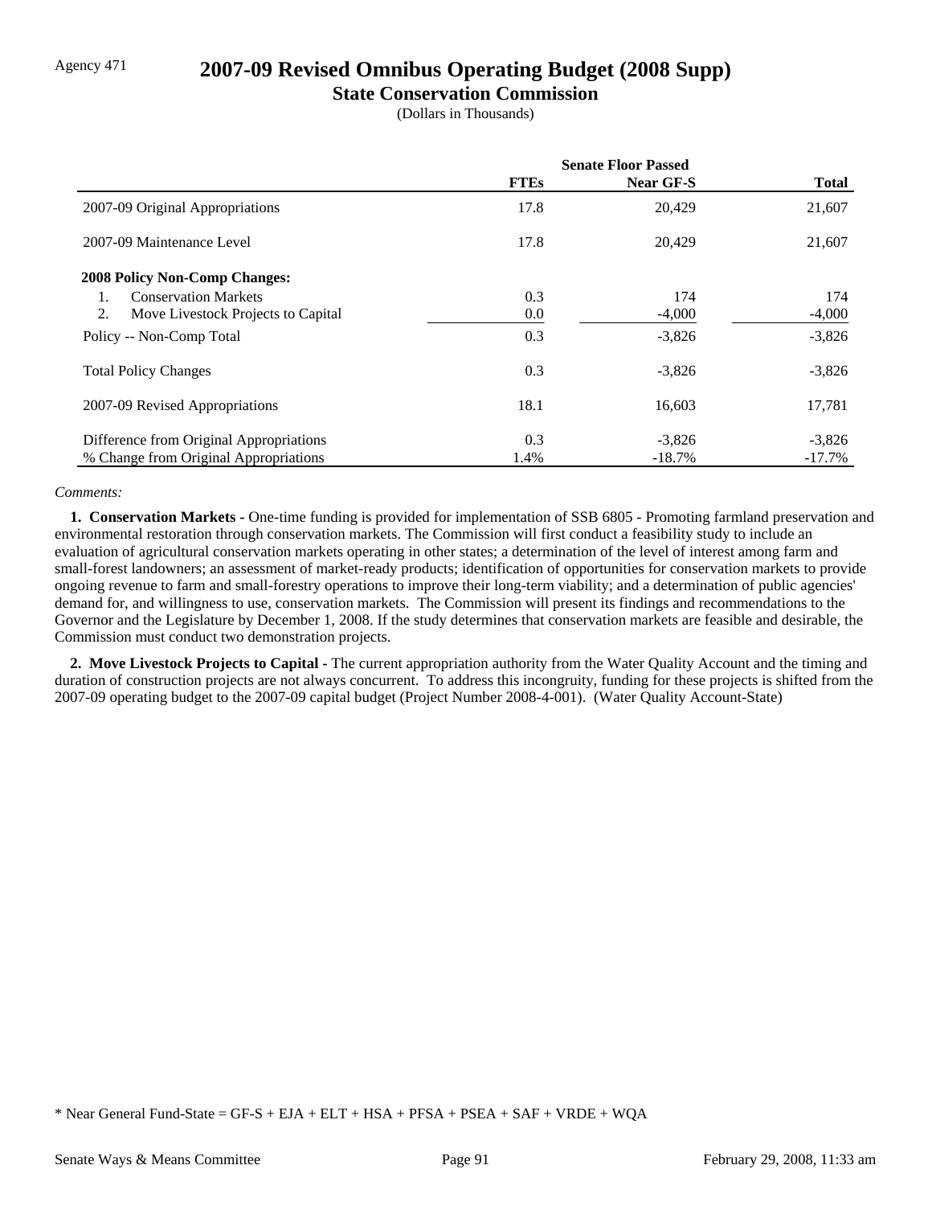Agency 471

# 2007-09 Revised Omnibus Operating Budget (2008 Supp)

## State Conservation Commission

(Dollars in Thousands)

| | Senate Floor Passed | | |
|---|---|---|---|
| | **FTEs** | **Near GF-S** | **Total** |
| 2007-09 Original Appropriations | 17.8 | 20,429 | 21,607 |
| 2007-09 Maintenance Level | 17.8 | 20,429 | 21,607 |
| **2008 Policy Non-Comp Changes:** | | | |
| 1. Conservation Markets | 0.3 | 174 | 174 |
| 2. Move Livestock Projects to Capital | 0.0 | -4,000 | -4,000 |
| Policy -- Non-Comp Total | 0.3 | -3,826 | -3,826 |
| Total Policy Changes | 0.3 | -3,826 | -3,826 |
| 2007-09 Revised Appropriations | 18.1 | 16,603 | 17,781 |
| Difference from Original Appropriations | 0.3 | -3,826 | -3,826 |
| % Change from Original Appropriations | 1.4% | -18.7% | -17.7% |

*Comments:*

**1. Conservation Markets -** One-time funding is provided for implementation of SSB 6805 - Promoting farmland preservation and environmental restoration through conservation markets. The Commission will first conduct a feasibility study to include an evaluation of agricultural conservation markets operating in other states; a determination of the level of interest among farm and small-forest landowners; an assessment of market-ready products; identification of opportunities for conservation markets to provide ongoing revenue to farm and small-forestry operations to improve their long-term viability; and a determination of public agencies' demand for, and willingness to use, conservation markets. The Commission will present its findings and recommendations to the Governor and the Legislature by December 1, 2008. If the study determines that conservation markets are feasible and desirable, the Commission must conduct two demonstration projects.

**2. Move Livestock Projects to Capital -** The current appropriation authority from the Water Quality Account and the timing and duration of construction projects are not always concurrent. To address this incongruity, funding for these projects is shifted from the 2007-09 operating budget to the 2007-09 capital budget (Project Number 2008-4-001). (Water Quality Account-State)

\* Near General Fund-State = GF-S + EJA + ELT + HSA + PFSA + PSEA + SAF + VRDE + WQA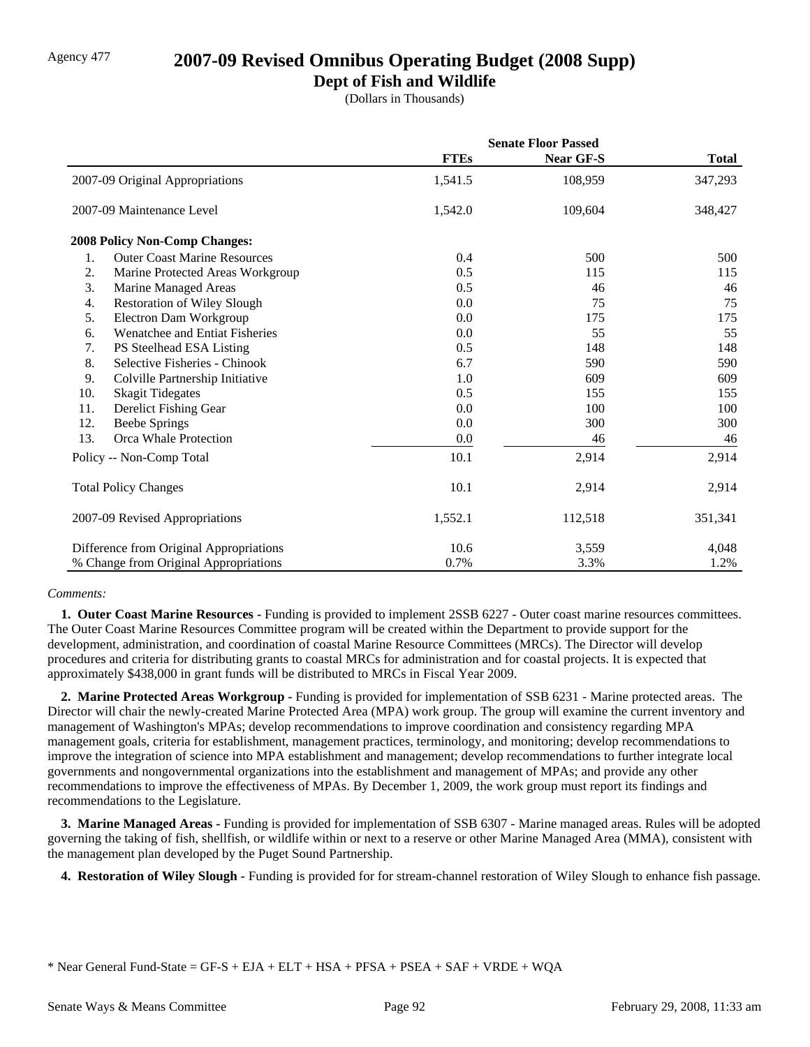Agency 477

# 2007-09 Revised Omnibus Operating Budget (2008 Supp)

## Dept of Fish and Wildlife

(Dollars in Thousands)

| | Senate Floor Passed | | |
|---|---|---|---|
| | **FTEs** | **Near GF-S** | **Total** |
| 2007-09 Original Appropriations | 1,541.5 | 108,959 | 347,293 |
| 2007-09 Maintenance Level | 1,542.0 | 109,604 | 348,427 |
| **2008 Policy Non-Comp Changes:** | | | |
| 1. Outer Coast Marine Resources | 0.4 | 500 | 500 |
| 2. Marine Protected Areas Workgroup | 0.5 | 115 | 115 |
| 3. Marine Managed Areas | 0.5 | 46 | 46 |
| 4. Restoration of Wiley Slough | 0.0 | 75 | 75 |
| 5. Electron Dam Workgroup | 0.0 | 175 | 175 |
| 6. Wenatchee and Entiat Fisheries | 0.0 | 55 | 55 |
| 7. PS Steelhead ESA Listing | 0.5 | 148 | 148 |
| 8. Selective Fisheries - Chinook | 6.7 | 590 | 590 |
| 9. Colville Partnership Initiative | 1.0 | 609 | 609 |
| 10. Skagit Tidegates | 0.5 | 155 | 155 |
| 11. Derelict Fishing Gear | 0.0 | 100 | 100 |
| 12. Beebe Springs | 0.0 | 300 | 300 |
| 13. Orca Whale Protection | 0.0 | 46 | 46 |
| Policy -- Non-Comp Total | 10.1 | 2,914 | 2,914 |
| Total Policy Changes | 10.1 | 2,914 | 2,914 |
| 2007-09 Revised Appropriations | 1,552.1 | 112,518 | 351,341 |
| Difference from Original Appropriations | 10.6 | 3,559 | 4,048 |
| % Change from Original Appropriations | 0.7% | 3.3% | 1.2% |

*Comments:*

**1. Outer Coast Marine Resources -** Funding is provided to implement 2SSB 6227 - Outer coast marine resources committees. The Outer Coast Marine Resources Committee program will be created within the Department to provide support for the development, administration, and coordination of coastal Marine Resource Committees (MRCs). The Director will develop procedures and criteria for distributing grants to coastal MRCs for administration and for coastal projects. It is expected that approximately $438,000 in grant funds will be distributed to MRCs in Fiscal Year 2009.

**2. Marine Protected Areas Workgroup -** Funding is provided for implementation of SSB 6231 - Marine protected areas. The Director will chair the newly-created Marine Protected Area (MPA) work group. The group will examine the current inventory and management of Washington's MPAs; develop recommendations to improve coordination and consistency regarding MPA management goals, criteria for establishment, management practices, terminology, and monitoring; develop recommendations to improve the integration of science into MPA establishment and management; develop recommendations to further integrate local governments and nongovernmental organizations into the establishment and management of MPAs; and provide any other recommendations to improve the effectiveness of MPAs. By December 1, 2009, the work group must report its findings and recommendations to the Legislature.

**3. Marine Managed Areas -** Funding is provided for implementation of SSB 6307 - Marine managed areas. Rules will be adopted governing the taking of fish, shellfish, or wildlife within or next to a reserve or other Marine Managed Area (MMA), consistent with the management plan developed by the Puget Sound Partnership.

**4. Restoration of Wiley Slough -** Funding is provided for for stream-channel restoration of Wiley Slough to enhance fish passage.

* Near General Fund-State = GF-S + EJA + ELT + HSA + PFSA + PSEA + SAF + VRDE + WQA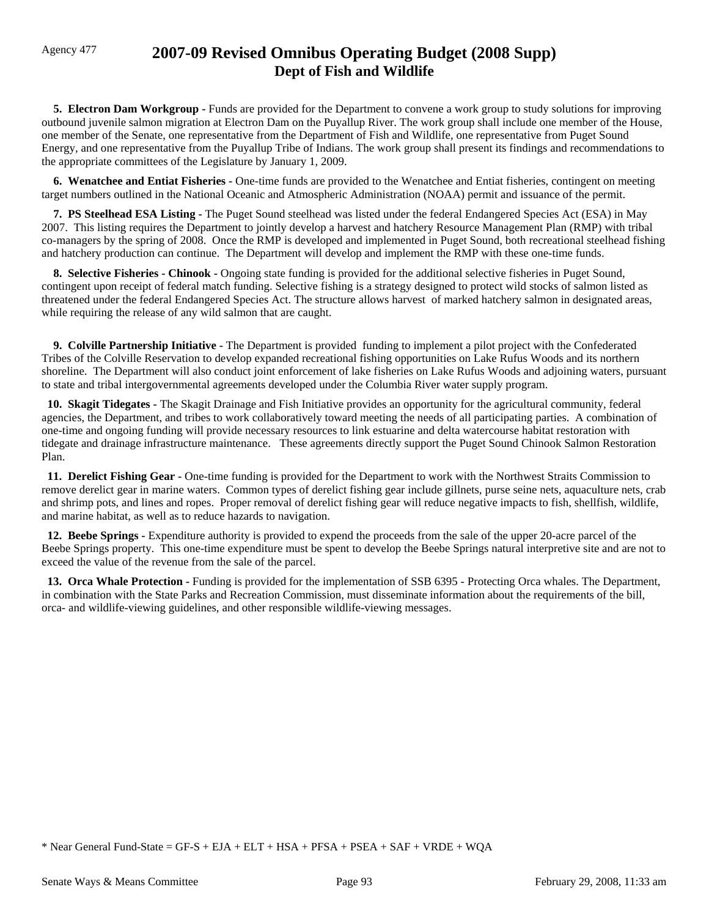Agency 477

# 2007-09 Revised Omnibus Operating Budget (2008 Supp)
## Dept of Fish and Wildlife

**5. Electron Dam Workgroup -** Funds are provided for the Department to convene a work group to study solutions for improving outbound juvenile salmon migration at Electron Dam on the Puyallup River. The work group shall include one member of the House, one member of the Senate, one representative from the Department of Fish and Wildlife, one representative from Puget Sound Energy, and one representative from the Puyallup Tribe of Indians. The work group shall present its findings and recommendations to the appropriate committees of the Legislature by January 1, 2009.

**6. Wenatchee and Entiat Fisheries -** One-time funds are provided to the Wenatchee and Entiat fisheries, contingent on meeting target numbers outlined in the National Oceanic and Atmospheric Administration (NOAA) permit and issuance of the permit.

**7. PS Steelhead ESA Listing -** The Puget Sound steelhead was listed under the federal Endangered Species Act (ESA) in May 2007. This listing requires the Department to jointly develop a harvest and hatchery Resource Management Plan (RMP) with tribal co-managers by the spring of 2008. Once the RMP is developed and implemented in Puget Sound, both recreational steelhead fishing and hatchery production can continue. The Department will develop and implement the RMP with these one-time funds.

**8. Selective Fisheries - Chinook -** Ongoing state funding is provided for the additional selective fisheries in Puget Sound, contingent upon receipt of federal match funding. Selective fishing is a strategy designed to protect wild stocks of salmon listed as threatened under the federal Endangered Species Act. The structure allows harvest of marked hatchery salmon in designated areas, while requiring the release of any wild salmon that are caught.

**9. Colville Partnership Initiative -** The Department is provided funding to implement a pilot project with the Confederated Tribes of the Colville Reservation to develop expanded recreational fishing opportunities on Lake Rufus Woods and its northern shoreline. The Department will also conduct joint enforcement of lake fisheries on Lake Rufus Woods and adjoining waters, pursuant to state and tribal intergovernmental agreements developed under the Columbia River water supply program.

**10. Skagit Tidegates -** The Skagit Drainage and Fish Initiative provides an opportunity for the agricultural community, federal agencies, the Department, and tribes to work collaboratively toward meeting the needs of all participating parties. A combination of one-time and ongoing funding will provide necessary resources to link estuarine and delta watercourse habitat restoration with tidegate and drainage infrastructure maintenance. These agreements directly support the Puget Sound Chinook Salmon Restoration Plan.

**11. Derelict Fishing Gear -** One-time funding is provided for the Department to work with the Northwest Straits Commission to remove derelict gear in marine waters. Common types of derelict fishing gear include gillnets, purse seine nets, aquaculture nets, crab and shrimp pots, and lines and ropes. Proper removal of derelict fishing gear will reduce negative impacts to fish, shellfish, wildlife, and marine habitat, as well as to reduce hazards to navigation.

**12. Beebe Springs -** Expenditure authority is provided to expend the proceeds from the sale of the upper 20-acre parcel of the Beebe Springs property. This one-time expenditure must be spent to develop the Beebe Springs natural interpretive site and are not to exceed the value of the revenue from the sale of the parcel.

**13. Orca Whale Protection -** Funding is provided for the implementation of SSB 6395 - Protecting Orca whales. The Department, in combination with the State Parks and Recreation Commission, must disseminate information about the requirements of the bill, orca- and wildlife-viewing guidelines, and other responsible wildlife-viewing messages.

* Near General Fund-State = GF-S + EJA + ELT + HSA + PFSA + PSEA + SAF + VRDE + WQA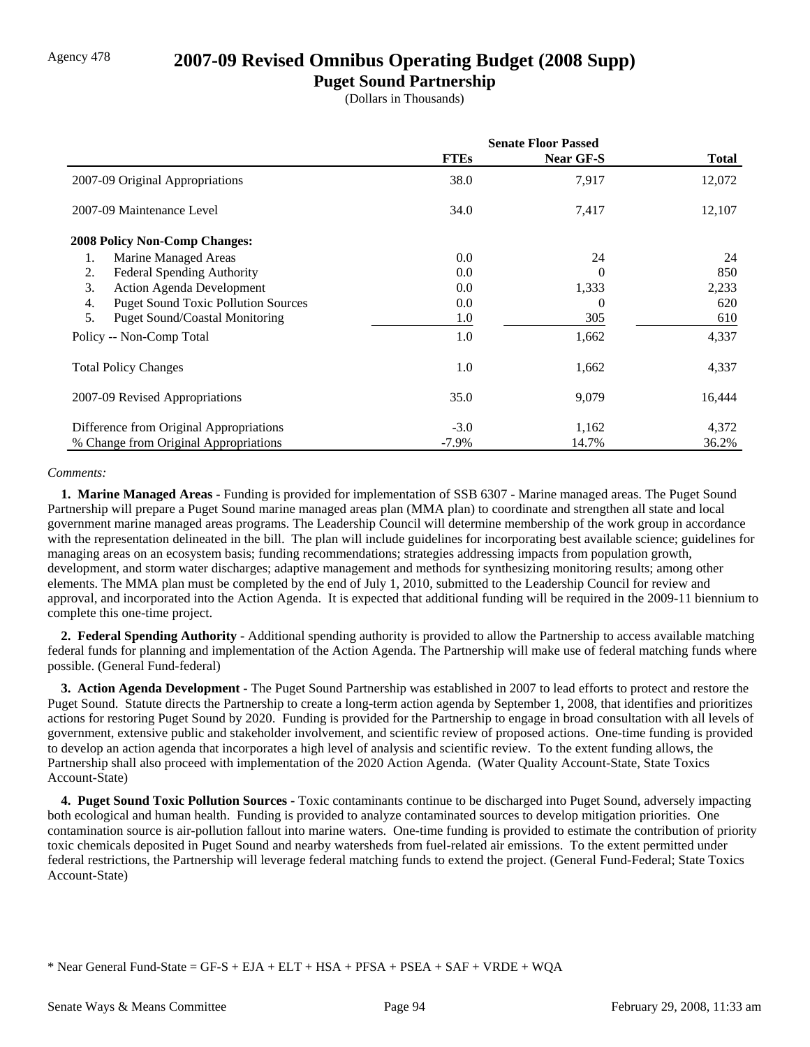Agency 478

# 2007-09 Revised Omnibus Operating Budget (2008 Supp)

## Puget Sound Partnership

(Dollars in Thousands)

| | Senate Floor Passed | | |
|---|---|---|---|
| | **FTEs** | **Near GF-S** | **Total** |
| 2007-09 Original Appropriations | 38.0 | 7,917 | 12,072 |
| 2007-09 Maintenance Level | 34.0 | 7,417 | 12,107 |
| **2008 Policy Non-Comp Changes:** | | | |
| 1. Marine Managed Areas | 0.0 | 24 | 24 |
| 2. Federal Spending Authority | 0.0 | 0 | 850 |
| 3. Action Agenda Development | 0.0 | 1,333 | 2,233 |
| 4. Puget Sound Toxic Pollution Sources | 0.0 | 0 | 620 |
| 5. Puget Sound/Coastal Monitoring | 1.0 | 305 | 610 |
| Policy -- Non-Comp Total | 1.0 | 1,662 | 4,337 |
| Total Policy Changes | 1.0 | 1,662 | 4,337 |
| 2007-09 Revised Appropriations | 35.0 | 9,079 | 16,444 |
| Difference from Original Appropriations | -3.0 | 1,162 | 4,372 |
| % Change from Original Appropriations | -7.9% | 14.7% | 36.2% |

*Comments:*

**1. Marine Managed Areas -** Funding is provided for implementation of SSB 6307 - Marine managed areas. The Puget Sound Partnership will prepare a Puget Sound marine managed areas plan (MMA plan) to coordinate and strengthen all state and local government marine managed areas programs. The Leadership Council will determine membership of the work group in accordance with the representation delineated in the bill. The plan will include guidelines for incorporating best available science; guidelines for managing areas on an ecosystem basis; funding recommendations; strategies addressing impacts from population growth, development, and storm water discharges; adaptive management and methods for synthesizing monitoring results; among other elements. The MMA plan must be completed by the end of July 1, 2010, submitted to the Leadership Council for review and approval, and incorporated into the Action Agenda. It is expected that additional funding will be required in the 2009-11 biennium to complete this one-time project.

**2. Federal Spending Authority -** Additional spending authority is provided to allow the Partnership to access available matching federal funds for planning and implementation of the Action Agenda. The Partnership will make use of federal matching funds where possible. (General Fund-federal)

**3. Action Agenda Development -** The Puget Sound Partnership was established in 2007 to lead efforts to protect and restore the Puget Sound. Statute directs the Partnership to create a long-term action agenda by September 1, 2008, that identifies and prioritizes actions for restoring Puget Sound by 2020. Funding is provided for the Partnership to engage in broad consultation with all levels of government, extensive public and stakeholder involvement, and scientific review of proposed actions. One-time funding is provided to develop an action agenda that incorporates a high level of analysis and scientific review. To the extent funding allows, the Partnership shall also proceed with implementation of the 2020 Action Agenda. (Water Quality Account-State, State Toxics Account-State)

**4. Puget Sound Toxic Pollution Sources -** Toxic contaminants continue to be discharged into Puget Sound, adversely impacting both ecological and human health. Funding is provided to analyze contaminated sources to develop mitigation priorities. One contamination source is air-pollution fallout into marine waters. One-time funding is provided to estimate the contribution of priority toxic chemicals deposited in Puget Sound and nearby watersheds from fuel-related air emissions. To the extent permitted under federal restrictions, the Partnership will leverage federal matching funds to extend the project. (General Fund-Federal; State Toxics Account-State)

\* Near General Fund-State = GF-S + EJA + ELT + HSA + PFSA + PSEA + SAF + VRDE + WQA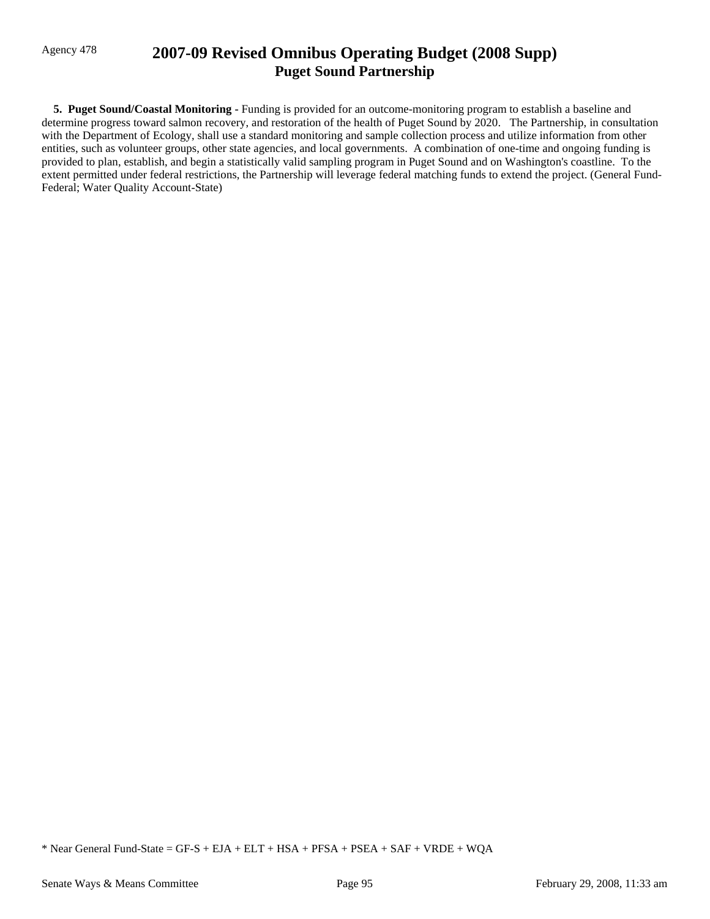**5. Puget Sound/Coastal Monitoring -** Funding is provided for an outcome-monitoring program to establish a baseline and determine progress toward salmon recovery, and restoration of the health of Puget Sound by 2020. The Partnership, in consultation with the Department of Ecology, shall use a standard monitoring and sample collection process and utilize information from other entities, such as volunteer groups, other state agencies, and local governments. A combination of one-time and ongoing funding is provided to plan, establish, and begin a statistically valid sampling program in Puget Sound and on Washington's coastline. To the extent permitted under federal restrictions, the Partnership will leverage federal matching funds to extend the project. (General Fund-Federal; Water Quality Account-State)

* Near General Fund-State = GF-S + EJA + ELT + HSA + PFSA + PSEA + SAF + VRDE + WQA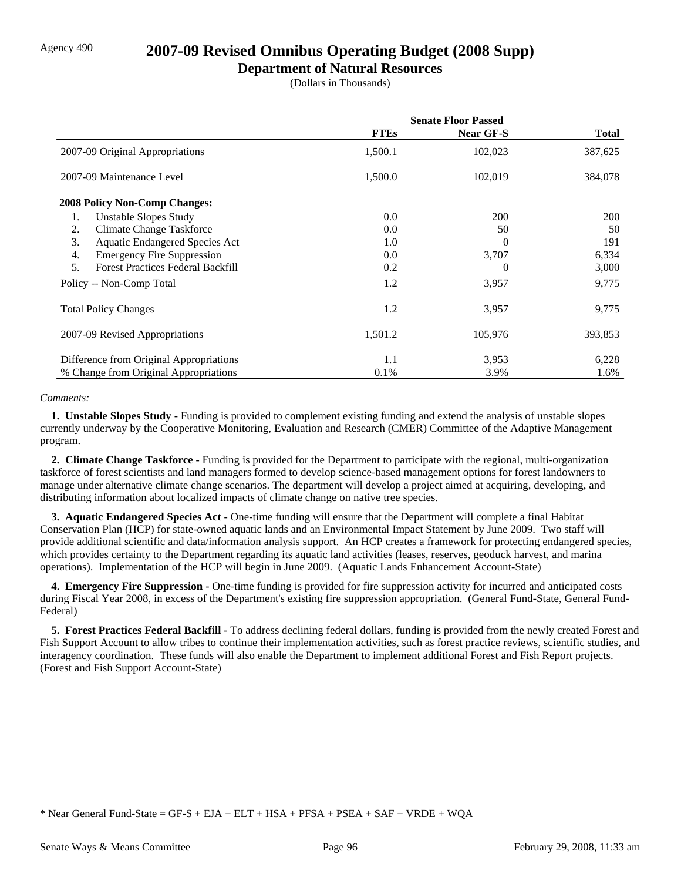Agency 490

# 2007-09 Revised Omnibus Operating Budget (2008 Supp)

## Department of Natural Resources

(Dollars in Thousands)

| | Senate Floor Passed | | |
|---|---|---|---|
| | **FTEs** | **Near GF-S** | **Total** |
| 2007-09 Original Appropriations | 1,500.1 | 102,023 | 387,625 |
| 2007-09 Maintenance Level | 1,500.0 | 102,019 | 384,078 |
| **2008 Policy Non-Comp Changes:** | | | |
| 1. Unstable Slopes Study | 0.0 | 200 | 200 |
| 2. Climate Change Taskforce | 0.0 | 50 | 50 |
| 3. Aquatic Endangered Species Act | 1.0 | 0 | 191 |
| 4. Emergency Fire Suppression | 0.0 | 3,707 | 6,334 |
| 5. Forest Practices Federal Backfill | 0.2 | 0 | 3,000 |
| Policy -- Non-Comp Total | 1.2 | 3,957 | 9,775 |
| Total Policy Changes | 1.2 | 3,957 | 9,775 |
| 2007-09 Revised Appropriations | 1,501.2 | 105,976 | 393,853 |
| Difference from Original Appropriations | 1.1 | 3,953 | 6,228 |
| % Change from Original Appropriations | 0.1% | 3.9% | 1.6% |

*Comments:*

**1. Unstable Slopes Study -** Funding is provided to complement existing funding and extend the analysis of unstable slopes currently underway by the Cooperative Monitoring, Evaluation and Research (CMER) Committee of the Adaptive Management program.

**2. Climate Change Taskforce -** Funding is provided for the Department to participate with the regional, multi-organization taskforce of forest scientists and land managers formed to develop science-based management options for forest landowners to manage under alternative climate change scenarios. The department will develop a project aimed at acquiring, developing, and distributing information about localized impacts of climate change on native tree species.

**3. Aquatic Endangered Species Act -** One-time funding will ensure that the Department will complete a final Habitat Conservation Plan (HCP) for state-owned aquatic lands and an Environmental Impact Statement by June 2009. Two staff will provide additional scientific and data/information analysis support. An HCP creates a framework for protecting endangered species, which provides certainty to the Department regarding its aquatic land activities (leases, reserves, geoduck harvest, and marina operations). Implementation of the HCP will begin in June 2009. (Aquatic Lands Enhancement Account-State)

**4. Emergency Fire Suppression -** One-time funding is provided for fire suppression activity for incurred and anticipated costs during Fiscal Year 2008, in excess of the Department's existing fire suppression appropriation. (General Fund-State, General Fund-Federal)

**5. Forest Practices Federal Backfill -** To address declining federal dollars, funding is provided from the newly created Forest and Fish Support Account to allow tribes to continue their implementation activities, such as forest practice reviews, scientific studies, and interagency coordination. These funds will also enable the Department to implement additional Forest and Fish Report projects. (Forest and Fish Support Account-State)

* Near General Fund-State = GF-S + EJA + ELT + HSA + PFSA + PSEA + SAF + VRDE + WQA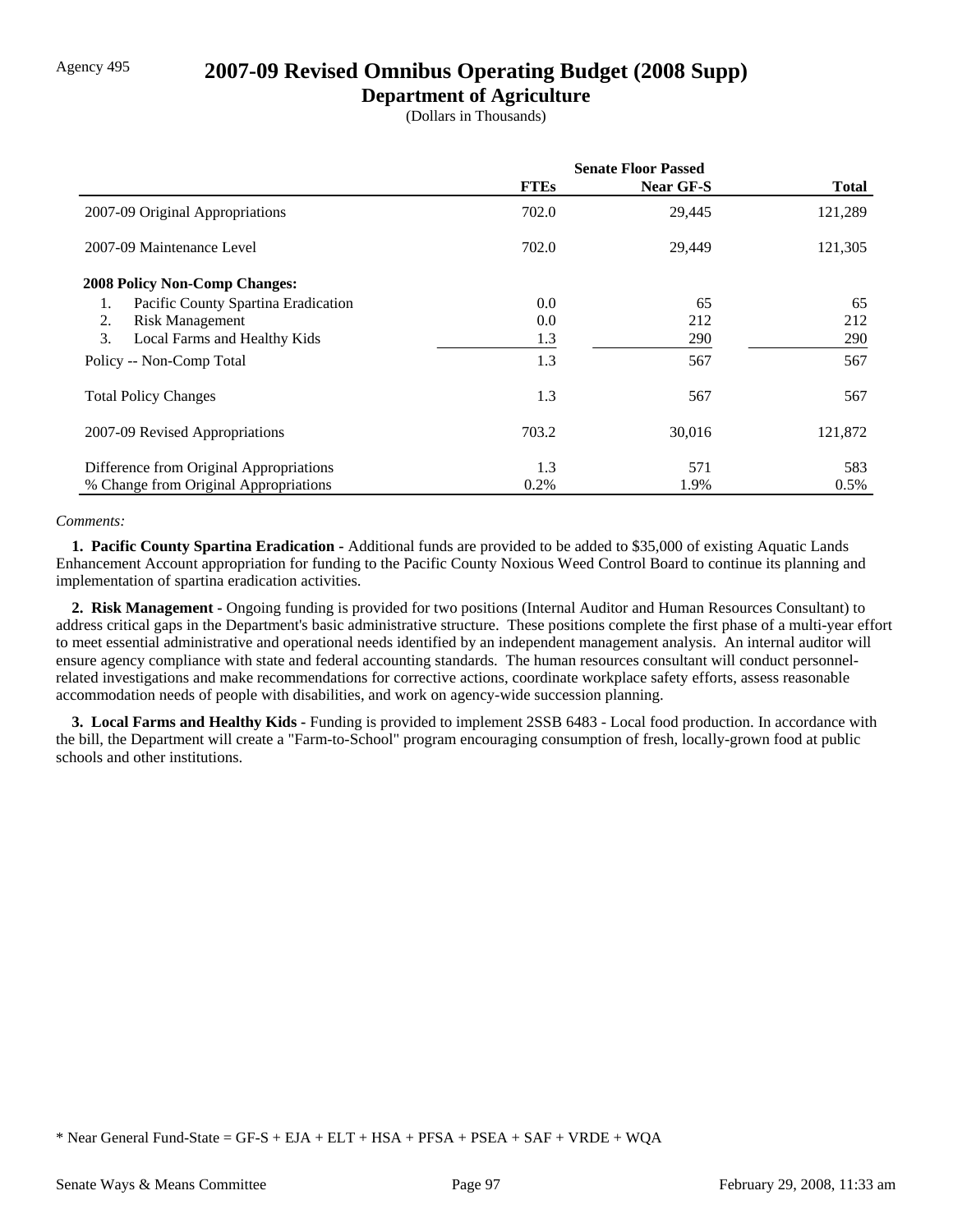Agency 495

# 2007-09 Revised Omnibus Operating Budget (2008 Supp)

## Department of Agriculture

(Dollars in Thousands)

| | Senate Floor Passed | | |
|---|---|---|---|
| | **FTEs** | **Near GF-S** | **Total** |
| 2007-09 Original Appropriations | 702.0 | 29,445 | 121,289 |
| 2007-09 Maintenance Level | 702.0 | 29,449 | 121,305 |
| **2008 Policy Non-Comp Changes:** | | | |
| 1. Pacific County Spartina Eradication | 0.0 | 65 | 65 |
| 2. Risk Management | 0.0 | 212 | 212 |
| 3. Local Farms and Healthy Kids | 1.3 | 290 | 290 |
| Policy -- Non-Comp Total | 1.3 | 567 | 567 |
| Total Policy Changes | 1.3 | 567 | 567 |
| 2007-09 Revised Appropriations | 703.2 | 30,016 | 121,872 |
| Difference from Original Appropriations | 1.3 | 571 | 583 |
| % Change from Original Appropriations | 0.2% | 1.9% | 0.5% |

*Comments:*

**1. Pacific County Spartina Eradication -** Additional funds are provided to be added to $35,000 of existing Aquatic Lands Enhancement Account appropriation for funding to the Pacific County Noxious Weed Control Board to continue its planning and implementation of spartina eradication activities.

**2. Risk Management -** Ongoing funding is provided for two positions (Internal Auditor and Human Resources Consultant) to address critical gaps in the Department's basic administrative structure. These positions complete the first phase of a multi-year effort to meet essential administrative and operational needs identified by an independent management analysis. An internal auditor will ensure agency compliance with state and federal accounting standards. The human resources consultant will conduct personnel-related investigations and make recommendations for corrective actions, coordinate workplace safety efforts, assess reasonable accommodation needs of people with disabilities, and work on agency-wide succession planning.

**3. Local Farms and Healthy Kids -** Funding is provided to implement 2SSB 6483 - Local food production. In accordance with the bill, the Department will create a "Farm-to-School" program encouraging consumption of fresh, locally-grown food at public schools and other institutions.

* Near General Fund-State = GF-S + EJA + ELT + HSA + PFSA + PSEA + SAF + VRDE + WQA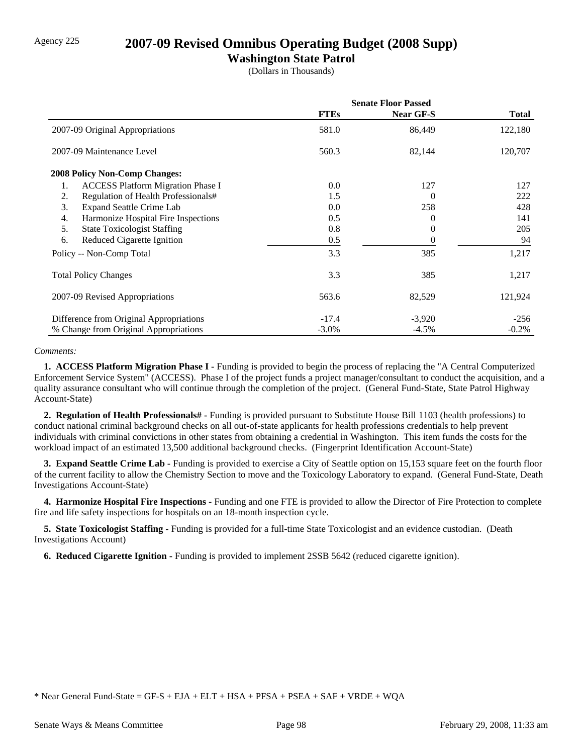Agency 225

# 2007-09 Revised Omnibus Operating Budget (2008 Supp)

## Washington State Patrol

(Dollars in Thousands)

| | Senate Floor Passed | | |
|---|---|---|---|
| | **FTEs** | **Near GF-S** | **Total** |
| 2007-09 Original Appropriations | 581.0 | 86,449 | 122,180 |
| 2007-09 Maintenance Level | 560.3 | 82,144 | 120,707 |
| **2008 Policy Non-Comp Changes:** | | | |
| 1. ACCESS Platform Migration Phase I | 0.0 | 127 | 127 |
| 2. Regulation of Health Professionals# | 1.5 | 0 | 222 |
| 3. Expand Seattle Crime Lab | 0.0 | 258 | 428 |
| 4. Harmonize Hospital Fire Inspections | 0.5 | 0 | 141 |
| 5. State Toxicologist Staffing | 0.8 | 0 | 205 |
| 6. Reduced Cigarette Ignition | 0.5 | 0 | 94 |
| Policy -- Non-Comp Total | 3.3 | 385 | 1,217 |
| Total Policy Changes | 3.3 | 385 | 1,217 |
| 2007-09 Revised Appropriations | 563.6 | 82,529 | 121,924 |
| Difference from Original Appropriations | -17.4 | -3,920 | -256 |
| % Change from Original Appropriations | -3.0% | -4.5% | -0.2% |

*Comments:*

**1. ACCESS Platform Migration Phase I -** Funding is provided to begin the process of replacing the "A Central Computerized Enforcement Service System" (ACCESS). Phase I of the project funds a project manager/consultant to conduct the acquisition, and a quality assurance consultant who will continue through the completion of the project. (General Fund-State, State Patrol Highway Account-State)

**2. Regulation of Health Professionals# -** Funding is provided pursuant to Substitute House Bill 1103 (health professions) to conduct national criminal background checks on all out-of-state applicants for health professions credentials to help prevent individuals with criminal convictions in other states from obtaining a credential in Washington. This item funds the costs for the workload impact of an estimated 13,500 additional background checks. (Fingerprint Identification Account-State)

**3. Expand Seattle Crime Lab -** Funding is provided to exercise a City of Seattle option on 15,153 square feet on the fourth floor of the current facility to allow the Chemistry Section to move and the Toxicology Laboratory to expand. (General Fund-State, Death Investigations Account-State)

**4. Harmonize Hospital Fire Inspections -** Funding and one FTE is provided to allow the Director of Fire Protection to complete fire and life safety inspections for hospitals on an 18-month inspection cycle.

**5. State Toxicologist Staffing -** Funding is provided for a full-time State Toxicologist and an evidence custodian. (Death Investigations Account)

**6. Reduced Cigarette Ignition -** Funding is provided to implement 2SSB 5642 (reduced cigarette ignition).

* Near General Fund-State = GF-S + EJA + ELT + HSA + PFSA + PSEA + SAF + VRDE + WQA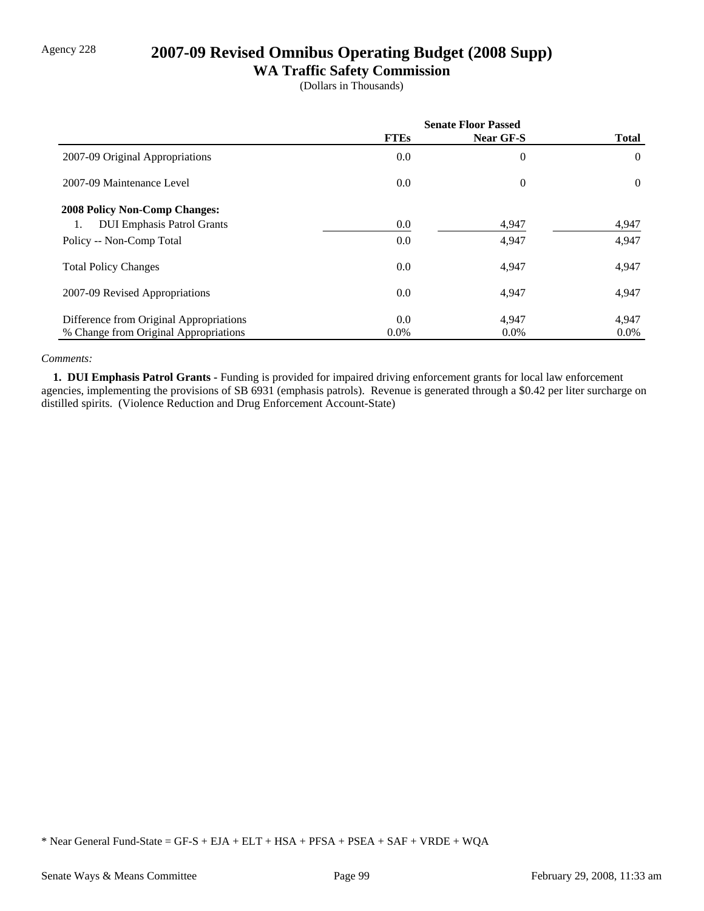Agency 228

# 2007-09 Revised Omnibus Operating Budget (2008 Supp)

## WA Traffic Safety Commission

(Dollars in Thousands)

| | Senate Floor Passed | | |
|---|---|---|---|
| | **FTEs** | **Near GF-S** | **Total** |
| 2007-09 Original Appropriations | 0.0 | 0 | 0 |
| 2007-09 Maintenance Level | 0.0 | 0 | 0 |
| **2008 Policy Non-Comp Changes:** | | | |
| 1. DUI Emphasis Patrol Grants | 0.0 | 4,947 | 4,947 |
| Policy -- Non-Comp Total | 0.0 | 4,947 | 4,947 |
| Total Policy Changes | 0.0 | 4,947 | 4,947 |
| 2007-09 Revised Appropriations | 0.0 | 4,947 | 4,947 |
| Difference from Original Appropriations | 0.0 | 4,947 | 4,947 |
| % Change from Original Appropriations | 0.0% | 0.0% | 0.0% |

*Comments:*

**1. DUI Emphasis Patrol Grants -** Funding is provided for impaired driving enforcement grants for local law enforcement agencies, implementing the provisions of SB 6931 (emphasis patrols). Revenue is generated through a $0.42 per liter surcharge on distilled spirits. (Violence Reduction and Drug Enforcement Account-State)

\* Near General Fund-State = GF-S + EJA + ELT + HSA + PFSA + PSEA + SAF + VRDE + WQA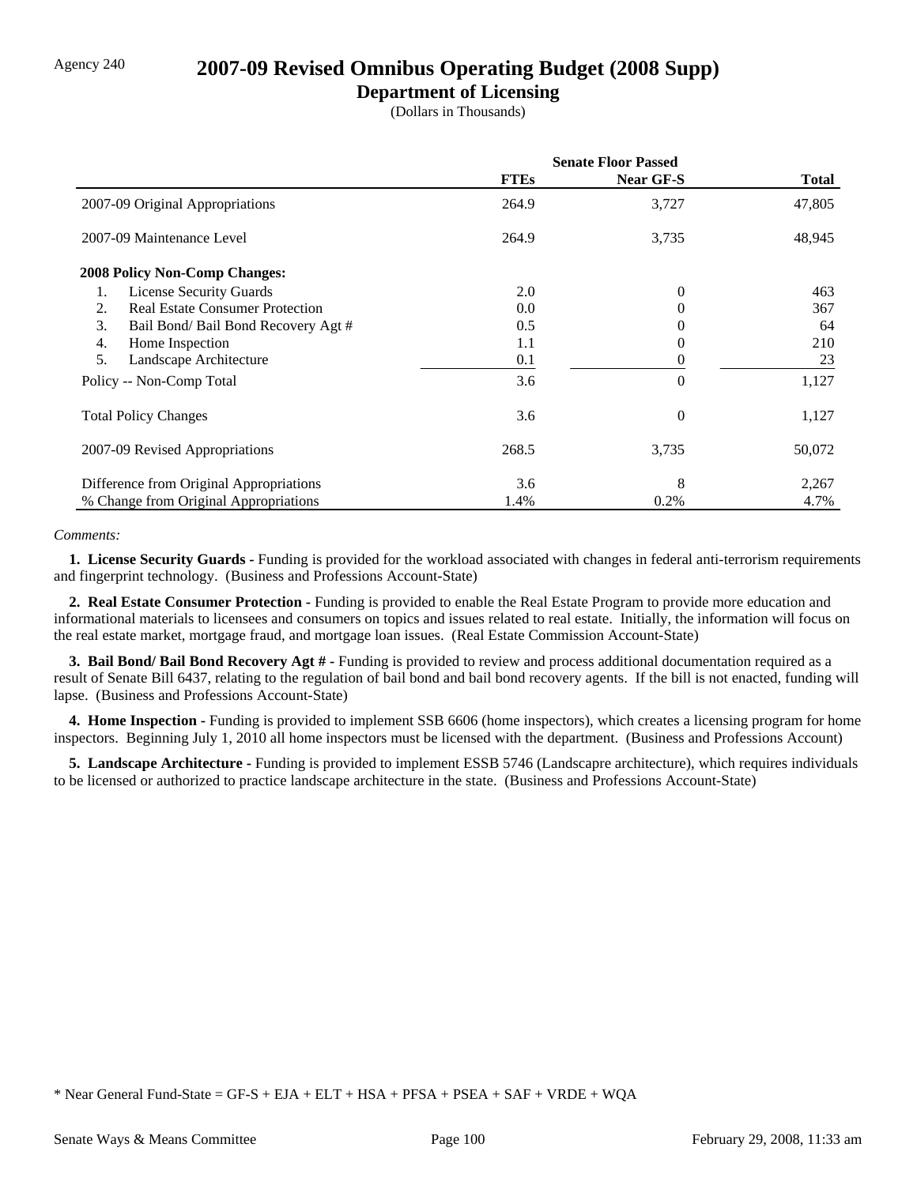Agency 240

# 2007-09 Revised Omnibus Operating Budget (2008 Supp)

## Department of Licensing

(Dollars in Thousands)

| | Senate Floor Passed | | |
|---|---|---|---|
| | **FTEs** | **Near GF-S** | **Total** |
| 2007-09 Original Appropriations | 264.9 | 3,727 | 47,805 |
| 2007-09 Maintenance Level | 264.9 | 3,735 | 48,945 |
| **2008 Policy Non-Comp Changes:** | | | |
| 1. License Security Guards | 2.0 | 0 | 463 |
| 2. Real Estate Consumer Protection | 0.0 | 0 | 367 |
| 3. Bail Bond/ Bail Bond Recovery Agt # | 0.5 | 0 | 64 |
| 4. Home Inspection | 1.1 | 0 | 210 |
| 5. Landscape Architecture | 0.1 | 0 | 23 |
| Policy -- Non-Comp Total | 3.6 | 0 | 1,127 |
| Total Policy Changes | 3.6 | 0 | 1,127 |
| 2007-09 Revised Appropriations | 268.5 | 3,735 | 50,072 |
| Difference from Original Appropriations | 3.6 | 8 | 2,267 |
| % Change from Original Appropriations | 1.4% | 0.2% | 4.7% |

*Comments:*

**1. License Security Guards -** Funding is provided for the workload associated with changes in federal anti-terrorism requirements and fingerprint technology. (Business and Professions Account-State)

**2. Real Estate Consumer Protection -** Funding is provided to enable the Real Estate Program to provide more education and informational materials to licensees and consumers on topics and issues related to real estate. Initially, the information will focus on the real estate market, mortgage fraud, and mortgage loan issues. (Real Estate Commission Account-State)

**3. Bail Bond/ Bail Bond Recovery Agt # -** Funding is provided to review and process additional documentation required as a result of Senate Bill 6437, relating to the regulation of bail bond and bail bond recovery agents. If the bill is not enacted, funding will lapse. (Business and Professions Account-State)

**4. Home Inspection -** Funding is provided to implement SSB 6606 (home inspectors), which creates a licensing program for home inspectors. Beginning July 1, 2010 all home inspectors must be licensed with the department. (Business and Professions Account)

**5. Landscape Architecture -** Funding is provided to implement ESSB 5746 (Landscapre architecture), which requires individuals to be licensed or authorized to practice landscape architecture in the state. (Business and Professions Account-State)

\* Near General Fund-State = GF-S + EJA + ELT + HSA + PFSA + PSEA + SAF + VRDE + WQA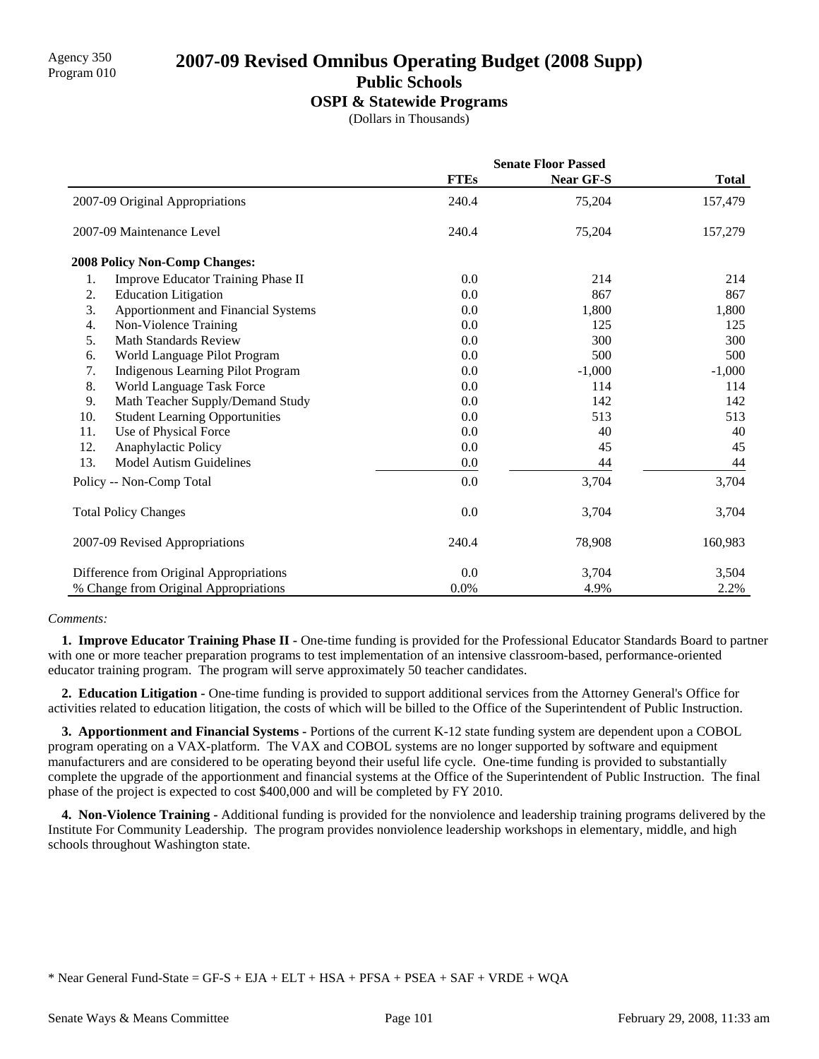Agency 350
Program 010

# 2007-09 Revised Omnibus Operating Budget (2008 Supp)

## Public Schools

### OSPI & Statewide Programs

(Dollars in Thousands)

| | Senate Floor Passed | | |
|---|---|---|---|
| | FTEs | Near GF-S | Total |
| 2007-09 Original Appropriations | 240.4 | 75,204 | 157,479 |
| 2007-09 Maintenance Level | 240.4 | 75,204 | 157,279 |
| **2008 Policy Non-Comp Changes:** | | | |
| 1. Improve Educator Training Phase II | 0.0 | 214 | 214 |
| 2. Education Litigation | 0.0 | 867 | 867 |
| 3. Apportionment and Financial Systems | 0.0 | 1,800 | 1,800 |
| 4. Non-Violence Training | 0.0 | 125 | 125 |
| 5. Math Standards Review | 0.0 | 300 | 300 |
| 6. World Language Pilot Program | 0.0 | 500 | 500 |
| 7. Indigenous Learning Pilot Program | 0.0 | -1,000 | -1,000 |
| 8. World Language Task Force | 0.0 | 114 | 114 |
| 9. Math Teacher Supply/Demand Study | 0.0 | 142 | 142 |
| 10. Student Learning Opportunities | 0.0 | 513 | 513 |
| 11. Use of Physical Force | 0.0 | 40 | 40 |
| 12. Anaphylactic Policy | 0.0 | 45 | 45 |
| 13. Model Autism Guidelines | 0.0 | 44 | 44 |
| Policy -- Non-Comp Total | 0.0 | 3,704 | 3,704 |
| Total Policy Changes | 0.0 | 3,704 | 3,704 |
| 2007-09 Revised Appropriations | 240.4 | 78,908 | 160,983 |
| Difference from Original Appropriations | 0.0 | 3,704 | 3,504 |
| % Change from Original Appropriations | 0.0% | 4.9% | 2.2% |

*Comments:*

**1. Improve Educator Training Phase II -** One-time funding is provided for the Professional Educator Standards Board to partner with one or more teacher preparation programs to test implementation of an intensive classroom-based, performance-oriented educator training program. The program will serve approximately 50 teacher candidates.

**2. Education Litigation -** One-time funding is provided to support additional services from the Attorney General's Office for activities related to education litigation, the costs of which will be billed to the Office of the Superintendent of Public Instruction.

**3. Apportionment and Financial Systems -** Portions of the current K-12 state funding system are dependent upon a COBOL program operating on a VAX-platform. The VAX and COBOL systems are no longer supported by software and equipment manufacturers and are considered to be operating beyond their useful life cycle. One-time funding is provided to substantially complete the upgrade of the apportionment and financial systems at the Office of the Superintendent of Public Instruction. The final phase of the project is expected to cost $400,000 and will be completed by FY 2010.

**4. Non-Violence Training -** Additional funding is provided for the nonviolence and leadership training programs delivered by the Institute For Community Leadership. The program provides nonviolence leadership workshops in elementary, middle, and high schools throughout Washington state.

\* Near General Fund-State = GF-S + EJA + ELT + HSA + PFSA + PSEA + SAF + VRDE + WQA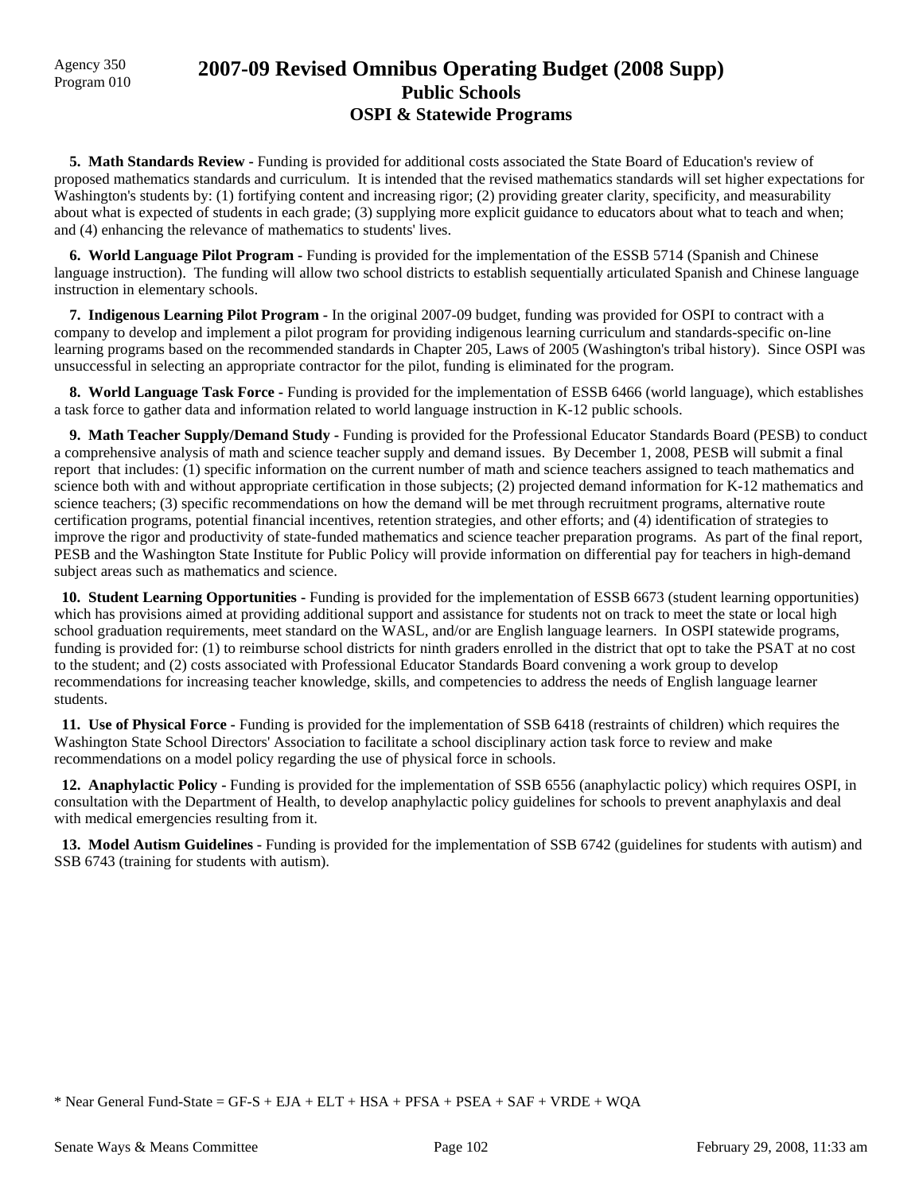Agency 350
Program 010

# 2007-09 Revised Omnibus Operating Budget (2008 Supp)
## Public Schools
### OSPI & Statewide Programs

**5. Math Standards Review -** Funding is provided for additional costs associated the State Board of Education's review of proposed mathematics standards and curriculum. It is intended that the revised mathematics standards will set higher expectations for Washington's students by: (1) fortifying content and increasing rigor; (2) providing greater clarity, specificity, and measurability about what is expected of students in each grade; (3) supplying more explicit guidance to educators about what to teach and when; and (4) enhancing the relevance of mathematics to students' lives.

**6. World Language Pilot Program -** Funding is provided for the implementation of the ESSB 5714 (Spanish and Chinese language instruction). The funding will allow two school districts to establish sequentially articulated Spanish and Chinese language instruction in elementary schools.

**7. Indigenous Learning Pilot Program -** In the original 2007-09 budget, funding was provided for OSPI to contract with a company to develop and implement a pilot program for providing indigenous learning curriculum and standards-specific on-line learning programs based on the recommended standards in Chapter 205, Laws of 2005 (Washington's tribal history). Since OSPI was unsuccessful in selecting an appropriate contractor for the pilot, funding is eliminated for the program.

**8. World Language Task Force -** Funding is provided for the implementation of ESSB 6466 (world language), which establishes a task force to gather data and information related to world language instruction in K-12 public schools.

**9. Math Teacher Supply/Demand Study -** Funding is provided for the Professional Educator Standards Board (PESB) to conduct a comprehensive analysis of math and science teacher supply and demand issues. By December 1, 2008, PESB will submit a final report that includes: (1) specific information on the current number of math and science teachers assigned to teach mathematics and science both with and without appropriate certification in those subjects; (2) projected demand information for K-12 mathematics and science teachers; (3) specific recommendations on how the demand will be met through recruitment programs, alternative route certification programs, potential financial incentives, retention strategies, and other efforts; and (4) identification of strategies to improve the rigor and productivity of state-funded mathematics and science teacher preparation programs. As part of the final report, PESB and the Washington State Institute for Public Policy will provide information on differential pay for teachers in high-demand subject areas such as mathematics and science.

**10. Student Learning Opportunities -** Funding is provided for the implementation of ESSB 6673 (student learning opportunities) which has provisions aimed at providing additional support and assistance for students not on track to meet the state or local high school graduation requirements, meet standard on the WASL, and/or are English language learners. In OSPI statewide programs, funding is provided for: (1) to reimburse school districts for ninth graders enrolled in the district that opt to take the PSAT at no cost to the student; and (2) costs associated with Professional Educator Standards Board convening a work group to develop recommendations for increasing teacher knowledge, skills, and competencies to address the needs of English language learner students.

**11. Use of Physical Force -** Funding is provided for the implementation of SSB 6418 (restraints of children) which requires the Washington State School Directors' Association to facilitate a school disciplinary action task force to review and make recommendations on a model policy regarding the use of physical force in schools.

**12. Anaphylactic Policy -** Funding is provided for the implementation of SSB 6556 (anaphylactic policy) which requires OSPI, in consultation with the Department of Health, to develop anaphylactic policy guidelines for schools to prevent anaphylaxis and deal with medical emergencies resulting from it.

**13. Model Autism Guidelines -** Funding is provided for the implementation of SSB 6742 (guidelines for students with autism) and SSB 6743 (training for students with autism).

* Near General Fund-State = GF-S + EJA + ELT + HSA + PFSA + PSEA + SAF + VRDE + WQA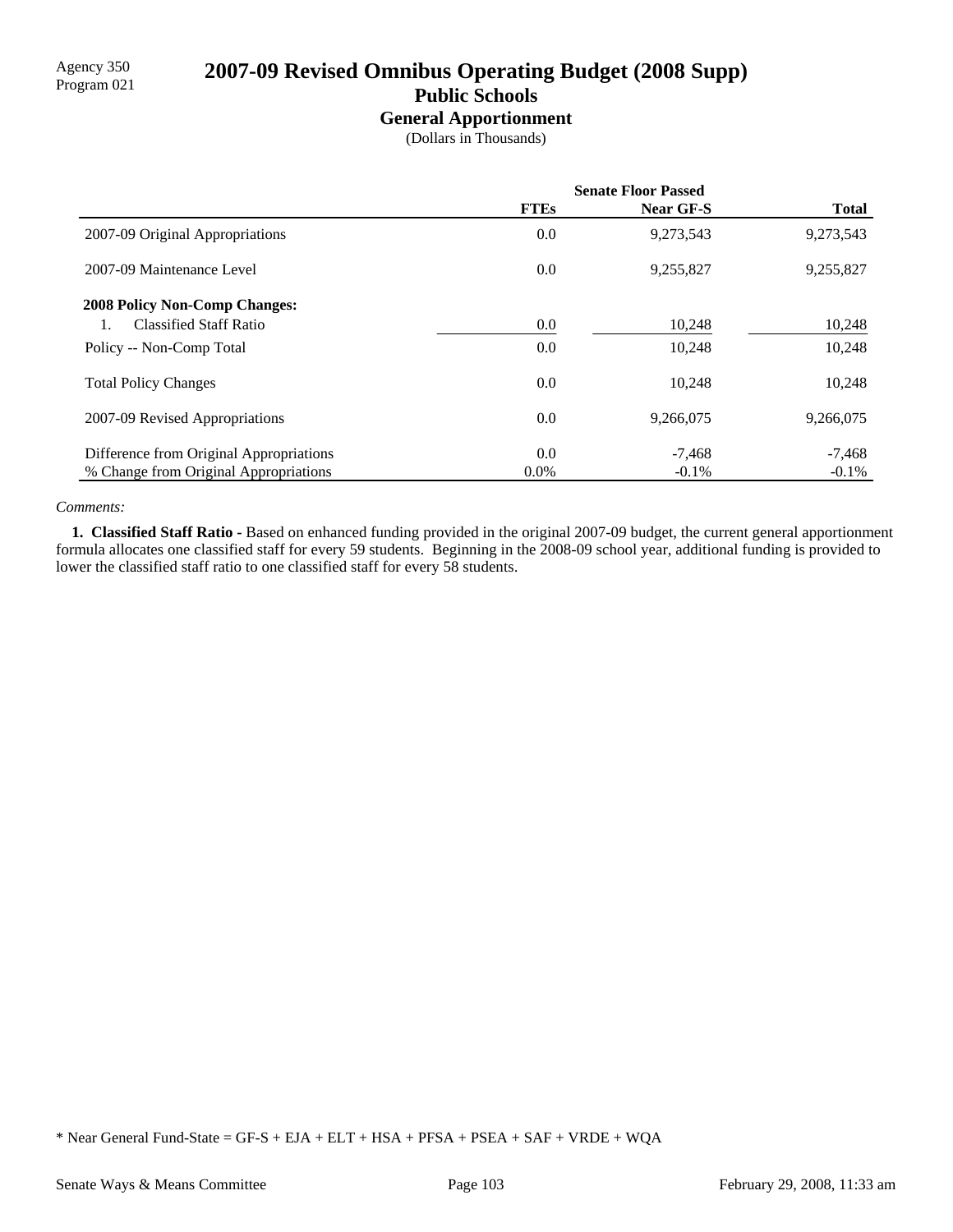Agency 350
Program 021

# 2007-09 Revised Omnibus Operating Budget (2008 Supp)

## Public Schools

### General Apportionment

(Dollars in Thousands)

| | Senate Floor Passed | | |
|---|---|---|---|
| | **FTEs** | **Near GF-S** | **Total** |
| 2007-09 Original Appropriations | 0.0 | 9,273,543 | 9,273,543 |
| 2007-09 Maintenance Level | 0.0 | 9,255,827 | 9,255,827 |
| **2008 Policy Non-Comp Changes:** | | | |
| 1. Classified Staff Ratio | 0.0 | 10,248 | 10,248 |
| Policy -- Non-Comp Total | 0.0 | 10,248 | 10,248 |
| Total Policy Changes | 0.0 | 10,248 | 10,248 |
| 2007-09 Revised Appropriations | 0.0 | 9,266,075 | 9,266,075 |
| Difference from Original Appropriations | 0.0 | -7,468 | -7,468 |
| % Change from Original Appropriations | 0.0% | -0.1% | -0.1% |

*Comments:*

**1. Classified Staff Ratio -** Based on enhanced funding provided in the original 2007-09 budget, the current general apportionment formula allocates one classified staff for every 59 students. Beginning in the 2008-09 school year, additional funding is provided to lower the classified staff ratio to one classified staff for every 58 students.

* Near General Fund-State = GF-S + EJA + ELT + HSA + PFSA + PSEA + SAF + VRDE + WQA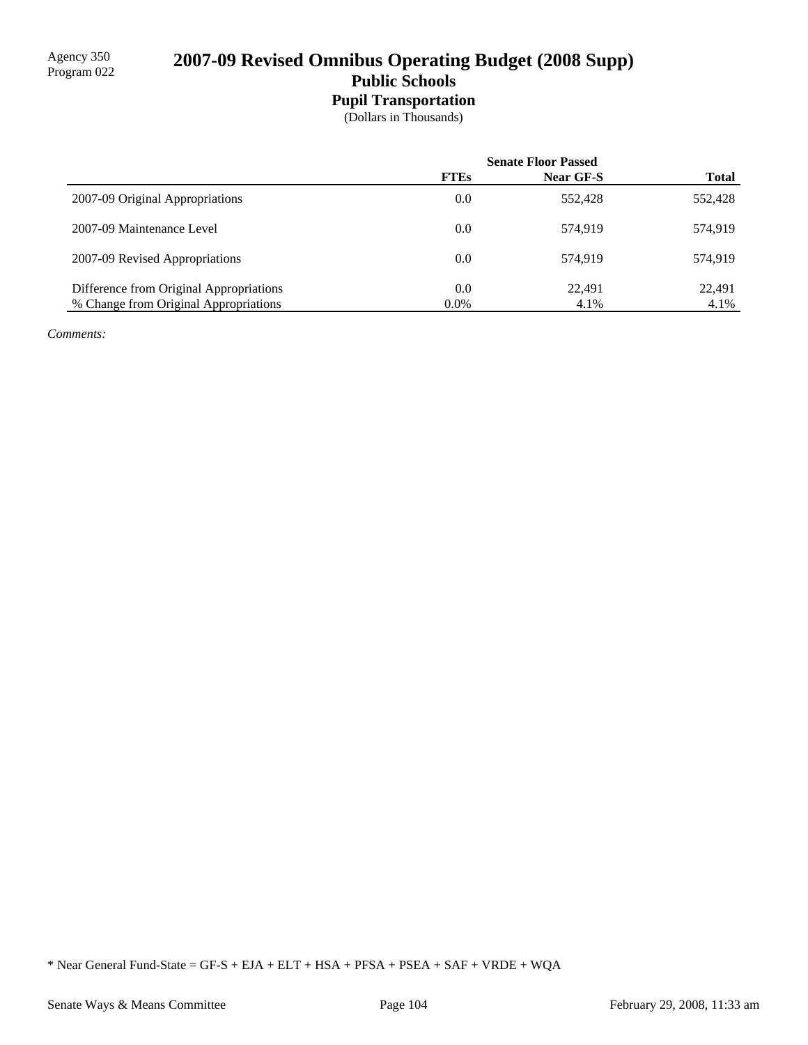Agency 350
Program 022

# 2007-09 Revised Omnibus Operating Budget (2008 Supp)
## Public Schools
### Pupil Transportation
(Dollars in Thousands)

| | Senate Floor Passed | | |
|---|---|---|---|
| | **FTEs** | **Near GF-S** | **Total** |
| 2007-09 Original Appropriations | 0.0 | 552,428 | 552,428 |
| 2007-09 Maintenance Level | 0.0 | 574,919 | 574,919 |
| 2007-09 Revised Appropriations | 0.0 | 574,919 | 574,919 |
| Difference from Original Appropriations | 0.0 | 22,491 | 22,491 |
| % Change from Original Appropriations | 0.0% | 4.1% | 4.1% |

*Comments:*

* Near General Fund-State = GF-S + EJA + ELT + HSA + PFSA + PSEA + SAF + VRDE + WQA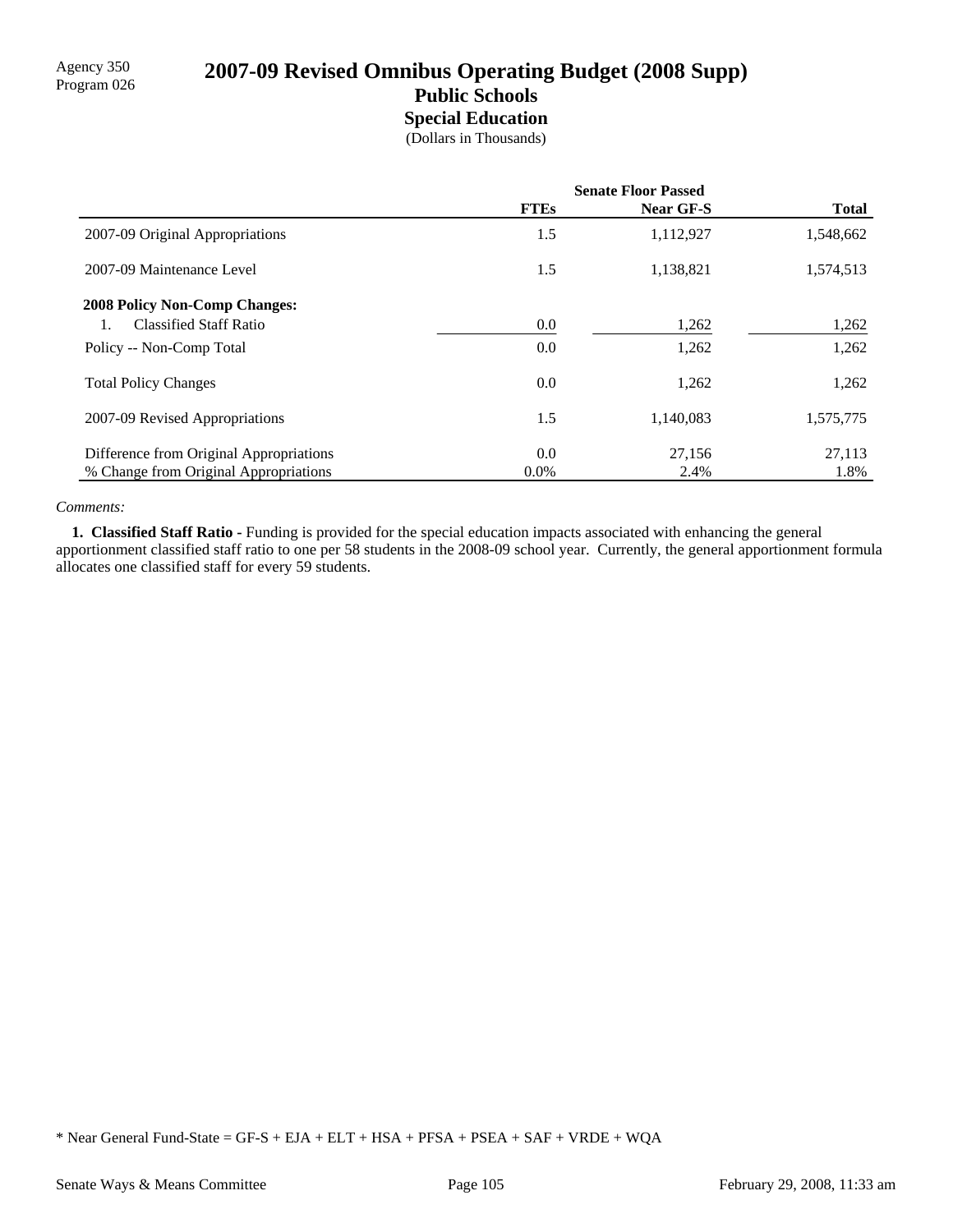Agency 350
Program 026

# 2007-09 Revised Omnibus Operating Budget (2008 Supp)

## Public Schools

### Special Education

(Dollars in Thousands)

| | Senate Floor Passed | | |
|---|---|---|---|
| | **FTEs** | **Near GF-S** | **Total** |
| 2007-09 Original Appropriations | 1.5 | 1,112,927 | 1,548,662 |
| 2007-09 Maintenance Level | 1.5 | 1,138,821 | 1,574,513 |
| **2008 Policy Non-Comp Changes:** | | | |
| 1. Classified Staff Ratio | 0.0 | 1,262 | 1,262 |
| Policy -- Non-Comp Total | 0.0 | 1,262 | 1,262 |
| Total Policy Changes | 0.0 | 1,262 | 1,262 |
| 2007-09 Revised Appropriations | 1.5 | 1,140,083 | 1,575,775 |
| Difference from Original Appropriations | 0.0 | 27,156 | 27,113 |
| % Change from Original Appropriations | 0.0% | 2.4% | 1.8% |

*Comments:*

**1. Classified Staff Ratio -** Funding is provided for the special education impacts associated with enhancing the general apportionment classified staff ratio to one per 58 students in the 2008-09 school year. Currently, the general apportionment formula allocates one classified staff for every 59 students.

* Near General Fund-State = GF-S + EJA + ELT + HSA + PFSA + PSEA + SAF + VRDE + WQA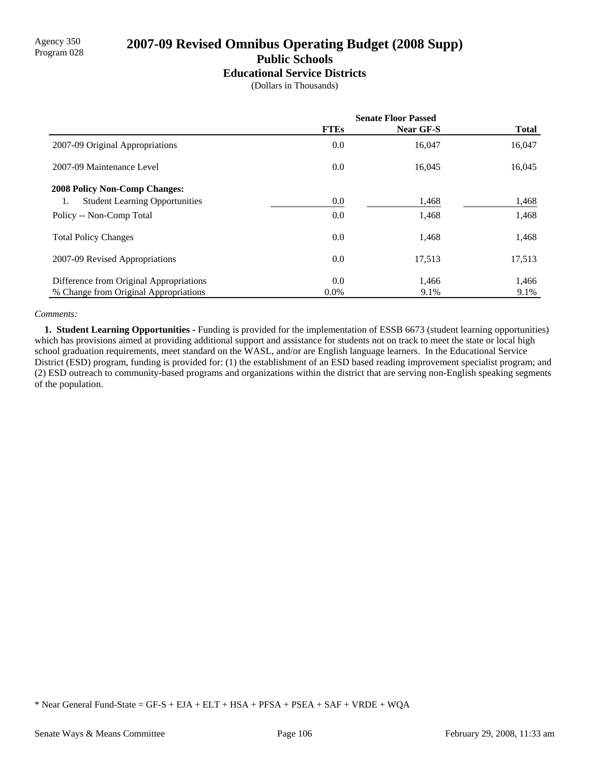Agency 350
Program 028

# 2007-09 Revised Omnibus Operating Budget (2008 Supp)

## Public Schools

### Educational Service Districts

(Dollars in Thousands)

| | Senate Floor Passed | | |
|---|---|---|---|
| | **FTEs** | **Near GF-S** | **Total** |
| 2007-09 Original Appropriations | 0.0 | 16,047 | 16,047 |
| 2007-09 Maintenance Level | 0.0 | 16,045 | 16,045 |
| **2008 Policy Non-Comp Changes:** | | | |
| 1. Student Learning Opportunities | 0.0 | 1,468 | 1,468 |
| Policy -- Non-Comp Total | 0.0 | 1,468 | 1,468 |
| Total Policy Changes | 0.0 | 1,468 | 1,468 |
| 2007-09 Revised Appropriations | 0.0 | 17,513 | 17,513 |
| Difference from Original Appropriations | 0.0 | 1,466 | 1,466 |
| % Change from Original Appropriations | 0.0% | 9.1% | 9.1% |

*Comments:*

**1. Student Learning Opportunities -** Funding is provided for the implementation of ESSB 6673 (student learning opportunities) which has provisions aimed at providing additional support and assistance for students not on track to meet the state or local high school graduation requirements, meet standard on the WASL, and/or are English language learners. In the Educational Service District (ESD) program, funding is provided for: (1) the establishment of an ESD based reading improvement specialist program; and (2) ESD outreach to community-based programs and organizations within the district that are serving non-English speaking segments of the population.

* Near General Fund-State = GF-S + EJA + ELT + HSA + PFSA + PSEA + SAF + VRDE + WQA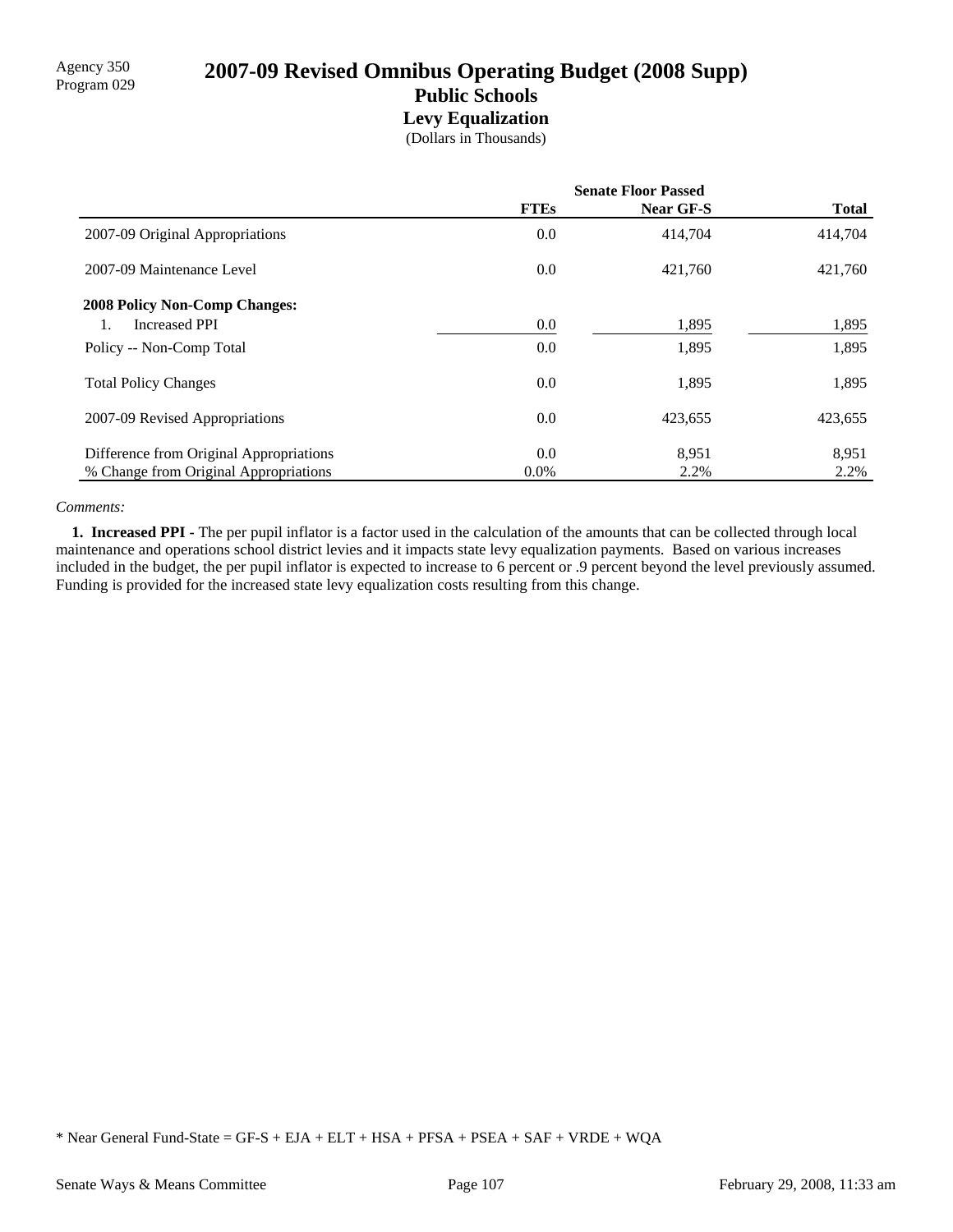Agency 350
Program 029

# 2007-09 Revised Omnibus Operating Budget (2008 Supp)

## Public Schools

### Levy Equalization

(Dollars in Thousands)

| | Senate Floor Passed | | |
|---|---|---|---|
| | FTEs | Near GF-S | Total |
| 2007-09 Original Appropriations | 0.0 | 414,704 | 414,704 |
| 2007-09 Maintenance Level | 0.0 | 421,760 | 421,760 |
| **2008 Policy Non-Comp Changes:** | | | |
| 1. Increased PPI | 0.0 | 1,895 | 1,895 |
| Policy -- Non-Comp Total | 0.0 | 1,895 | 1,895 |
| Total Policy Changes | 0.0 | 1,895 | 1,895 |
| 2007-09 Revised Appropriations | 0.0 | 423,655 | 423,655 |
| Difference from Original Appropriations | 0.0 | 8,951 | 8,951 |
| % Change from Original Appropriations | 0.0% | 2.2% | 2.2% |

*Comments:*

**1. Increased PPI -** The per pupil inflator is a factor used in the calculation of the amounts that can be collected through local maintenance and operations school district levies and it impacts state levy equalization payments. Based on various increases included in the budget, the per pupil inflator is expected to increase to 6 percent or .9 percent beyond the level previously assumed. Funding is provided for the increased state levy equalization costs resulting from this change.

* Near General Fund-State = GF-S + EJA + ELT + HSA + PFSA + PSEA + SAF + VRDE + WQA

Senate Ways & Means Committee February 29, 2008, 11:33 am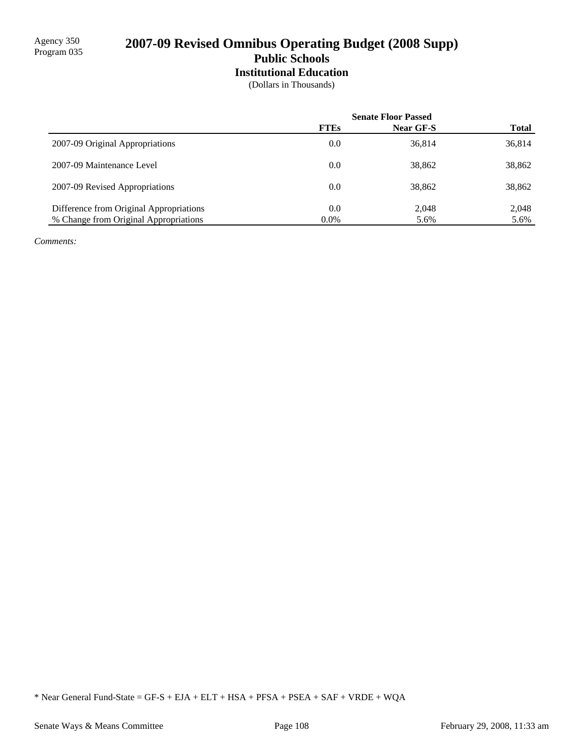Agency 350
Program 035

# 2007-09 Revised Omnibus Operating Budget (2008 Supp)

## Public Schools

### Institutional Education

(Dollars in Thousands)

| | Senate Floor Passed | | |
|---|---|---|---|
| | **FTEs** | **Near GF-S** | **Total** |
| 2007-09 Original Appropriations | 0.0 | 36,814 | 36,814 |
| 2007-09 Maintenance Level | 0.0 | 38,862 | 38,862 |
| 2007-09 Revised Appropriations | 0.0 | 38,862 | 38,862 |
| Difference from Original Appropriations | 0.0 | 2,048 | 2,048 |
| % Change from Original Appropriations | 0.0% | 5.6% | 5.6% |

*Comments:*

* Near General Fund-State = GF-S + EJA + ELT + HSA + PFSA + PSEA + SAF + VRDE + WQA

Senate Ways & Means Committee | February 29, 2008, 11:33 am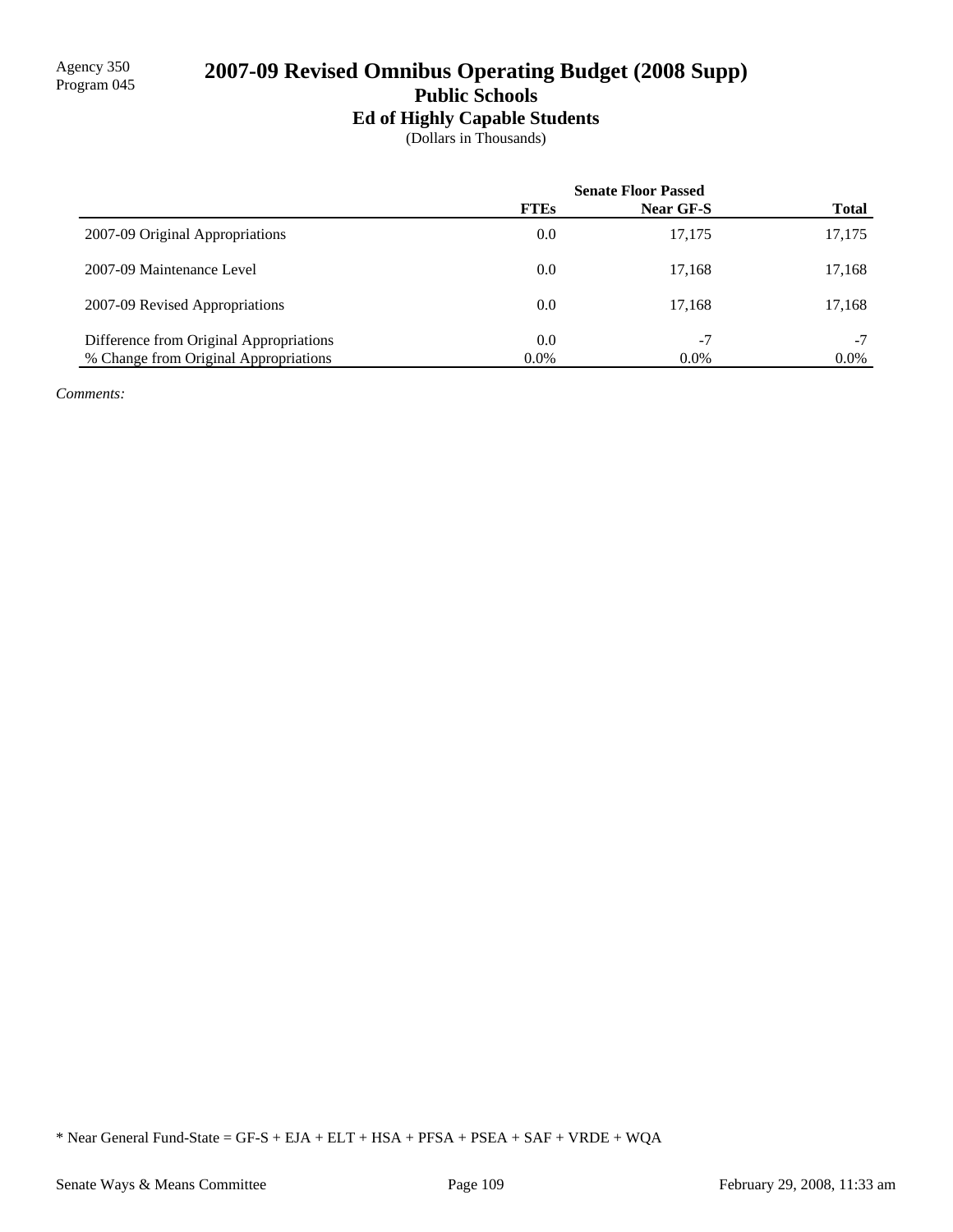Agency 350
Program 045

# 2007-09 Revised Omnibus Operating Budget (2008 Supp)

## Public Schools

### Ed of Highly Capable Students

(Dollars in Thousands)

| | Senate Floor Passed | | |
|---|---|---|---|
| | **FTEs** | **Near GF-S** | **Total** |
| 2007-09 Original Appropriations | 0.0 | 17,175 | 17,175 |
| 2007-09 Maintenance Level | 0.0 | 17,168 | 17,168 |
| 2007-09 Revised Appropriations | 0.0 | 17,168 | 17,168 |
| Difference from Original Appropriations | 0.0 | -7 | -7 |
| % Change from Original Appropriations | 0.0% | 0.0% | 0.0% |

*Comments:*

* Near General Fund-State = GF-S + EJA + ELT + HSA + PFSA + PSEA + SAF + VRDE + WQA

Senate Ways & Means Committee | February 29, 2008, 11:33 am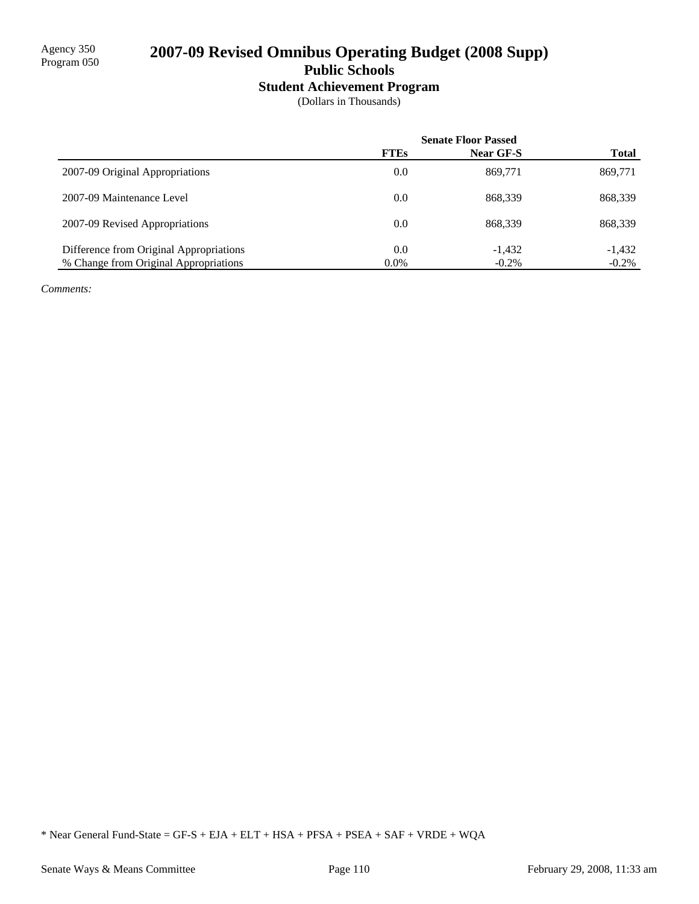Agency 350
Program 050

# 2007-09 Revised Omnibus Operating Budget (2008 Supp)

## Public Schools

### Student Achievement Program

(Dollars in Thousands)

| | Senate Floor Passed | | |
|---|---|---|---|
| | FTEs | Near GF-S | Total |
| 2007-09 Original Appropriations | 0.0 | 869,771 | 869,771 |
| 2007-09 Maintenance Level | 0.0 | 868,339 | 868,339 |
| 2007-09 Revised Appropriations | 0.0 | 868,339 | 868,339 |
| Difference from Original Appropriations | 0.0 | -1,432 | -1,432 |
| % Change from Original Appropriations | 0.0% | -0.2% | -0.2% |

*Comments:*

* Near General Fund-State = GF-S + EJA + ELT + HSA + PFSA + PSEA + SAF + VRDE + WQA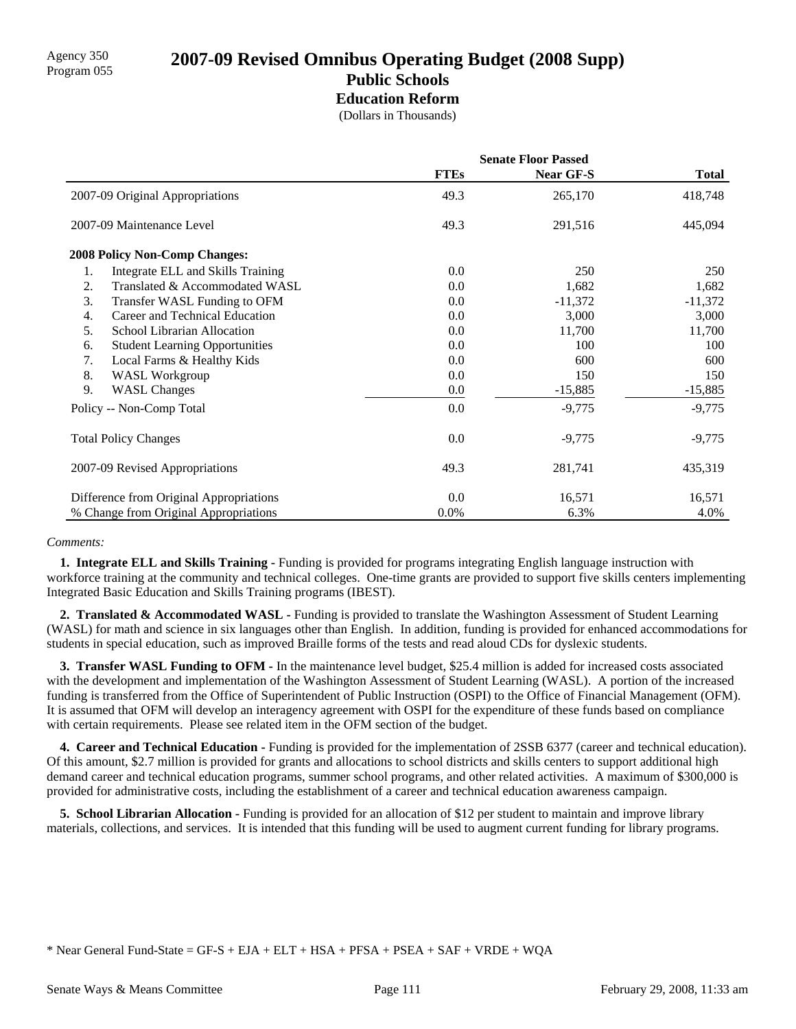Agency 350
Program 055

# 2007-09 Revised Omnibus Operating Budget (2008 Supp)

## Public Schools

### Education Reform

(Dollars in Thousands)

| | Senate Floor Passed | | |
|---|---|---|---|
| | FTEs | Near GF-S | Total |
| 2007-09 Original Appropriations | 49.3 | 265,170 | 418,748 |
| 2007-09 Maintenance Level | 49.3 | 291,516 | 445,094 |
| **2008 Policy Non-Comp Changes:** | | | |
| 1. Integrate ELL and Skills Training | 0.0 | 250 | 250 |
| 2. Translated & Accommodated WASL | 0.0 | 1,682 | 1,682 |
| 3. Transfer WASL Funding to OFM | 0.0 | -11,372 | -11,372 |
| 4. Career and Technical Education | 0.0 | 3,000 | 3,000 |
| 5. School Librarian Allocation | 0.0 | 11,700 | 11,700 |
| 6. Student Learning Opportunities | 0.0 | 100 | 100 |
| 7. Local Farms & Healthy Kids | 0.0 | 600 | 600 |
| 8. WASL Workgroup | 0.0 | 150 | 150 |
| 9. WASL Changes | 0.0 | -15,885 | -15,885 |
| Policy -- Non-Comp Total | 0.0 | -9,775 | -9,775 |
| Total Policy Changes | 0.0 | -9,775 | -9,775 |
| 2007-09 Revised Appropriations | 49.3 | 281,741 | 435,319 |
| Difference from Original Appropriations | 0.0 | 16,571 | 16,571 |
| % Change from Original Appropriations | 0.0% | 6.3% | 4.0% |

*Comments:*

**1. Integrate ELL and Skills Training -** Funding is provided for programs integrating English language instruction with workforce training at the community and technical colleges. One-time grants are provided to support five skills centers implementing Integrated Basic Education and Skills Training programs (IBEST).

**2. Translated & Accommodated WASL -** Funding is provided to translate the Washington Assessment of Student Learning (WASL) for math and science in six languages other than English. In addition, funding is provided for enhanced accommodations for students in special education, such as improved Braille forms of the tests and read aloud CDs for dyslexic students.

**3. Transfer WASL Funding to OFM -** In the maintenance level budget, $25.4 million is added for increased costs associated with the development and implementation of the Washington Assessment of Student Learning (WASL). A portion of the increased funding is transferred from the Office of Superintendent of Public Instruction (OSPI) to the Office of Financial Management (OFM). It is assumed that OFM will develop an interagency agreement with OSPI for the expenditure of these funds based on compliance with certain requirements. Please see related item in the OFM section of the budget.

**4. Career and Technical Education -** Funding is provided for the implementation of 2SSB 6377 (career and technical education). Of this amount, $2.7 million is provided for grants and allocations to school districts and skills centers to support additional high demand career and technical education programs, summer school programs, and other related activities. A maximum of $300,000 is provided for administrative costs, including the establishment of a career and technical education awareness campaign.

**5. School Librarian Allocation -** Funding is provided for an allocation of $12 per student to maintain and improve library materials, collections, and services. It is intended that this funding will be used to augment current funding for library programs.

* Near General Fund-State = GF-S + EJA + ELT + HSA + PFSA + PSEA + SAF + VRDE + WQA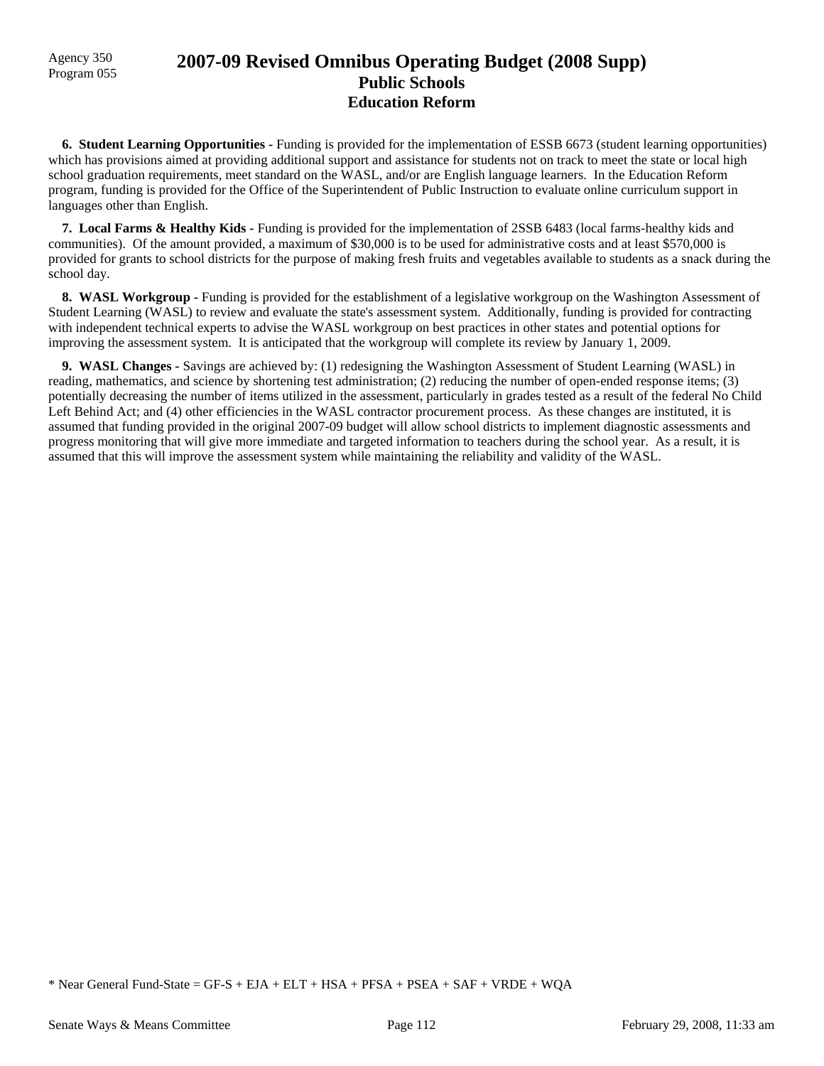**6. Student Learning Opportunities -** Funding is provided for the implementation of ESSB 6673 (student learning opportunities) which has provisions aimed at providing additional support and assistance for students not on track to meet the state or local high school graduation requirements, meet standard on the WASL, and/or are English language learners. In the Education Reform program, funding is provided for the Office of the Superintendent of Public Instruction to evaluate online curriculum support in languages other than English.

**7. Local Farms & Healthy Kids -** Funding is provided for the implementation of 2SSB 6483 (local farms-healthy kids and communities). Of the amount provided, a maximum of $30,000 is to be used for administrative costs and at least $570,000 is provided for grants to school districts for the purpose of making fresh fruits and vegetables available to students as a snack during the school day.

**8. WASL Workgroup -** Funding is provided for the establishment of a legislative workgroup on the Washington Assessment of Student Learning (WASL) to review and evaluate the state's assessment system. Additionally, funding is provided for contracting with independent technical experts to advise the WASL workgroup on best practices in other states and potential options for improving the assessment system. It is anticipated that the workgroup will complete its review by January 1, 2009.

**9. WASL Changes -** Savings are achieved by: (1) redesigning the Washington Assessment of Student Learning (WASL) in reading, mathematics, and science by shortening test administration; (2) reducing the number of open-ended response items; (3) potentially decreasing the number of items utilized in the assessment, particularly in grades tested as a result of the federal No Child Left Behind Act; and (4) other efficiencies in the WASL contractor procurement process. As these changes are instituted, it is assumed that funding provided in the original 2007-09 budget will allow school districts to implement diagnostic assessments and progress monitoring that will give more immediate and targeted information to teachers during the school year. As a result, it is assumed that this will improve the assessment system while maintaining the reliability and validity of the WASL.

* Near General Fund-State = GF-S + EJA + ELT + HSA + PFSA + PSEA + SAF + VRDE + WQA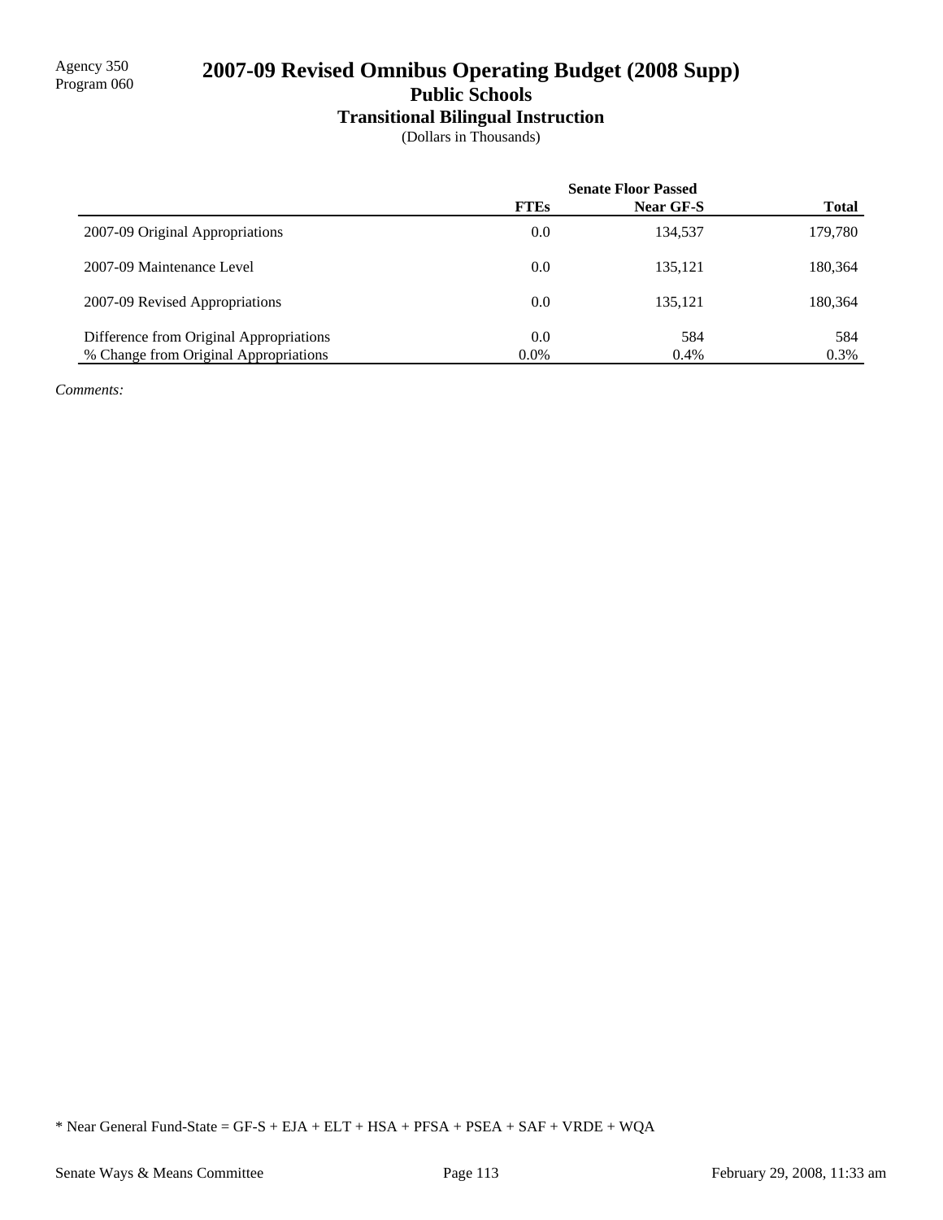Agency 350
Program 060

# 2007-09 Revised Omnibus Operating Budget (2008 Supp)

## Public Schools

### Transitional Bilingual Instruction

(Dollars in Thousands)

| | Senate Floor Passed | | |
|---|---|---|---|
| | **FTEs** | **Near GF-S** | **Total** |
| 2007-09 Original Appropriations | 0.0 | 134,537 | 179,780 |
| 2007-09 Maintenance Level | 0.0 | 135,121 | 180,364 |
| 2007-09 Revised Appropriations | 0.0 | 135,121 | 180,364 |
| Difference from Original Appropriations | 0.0 | 584 | 584 |
| % Change from Original Appropriations | 0.0% | 0.4% | 0.3% |

*Comments:*

* Near General Fund-State = GF-S + EJA + ELT + HSA + PFSA + PSEA + SAF + VRDE + WQA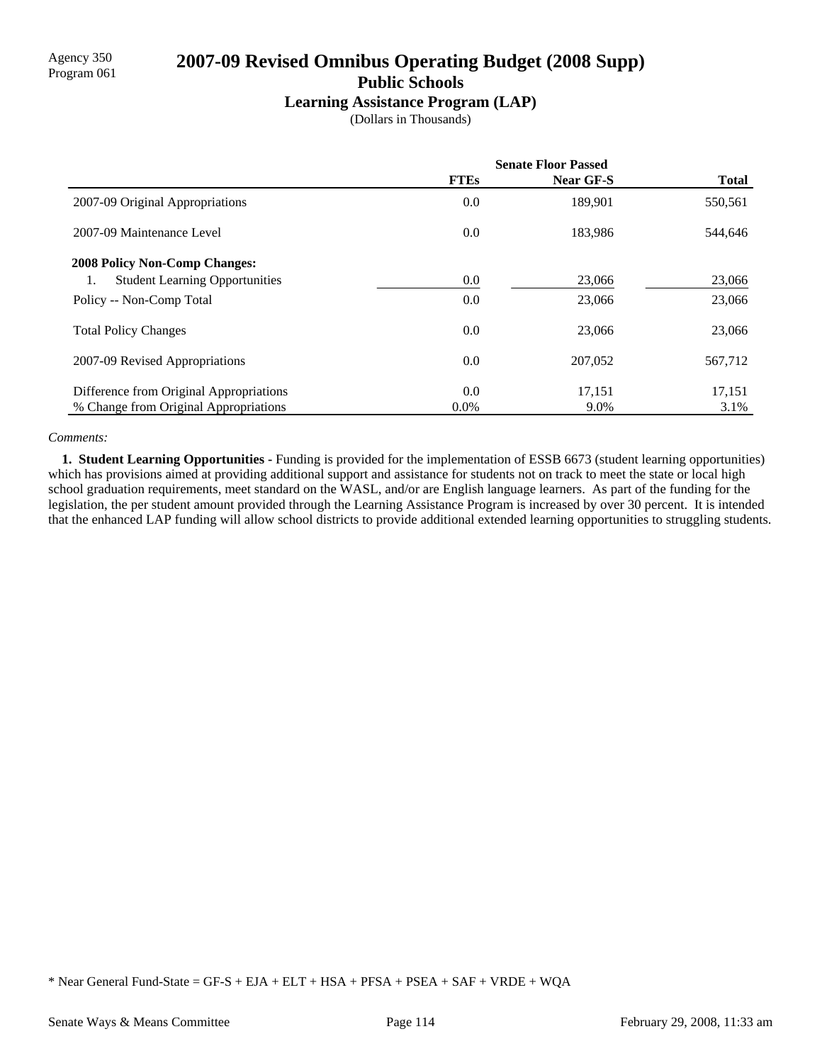Agency 350
Program 061

# 2007-09 Revised Omnibus Operating Budget (2008 Supp)

## Public Schools

### Learning Assistance Program (LAP)

(Dollars in Thousands)

| | Senate Floor Passed | | |
|---|---|---|---|
| | **FTEs** | **Near GF-S** | **Total** |
| 2007-09 Original Appropriations | 0.0 | 189,901 | 550,561 |
| 2007-09 Maintenance Level | 0.0 | 183,986 | 544,646 |
| **2008 Policy Non-Comp Changes:** | | | |
| 1. Student Learning Opportunities | 0.0 | 23,066 | 23,066 |
| Policy -- Non-Comp Total | 0.0 | 23,066 | 23,066 |
| Total Policy Changes | 0.0 | 23,066 | 23,066 |
| 2007-09 Revised Appropriations | 0.0 | 207,052 | 567,712 |
| Difference from Original Appropriations | 0.0 | 17,151 | 17,151 |
| % Change from Original Appropriations | 0.0% | 9.0% | 3.1% |

*Comments:*

**1. Student Learning Opportunities -** Funding is provided for the implementation of ESSB 6673 (student learning opportunities) which has provisions aimed at providing additional support and assistance for students not on track to meet the state or local high school graduation requirements, meet standard on the WASL, and/or are English language learners. As part of the funding for the legislation, the per student amount provided through the Learning Assistance Program is increased by over 30 percent. It is intended that the enhanced LAP funding will allow school districts to provide additional extended learning opportunities to struggling students.

* Near General Fund-State = GF-S + EJA + ELT + HSA + PFSA + PSEA + SAF + VRDE + WQA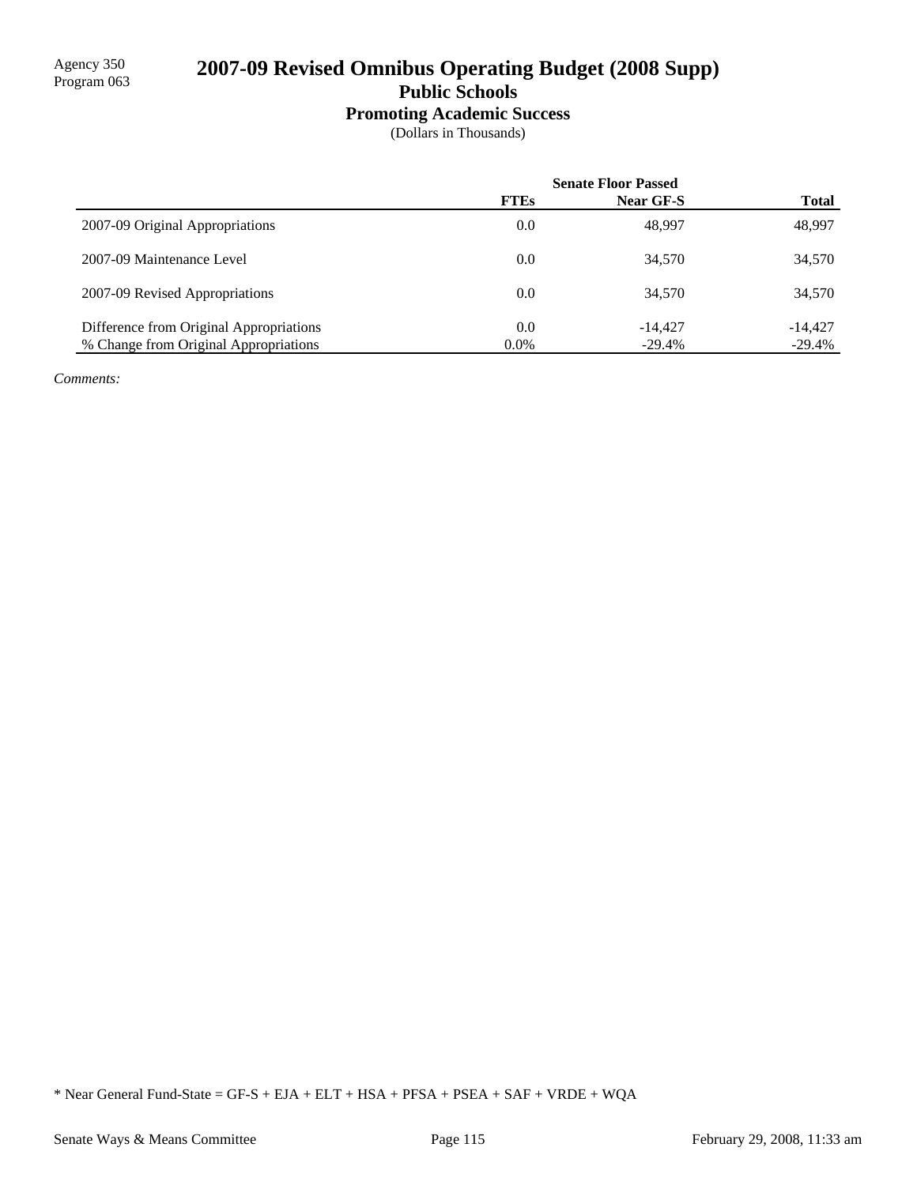Agency 350
Program 063

# 2007-09 Revised Omnibus Operating Budget (2008 Supp)

## Public Schools

### Promoting Academic Success

(Dollars in Thousands)

| | Senate Floor Passed | | |
|---|---|---|---|
| | **FTEs** | **Near GF-S** | **Total** |
| 2007-09 Original Appropriations | 0.0 | 48,997 | 48,997 |
| 2007-09 Maintenance Level | 0.0 | 34,570 | 34,570 |
| 2007-09 Revised Appropriations | 0.0 | 34,570 | 34,570 |
| Difference from Original Appropriations | 0.0 | -14,427 | -14,427 |
| % Change from Original Appropriations | 0.0% | -29.4% | -29.4% |

*Comments:*

* Near General Fund-State = GF-S + EJA + ELT + HSA + PFSA + PSEA + SAF + VRDE + WQA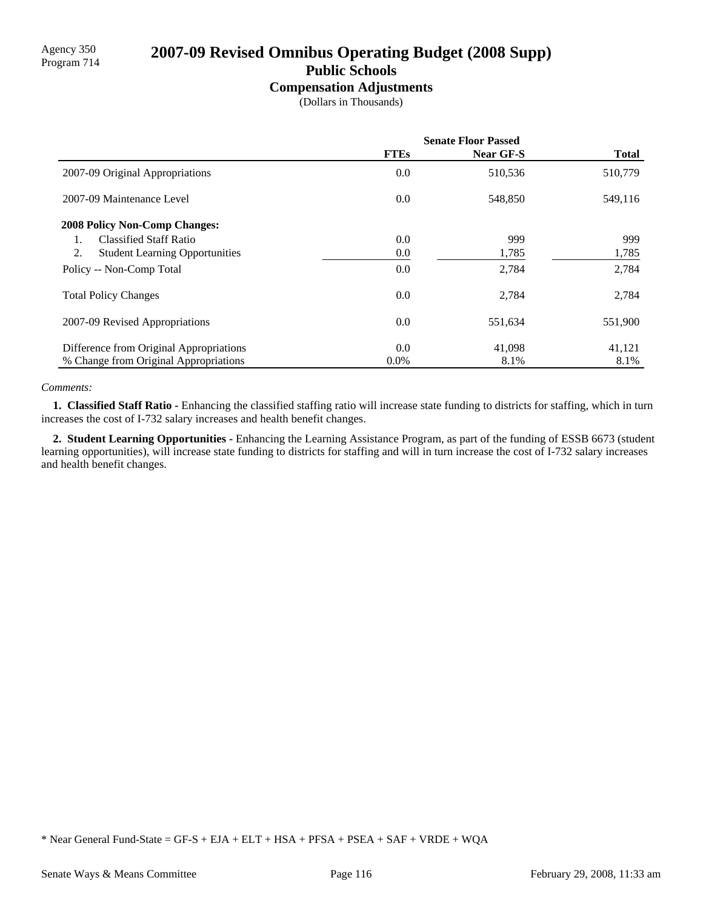Agency 350
Program 714

# 2007-09 Revised Omnibus Operating Budget (2008 Supp)

## Public Schools

### Compensation Adjustments

(Dollars in Thousands)

| | Senate Floor Passed | | |
|---|---|---|---|
| | FTEs | Near GF-S | Total |
| 2007-09 Original Appropriations | 0.0 | 510,536 | 510,779 |
| 2007-09 Maintenance Level | 0.0 | 548,850 | 549,116 |
| **2008 Policy Non-Comp Changes:** | | | |
| 1. Classified Staff Ratio | 0.0 | 999 | 999 |
| 2. Student Learning Opportunities | 0.0 | 1,785 | 1,785 |
| Policy -- Non-Comp Total | 0.0 | 2,784 | 2,784 |
| Total Policy Changes | 0.0 | 2,784 | 2,784 |
| 2007-09 Revised Appropriations | 0.0 | 551,634 | 551,900 |
| Difference from Original Appropriations | 0.0 | 41,098 | 41,121 |
| % Change from Original Appropriations | 0.0% | 8.1% | 8.1% |

*Comments:*

**1. Classified Staff Ratio -** Enhancing the classified staffing ratio will increase state funding to districts for staffing, which in turn increases the cost of I-732 salary increases and health benefit changes.

**2. Student Learning Opportunities -** Enhancing the Learning Assistance Program, as part of the funding of ESSB 6673 (student learning opportunities), will increase state funding to districts for staffing and will in turn increase the cost of I-732 salary increases and health benefit changes.

* Near General Fund-State = GF-S + EJA + ELT + HSA + PFSA + PSEA + SAF + VRDE + WQA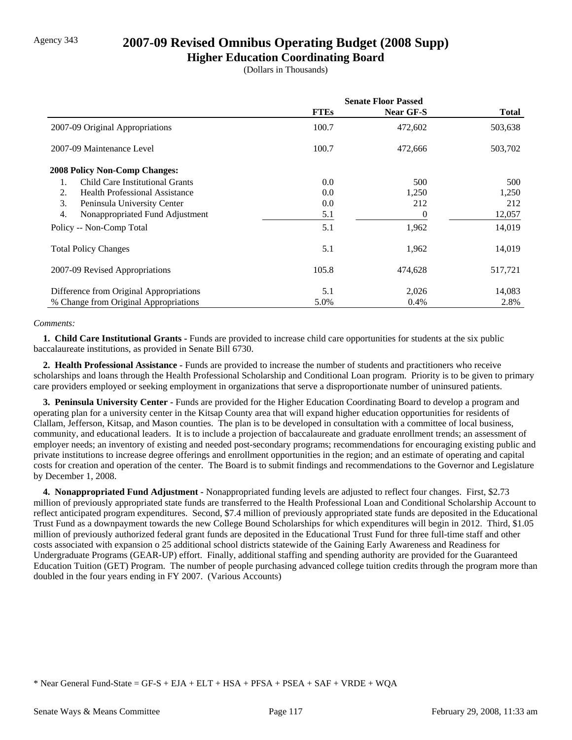Agency 343

# 2007-09 Revised Omnibus Operating Budget (2008 Supp)

## Higher Education Coordinating Board

(Dollars in Thousands)

| | Senate Floor Passed | | |
|---|---|---|---|
| | FTEs | Near GF-S | Total |
| 2007-09 Original Appropriations | 100.7 | 472,602 | 503,638 |
| 2007-09 Maintenance Level | 100.7 | 472,666 | 503,702 |
| **2008 Policy Non-Comp Changes:** | | | |
| 1. Child Care Institutional Grants | 0.0 | 500 | 500 |
| 2. Health Professional Assistance | 0.0 | 1,250 | 1,250 |
| 3. Peninsula University Center | 0.0 | 212 | 212 |
| 4. Nonappropriated Fund Adjustment | 5.1 | 0 | 12,057 |
| Policy -- Non-Comp Total | 5.1 | 1,962 | 14,019 |
| Total Policy Changes | 5.1 | 1,962 | 14,019 |
| 2007-09 Revised Appropriations | 105.8 | 474,628 | 517,721 |
| Difference from Original Appropriations | 5.1 | 2,026 | 14,083 |
| % Change from Original Appropriations | 5.0% | 0.4% | 2.8% |

*Comments:*

**1. Child Care Institutional Grants -** Funds are provided to increase child care opportunities for students at the six public baccalaureate institutions, as provided in Senate Bill 6730.

**2. Health Professional Assistance -** Funds are provided to increase the number of students and practitioners who receive scholarships and loans through the Health Professional Scholarship and Conditional Loan program. Priority is to be given to primary care providers employed or seeking employment in organizations that serve a disproportionate number of uninsured patients.

**3. Peninsula University Center -** Funds are provided for the Higher Education Coordinating Board to develop a program and operating plan for a university center in the Kitsap County area that will expand higher education opportunities for residents of Clallam, Jefferson, Kitsap, and Mason counties. The plan is to be developed in consultation with a committee of local business, community, and educational leaders. It is to include a projection of baccalaureate and graduate enrollment trends; an assessment of employer needs; an inventory of existing and needed post-secondary programs; recommendations for encouraging existing public and private institutions to increase degree offerings and enrollment opportunities in the region; and an estimate of operating and capital costs for creation and operation of the center. The Board is to submit findings and recommendations to the Governor and Legislature by December 1, 2008.

**4. Nonappropriated Fund Adjustment -** Nonappropriated funding levels are adjusted to reflect four changes. First, $2.73 million of previously appropriated state funds are transferred to the Health Professional Loan and Conditional Scholarship Account to reflect anticipated program expenditures. Second, $7.4 million of previously appropriated state funds are deposited in the Educational Trust Fund as a downpayment towards the new College Bound Scholarships for which expenditures will begin in 2012. Third, $1.05 million of previously authorized federal grant funds are deposited in the Educational Trust Fund for three full-time staff and other costs associated with expansion o 25 additional school districts statewide of the Gaining Early Awareness and Readiness for Undergraduate Programs (GEAR-UP) effort. Finally, additional staffing and spending authority are provided for the Guaranteed Education Tuition (GET) Program. The number of people purchasing advanced college tuition credits through the program more than doubled in the four years ending in FY 2007. (Various Accounts)

* Near General Fund-State = GF-S + EJA + ELT + HSA + PFSA + PSEA + SAF + VRDE + WQA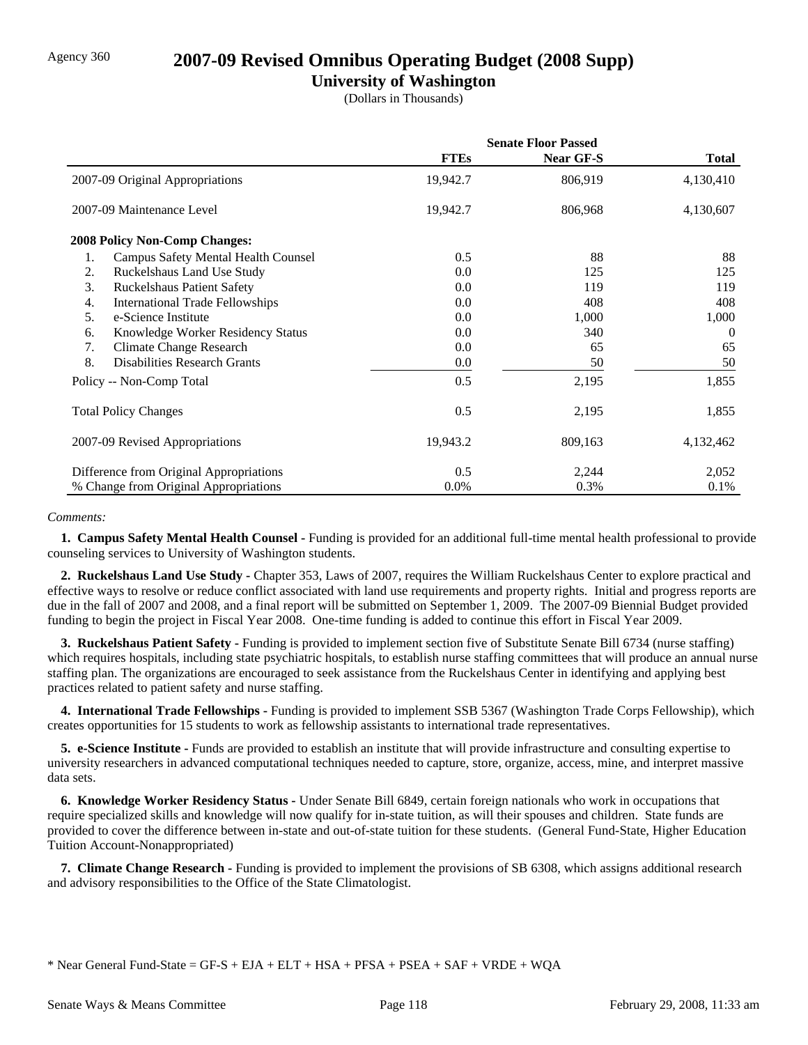Agency 360

# 2007-09 Revised Omnibus Operating Budget (2008 Supp)

## University of Washington

(Dollars in Thousands)

| | Senate Floor Passed | | |
|---|---|---|---|
| | **FTEs** | **Near GF-S** | **Total** |
| 2007-09 Original Appropriations | 19,942.7 | 806,919 | 4,130,410 |
| 2007-09 Maintenance Level | 19,942.7 | 806,968 | 4,130,607 |
| **2008 Policy Non-Comp Changes:** | | | |
| 1. Campus Safety Mental Health Counsel | 0.5 | 88 | 88 |
| 2. Ruckelshaus Land Use Study | 0.0 | 125 | 125 |
| 3. Ruckelshaus Patient Safety | 0.0 | 119 | 119 |
| 4. International Trade Fellowships | 0.0 | 408 | 408 |
| 5. e-Science Institute | 0.0 | 1,000 | 1,000 |
| 6. Knowledge Worker Residency Status | 0.0 | 340 | 0 |
| 7. Climate Change Research | 0.0 | 65 | 65 |
| 8. Disabilities Research Grants | 0.0 | 50 | 50 |
| Policy -- Non-Comp Total | 0.5 | 2,195 | 1,855 |
| Total Policy Changes | 0.5 | 2,195 | 1,855 |
| 2007-09 Revised Appropriations | 19,943.2 | 809,163 | 4,132,462 |
| Difference from Original Appropriations | 0.5 | 2,244 | 2,052 |
| % Change from Original Appropriations | 0.0% | 0.3% | 0.1% |

*Comments:*

**1. Campus Safety Mental Health Counsel -** Funding is provided for an additional full-time mental health professional to provide counseling services to University of Washington students.

**2. Ruckelshaus Land Use Study -** Chapter 353, Laws of 2007, requires the William Ruckelshaus Center to explore practical and effective ways to resolve or reduce conflict associated with land use requirements and property rights. Initial and progress reports are due in the fall of 2007 and 2008, and a final report will be submitted on September 1, 2009. The 2007-09 Biennial Budget provided funding to begin the project in Fiscal Year 2008. One-time funding is added to continue this effort in Fiscal Year 2009.

**3. Ruckelshaus Patient Safety -** Funding is provided to implement section five of Substitute Senate Bill 6734 (nurse staffing) which requires hospitals, including state psychiatric hospitals, to establish nurse staffing committees that will produce an annual nurse staffing plan. The organizations are encouraged to seek assistance from the Ruckelshaus Center in identifying and applying best practices related to patient safety and nurse staffing.

**4. International Trade Fellowships -** Funding is provided to implement SSB 5367 (Washington Trade Corps Fellowship), which creates opportunities for 15 students to work as fellowship assistants to international trade representatives.

**5. e-Science Institute -** Funds are provided to establish an institute that will provide infrastructure and consulting expertise to university researchers in advanced computational techniques needed to capture, store, organize, access, mine, and interpret massive data sets.

**6. Knowledge Worker Residency Status -** Under Senate Bill 6849, certain foreign nationals who work in occupations that require specialized skills and knowledge will now qualify for in-state tuition, as will their spouses and children. State funds are provided to cover the difference between in-state and out-of-state tuition for these students. (General Fund-State, Higher Education Tuition Account-Nonappropriated)

**7. Climate Change Research -** Funding is provided to implement the provisions of SB 6308, which assigns additional research and advisory responsibilities to the Office of the State Climatologist.

\* Near General Fund-State = GF-S + EJA + ELT + HSA + PFSA + PSEA + SAF + VRDE + WQA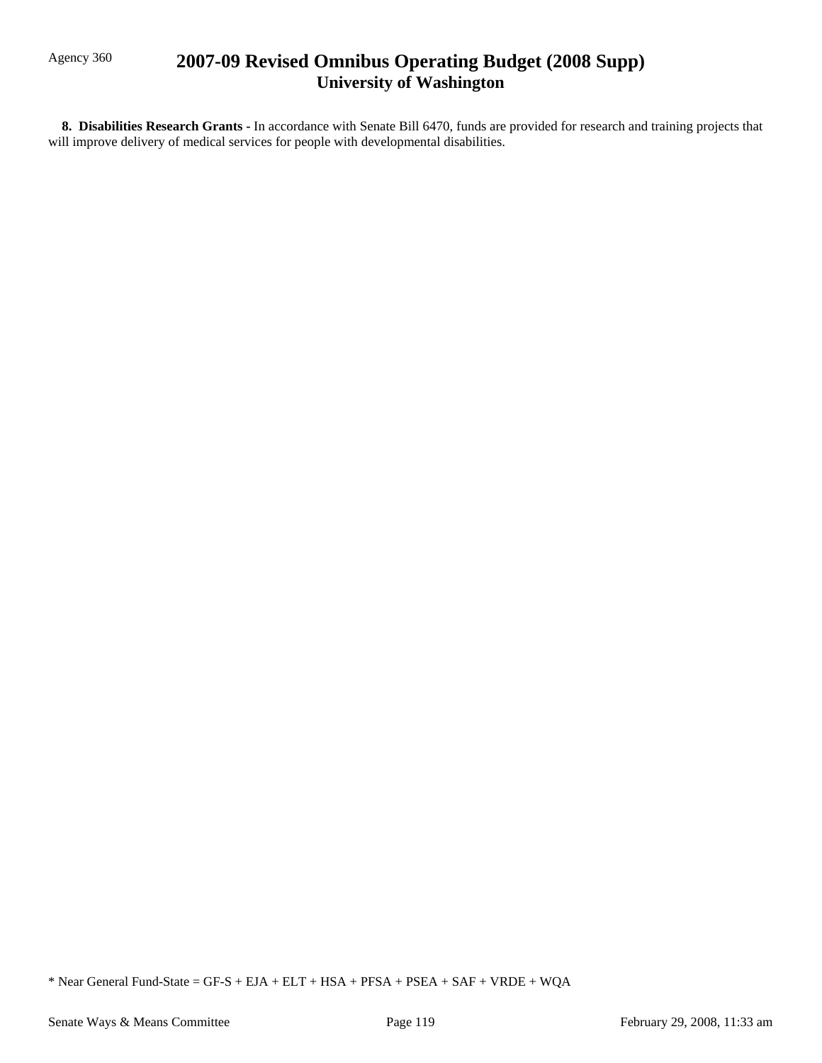**8. Disabilities Research Grants -** In accordance with Senate Bill 6470, funds are provided for research and training projects that will improve delivery of medical services for people with developmental disabilities.

* Near General Fund-State = GF-S + EJA + ELT + HSA + PFSA + PSEA + SAF + VRDE + WQA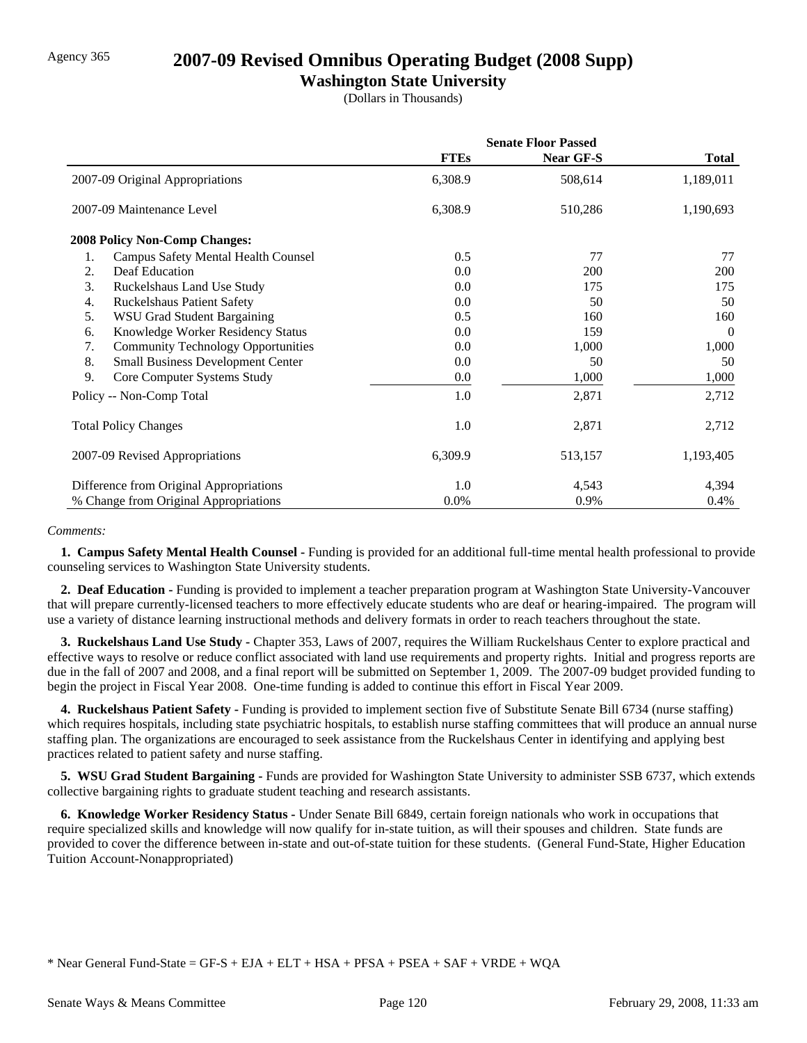Agency 365

# 2007-09 Revised Omnibus Operating Budget (2008 Supp)

## Washington State University

(Dollars in Thousands)

| | Senate Floor Passed | | |
|---|---|---|---|
| | FTEs | Near GF-S | Total |
| 2007-09 Original Appropriations | 6,308.9 | 508,614 | 1,189,011 |
| 2007-09 Maintenance Level | 6,308.9 | 510,286 | 1,190,693 |
| **2008 Policy Non-Comp Changes:** | | | |
| 1. Campus Safety Mental Health Counsel | 0.5 | 77 | 77 |
| 2. Deaf Education | 0.0 | 200 | 200 |
| 3. Ruckelshaus Land Use Study | 0.0 | 175 | 175 |
| 4. Ruckelshaus Patient Safety | 0.0 | 50 | 50 |
| 5. WSU Grad Student Bargaining | 0.5 | 160 | 160 |
| 6. Knowledge Worker Residency Status | 0.0 | 159 | 0 |
| 7. Community Technology Opportunities | 0.0 | 1,000 | 1,000 |
| 8. Small Business Development Center | 0.0 | 50 | 50 |
| 9. Core Computer Systems Study | 0.0 | 1,000 | 1,000 |
| Policy -- Non-Comp Total | 1.0 | 2,871 | 2,712 |
| Total Policy Changes | 1.0 | 2,871 | 2,712 |
| 2007-09 Revised Appropriations | 6,309.9 | 513,157 | 1,193,405 |
| Difference from Original Appropriations | 1.0 | 4,543 | 4,394 |
| % Change from Original Appropriations | 0.0% | 0.9% | 0.4% |

*Comments:*

**1. Campus Safety Mental Health Counsel -** Funding is provided for an additional full-time mental health professional to provide counseling services to Washington State University students.

**2. Deaf Education -** Funding is provided to implement a teacher preparation program at Washington State University-Vancouver that will prepare currently-licensed teachers to more effectively educate students who are deaf or hearing-impaired. The program will use a variety of distance learning instructional methods and delivery formats in order to reach teachers throughout the state.

**3. Ruckelshaus Land Use Study -** Chapter 353, Laws of 2007, requires the William Ruckelshaus Center to explore practical and effective ways to resolve or reduce conflict associated with land use requirements and property rights. Initial and progress reports are due in the fall of 2007 and 2008, and a final report will be submitted on September 1, 2009. The 2007-09 budget provided funding to begin the project in Fiscal Year 2008. One-time funding is added to continue this effort in Fiscal Year 2009.

**4. Ruckelshaus Patient Safety -** Funding is provided to implement section five of Substitute Senate Bill 6734 (nurse staffing) which requires hospitals, including state psychiatric hospitals, to establish nurse staffing committees that will produce an annual nurse staffing plan. The organizations are encouraged to seek assistance from the Ruckelshaus Center in identifying and applying best practices related to patient safety and nurse staffing.

**5. WSU Grad Student Bargaining -** Funds are provided for Washington State University to administer SSB 6737, which extends collective bargaining rights to graduate student teaching and research assistants.

**6. Knowledge Worker Residency Status -** Under Senate Bill 6849, certain foreign nationals who work in occupations that require specialized skills and knowledge will now qualify for in-state tuition, as will their spouses and children. State funds are provided to cover the difference between in-state and out-of-state tuition for these students. (General Fund-State, Higher Education Tuition Account-Nonappropriated)

\* Near General Fund-State = GF-S + EJA + ELT + HSA + PFSA + PSEA + SAF + VRDE + WQA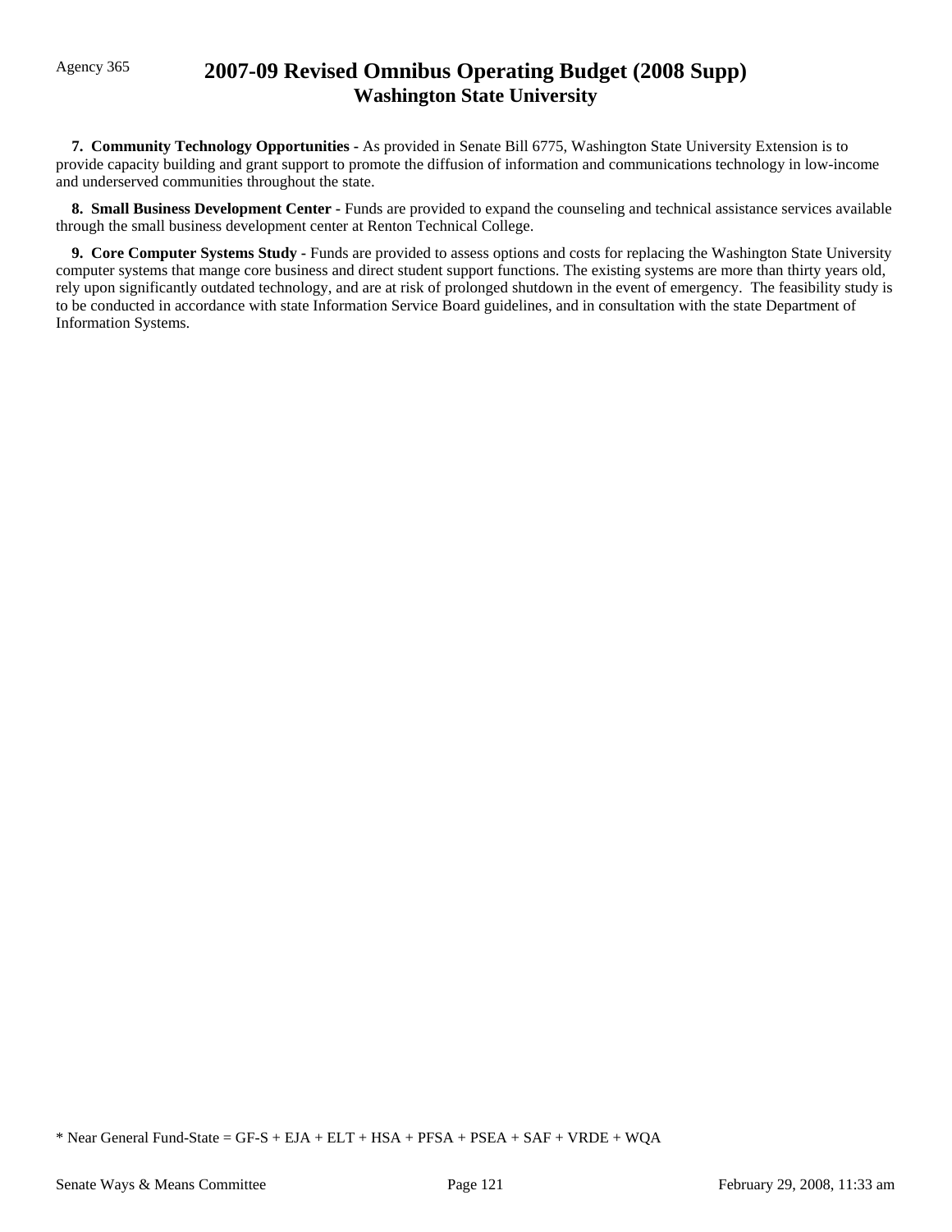**7. Community Technology Opportunities -** As provided in Senate Bill 6775, Washington State University Extension is to provide capacity building and grant support to promote the diffusion of information and communications technology in low-income and underserved communities throughout the state.

**8. Small Business Development Center -** Funds are provided to expand the counseling and technical assistance services available through the small business development center at Renton Technical College.

**9. Core Computer Systems Study -** Funds are provided to assess options and costs for replacing the Washington State University computer systems that mange core business and direct student support functions. The existing systems are more than thirty years old, rely upon significantly outdated technology, and are at risk of prolonged shutdown in the event of emergency. The feasibility study is to be conducted in accordance with state Information Service Board guidelines, and in consultation with the state Department of Information Systems.

* Near General Fund-State = GF-S + EJA + ELT + HSA + PFSA + PSEA + SAF + VRDE + WQA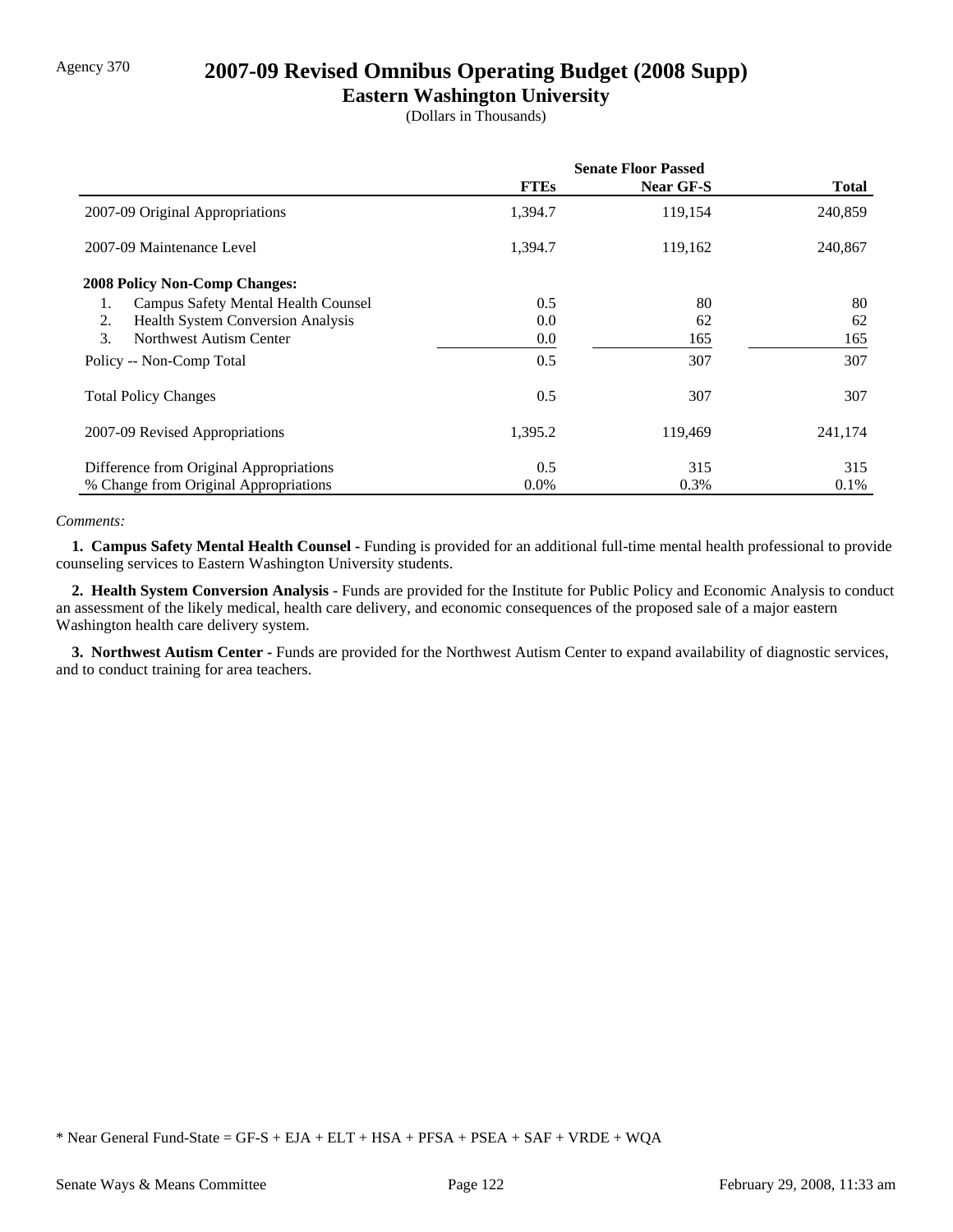Agency 370

# 2007-09 Revised Omnibus Operating Budget (2008 Supp)

## Eastern Washington University

(Dollars in Thousands)

| | Senate Floor Passed | | |
|---|---|---|---|
| | **FTEs** | **Near GF-S** | **Total** |
| 2007-09 Original Appropriations | 1,394.7 | 119,154 | 240,859 |
| 2007-09 Maintenance Level | 1,394.7 | 119,162 | 240,867 |
| **2008 Policy Non-Comp Changes:** | | | |
| 1. Campus Safety Mental Health Counsel | 0.5 | 80 | 80 |
| 2. Health System Conversion Analysis | 0.0 | 62 | 62 |
| 3. Northwest Autism Center | 0.0 | 165 | 165 |
| Policy -- Non-Comp Total | 0.5 | 307 | 307 |
| Total Policy Changes | 0.5 | 307 | 307 |
| 2007-09 Revised Appropriations | 1,395.2 | 119,469 | 241,174 |
| Difference from Original Appropriations | 0.5 | 315 | 315 |
| % Change from Original Appropriations | 0.0% | 0.3% | 0.1% |

*Comments:*

**1. Campus Safety Mental Health Counsel -** Funding is provided for an additional full-time mental health professional to provide counseling services to Eastern Washington University students.

**2. Health System Conversion Analysis -** Funds are provided for the Institute for Public Policy and Economic Analysis to conduct an assessment of the likely medical, health care delivery, and economic consequences of the proposed sale of a major eastern Washington health care delivery system.

**3. Northwest Autism Center -** Funds are provided for the Northwest Autism Center to expand availability of diagnostic services, and to conduct training for area teachers.

\* Near General Fund-State = GF-S + EJA + ELT + HSA + PFSA + PSEA + SAF + VRDE + WQA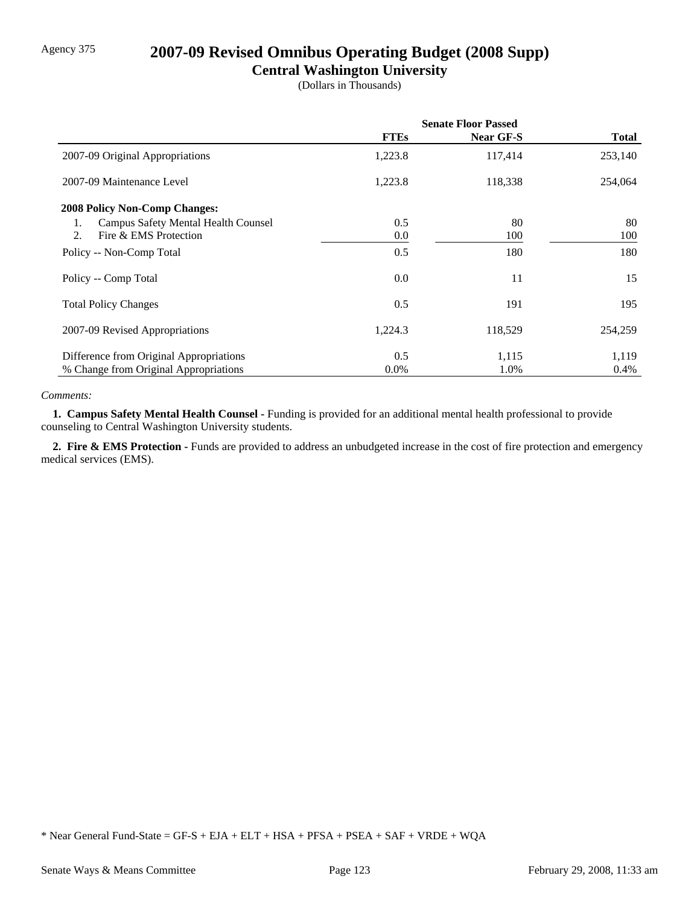Agency 375

# 2007-09 Revised Omnibus Operating Budget (2008 Supp)

## Central Washington University

(Dollars in Thousands)

| | Senate Floor Passed | | |
|---|---|---|---|
| | **FTEs** | **Near GF-S** | **Total** |
| 2007-09 Original Appropriations | 1,223.8 | 117,414 | 253,140 |
| 2007-09 Maintenance Level | 1,223.8 | 118,338 | 254,064 |
| **2008 Policy Non-Comp Changes:** | | | |
| 1. Campus Safety Mental Health Counsel | 0.5 | 80 | 80 |
| 2. Fire & EMS Protection | 0.0 | 100 | 100 |
| Policy -- Non-Comp Total | 0.5 | 180 | 180 |
| Policy -- Comp Total | 0.0 | 11 | 15 |
| Total Policy Changes | 0.5 | 191 | 195 |
| 2007-09 Revised Appropriations | 1,224.3 | 118,529 | 254,259 |
| Difference from Original Appropriations | 0.5 | 1,115 | 1,119 |
| % Change from Original Appropriations | 0.0% | 1.0% | 0.4% |

*Comments:*

**1. Campus Safety Mental Health Counsel -** Funding is provided for an additional mental health professional to provide counseling to Central Washington University students.

**2. Fire & EMS Protection -** Funds are provided to address an unbudgeted increase in the cost of fire protection and emergency medical services (EMS).

* Near General Fund-State = GF-S + EJA + ELT + HSA + PFSA + PSEA + SAF + VRDE + WQA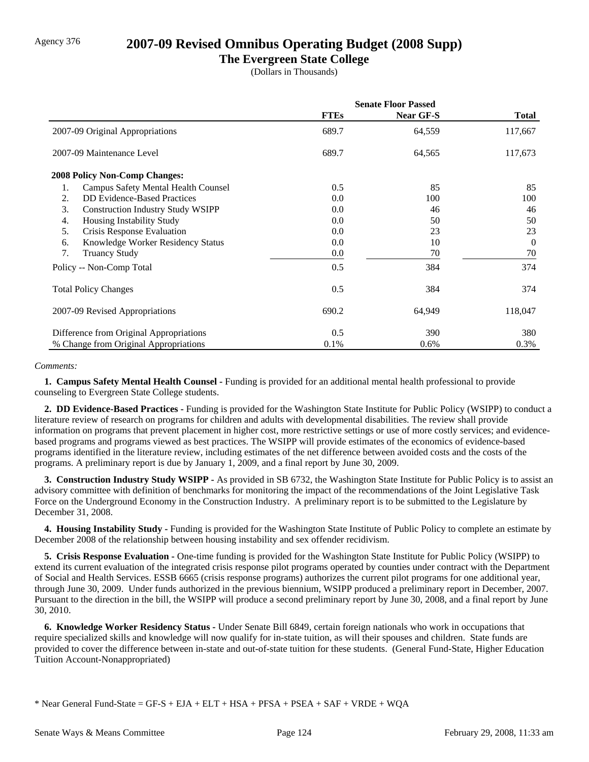Agency 376

# 2007-09 Revised Omnibus Operating Budget (2008 Supp)

## The Evergreen State College

(Dollars in Thousands)

| | Senate Floor Passed | | |
|---|---|---|---|
| | FTEs | Near GF-S | Total |
| 2007-09 Original Appropriations | 689.7 | 64,559 | 117,667 |
| 2007-09 Maintenance Level | 689.7 | 64,565 | 117,673 |
| **2008 Policy Non-Comp Changes:** | | | |
| 1. Campus Safety Mental Health Counsel | 0.5 | 85 | 85 |
| 2. DD Evidence-Based Practices | 0.0 | 100 | 100 |
| 3. Construction Industry Study WSIPP | 0.0 | 46 | 46 |
| 4. Housing Instability Study | 0.0 | 50 | 50 |
| 5. Crisis Response Evaluation | 0.0 | 23 | 23 |
| 6. Knowledge Worker Residency Status | 0.0 | 10 | 0 |
| 7. Truancy Study | 0.0 | 70 | 70 |
| Policy -- Non-Comp Total | 0.5 | 384 | 374 |
| Total Policy Changes | 0.5 | 384 | 374 |
| 2007-09 Revised Appropriations | 690.2 | 64,949 | 118,047 |
| Difference from Original Appropriations | 0.5 | 390 | 380 |
| % Change from Original Appropriations | 0.1% | 0.6% | 0.3% |

*Comments:*

**1. Campus Safety Mental Health Counsel -** Funding is provided for an additional mental health professional to provide counseling to Evergreen State College students.

**2. DD Evidence-Based Practices -** Funding is provided for the Washington State Institute for Public Policy (WSIPP) to conduct a literature review of research on programs for children and adults with developmental disabilities. The review shall provide information on programs that prevent placement in higher cost, more restrictive settings or use of more costly services; and evidence-based programs and programs viewed as best practices. The WSIPP will provide estimates of the economics of evidence-based programs identified in the literature review, including estimates of the net difference between avoided costs and the costs of the programs. A preliminary report is due by January 1, 2009, and a final report by June 30, 2009.

**3. Construction Industry Study WSIPP -** As provided in SB 6732, the Washington State Institute for Public Policy is to assist an advisory committee with definition of benchmarks for monitoring the impact of the recommendations of the Joint Legislative Task Force on the Underground Economy in the Construction Industry. A preliminary report is to be submitted to the Legislature by December 31, 2008.

**4. Housing Instability Study -** Funding is provided for the Washington State Institute of Public Policy to complete an estimate by December 2008 of the relationship between housing instability and sex offender recidivism.

**5. Crisis Response Evaluation -** One-time funding is provided for the Washington State Institute for Public Policy (WSIPP) to extend its current evaluation of the integrated crisis response pilot programs operated by counties under contract with the Department of Social and Health Services. ESSB 6665 (crisis response programs) authorizes the current pilot programs for one additional year, through June 30, 2009. Under funds authorized in the previous biennium, WSIPP produced a preliminary report in December, 2007. Pursuant to the direction in the bill, the WSIPP will produce a second preliminary report by June 30, 2008, and a final report by June 30, 2010.

**6. Knowledge Worker Residency Status -** Under Senate Bill 6849, certain foreign nationals who work in occupations that require specialized skills and knowledge will now qualify for in-state tuition, as will their spouses and children. State funds are provided to cover the difference between in-state and out-of-state tuition for these students. (General Fund-State, Higher Education Tuition Account-Nonappropriated)

\* Near General Fund-State = GF-S + EJA + ELT + HSA + PFSA + PSEA + SAF + VRDE + WQA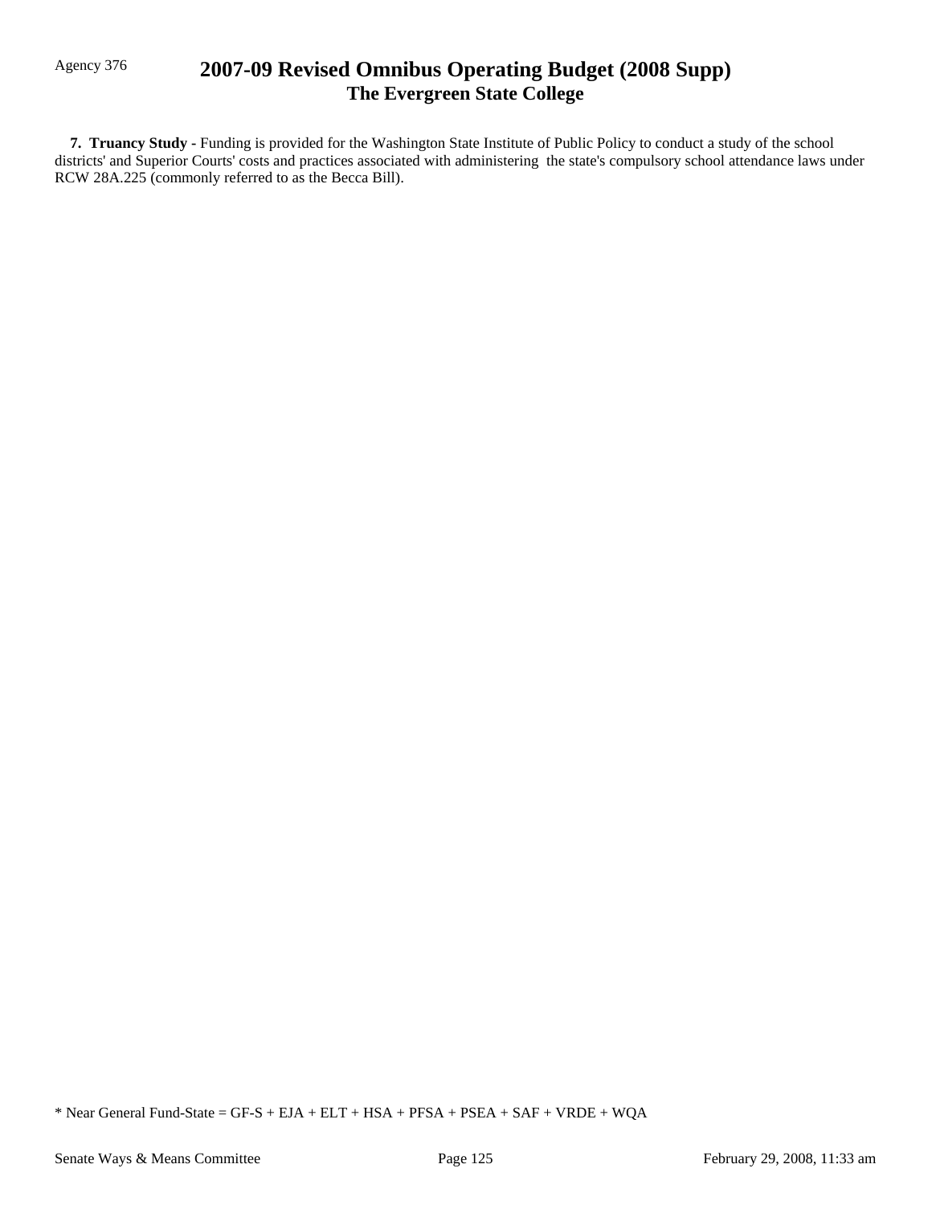**7. Truancy Study -** Funding is provided for the Washington State Institute of Public Policy to conduct a study of the school districts' and Superior Courts' costs and practices associated with administering the state's compulsory school attendance laws under RCW 28A.225 (commonly referred to as the Becca Bill).

* Near General Fund-State = GF-S + EJA + ELT + HSA + PFSA + PSEA + SAF + VRDE + WQA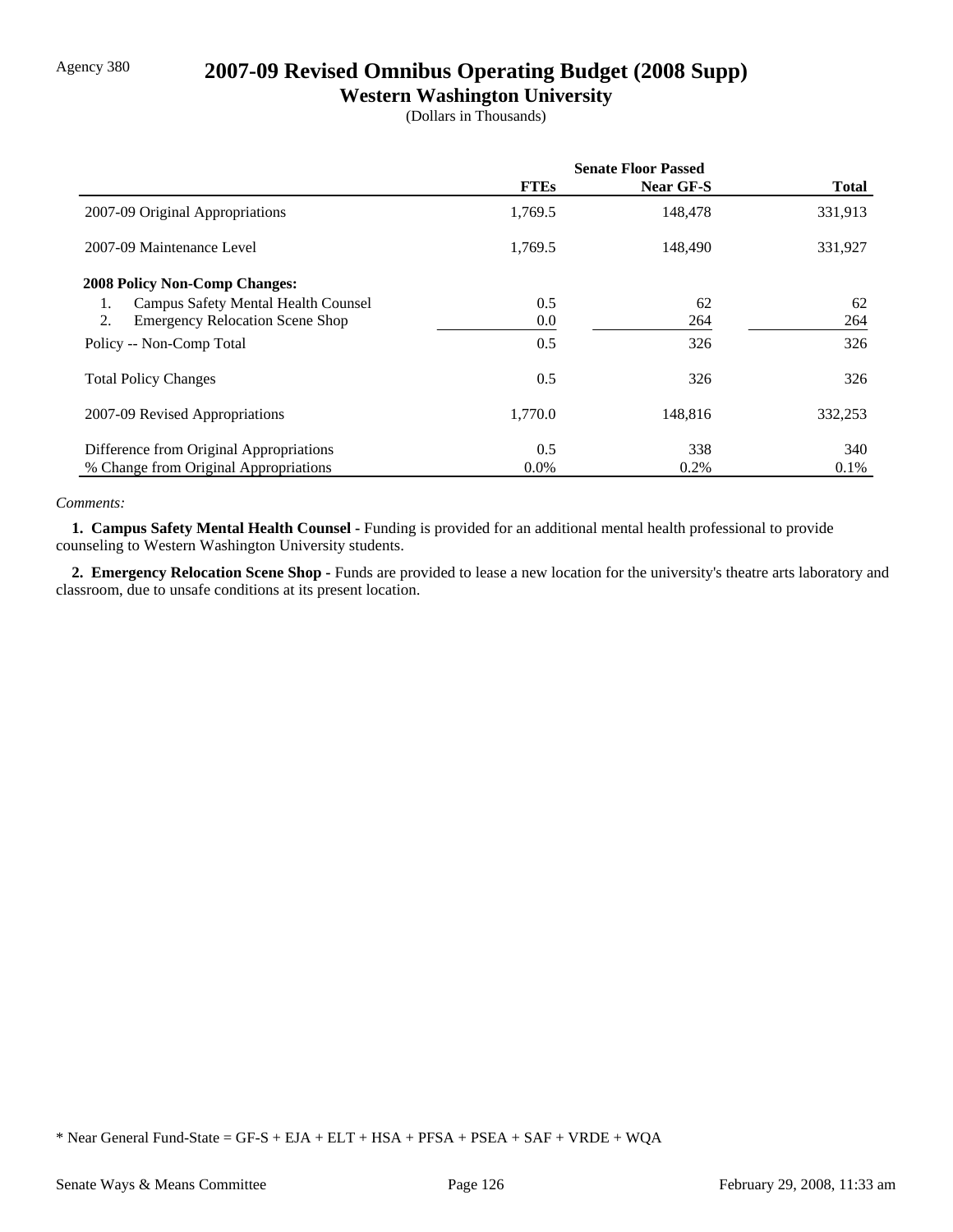Agency 380

# 2007-09 Revised Omnibus Operating Budget (2008 Supp)

## Western Washington University

(Dollars in Thousands)

| | Senate Floor Passed | | |
|---|---|---|---|
| | **FTEs** | **Near GF-S** | **Total** |
| 2007-09 Original Appropriations | 1,769.5 | 148,478 | 331,913 |
| 2007-09 Maintenance Level | 1,769.5 | 148,490 | 331,927 |
| **2008 Policy Non-Comp Changes:** | | | |
| 1. Campus Safety Mental Health Counsel | 0.5 | 62 | 62 |
| 2. Emergency Relocation Scene Shop | 0.0 | 264 | 264 |
| Policy -- Non-Comp Total | 0.5 | 326 | 326 |
| Total Policy Changes | 0.5 | 326 | 326 |
| 2007-09 Revised Appropriations | 1,770.0 | 148,816 | 332,253 |
| Difference from Original Appropriations | 0.5 | 338 | 340 |
| % Change from Original Appropriations | 0.0% | 0.2% | 0.1% |

*Comments:*

**1. Campus Safety Mental Health Counsel -** Funding is provided for an additional mental health professional to provide counseling to Western Washington University students.

**2. Emergency Relocation Scene Shop -** Funds are provided to lease a new location for the university's theatre arts laboratory and classroom, due to unsafe conditions at its present location.

* Near General Fund-State = GF-S + EJA + ELT + HSA + PFSA + PSEA + SAF + VRDE + WQA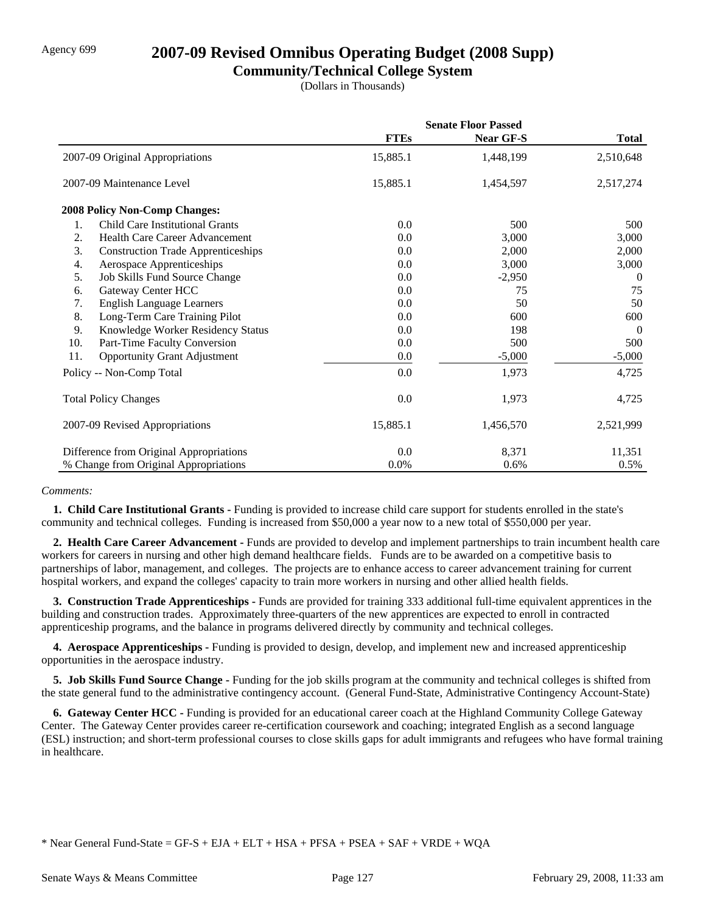Agency 699

# 2007-09 Revised Omnibus Operating Budget (2008 Supp)

## Community/Technical College System

(Dollars in Thousands)

| | Senate Floor Passed | | |
|---|---|---|---|
| | **FTEs** | **Near GF-S** | **Total** |
| 2007-09 Original Appropriations | 15,885.1 | 1,448,199 | 2,510,648 |
| 2007-09 Maintenance Level | 15,885.1 | 1,454,597 | 2,517,274 |
| **2008 Policy Non-Comp Changes:** | | | |
| 1. Child Care Institutional Grants | 0.0 | 500 | 500 |
| 2. Health Care Career Advancement | 0.0 | 3,000 | 3,000 |
| 3. Construction Trade Apprenticeships | 0.0 | 2,000 | 2,000 |
| 4. Aerospace Apprenticeships | 0.0 | 3,000 | 3,000 |
| 5. Job Skills Fund Source Change | 0.0 | -2,950 | 0 |
| 6. Gateway Center HCC | 0.0 | 75 | 75 |
| 7. English Language Learners | 0.0 | 50 | 50 |
| 8. Long-Term Care Training Pilot | 0.0 | 600 | 600 |
| 9. Knowledge Worker Residency Status | 0.0 | 198 | 0 |
| 10. Part-Time Faculty Conversion | 0.0 | 500 | 500 |
| 11. Opportunity Grant Adjustment | 0.0 | -5,000 | -5,000 |
| Policy -- Non-Comp Total | 0.0 | 1,973 | 4,725 |
| Total Policy Changes | 0.0 | 1,973 | 4,725 |
| 2007-09 Revised Appropriations | 15,885.1 | 1,456,570 | 2,521,999 |
| Difference from Original Appropriations | 0.0 | 8,371 | 11,351 |
| % Change from Original Appropriations | 0.0% | 0.6% | 0.5% |

*Comments:*

**1. Child Care Institutional Grants -** Funding is provided to increase child care support for students enrolled in the state's community and technical colleges. Funding is increased from $50,000 a year now to a new total of $550,000 per year.

**2. Health Care Career Advancement -** Funds are provided to develop and implement partnerships to train incumbent health care workers for careers in nursing and other high demand healthcare fields. Funds are to be awarded on a competitive basis to partnerships of labor, management, and colleges. The projects are to enhance access to career advancement training for current hospital workers, and expand the colleges' capacity to train more workers in nursing and other allied health fields.

**3. Construction Trade Apprenticeships -** Funds are provided for training 333 additional full-time equivalent apprentices in the building and construction trades. Approximately three-quarters of the new apprentices are expected to enroll in contracted apprenticeship programs, and the balance in programs delivered directly by community and technical colleges.

**4. Aerospace Apprenticeships -** Funding is provided to design, develop, and implement new and increased apprenticeship opportunities in the aerospace industry.

**5. Job Skills Fund Source Change -** Funding for the job skills program at the community and technical colleges is shifted from the state general fund to the administrative contingency account. (General Fund-State, Administrative Contingency Account-State)

**6. Gateway Center HCC -** Funding is provided for an educational career coach at the Highland Community College Gateway Center. The Gateway Center provides career re-certification coursework and coaching; integrated English as a second language (ESL) instruction; and short-term professional courses to close skills gaps for adult immigrants and refugees who have formal training in healthcare.

\* Near General Fund-State = GF-S + EJA + ELT + HSA + PFSA + PSEA + SAF + VRDE + WQA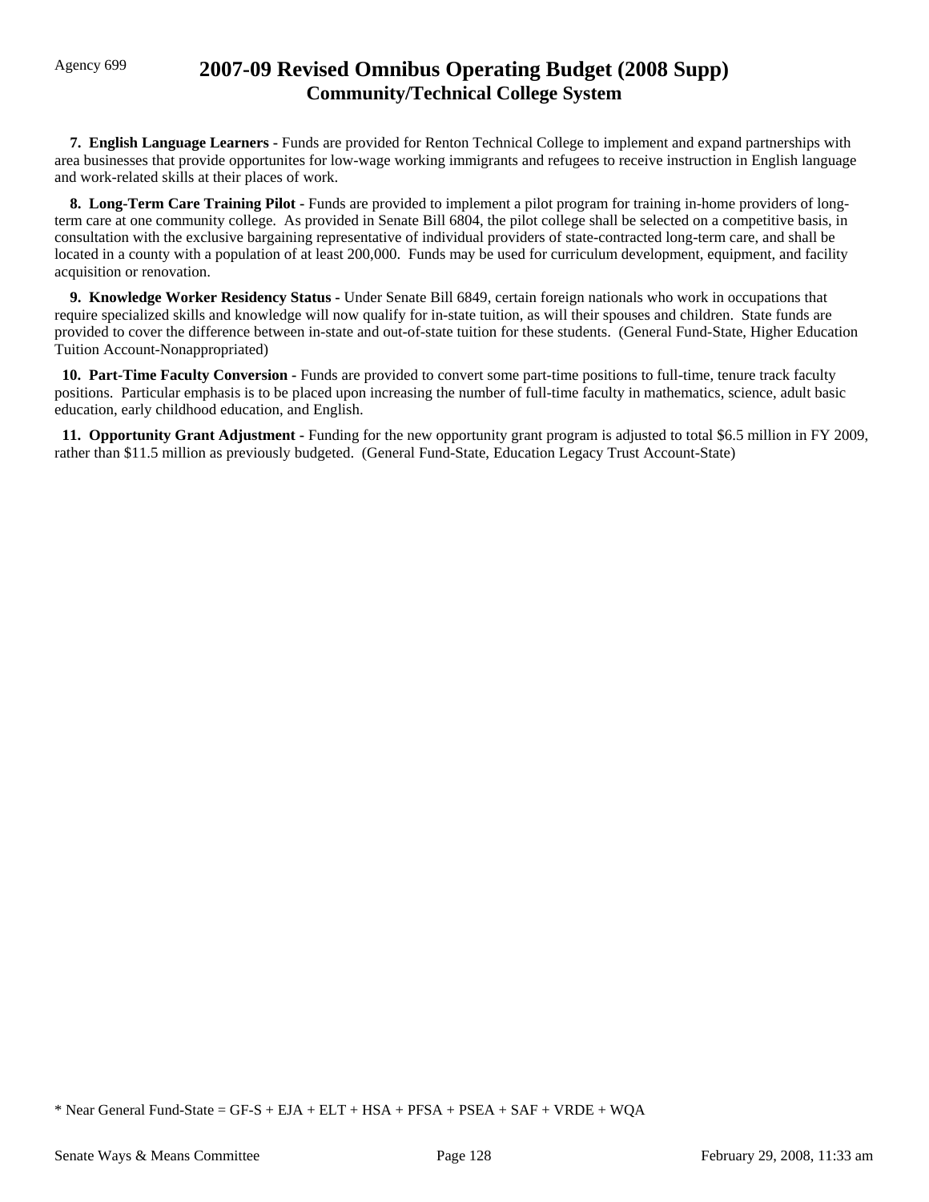Agency 699

# 2007-09 Revised Omnibus Operating Budget (2008 Supp)
## Community/Technical College System

**7. English Language Learners -** Funds are provided for Renton Technical College to implement and expand partnerships with area businesses that provide opportunites for low-wage working immigrants and refugees to receive instruction in English language and work-related skills at their places of work.

**8. Long-Term Care Training Pilot -** Funds are provided to implement a pilot program for training in-home providers of long-term care at one community college. As provided in Senate Bill 6804, the pilot college shall be selected on a competitive basis, in consultation with the exclusive bargaining representative of individual providers of state-contracted long-term care, and shall be located in a county with a population of at least 200,000. Funds may be used for curriculum development, equipment, and facility acquisition or renovation.

**9. Knowledge Worker Residency Status -** Under Senate Bill 6849, certain foreign nationals who work in occupations that require specialized skills and knowledge will now qualify for in-state tuition, as will their spouses and children. State funds are provided to cover the difference between in-state and out-of-state tuition for these students. (General Fund-State, Higher Education Tuition Account-Nonappropriated)

**10. Part-Time Faculty Conversion -** Funds are provided to convert some part-time positions to full-time, tenure track faculty positions. Particular emphasis is to be placed upon increasing the number of full-time faculty in mathematics, science, adult basic education, early childhood education, and English.

**11. Opportunity Grant Adjustment -** Funding for the new opportunity grant program is adjusted to total $6.5 million in FY 2009, rather than $11.5 million as previously budgeted. (General Fund-State, Education Legacy Trust Account-State)

* Near General Fund-State = GF-S + EJA + ELT + HSA + PFSA + PSEA + SAF + VRDE + WQA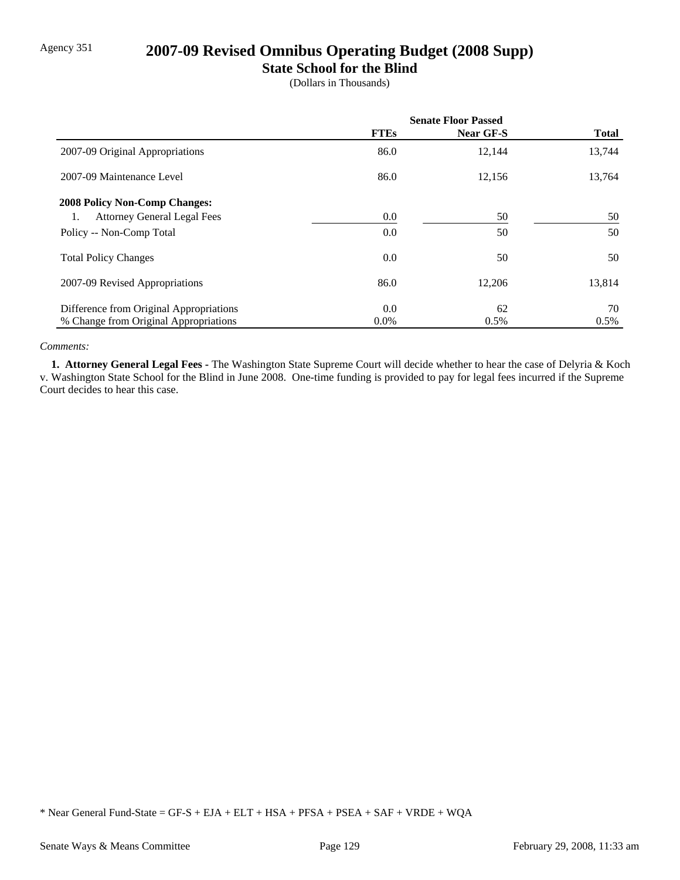Agency 351

# 2007-09 Revised Omnibus Operating Budget (2008 Supp)

## State School for the Blind

(Dollars in Thousands)

| | Senate Floor Passed | | |
|---|---|---|---|
| | **FTEs** | **Near GF-S** | **Total** |
| 2007-09 Original Appropriations | 86.0 | 12,144 | 13,744 |
| 2007-09 Maintenance Level | 86.0 | 12,156 | 13,764 |
| **2008 Policy Non-Comp Changes:** | | | |
| 1. Attorney General Legal Fees | 0.0 | 50 | 50 |
| Policy -- Non-Comp Total | 0.0 | 50 | 50 |
| Total Policy Changes | 0.0 | 50 | 50 |
| 2007-09 Revised Appropriations | 86.0 | 12,206 | 13,814 |
| Difference from Original Appropriations | 0.0 | 62 | 70 |
| % Change from Original Appropriations | 0.0% | 0.5% | 0.5% |

*Comments:*

**1. Attorney General Legal Fees -** The Washington State Supreme Court will decide whether to hear the case of Delyria & Koch v. Washington State School for the Blind in June 2008. One-time funding is provided to pay for legal fees incurred if the Supreme Court decides to hear this case.

* Near General Fund-State = GF-S + EJA + ELT + HSA + PFSA + PSEA + SAF + VRDE + WQA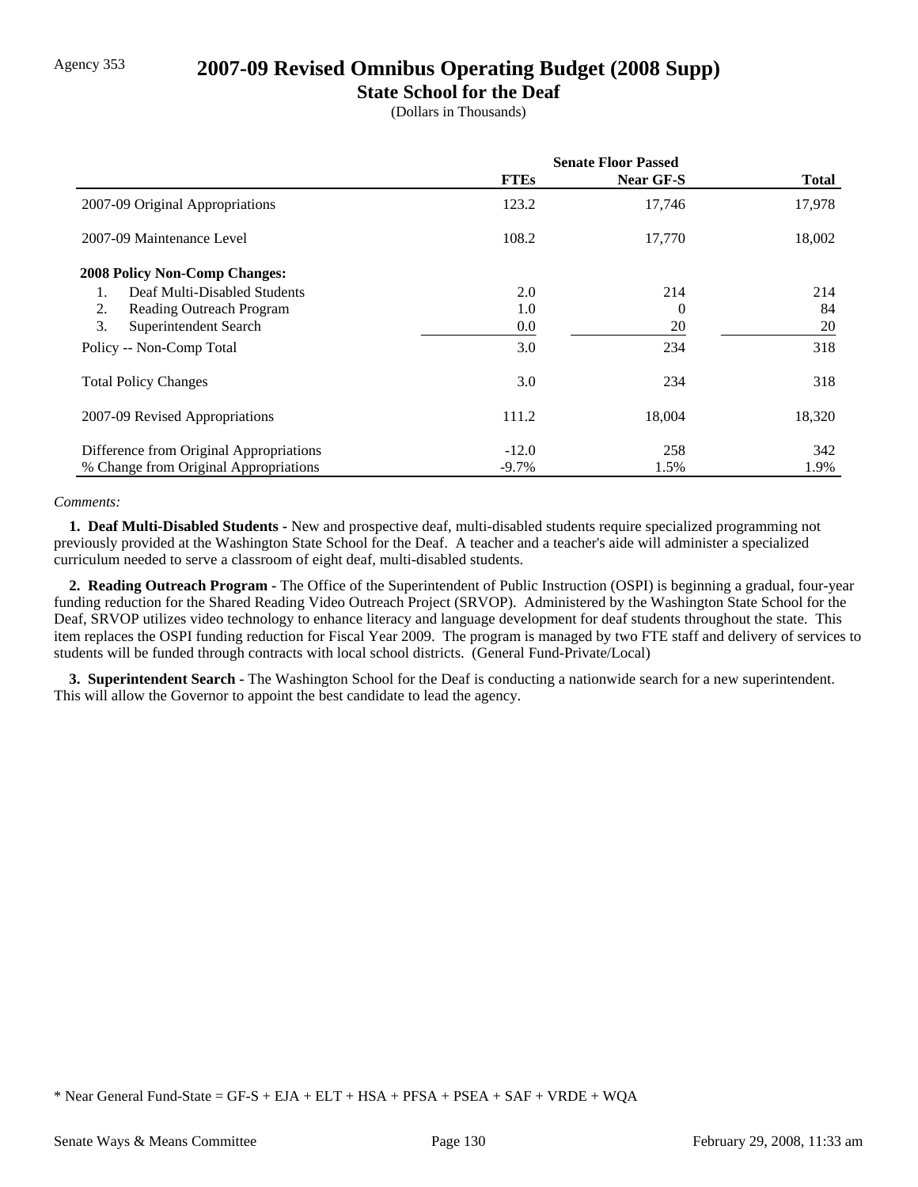Agency 353

# 2007-09 Revised Omnibus Operating Budget (2008 Supp)

## State School for the Deaf

(Dollars in Thousands)

| | Senate Floor Passed | | |
|---|---|---|---|
| | **FTEs** | **Near GF-S** | **Total** |
| 2007-09 Original Appropriations | 123.2 | 17,746 | 17,978 |
| 2007-09 Maintenance Level | 108.2 | 17,770 | 18,002 |
| **2008 Policy Non-Comp Changes:** | | | |
| 1. Deaf Multi-Disabled Students | 2.0 | 214 | 214 |
| 2. Reading Outreach Program | 1.0 | 0 | 84 |
| 3. Superintendent Search | 0.0 | 20 | 20 |
| Policy -- Non-Comp Total | 3.0 | 234 | 318 |
| Total Policy Changes | 3.0 | 234 | 318 |
| 2007-09 Revised Appropriations | 111.2 | 18,004 | 18,320 |
| Difference from Original Appropriations | -12.0 | 258 | 342 |
| % Change from Original Appropriations | -9.7% | 1.5% | 1.9% |

*Comments:*

**1. Deaf Multi-Disabled Students -** New and prospective deaf, multi-disabled students require specialized programming not previously provided at the Washington State School for the Deaf. A teacher and a teacher's aide will administer a specialized curriculum needed to serve a classroom of eight deaf, multi-disabled students.

**2. Reading Outreach Program -** The Office of the Superintendent of Public Instruction (OSPI) is beginning a gradual, four-year funding reduction for the Shared Reading Video Outreach Project (SRVOP). Administered by the Washington State School for the Deaf, SRVOP utilizes video technology to enhance literacy and language development for deaf students throughout the state. This item replaces the OSPI funding reduction for Fiscal Year 2009. The program is managed by two FTE staff and delivery of services to students will be funded through contracts with local school districts. (General Fund-Private/Local)

**3. Superintendent Search -** The Washington School for the Deaf is conducting a nationwide search for a new superintendent. This will allow the Governor to appoint the best candidate to lead the agency.

* Near General Fund-State = GF-S + EJA + ELT + HSA + PFSA + PSEA + SAF + VRDE + WQA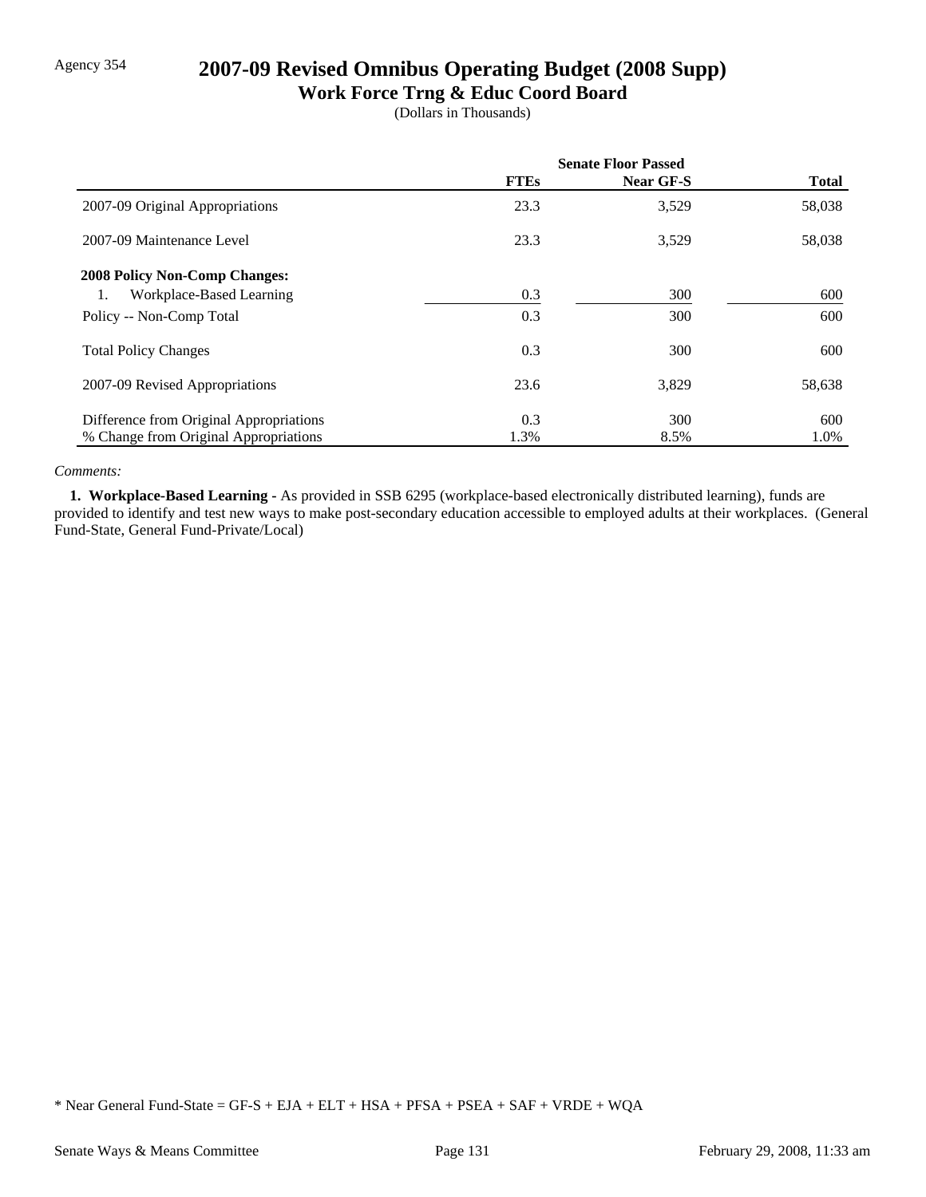Agency 354

# 2007-09 Revised Omnibus Operating Budget (2008 Supp)

## Work Force Trng & Educ Coord Board

(Dollars in Thousands)

| | Senate Floor Passed | | |
|---|---|---|---|
| | FTEs | Near GF-S | Total |
| 2007-09 Original Appropriations | 23.3 | 3,529 | 58,038 |
| 2007-09 Maintenance Level | 23.3 | 3,529 | 58,038 |
| **2008 Policy Non-Comp Changes:** | | | |
| 1. Workplace-Based Learning | 0.3 | 300 | 600 |
| Policy -- Non-Comp Total | 0.3 | 300 | 600 |
| Total Policy Changes | 0.3 | 300 | 600 |
| 2007-09 Revised Appropriations | 23.6 | 3,829 | 58,638 |
| Difference from Original Appropriations | 0.3 | 300 | 600 |
| % Change from Original Appropriations | 1.3% | 8.5% | 1.0% |

*Comments:*

**1. Workplace-Based Learning -** As provided in SSB 6295 (workplace-based electronically distributed learning), funds are provided to identify and test new ways to make post-secondary education accessible to employed adults at their workplaces. (General Fund-State, General Fund-Private/Local)

* Near General Fund-State = GF-S + EJA + ELT + HSA + PFSA + PSEA + SAF + VRDE + WQA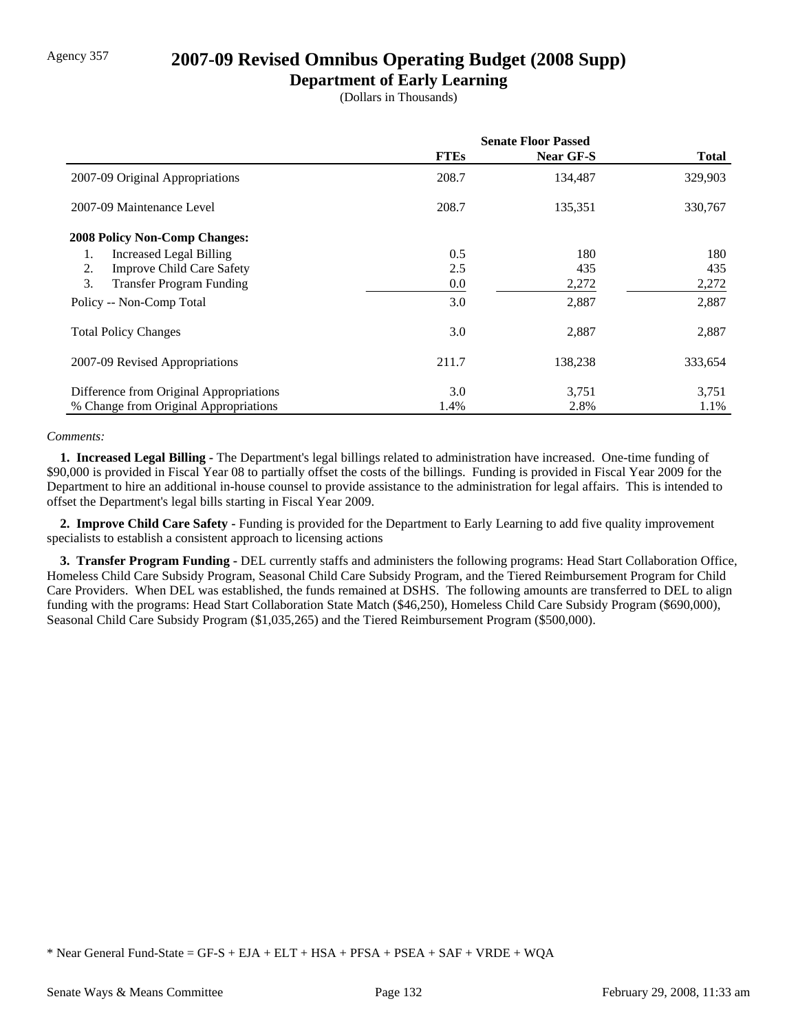Agency 357

# 2007-09 Revised Omnibus Operating Budget (2008 Supp)

## Department of Early Learning

(Dollars in Thousands)

| | Senate Floor Passed | | |
|---|---|---|---|
| | **FTEs** | **Near GF-S** | **Total** |
| 2007-09 Original Appropriations | 208.7 | 134,487 | 329,903 |
| 2007-09 Maintenance Level | 208.7 | 135,351 | 330,767 |
| **2008 Policy Non-Comp Changes:** | | | |
| 1. Increased Legal Billing | 0.5 | 180 | 180 |
| 2. Improve Child Care Safety | 2.5 | 435 | 435 |
| 3. Transfer Program Funding | 0.0 | 2,272 | 2,272 |
| Policy -- Non-Comp Total | 3.0 | 2,887 | 2,887 |
| Total Policy Changes | 3.0 | 2,887 | 2,887 |
| 2007-09 Revised Appropriations | 211.7 | 138,238 | 333,654 |
| Difference from Original Appropriations | 3.0 | 3,751 | 3,751 |
| % Change from Original Appropriations | 1.4% | 2.8% | 1.1% |

*Comments:*

**1. Increased Legal Billing -** The Department's legal billings related to administration have increased. One-time funding of $90,000 is provided in Fiscal Year 08 to partially offset the costs of the billings. Funding is provided in Fiscal Year 2009 for the Department to hire an additional in-house counsel to provide assistance to the administration for legal affairs. This is intended to offset the Department's legal bills starting in Fiscal Year 2009.

**2. Improve Child Care Safety -** Funding is provided for the Department to Early Learning to add five quality improvement specialists to establish a consistent approach to licensing actions

**3. Transfer Program Funding -** DEL currently staffs and administers the following programs: Head Start Collaboration Office, Homeless Child Care Subsidy Program, Seasonal Child Care Subsidy Program, and the Tiered Reimbursement Program for Child Care Providers. When DEL was established, the funds remained at DSHS. The following amounts are transferred to DEL to align funding with the programs: Head Start Collaboration State Match ($46,250), Homeless Child Care Subsidy Program ($690,000), Seasonal Child Care Subsidy Program ($1,035,265) and the Tiered Reimbursement Program ($500,000).

* Near General Fund-State = GF-S + EJA + ELT + HSA + PFSA + PSEA + SAF + VRDE + WQA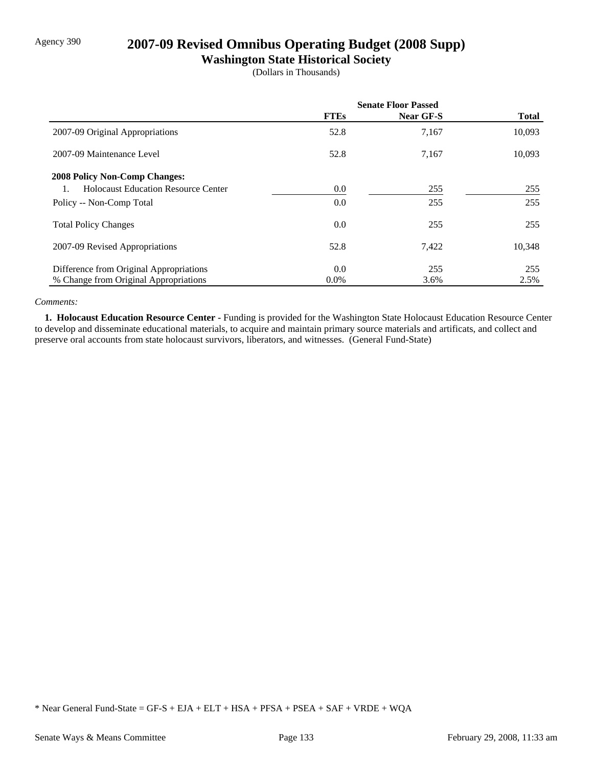Agency 390

# 2007-09 Revised Omnibus Operating Budget (2008 Supp)

## Washington State Historical Society

(Dollars in Thousands)

| | Senate Floor Passed | | |
|---|---|---|---|
| | **FTEs** | **Near GF-S** | **Total** |
| 2007-09 Original Appropriations | 52.8 | 7,167 | 10,093 |
| 2007-09 Maintenance Level | 52.8 | 7,167 | 10,093 |
| **2008 Policy Non-Comp Changes:** | | | |
| 1. Holocaust Education Resource Center | 0.0 | 255 | 255 |
| Policy -- Non-Comp Total | 0.0 | 255 | 255 |
| Total Policy Changes | 0.0 | 255 | 255 |
| 2007-09 Revised Appropriations | 52.8 | 7,422 | 10,348 |
| Difference from Original Appropriations | 0.0 | 255 | 255 |
| % Change from Original Appropriations | 0.0% | 3.6% | 2.5% |

*Comments:*

**1. Holocaust Education Resource Center -** Funding is provided for the Washington State Holocaust Education Resource Center to develop and disseminate educational materials, to acquire and maintain primary source materials and artificats, and collect and preserve oral accounts from state holocaust survivors, liberators, and witnesses. (General Fund-State)

\* Near General Fund-State = GF-S + EJA + ELT + HSA + PFSA + PSEA + SAF + VRDE + WQA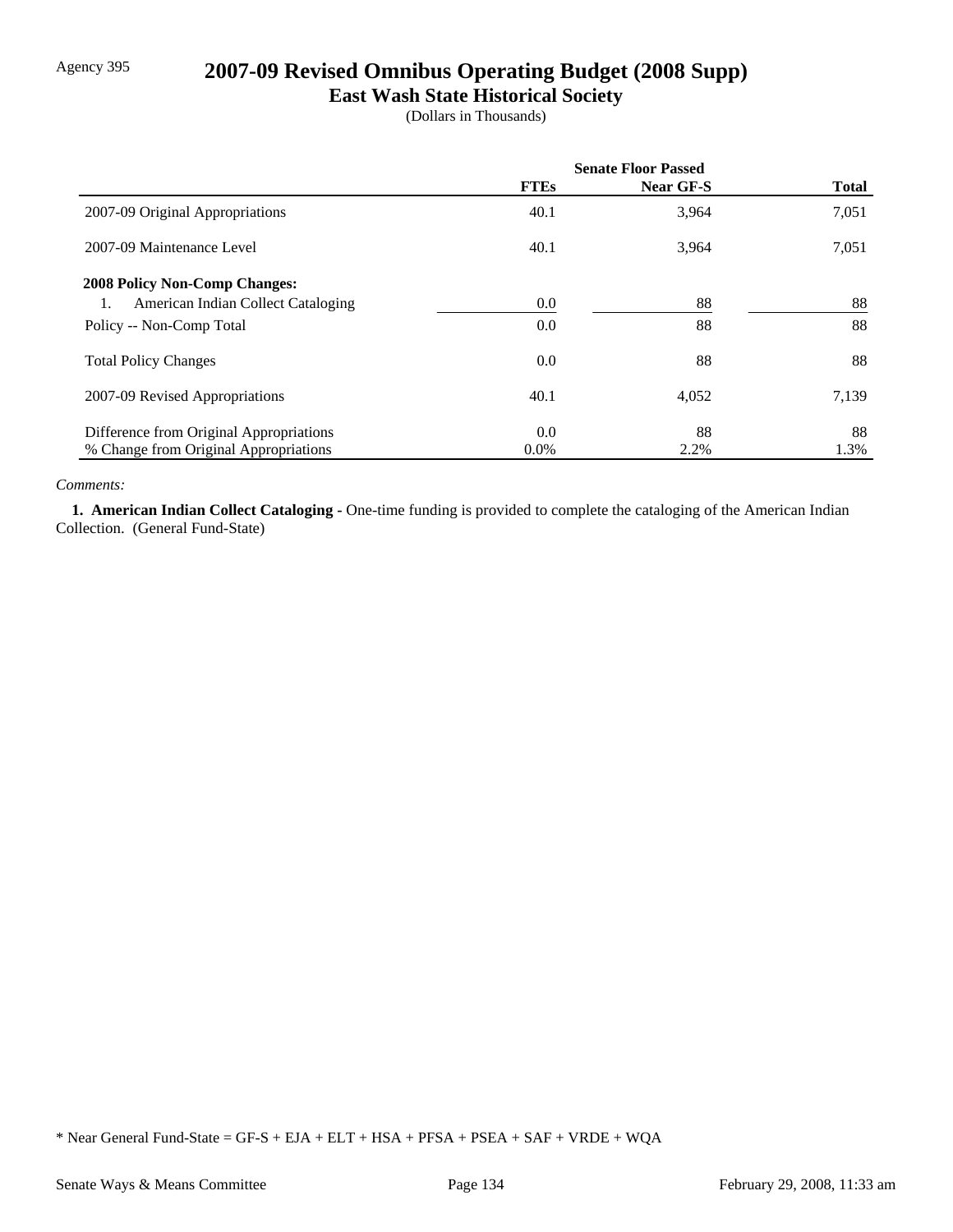Agency 395

# 2007-09 Revised Omnibus Operating Budget (2008 Supp)

## East Wash State Historical Society

(Dollars in Thousands)

| | Senate Floor Passed | | |
|---|---|---|---|
| | FTEs | Near GF-S | Total |
| 2007-09 Original Appropriations | 40.1 | 3,964 | 7,051 |
| 2007-09 Maintenance Level | 40.1 | 3,964 | 7,051 |
| **2008 Policy Non-Comp Changes:** | | | |
| 1. American Indian Collect Cataloging | 0.0 | 88 | 88 |
| Policy -- Non-Comp Total | 0.0 | 88 | 88 |
| Total Policy Changes | 0.0 | 88 | 88 |
| 2007-09 Revised Appropriations | 40.1 | 4,052 | 7,139 |
| Difference from Original Appropriations | 0.0 | 88 | 88 |
| % Change from Original Appropriations | 0.0% | 2.2% | 1.3% |

*Comments:*

**1. American Indian Collect Cataloging -** One-time funding is provided to complete the cataloging of the American Indian Collection. (General Fund-State)

\* Near General Fund-State = GF-S + EJA + ELT + HSA + PFSA + PSEA + SAF + VRDE + WQA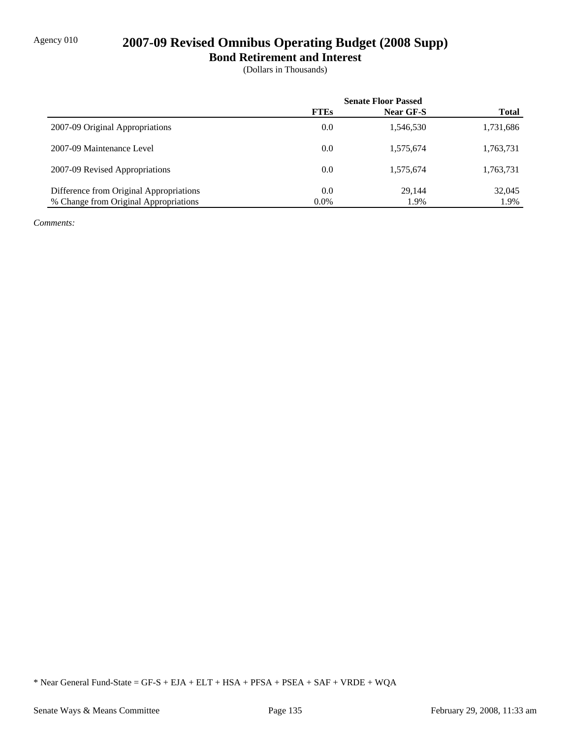Agency 010

# 2007-09 Revised Omnibus Operating Budget (2008 Supp)

## Bond Retirement and Interest

(Dollars in Thousands)

| | Senate Floor Passed | | |
|---|---|---|---|
| | **FTEs** | **Near GF-S** | **Total** |
| 2007-09 Original Appropriations | 0.0 | 1,546,530 | 1,731,686 |
| 2007-09 Maintenance Level | 0.0 | 1,575,674 | 1,763,731 |
| 2007-09 Revised Appropriations | 0.0 | 1,575,674 | 1,763,731 |
| Difference from Original Appropriations | 0.0 | 29,144 | 32,045 |
| % Change from Original Appropriations | 0.0% | 1.9% | 1.9% |

*Comments:*

* Near General Fund-State = GF-S + EJA + ELT + HSA + PFSA + PSEA + SAF + VRDE + WQA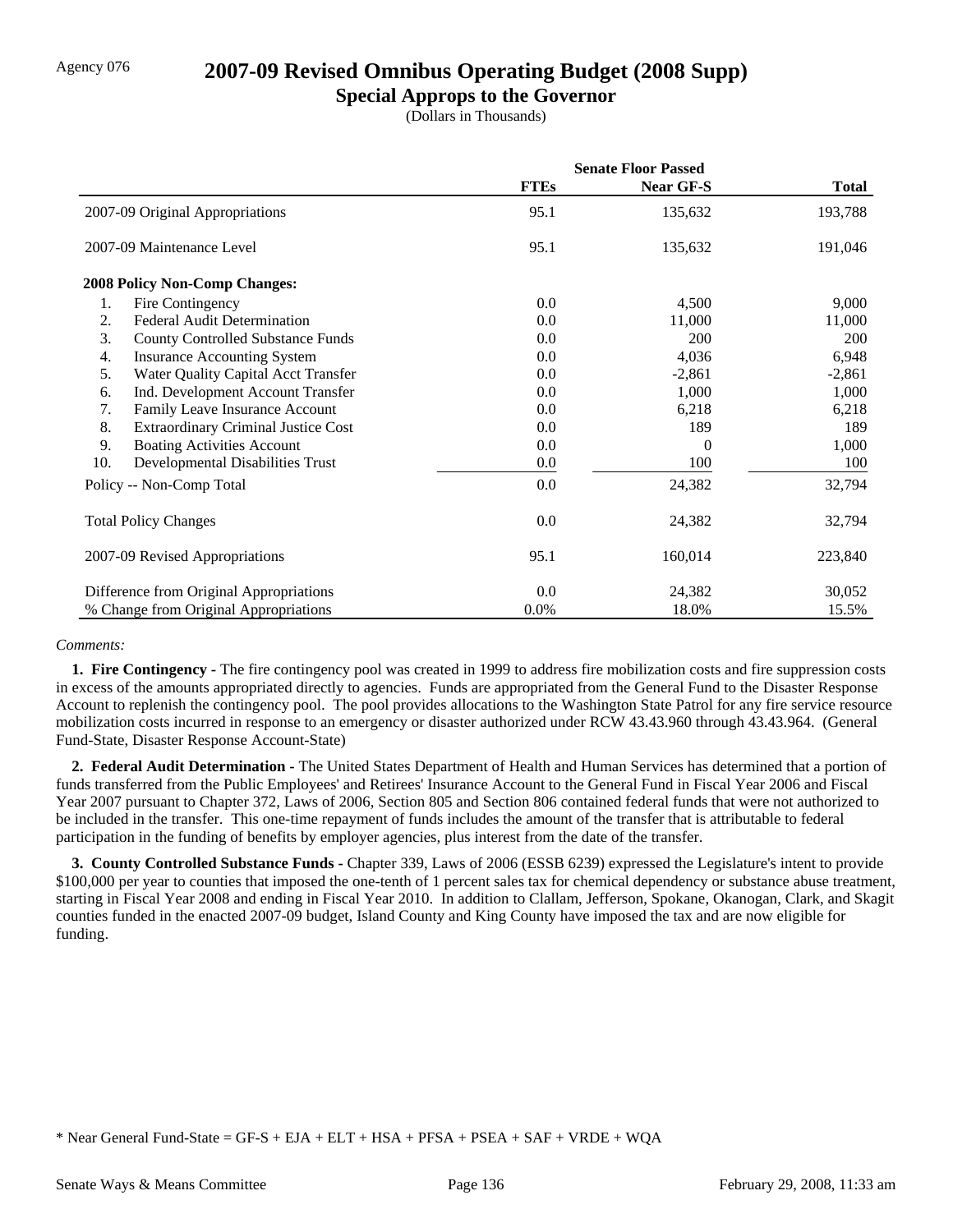Agency 076

# 2007-09 Revised Omnibus Operating Budget (2008 Supp)

## Special Approps to the Governor

(Dollars in Thousands)

| | Senate Floor Passed | | |
|---|---|---|---|
| | **FTEs** | **Near GF-S** | **Total** |
| 2007-09 Original Appropriations | 95.1 | 135,632 | 193,788 |
| 2007-09 Maintenance Level | 95.1 | 135,632 | 191,046 |
| **2008 Policy Non-Comp Changes:** | | | |
| 1. Fire Contingency | 0.0 | 4,500 | 9,000 |
| 2. Federal Audit Determination | 0.0 | 11,000 | 11,000 |
| 3. County Controlled Substance Funds | 0.0 | 200 | 200 |
| 4. Insurance Accounting System | 0.0 | 4,036 | 6,948 |
| 5. Water Quality Capital Acct Transfer | 0.0 | -2,861 | -2,861 |
| 6. Ind. Development Account Transfer | 0.0 | 1,000 | 1,000 |
| 7. Family Leave Insurance Account | 0.0 | 6,218 | 6,218 |
| 8. Extraordinary Criminal Justice Cost | 0.0 | 189 | 189 |
| 9. Boating Activities Account | 0.0 | 0 | 1,000 |
| 10. Developmental Disabilities Trust | 0.0 | 100 | 100 |
| Policy -- Non-Comp Total | 0.0 | 24,382 | 32,794 |
| Total Policy Changes | 0.0 | 24,382 | 32,794 |
| 2007-09 Revised Appropriations | 95.1 | 160,014 | 223,840 |
| Difference from Original Appropriations | 0.0 | 24,382 | 30,052 |
| % Change from Original Appropriations | 0.0% | 18.0% | 15.5% |

*Comments:*

**1. Fire Contingency -** The fire contingency pool was created in 1999 to address fire mobilization costs and fire suppression costs in excess of the amounts appropriated directly to agencies. Funds are appropriated from the General Fund to the Disaster Response Account to replenish the contingency pool. The pool provides allocations to the Washington State Patrol for any fire service resource mobilization costs incurred in response to an emergency or disaster authorized under RCW 43.43.960 through 43.43.964. (General Fund-State, Disaster Response Account-State)

**2. Federal Audit Determination -** The United States Department of Health and Human Services has determined that a portion of funds transferred from the Public Employees' and Retirees' Insurance Account to the General Fund in Fiscal Year 2006 and Fiscal Year 2007 pursuant to Chapter 372, Laws of 2006, Section 805 and Section 806 contained federal funds that were not authorized to be included in the transfer. This one-time repayment of funds includes the amount of the transfer that is attributable to federal participation in the funding of benefits by employer agencies, plus interest from the date of the transfer.

**3. County Controlled Substance Funds -** Chapter 339, Laws of 2006 (ESSB 6239) expressed the Legislature's intent to provide $100,000 per year to counties that imposed the one-tenth of 1 percent sales tax for chemical dependency or substance abuse treatment, starting in Fiscal Year 2008 and ending in Fiscal Year 2010. In addition to Clallam, Jefferson, Spokane, Okanogan, Clark, and Skagit counties funded in the enacted 2007-09 budget, Island County and King County have imposed the tax and are now eligible for funding.

\* Near General Fund-State = GF-S + EJA + ELT + HSA + PFSA + PSEA + SAF + VRDE + WQA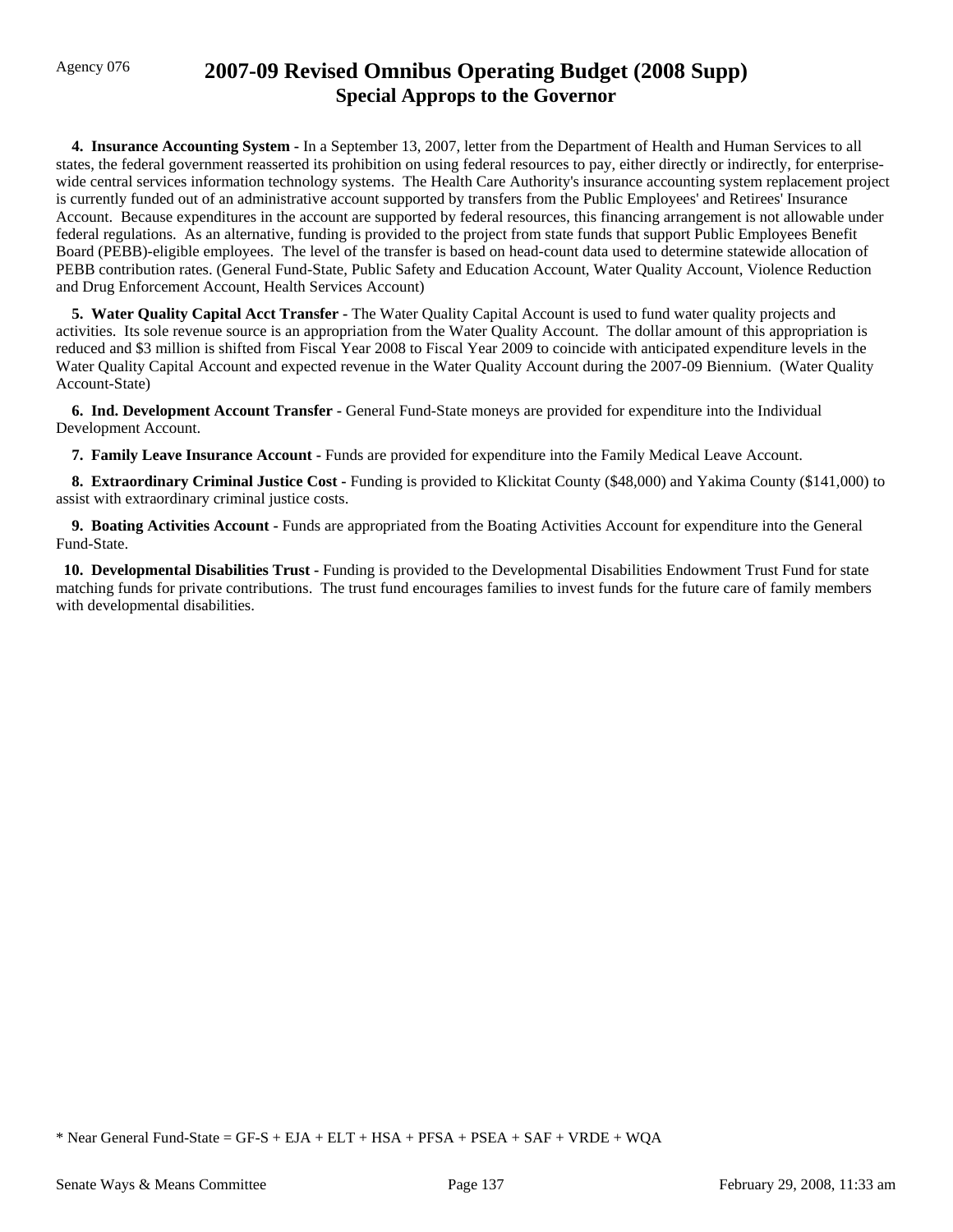Agency 076

# 2007-09 Revised Omnibus Operating Budget (2008 Supp)
## Special Approps to the Governor

**4. Insurance Accounting System -** In a September 13, 2007, letter from the Department of Health and Human Services to all states, the federal government reasserted its prohibition on using federal resources to pay, either directly or indirectly, for enterprise-wide central services information technology systems. The Health Care Authority's insurance accounting system replacement project is currently funded out of an administrative account supported by transfers from the Public Employees' and Retirees' Insurance Account. Because expenditures in the account are supported by federal resources, this financing arrangement is not allowable under federal regulations. As an alternative, funding is provided to the project from state funds that support Public Employees Benefit Board (PEBB)-eligible employees. The level of the transfer is based on head-count data used to determine statewide allocation of PEBB contribution rates. (General Fund-State, Public Safety and Education Account, Water Quality Account, Violence Reduction and Drug Enforcement Account, Health Services Account)

**5. Water Quality Capital Acct Transfer -** The Water Quality Capital Account is used to fund water quality projects and activities. Its sole revenue source is an appropriation from the Water Quality Account. The dollar amount of this appropriation is reduced and $3 million is shifted from Fiscal Year 2008 to Fiscal Year 2009 to coincide with anticipated expenditure levels in the Water Quality Capital Account and expected revenue in the Water Quality Account during the 2007-09 Biennium. (Water Quality Account-State)

**6. Ind. Development Account Transfer -** General Fund-State moneys are provided for expenditure into the Individual Development Account.

**7. Family Leave Insurance Account -** Funds are provided for expenditure into the Family Medical Leave Account.

**8. Extraordinary Criminal Justice Cost -** Funding is provided to Klickitat County ($48,000) and Yakima County ($141,000) to assist with extraordinary criminal justice costs.

**9. Boating Activities Account -** Funds are appropriated from the Boating Activities Account for expenditure into the General Fund-State.

**10. Developmental Disabilities Trust -** Funding is provided to the Developmental Disabilities Endowment Trust Fund for state matching funds for private contributions. The trust fund encourages families to invest funds for the future care of family members with developmental disabilities.

* Near General Fund-State = GF-S + EJA + ELT + HSA + PFSA + PSEA + SAF + VRDE + WQA

Senate Ways & Means Committee — February 29, 2008, 11:33 am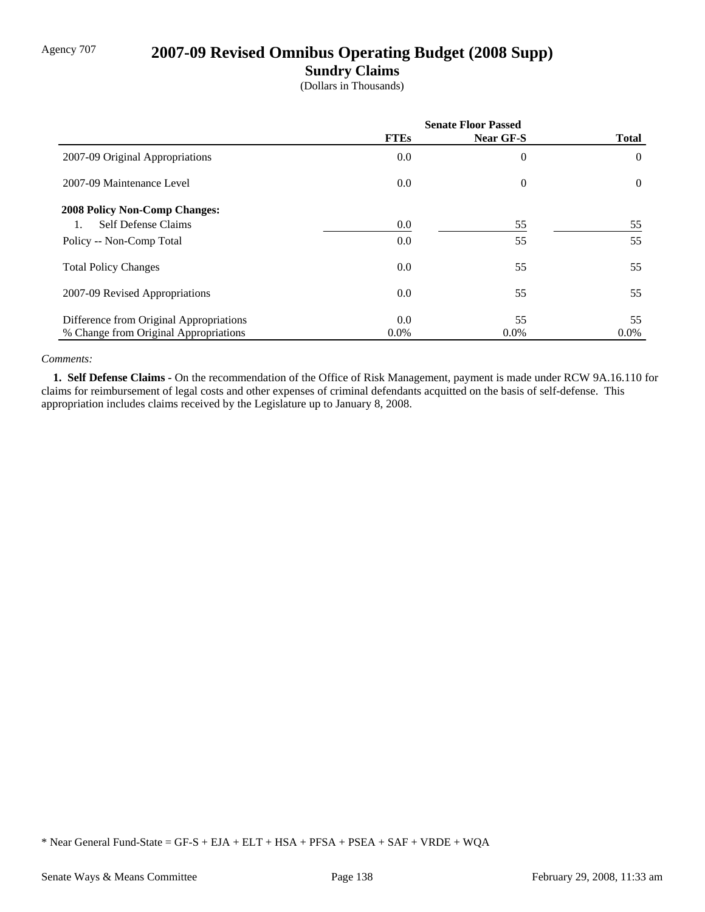Agency 707

# 2007-09 Revised Omnibus Operating Budget (2008 Supp)

## Sundry Claims

(Dollars in Thousands)

| | Senate Floor Passed | | |
|---|---|---|---|
| | **FTEs** | **Near GF-S** | **Total** |
| 2007-09 Original Appropriations | 0.0 | 0 | 0 |
| 2007-09 Maintenance Level | 0.0 | 0 | 0 |
| **2008 Policy Non-Comp Changes:** | | | |
| 1. Self Defense Claims | 0.0 | 55 | 55 |
| Policy -- Non-Comp Total | 0.0 | 55 | 55 |
| Total Policy Changes | 0.0 | 55 | 55 |
| 2007-09 Revised Appropriations | 0.0 | 55 | 55 |
| Difference from Original Appropriations | 0.0 | 55 | 55 |
| % Change from Original Appropriations | 0.0% | 0.0% | 0.0% |

*Comments:*

**1. Self Defense Claims -** On the recommendation of the Office of Risk Management, payment is made under RCW 9A.16.110 for claims for reimbursement of legal costs and other expenses of criminal defendants acquitted on the basis of self-defense. This appropriation includes claims received by the Legislature up to January 8, 2008.

\* Near General Fund-State = GF-S + EJA + ELT + HSA + PFSA + PSEA + SAF + VRDE + WQA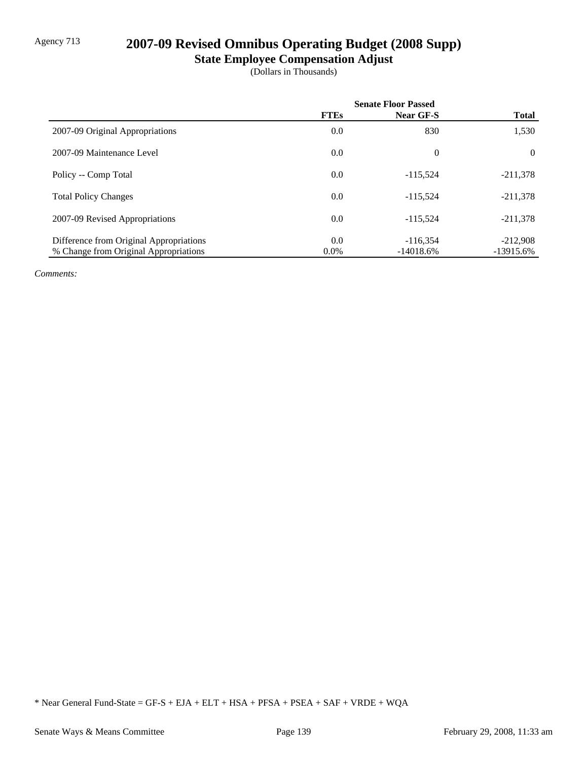Agency 713

# 2007-09 Revised Omnibus Operating Budget (2008 Supp)

## State Employee Compensation Adjust

(Dollars in Thousands)

| | Senate Floor Passed | | |
|---|---|---|---|
| | **FTEs** | **Near GF-S** | **Total** |
| 2007-09 Original Appropriations | 0.0 | 830 | 1,530 |
| 2007-09 Maintenance Level | 0.0 | 0 | 0 |
| Policy -- Comp Total | 0.0 | -115,524 | -211,378 |
| Total Policy Changes | 0.0 | -115,524 | -211,378 |
| 2007-09 Revised Appropriations | 0.0 | -115,524 | -211,378 |
| Difference from Original Appropriations | 0.0 | -116,354 | -212,908 |
| % Change from Original Appropriations | 0.0% | -14018.6% | -13915.6% |

*Comments:*

* Near General Fund-State = GF-S + EJA + ELT + HSA + PFSA + PSEA + SAF + VRDE + WQA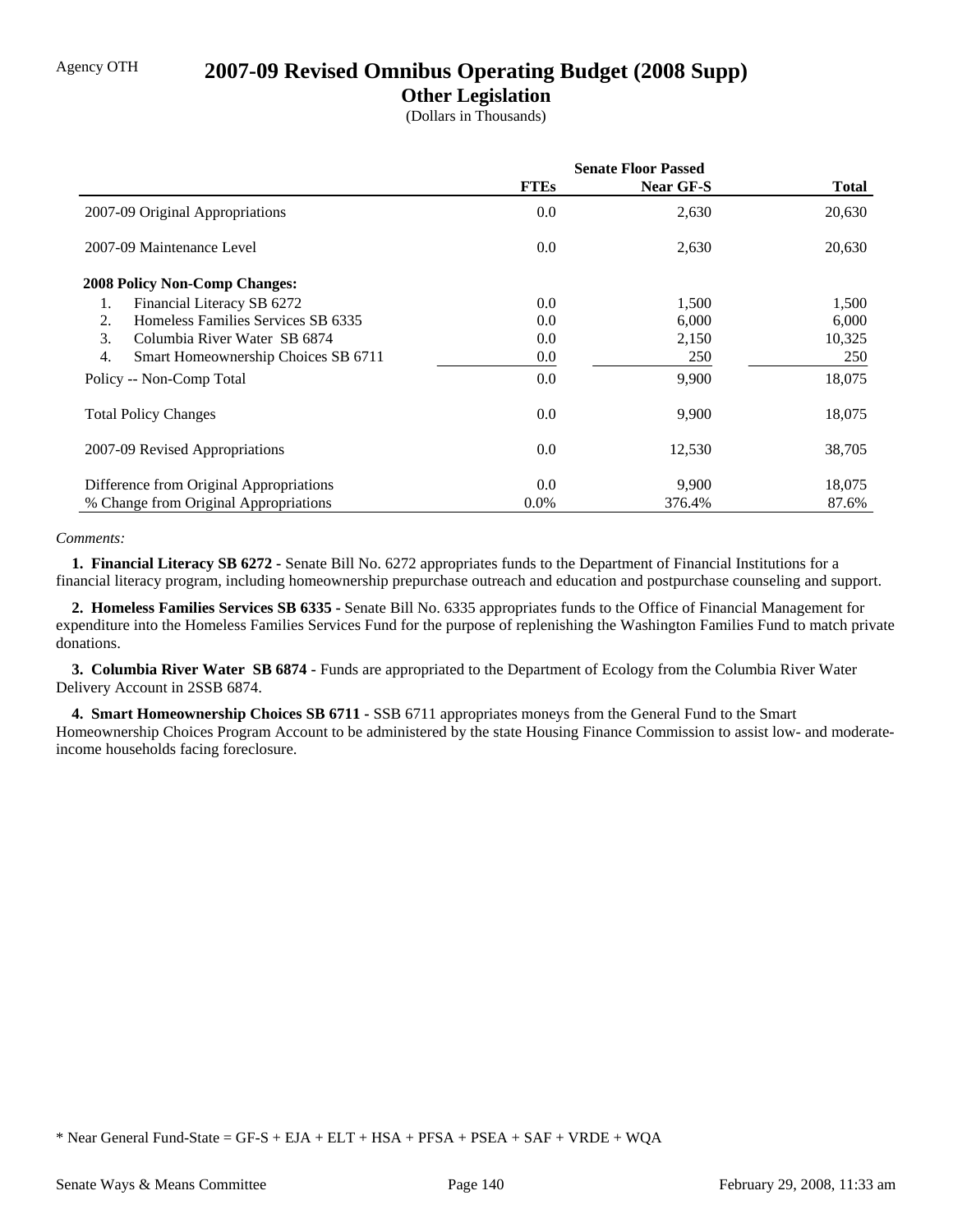Agency OTH

# 2007-09 Revised Omnibus Operating Budget (2008 Supp)

## Other Legislation

(Dollars in Thousands)

| | Senate Floor Passed | | |
|---|---|---|---|
| | **FTEs** | **Near GF-S** | **Total** |
| 2007-09 Original Appropriations | 0.0 | 2,630 | 20,630 |
| 2007-09 Maintenance Level | 0.0 | 2,630 | 20,630 |
| **2008 Policy Non-Comp Changes:** | | | |
| 1. Financial Literacy SB 6272 | 0.0 | 1,500 | 1,500 |
| 2. Homeless Families Services SB 6335 | 0.0 | 6,000 | 6,000 |
| 3. Columbia River Water SB 6874 | 0.0 | 2,150 | 10,325 |
| 4. Smart Homeownership Choices SB 6711 | 0.0 | 250 | 250 |
| Policy -- Non-Comp Total | 0.0 | 9,900 | 18,075 |
| Total Policy Changes | 0.0 | 9,900 | 18,075 |
| 2007-09 Revised Appropriations | 0.0 | 12,530 | 38,705 |
| Difference from Original Appropriations | 0.0 | 9,900 | 18,075 |
| % Change from Original Appropriations | 0.0% | 376.4% | 87.6% |

*Comments:*

**1. Financial Literacy SB 6272 -** Senate Bill No. 6272 appropriates funds to the Department of Financial Institutions for a financial literacy program, including homeownership prepurchase outreach and education and postpurchase counseling and support.

**2. Homeless Families Services SB 6335 -** Senate Bill No. 6335 appropriates funds to the Office of Financial Management for expenditure into the Homeless Families Services Fund for the purpose of replenishing the Washington Families Fund to match private donations.

**3. Columbia River Water SB 6874 -** Funds are appropriated to the Department of Ecology from the Columbia River Water Delivery Account in 2SSB 6874.

**4. Smart Homeownership Choices SB 6711 -** SSB 6711 appropriates moneys from the General Fund to the Smart Homeownership Choices Program Account to be administered by the state Housing Finance Commission to assist low- and moderate-income households facing foreclosure.

* Near General Fund-State = GF-S + EJA + ELT + HSA + PFSA + PSEA + SAF + VRDE + WQA